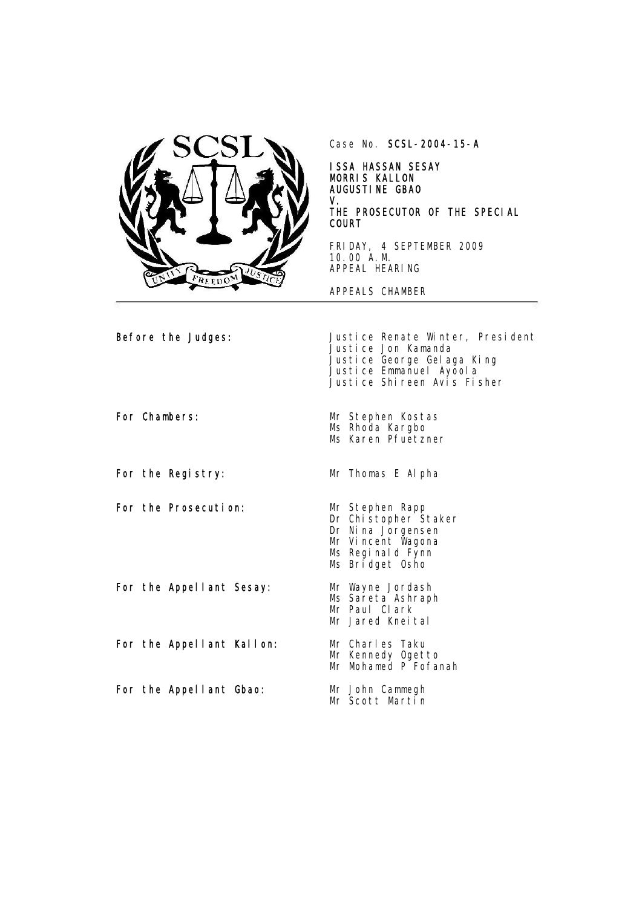Case No. **SCSL-2004-15-A**

**ISSA HASSAN SESAY**
**MORRIS KALLON**
**AUGUSTINE GBAO**
**V.**
**THE PROSECUTOR OF THE SPECIAL COURT**

FRIDAY, 4 SEPTEMBER 2009
10.00 A.M.
APPEAL HEARING

APPEALS CHAMBER

---

| | |
|---|---|
| **Before the Judges:** | Justice Renate Winter, President<br>Justice Jon Kamanda<br>Justice George Gelaga King<br>Justice Emmanuel Ayoola<br>Justice Shireen Avis Fisher |
| **For Chambers:** | Mr Stephen Kostas<br>Ms Rhoda Kargbo<br>Ms Karen Pfuetzner |
| **For the Registry:** | Mr Thomas E Alpha |
| **For the Prosecution:** | Mr Stephen Rapp<br>Dr Chistopher Staker<br>Dr Nina Jorgensen<br>Mr Vincent Wagona<br>Ms Reginald Fynn<br>Ms Bridget Osho |
| **For the Appellant Sesay:** | Mr Wayne Jordash<br>Ms Sareta Ashraph<br>Mr Paul Clark<br>Mr Jared Kneital |
| **For the Appellant Kallon:** | Mr Charles Taku<br>Mr Kennedy Ogetto<br>Mr Mohamed P Fofanah |
| **For the Appellant Gbao:** | Mr John Cammegh<br>Mr Scott Martin |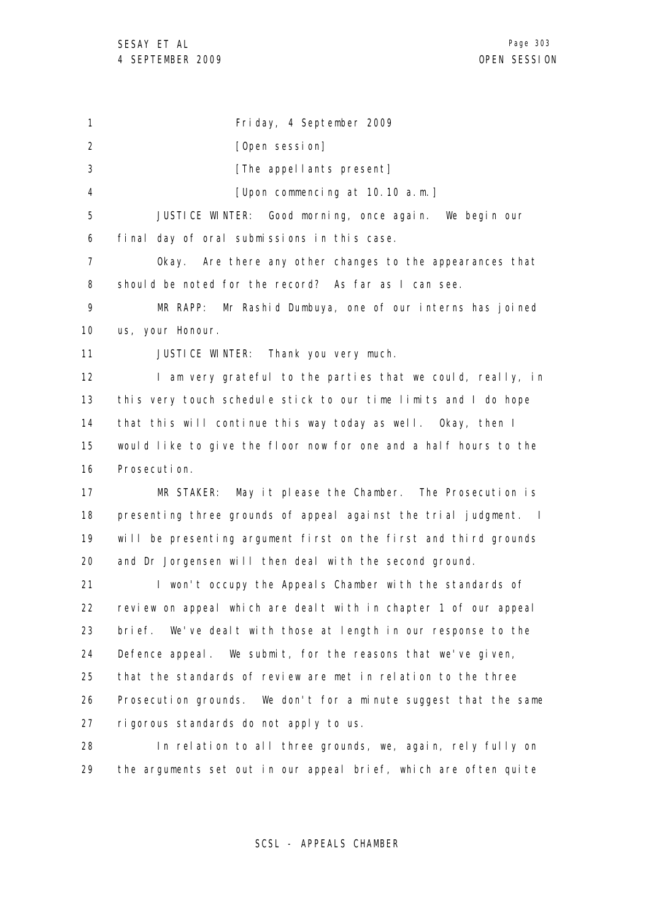Friday, 4 September 2009

[Open session]

[The appellants present]

[Upon commencing at 10.10 a.m.]

JUSTICE WINTER: Good morning, once again. We begin our final day of oral submissions in this case.

Okay. Are there any other changes to the appearances that should be noted for the record? As far as I can see.

MR RAPP: Mr Rashid Dumbuya, one of our interns has joined us, your Honour.

JUSTICE WINTER: Thank you very much.

I am very grateful to the parties that we could, really, in this very touch schedule stick to our time limits and I do hope that this will continue this way today as well. Okay, then I would like to give the floor now for one and a half hours to the Prosecution.

MR STAKER: May it please the Chamber. The Prosecution is presenting three grounds of appeal against the trial judgment. I will be presenting argument first on the first and third grounds and Dr Jorgensen will then deal with the second ground.

I won't occupy the Appeals Chamber with the standards of review on appeal which are dealt with in chapter 1 of our appeal brief. We've dealt with those at length in our response to the Defence appeal. We submit, for the reasons that we've given, that the standards of review are met in relation to the three Prosecution grounds. We don't for a minute suggest that the same rigorous standards do not apply to us.

In relation to all three grounds, we, again, rely fully on the arguments set out in our appeal brief, which are often quite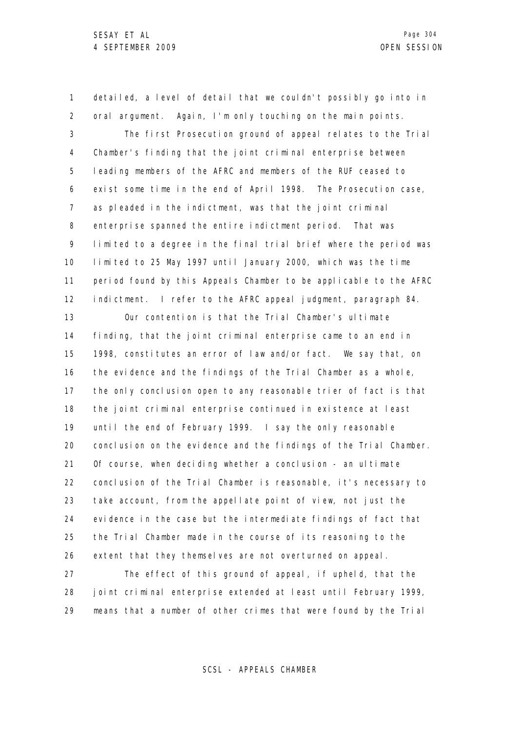detailed, a level of detail that we couldn't possibly go into in oral argument. Again, I'm only touching on the main points.

The first Prosecution ground of appeal relates to the Trial Chamber's finding that the joint criminal enterprise between leading members of the AFRC and members of the RUF ceased to exist some time in the end of April 1998. The Prosecution case, as pleaded in the indictment, was that the joint criminal enterprise spanned the entire indictment period. That was limited to a degree in the final trial brief where the period was limited to 25 May 1997 until January 2000, which was the time period found by this Appeals Chamber to be applicable to the AFRC indictment. I refer to the AFRC appeal judgment, paragraph 84.

Our contention is that the Trial Chamber's ultimate finding, that the joint criminal enterprise came to an end in 1998, constitutes an error of law and/or fact. We say that, on the evidence and the findings of the Trial Chamber as a whole, the only conclusion open to any reasonable trier of fact is that the joint criminal enterprise continued in existence at least until the end of February 1999. I say the only reasonable conclusion on the evidence and the findings of the Trial Chamber. Of course, when deciding whether a conclusion - an ultimate conclusion of the Trial Chamber is reasonable, it's necessary to take account, from the appellate point of view, not just the evidence in the case but the intermediate findings of fact that the Trial Chamber made in the course of its reasoning to the extent that they themselves are not overturned on appeal.

The effect of this ground of appeal, if upheld, that the joint criminal enterprise extended at least until February 1999, means that a number of other crimes that were found by the Trial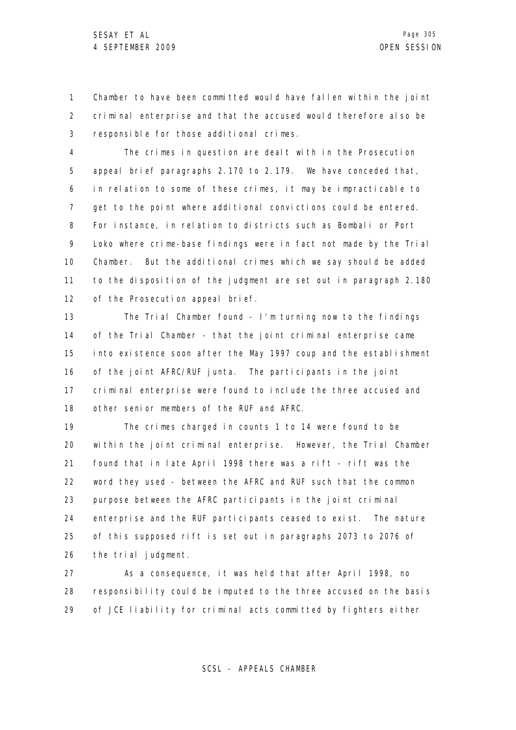Chamber to have been committed would have fallen within the joint criminal enterprise and that the accused would therefore also be responsible for those additional crimes.

The crimes in question are dealt with in the Prosecution appeal brief paragraphs 2.170 to 2.179. We have conceded that, in relation to some of these crimes, it may be impracticable to get to the point where additional convictions could be entered. For instance, in relation to districts such as Bombali or Port Loko where crime-base findings were in fact not made by the Trial Chamber. But the additional crimes which we say should be added to the disposition of the judgment are set out in paragraph 2.180 of the Prosecution appeal brief.

The Trial Chamber found - I'm turning now to the findings of the Trial Chamber - that the joint criminal enterprise came into existence soon after the May 1997 coup and the establishment of the joint AFRC/RUF junta. The participants in the joint criminal enterprise were found to include the three accused and other senior members of the RUF and AFRC.

The crimes charged in counts 1 to 14 were found to be within the joint criminal enterprise. However, the Trial Chamber found that in late April 1998 there was a rift - rift was the word they used - between the AFRC and RUF such that the common purpose between the AFRC participants in the joint criminal enterprise and the RUF participants ceased to exist. The nature of this supposed rift is set out in paragraphs 2073 to 2076 of the trial judgment.

As a consequence, it was held that after April 1998, no responsibility could be imputed to the three accused on the basis of JCE liability for criminal acts committed by fighters either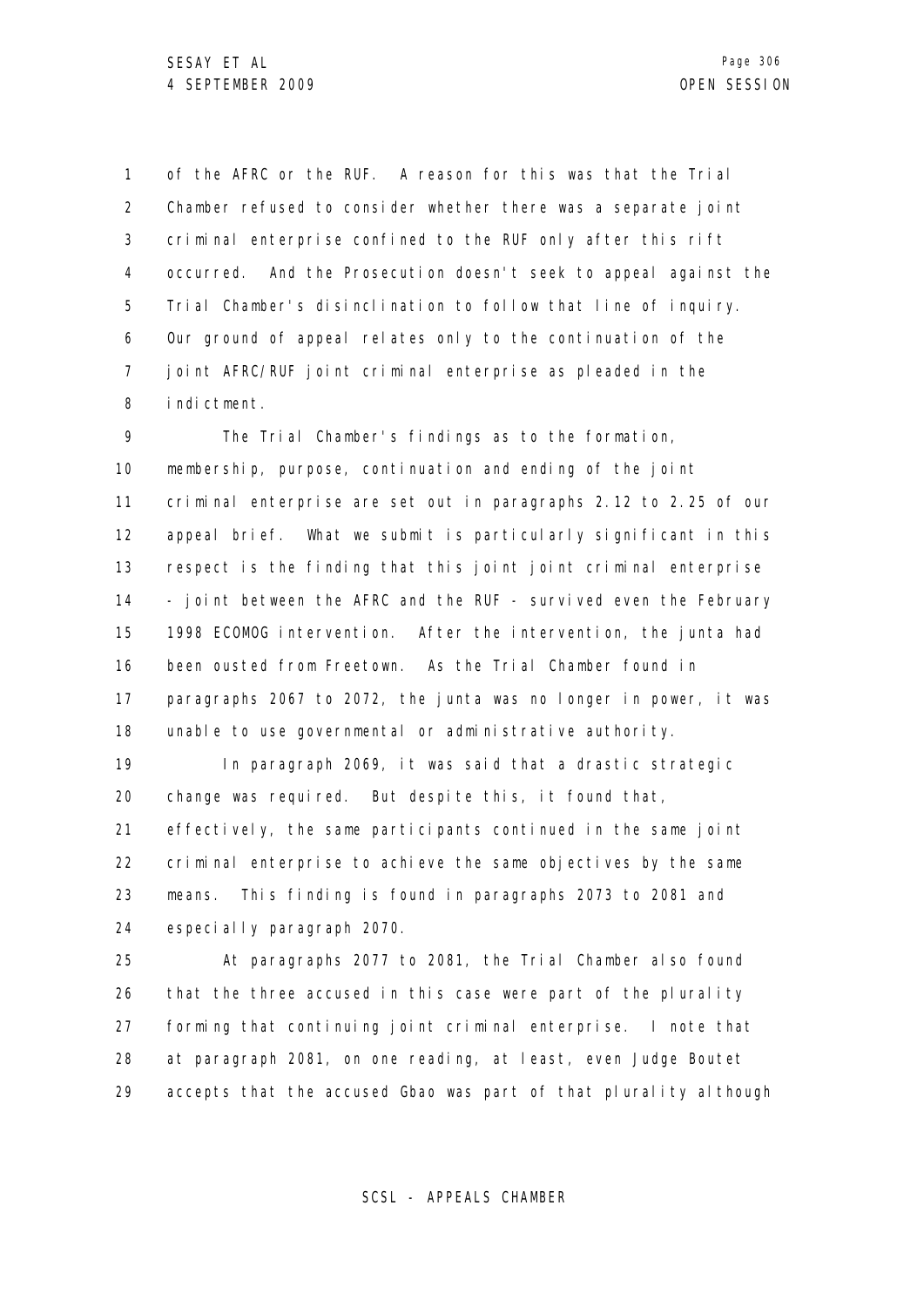of the AFRC or the RUF. A reason for this was that the Trial Chamber refused to consider whether there was a separate joint criminal enterprise confined to the RUF only after this rift occurred. And the Prosecution doesn't seek to appeal against the Trial Chamber's disinclination to follow that line of inquiry. Our ground of appeal relates only to the continuation of the joint AFRC/RUF joint criminal enterprise as pleaded in the indictment.

The Trial Chamber's findings as to the formation, membership, purpose, continuation and ending of the joint criminal enterprise are set out in paragraphs 2.12 to 2.25 of our appeal brief. What we submit is particularly significant in this respect is the finding that this joint joint criminal enterprise - joint between the AFRC and the RUF - survived even the February 1998 ECOMOG intervention. After the intervention, the junta had been ousted from Freetown. As the Trial Chamber found in paragraphs 2067 to 2072, the junta was no longer in power, it was unable to use governmental or administrative authority.

In paragraph 2069, it was said that a drastic strategic change was required. But despite this, it found that, effectively, the same participants continued in the same joint criminal enterprise to achieve the same objectives by the same means. This finding is found in paragraphs 2073 to 2081 and especially paragraph 2070.

At paragraphs 2077 to 2081, the Trial Chamber also found that the three accused in this case were part of the plurality forming that continuing joint criminal enterprise. I note that at paragraph 2081, on one reading, at least, even Judge Boutet accepts that the accused Gbao was part of that plurality although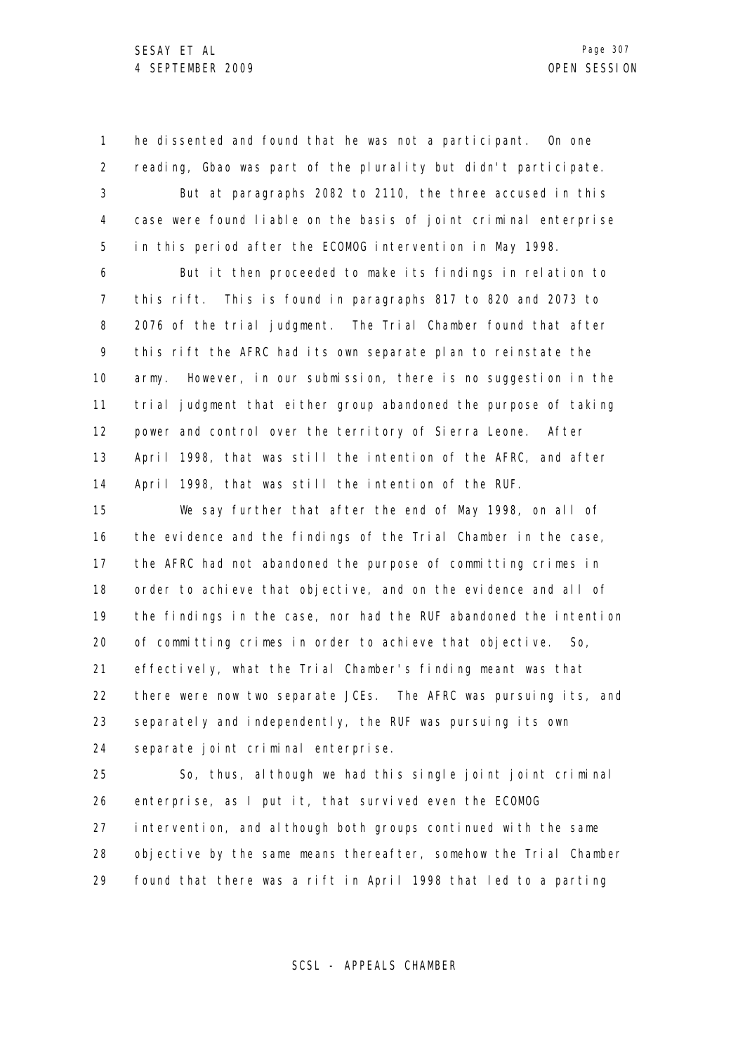he dissented and found that he was not a participant. On one reading, Gbao was part of the plurality but didn't participate.

But at paragraphs 2082 to 2110, the three accused in this case were found liable on the basis of joint criminal enterprise in this period after the ECOMOG intervention in May 1998.

But it then proceeded to make its findings in relation to this rift. This is found in paragraphs 817 to 820 and 2073 to 2076 of the trial judgment. The Trial Chamber found that after this rift the AFRC had its own separate plan to reinstate the army. However, in our submission, there is no suggestion in the trial judgment that either group abandoned the purpose of taking power and control over the territory of Sierra Leone. After April 1998, that was still the intention of the AFRC, and after April 1998, that was still the intention of the RUF.

We say further that after the end of May 1998, on all of the evidence and the findings of the Trial Chamber in the case, the AFRC had not abandoned the purpose of committing crimes in order to achieve that objective, and on the evidence and all of the findings in the case, nor had the RUF abandoned the intention of committing crimes in order to achieve that objective. So, effectively, what the Trial Chamber's finding meant was that there were now two separate JCEs. The AFRC was pursuing its, and separately and independently, the RUF was pursuing its own separate joint criminal enterprise.

So, thus, although we had this single joint joint criminal enterprise, as I put it, that survived even the ECOMOG intervention, and although both groups continued with the same objective by the same means thereafter, somehow the Trial Chamber found that there was a rift in April 1998 that led to a parting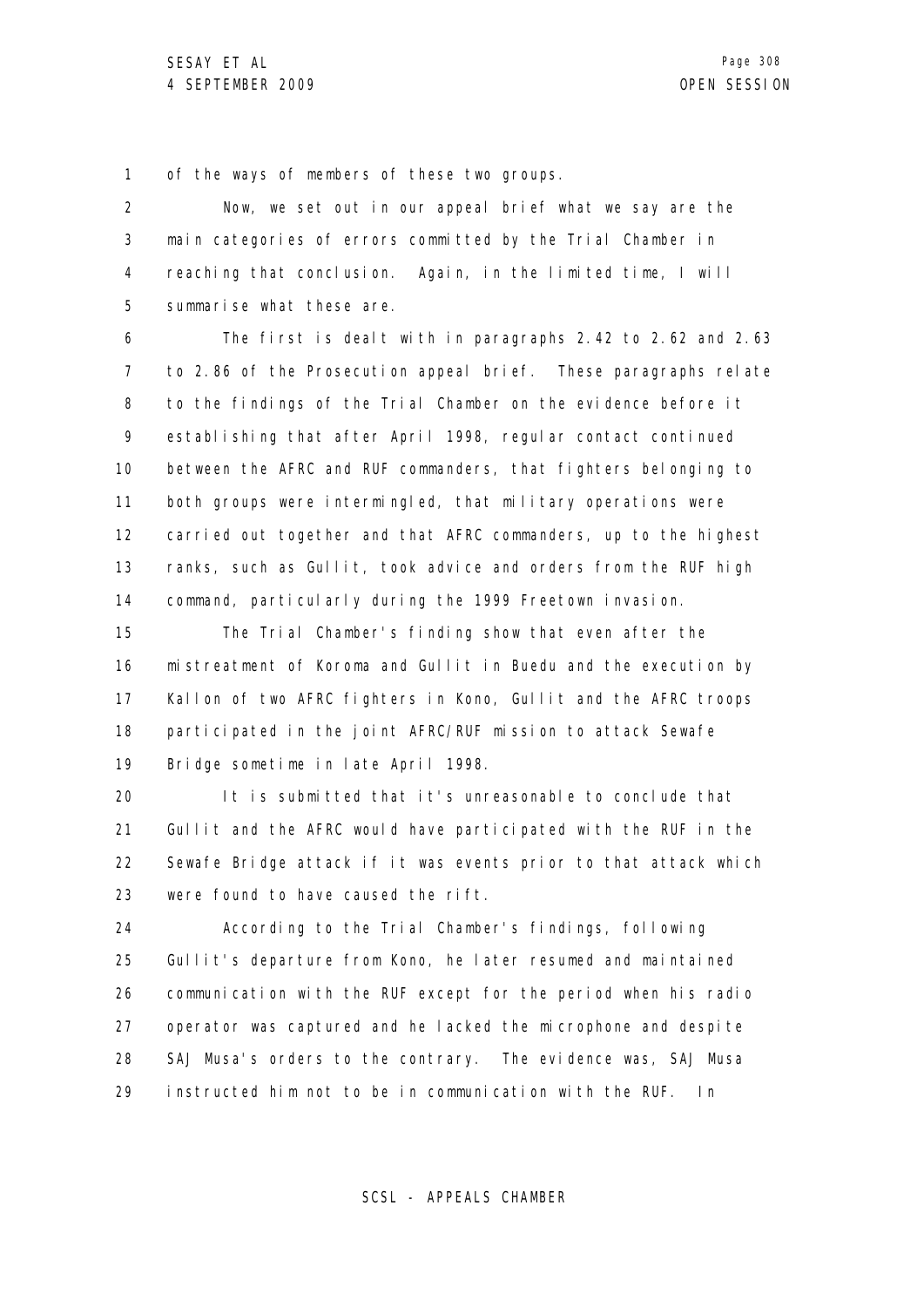of the ways of members of these two groups.

Now, we set out in our appeal brief what we say are the main categories of errors committed by the Trial Chamber in reaching that conclusion. Again, in the limited time, I will summarise what these are.

The first is dealt with in paragraphs 2.42 to 2.62 and 2.63 to 2.86 of the Prosecution appeal brief. These paragraphs relate to the findings of the Trial Chamber on the evidence before it establishing that after April 1998, regular contact continued between the AFRC and RUF commanders, that fighters belonging to both groups were intermingled, that military operations were carried out together and that AFRC commanders, up to the highest ranks, such as Gullit, took advice and orders from the RUF high command, particularly during the 1999 Freetown invasion.

The Trial Chamber's finding show that even after the mistreatment of Koroma and Gullit in Buedu and the execution by Kallon of two AFRC fighters in Kono, Gullit and the AFRC troops participated in the joint AFRC/RUF mission to attack Sewafe Bridge sometime in late April 1998.

It is submitted that it's unreasonable to conclude that Gullit and the AFRC would have participated with the RUF in the Sewafe Bridge attack if it was events prior to that attack which were found to have caused the rift.

According to the Trial Chamber's findings, following Gullit's departure from Kono, he later resumed and maintained communication with the RUF except for the period when his radio operator was captured and he lacked the microphone and despite SAJ Musa's orders to the contrary. The evidence was, SAJ Musa instructed him not to be in communication with the RUF. In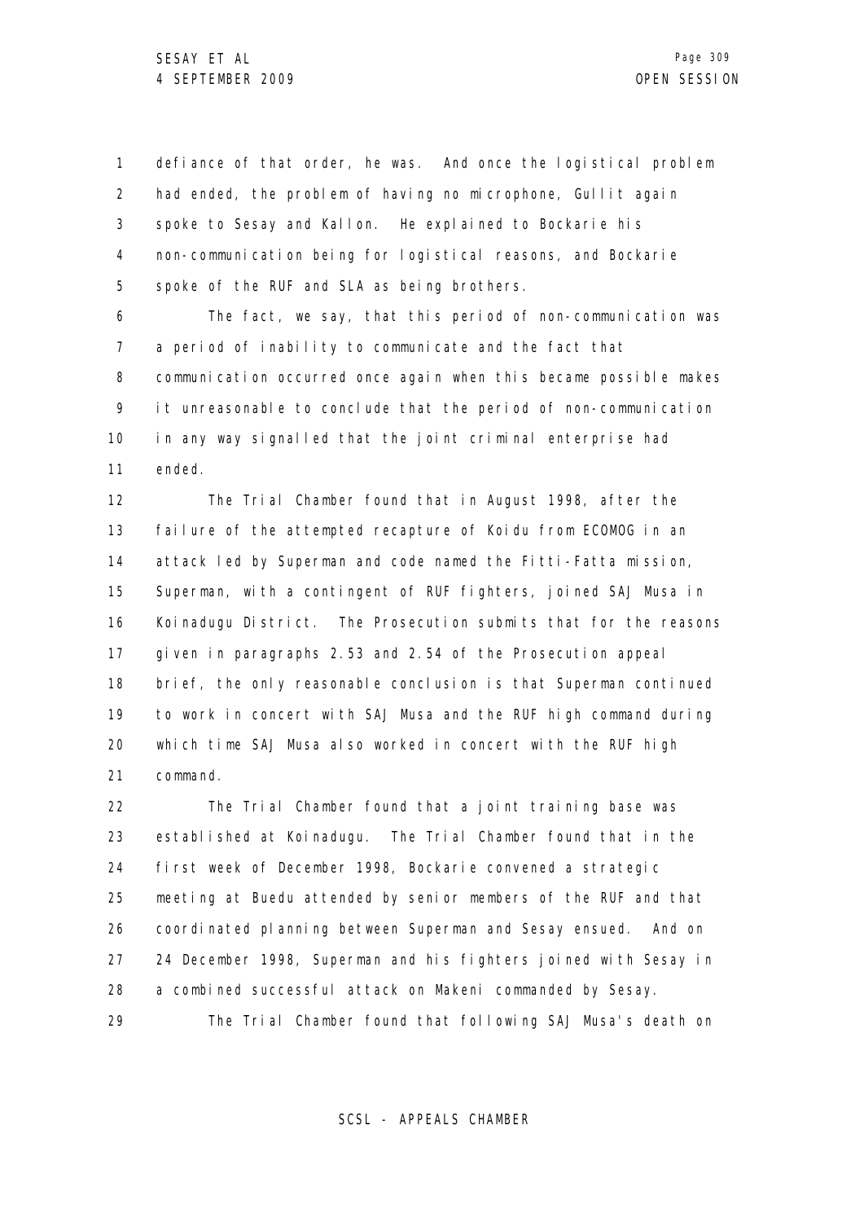defiance of that order, he was. And once the logistical problem had ended, the problem of having no microphone, Gullit again spoke to Sesay and Kallon. He explained to Bockarie his non-communication being for logistical reasons, and Bockarie spoke of the RUF and SLA as being brothers.

The fact, we say, that this period of non-communication was a period of inability to communicate and the fact that communication occurred once again when this became possible makes it unreasonable to conclude that the period of non-communication in any way signalled that the joint criminal enterprise had ended.

The Trial Chamber found that in August 1998, after the failure of the attempted recapture of Koidu from ECOMOG in an attack led by Superman and code named the Fitti-Fatta mission, Superman, with a contingent of RUF fighters, joined SAJ Musa in Koinadugu District. The Prosecution submits that for the reasons given in paragraphs 2.53 and 2.54 of the Prosecution appeal brief, the only reasonable conclusion is that Superman continued to work in concert with SAJ Musa and the RUF high command during which time SAJ Musa also worked in concert with the RUF high command.

The Trial Chamber found that a joint training base was established at Koinadugu. The Trial Chamber found that in the first week of December 1998, Bockarie convened a strategic meeting at Buedu attended by senior members of the RUF and that coordinated planning between Superman and Sesay ensued. And on 24 December 1998, Superman and his fighters joined with Sesay in a combined successful attack on Makeni commanded by Sesay.

The Trial Chamber found that following SAJ Musa's death on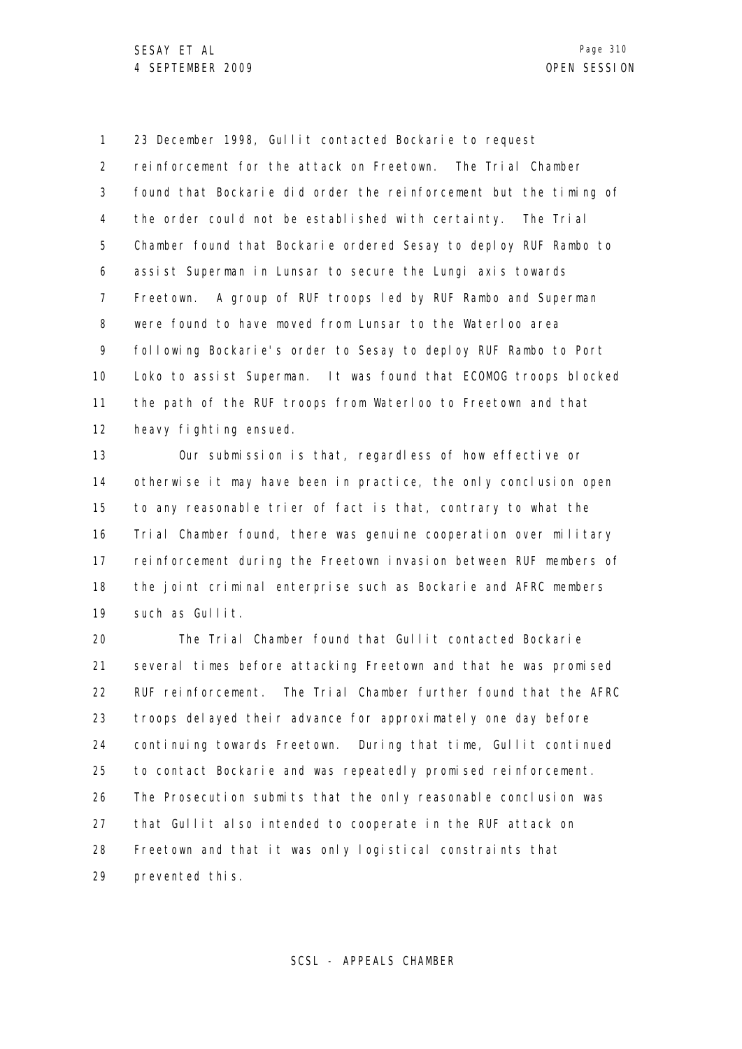23 December 1998, Gullit contacted Bockarie to request reinforcement for the attack on Freetown. The Trial Chamber found that Bockarie did order the reinforcement but the timing of the order could not be established with certainty. The Trial Chamber found that Bockarie ordered Sesay to deploy RUF Rambo to assist Superman in Lunsar to secure the Lungi axis towards Freetown. A group of RUF troops led by RUF Rambo and Superman were found to have moved from Lunsar to the Waterloo area following Bockarie's order to Sesay to deploy RUF Rambo to Port Loko to assist Superman. It was found that ECOMOG troops blocked the path of the RUF troops from Waterloo to Freetown and that heavy fighting ensued.

Our submission is that, regardless of how effective or otherwise it may have been in practice, the only conclusion open to any reasonable trier of fact is that, contrary to what the Trial Chamber found, there was genuine cooperation over military reinforcement during the Freetown invasion between RUF members of the joint criminal enterprise such as Bockarie and AFRC members such as Gullit.

The Trial Chamber found that Gullit contacted Bockarie several times before attacking Freetown and that he was promised RUF reinforcement. The Trial Chamber further found that the AFRC troops delayed their advance for approximately one day before continuing towards Freetown. During that time, Gullit continued to contact Bockarie and was repeatedly promised reinforcement. The Prosecution submits that the only reasonable conclusion was that Gullit also intended to cooperate in the RUF attack on Freetown and that it was only logistical constraints that prevented this.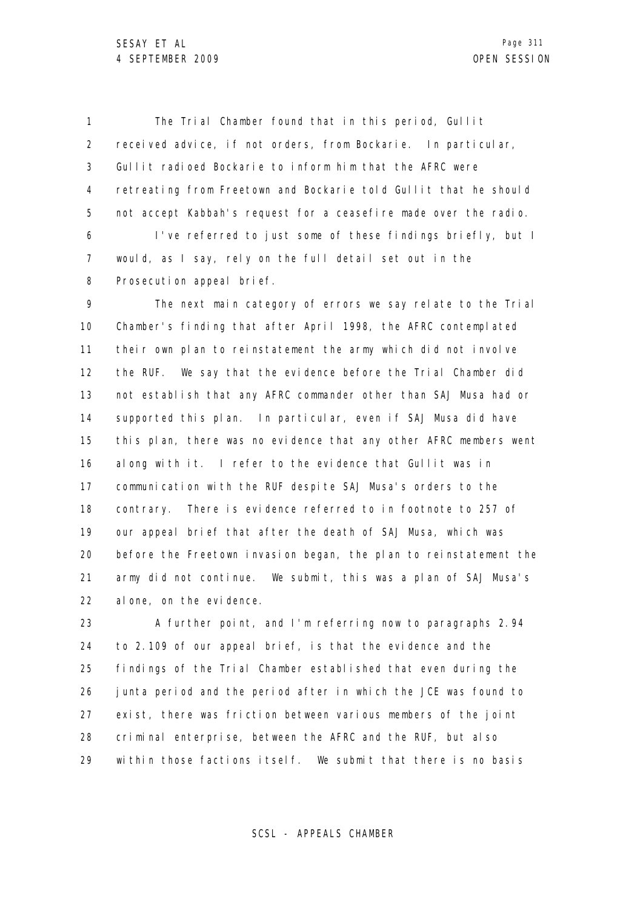The Trial Chamber found that in this period, Gullit received advice, if not orders, from Bockarie. In particular, Gullit radioed Bockarie to inform him that the AFRC were retreating from Freetown and Bockarie told Gullit that he should not accept Kabbah's request for a ceasefire made over the radio.

I've referred to just some of these findings briefly, but I would, as I say, rely on the full detail set out in the Prosecution appeal brief.

The next main category of errors we say relate to the Trial Chamber's finding that after April 1998, the AFRC contemplated their own plan to reinstatement the army which did not involve the RUF. We say that the evidence before the Trial Chamber did not establish that any AFRC commander other than SAJ Musa had or supported this plan. In particular, even if SAJ Musa did have this plan, there was no evidence that any other AFRC members went along with it. I refer to the evidence that Gullit was in communication with the RUF despite SAJ Musa's orders to the contrary. There is evidence referred to in footnote to 257 of our appeal brief that after the death of SAJ Musa, which was before the Freetown invasion began, the plan to reinstatement the army did not continue. We submit, this was a plan of SAJ Musa's alone, on the evidence.

A further point, and I'm referring now to paragraphs 2.94 to 2.109 of our appeal brief, is that the evidence and the findings of the Trial Chamber established that even during the junta period and the period after in which the JCE was found to exist, there was friction between various members of the joint criminal enterprise, between the AFRC and the RUF, but also within those factions itself. We submit that there is no basis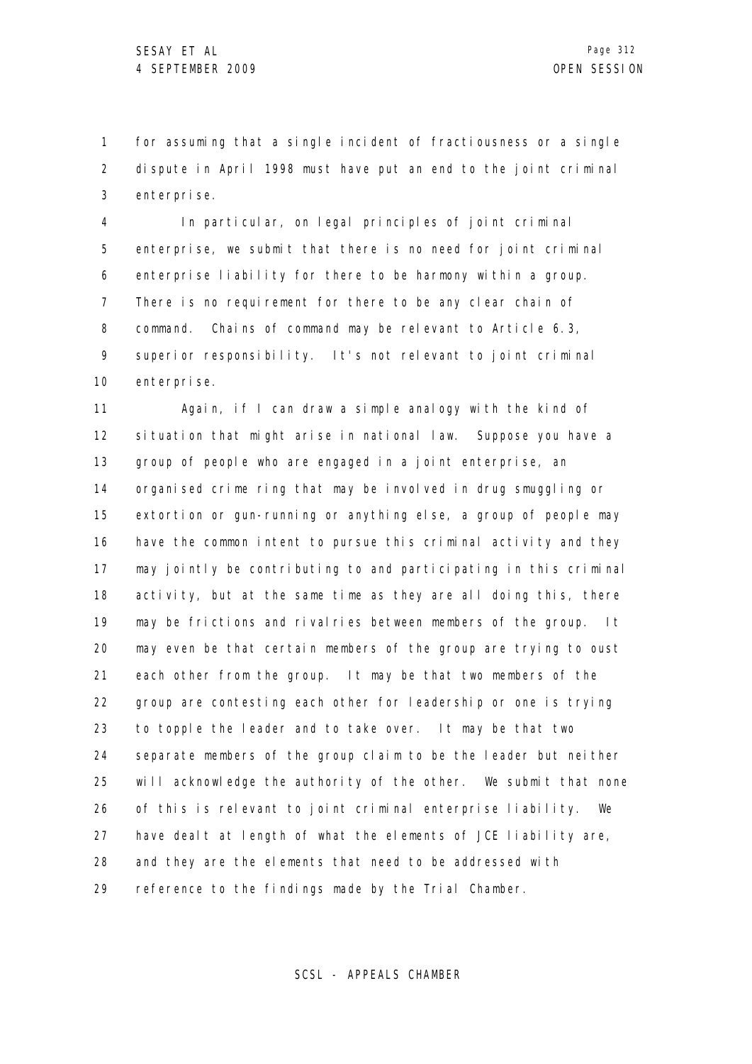for assuming that a single incident of fractiousness or a single dispute in April 1998 must have put an end to the joint criminal enterprise.

In particular, on legal principles of joint criminal enterprise, we submit that there is no need for joint criminal enterprise liability for there to be harmony within a group. There is no requirement for there to be any clear chain of command. Chains of command may be relevant to Article 6.3, superior responsibility. It's not relevant to joint criminal enterprise.

Again, if I can draw a simple analogy with the kind of situation that might arise in national law. Suppose you have a group of people who are engaged in a joint enterprise, an organised crime ring that may be involved in drug smuggling or extortion or gun-running or anything else, a group of people may have the common intent to pursue this criminal activity and they may jointly be contributing to and participating in this criminal activity, but at the same time as they are all doing this, there may be frictions and rivalries between members of the group. It may even be that certain members of the group are trying to oust each other from the group. It may be that two members of the group are contesting each other for leadership or one is trying to topple the leader and to take over. It may be that two separate members of the group claim to be the leader but neither will acknowledge the authority of the other. We submit that none of this is relevant to joint criminal enterprise liability. We have dealt at length of what the elements of JCE liability are, and they are the elements that need to be addressed with reference to the findings made by the Trial Chamber.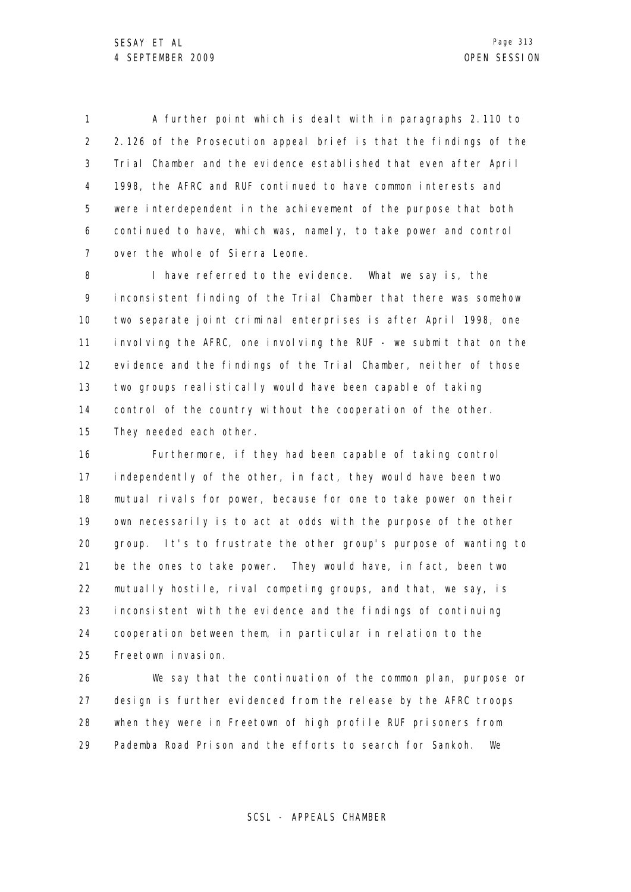A further point which is dealt with in paragraphs 2.110 to 2.126 of the Prosecution appeal brief is that the findings of the Trial Chamber and the evidence established that even after April 1998, the AFRC and RUF continued to have common interests and were interdependent in the achievement of the purpose that both continued to have, which was, namely, to take power and control over the whole of Sierra Leone.

I have referred to the evidence. What we say is, the inconsistent finding of the Trial Chamber that there was somehow two separate joint criminal enterprises is after April 1998, one involving the AFRC, one involving the RUF - we submit that on the evidence and the findings of the Trial Chamber, neither of those two groups realistically would have been capable of taking control of the country without the cooperation of the other. They needed each other.

Furthermore, if they had been capable of taking control independently of the other, in fact, they would have been two mutual rivals for power, because for one to take power on their own necessarily is to act at odds with the purpose of the other group. It's to frustrate the other group's purpose of wanting to be the ones to take power. They would have, in fact, been two mutually hostile, rival competing groups, and that, we say, is inconsistent with the evidence and the findings of continuing cooperation between them, in particular in relation to the Freetown invasion.

We say that the continuation of the common plan, purpose or design is further evidenced from the release by the AFRC troops when they were in Freetown of high profile RUF prisoners from Pademba Road Prison and the efforts to search for Sankoh. We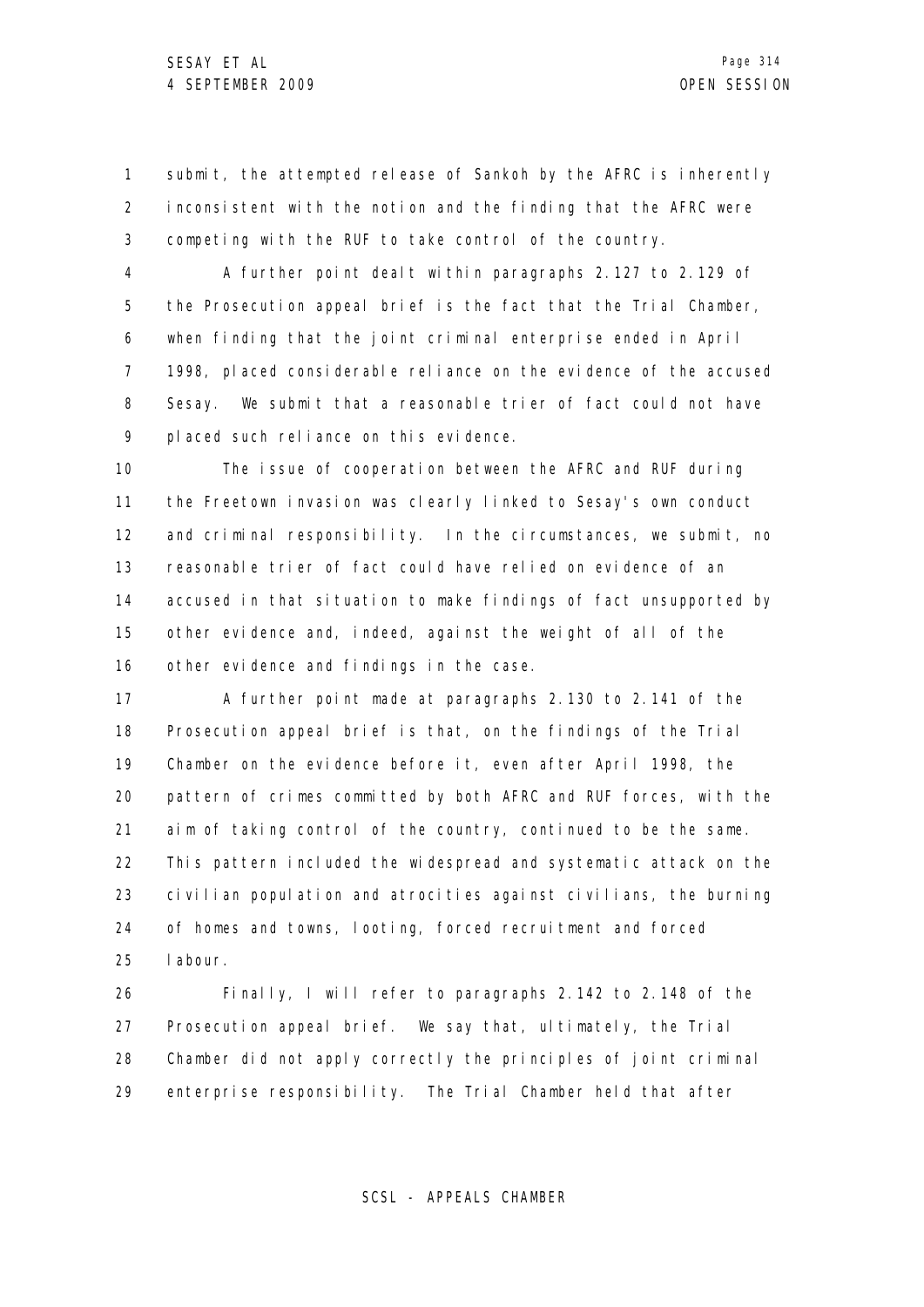submit, the attempted release of Sankoh by the AFRC is inherently inconsistent with the notion and the finding that the AFRC were competing with the RUF to take control of the country.

A further point dealt within paragraphs 2.127 to 2.129 of the Prosecution appeal brief is the fact that the Trial Chamber, when finding that the joint criminal enterprise ended in April 1998, placed considerable reliance on the evidence of the accused Sesay. We submit that a reasonable trier of fact could not have placed such reliance on this evidence.

The issue of cooperation between the AFRC and RUF during the Freetown invasion was clearly linked to Sesay's own conduct and criminal responsibility. In the circumstances, we submit, no reasonable trier of fact could have relied on evidence of an accused in that situation to make findings of fact unsupported by other evidence and, indeed, against the weight of all of the other evidence and findings in the case.

A further point made at paragraphs 2.130 to 2.141 of the Prosecution appeal brief is that, on the findings of the Trial Chamber on the evidence before it, even after April 1998, the pattern of crimes committed by both AFRC and RUF forces, with the aim of taking control of the country, continued to be the same. This pattern included the widespread and systematic attack on the civilian population and atrocities against civilians, the burning of homes and towns, looting, forced recruitment and forced labour.

Finally, I will refer to paragraphs 2.142 to 2.148 of the Prosecution appeal brief. We say that, ultimately, the Trial Chamber did not apply correctly the principles of joint criminal enterprise responsibility. The Trial Chamber held that after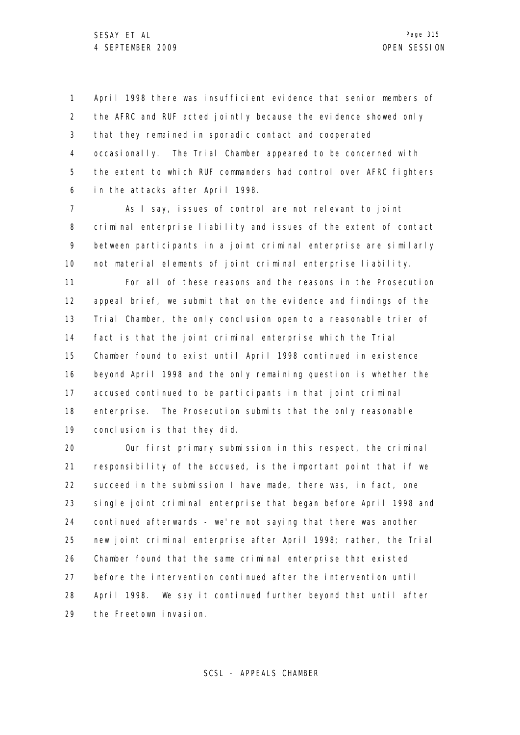April 1998 there was insufficient evidence that senior members of the AFRC and RUF acted jointly because the evidence showed only that they remained in sporadic contact and cooperated occasionally. The Trial Chamber appeared to be concerned with the extent to which RUF commanders had control over AFRC fighters in the attacks after April 1998.

As I say, issues of control are not relevant to joint criminal enterprise liability and issues of the extent of contact between participants in a joint criminal enterprise are similarly not material elements of joint criminal enterprise liability.

For all of these reasons and the reasons in the Prosecution appeal brief, we submit that on the evidence and findings of the Trial Chamber, the only conclusion open to a reasonable trier of fact is that the joint criminal enterprise which the Trial Chamber found to exist until April 1998 continued in existence beyond April 1998 and the only remaining question is whether the accused continued to be participants in that joint criminal enterprise. The Prosecution submits that the only reasonable conclusion is that they did.

Our first primary submission in this respect, the criminal responsibility of the accused, is the important point that if we succeed in the submission I have made, there was, in fact, one single joint criminal enterprise that began before April 1998 and continued afterwards - we're not saying that there was another new joint criminal enterprise after April 1998; rather, the Trial Chamber found that the same criminal enterprise that existed before the intervention continued after the intervention until April 1998. We say it continued further beyond that until after the Freetown invasion.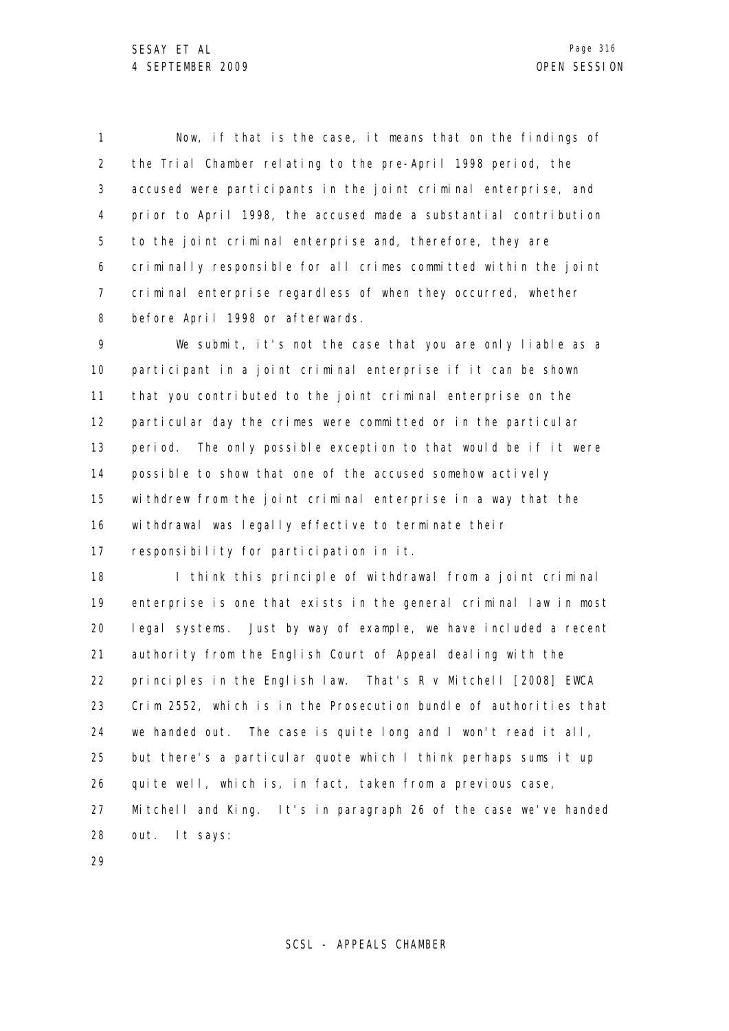Now, if that is the case, it means that on the findings of the Trial Chamber relating to the pre-April 1998 period, the accused were participants in the joint criminal enterprise, and prior to April 1998, the accused made a substantial contribution to the joint criminal enterprise and, therefore, they are criminally responsible for all crimes committed within the joint criminal enterprise regardless of when they occurred, whether before April 1998 or afterwards.

We submit, it's not the case that you are only liable as a participant in a joint criminal enterprise if it can be shown that you contributed to the joint criminal enterprise on the particular day the crimes were committed or in the particular period. The only possible exception to that would be if it were possible to show that one of the accused somehow actively withdrew from the joint criminal enterprise in a way that the withdrawal was legally effective to terminate their responsibility for participation in it.

I think this principle of withdrawal from a joint criminal enterprise is one that exists in the general criminal law in most legal systems. Just by way of example, we have included a recent authority from the English Court of Appeal dealing with the principles in the English law. That's R v Mitchell [2008] EWCA Crim 2552, which is in the Prosecution bundle of authorities that we handed out. The case is quite long and I won't read it all, but there's a particular quote which I think perhaps sums it up quite well, which is, in fact, taken from a previous case, Mitchell and King. It's in paragraph 26 of the case we've handed out. It says: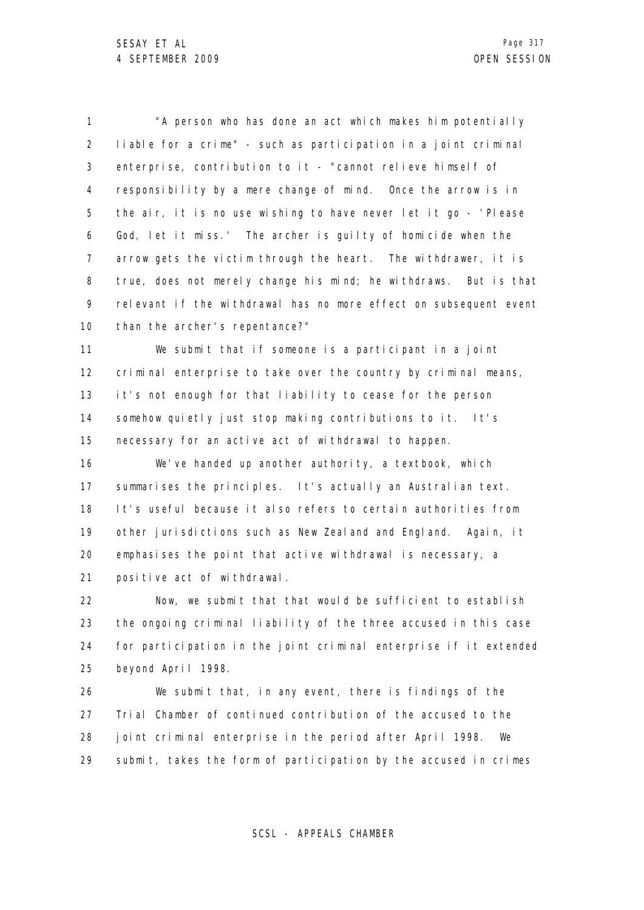"A person who has done an act which makes him potentially liable for a crime" - such as participation in a joint criminal enterprise, contribution to it - "cannot relieve himself of responsibility by a mere change of mind. Once the arrow is in the air, it is no use wishing to have never let it go - 'Please God, let it miss.' The archer is guilty of homicide when the arrow gets the victim through the heart. The withdrawer, it is true, does not merely change his mind; he withdraws. But is that relevant if the withdrawal has no more effect on subsequent event than the archer's repentance?"

We submit that if someone is a participant in a joint criminal enterprise to take over the country by criminal means, it's not enough for that liability to cease for the person somehow quietly just stop making contributions to it. It's necessary for an active act of withdrawal to happen.

We've handed up another authority, a textbook, which summarises the principles. It's actually an Australian text. It's useful because it also refers to certain authorities from other jurisdictions such as New Zealand and England. Again, it emphasises the point that active withdrawal is necessary, a positive act of withdrawal.

Now, we submit that that would be sufficient to establish the ongoing criminal liability of the three accused in this case for participation in the joint criminal enterprise if it extended beyond April 1998.

We submit that, in any event, there is findings of the Trial Chamber of continued contribution of the accused to the joint criminal enterprise in the period after April 1998. We submit, takes the form of participation by the accused in crimes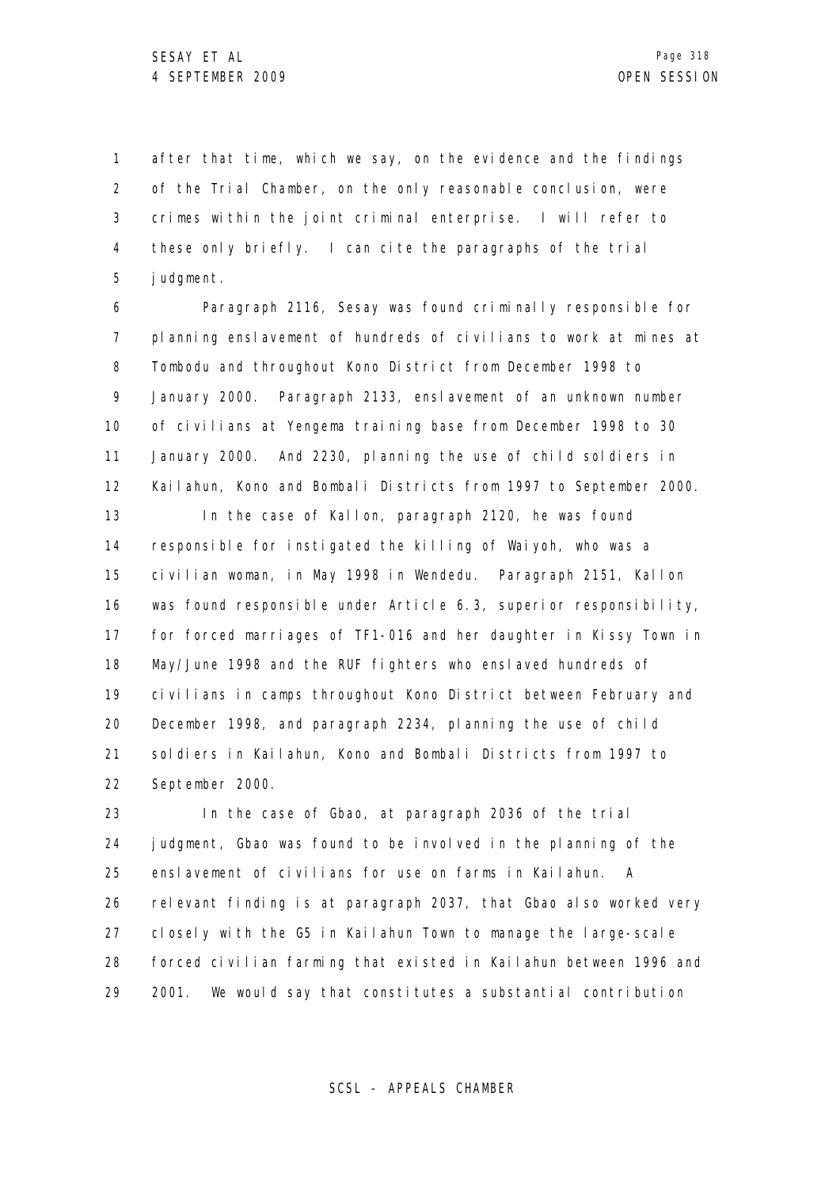after that time, which we say, on the evidence and the findings of the Trial Chamber, on the only reasonable conclusion, were crimes within the joint criminal enterprise. I will refer to these only briefly. I can cite the paragraphs of the trial judgment.

Paragraph 2116, Sesay was found criminally responsible for planning enslavement of hundreds of civilians to work at mines at Tombodu and throughout Kono District from December 1998 to January 2000. Paragraph 2133, enslavement of an unknown number of civilians at Yengema training base from December 1998 to 30 January 2000. And 2230, planning the use of child soldiers in Kailahun, Kono and Bombali Districts from 1997 to September 2000.

In the case of Kallon, paragraph 2120, he was found responsible for instigated the killing of Waiyoh, who was a civilian woman, in May 1998 in Wendedu. Paragraph 2151, Kallon was found responsible under Article 6.3, superior responsibility, for forced marriages of TF1-016 and her daughter in Kissy Town in May/June 1998 and the RUF fighters who enslaved hundreds of civilians in camps throughout Kono District between February and December 1998, and paragraph 2234, planning the use of child soldiers in Kailahun, Kono and Bombali Districts from 1997 to September 2000.

In the case of Gbao, at paragraph 2036 of the trial judgment, Gbao was found to be involved in the planning of the enslavement of civilians for use on farms in Kailahun. A relevant finding is at paragraph 2037, that Gbao also worked very closely with the G5 in Kailahun Town to manage the large-scale forced civilian farming that existed in Kailahun between 1996 and 2001. We would say that constitutes a substantial contribution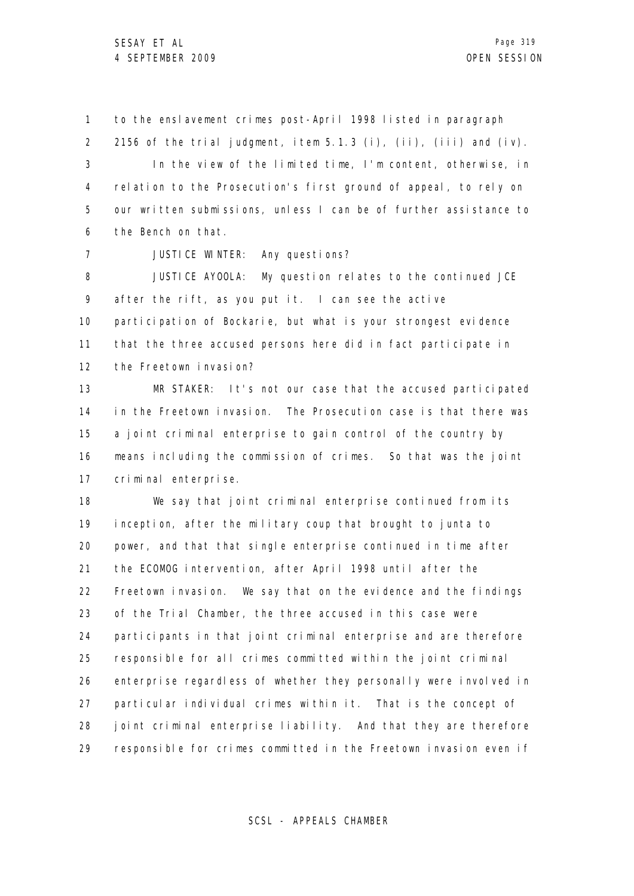to the enslavement crimes post-April 1998 listed in paragraph 2156 of the trial judgment, item 5.1.3 (i), (ii), (iii) and (iv).

In the view of the limited time, I'm content, otherwise, in relation to the Prosecution's first ground of appeal, to rely on our written submissions, unless I can be of further assistance to the Bench on that.

JUSTICE WINTER: Any questions?

JUSTICE AYOOLA: My question relates to the continued JCE after the rift, as you put it. I can see the active participation of Bockarie, but what is your strongest evidence that the three accused persons here did in fact participate in the Freetown invasion?

MR STAKER: It's not our case that the accused participated in the Freetown invasion. The Prosecution case is that there was a joint criminal enterprise to gain control of the country by means including the commission of crimes. So that was the joint criminal enterprise.

We say that joint criminal enterprise continued from its inception, after the military coup that brought to junta to power, and that that single enterprise continued in time after the ECOMOG intervention, after April 1998 until after the Freetown invasion. We say that on the evidence and the findings of the Trial Chamber, the three accused in this case were participants in that joint criminal enterprise and are therefore responsible for all crimes committed within the joint criminal enterprise regardless of whether they personally were involved in particular individual crimes within it. That is the concept of joint criminal enterprise liability. And that they are therefore responsible for crimes committed in the Freetown invasion even if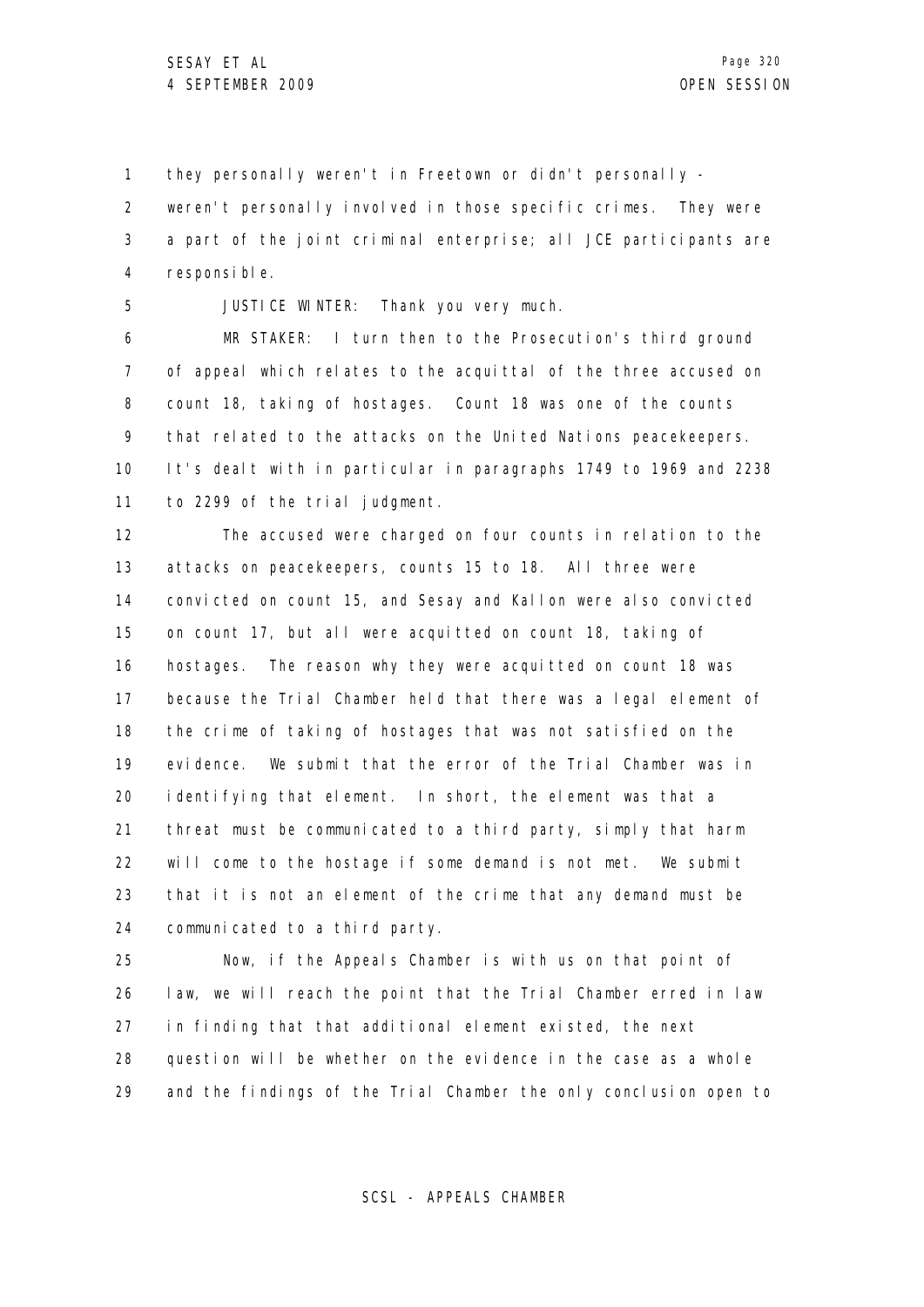they personally weren't in Freetown or didn't personally - weren't personally involved in those specific crimes. They were a part of the joint criminal enterprise; all JCE participants are responsible.

JUSTICE WINTER: Thank you very much.

MR STAKER: I turn then to the Prosecution's third ground of appeal which relates to the acquittal of the three accused on count 18, taking of hostages. Count 18 was one of the counts that related to the attacks on the United Nations peacekeepers. It's dealt with in particular in paragraphs 1749 to 1969 and 2238 to 2299 of the trial judgment.

The accused were charged on four counts in relation to the attacks on peacekeepers, counts 15 to 18. All three were convicted on count 15, and Sesay and Kallon were also convicted on count 17, but all were acquitted on count 18, taking of hostages. The reason why they were acquitted on count 18 was because the Trial Chamber held that there was a legal element of the crime of taking of hostages that was not satisfied on the evidence. We submit that the error of the Trial Chamber was in identifying that element. In short, the element was that a threat must be communicated to a third party, simply that harm will come to the hostage if some demand is not met. We submit that it is not an element of the crime that any demand must be communicated to a third party.

Now, if the Appeals Chamber is with us on that point of law, we will reach the point that the Trial Chamber erred in law in finding that that additional element existed, the next question will be whether on the evidence in the case as a whole and the findings of the Trial Chamber the only conclusion open to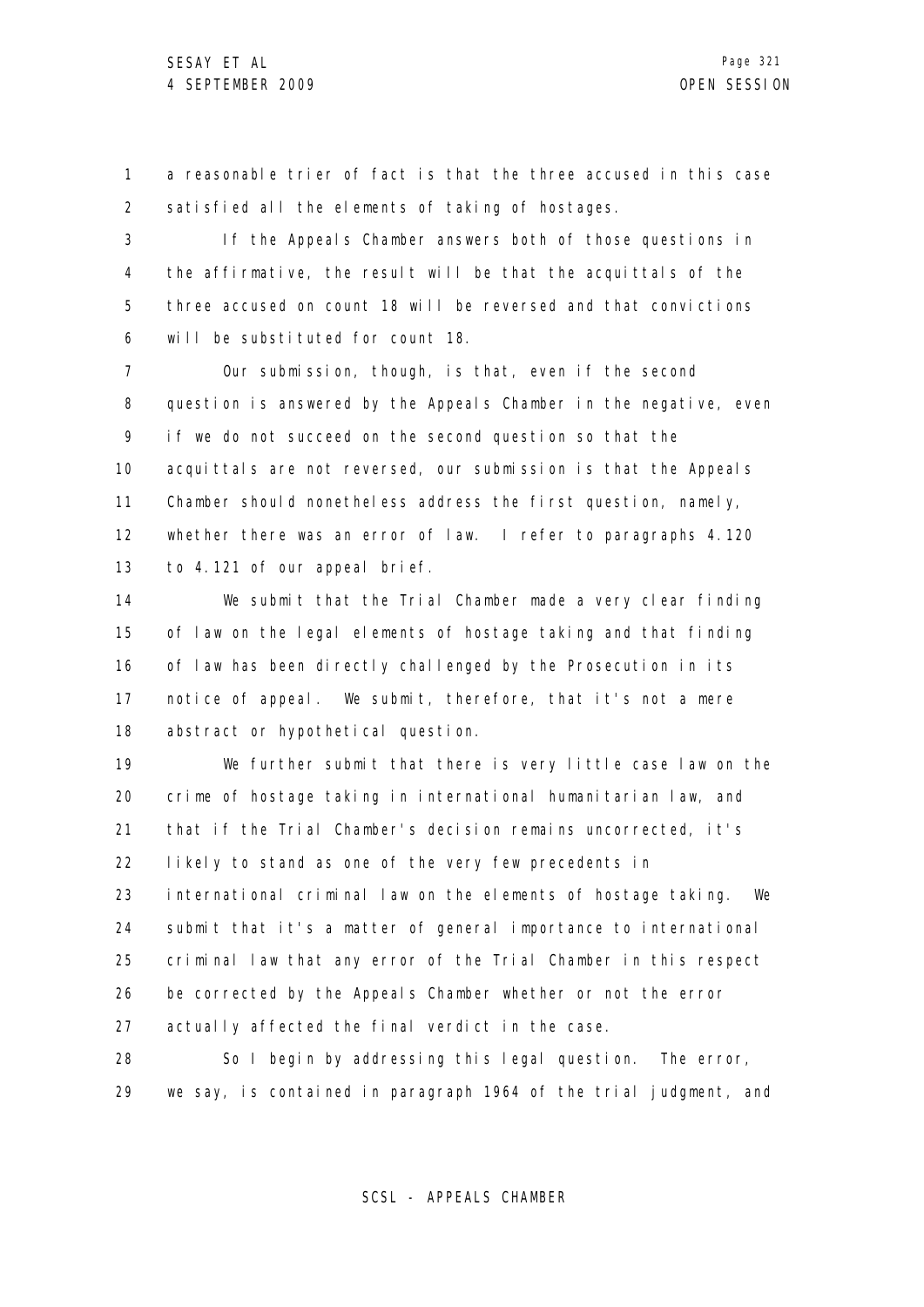a reasonable trier of fact is that the three accused in this case satisfied all the elements of taking of hostages.

If the Appeals Chamber answers both of those questions in the affirmative, the result will be that the acquittals of the three accused on count 18 will be reversed and that convictions will be substituted for count 18.

Our submission, though, is that, even if the second question is answered by the Appeals Chamber in the negative, even if we do not succeed on the second question so that the acquittals are not reversed, our submission is that the Appeals Chamber should nonetheless address the first question, namely, whether there was an error of law. I refer to paragraphs 4.120 to 4.121 of our appeal brief.

We submit that the Trial Chamber made a very clear finding of law on the legal elements of hostage taking and that finding of law has been directly challenged by the Prosecution in its notice of appeal. We submit, therefore, that it's not a mere abstract or hypothetical question.

We further submit that there is very little case law on the crime of hostage taking in international humanitarian law, and that if the Trial Chamber's decision remains uncorrected, it's likely to stand as one of the very few precedents in international criminal law on the elements of hostage taking. We submit that it's a matter of general importance to international criminal law that any error of the Trial Chamber in this respect be corrected by the Appeals Chamber whether or not the error actually affected the final verdict in the case.

So I begin by addressing this legal question. The error, we say, is contained in paragraph 1964 of the trial judgment, and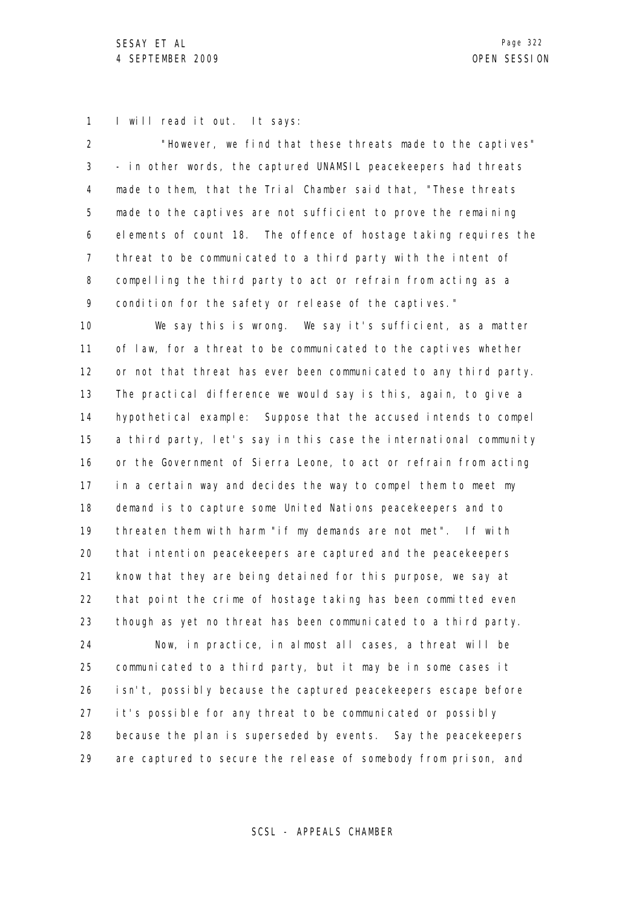I will read it out. It says:

"However, we find that these threats made to the captives" - in other words, the captured UNAMSIL peacekeepers had threats made to them, that the Trial Chamber said that, "These threats made to the captives are not sufficient to prove the remaining elements of count 18. The offence of hostage taking requires the threat to be communicated to a third party with the intent of compelling the third party to act or refrain from acting as a condition for the safety or release of the captives."

We say this is wrong. We say it's sufficient, as a matter of law, for a threat to be communicated to the captives whether or not that threat has ever been communicated to any third party. The practical difference we would say is this, again, to give a hypothetical example: Suppose that the accused intends to compel a third party, let's say in this case the international community or the Government of Sierra Leone, to act or refrain from acting in a certain way and decides the way to compel them to meet my demand is to capture some United Nations peacekeepers and to threaten them with harm "if my demands are not met". If with that intention peacekeepers are captured and the peacekeepers know that they are being detained for this purpose, we say at that point the crime of hostage taking has been committed even though as yet no threat has been communicated to a third party.

Now, in practice, in almost all cases, a threat will be communicated to a third party, but it may be in some cases it isn't, possibly because the captured peacekeepers escape before it's possible for any threat to be communicated or possibly because the plan is superseded by events. Say the peacekeepers are captured to secure the release of somebody from prison, and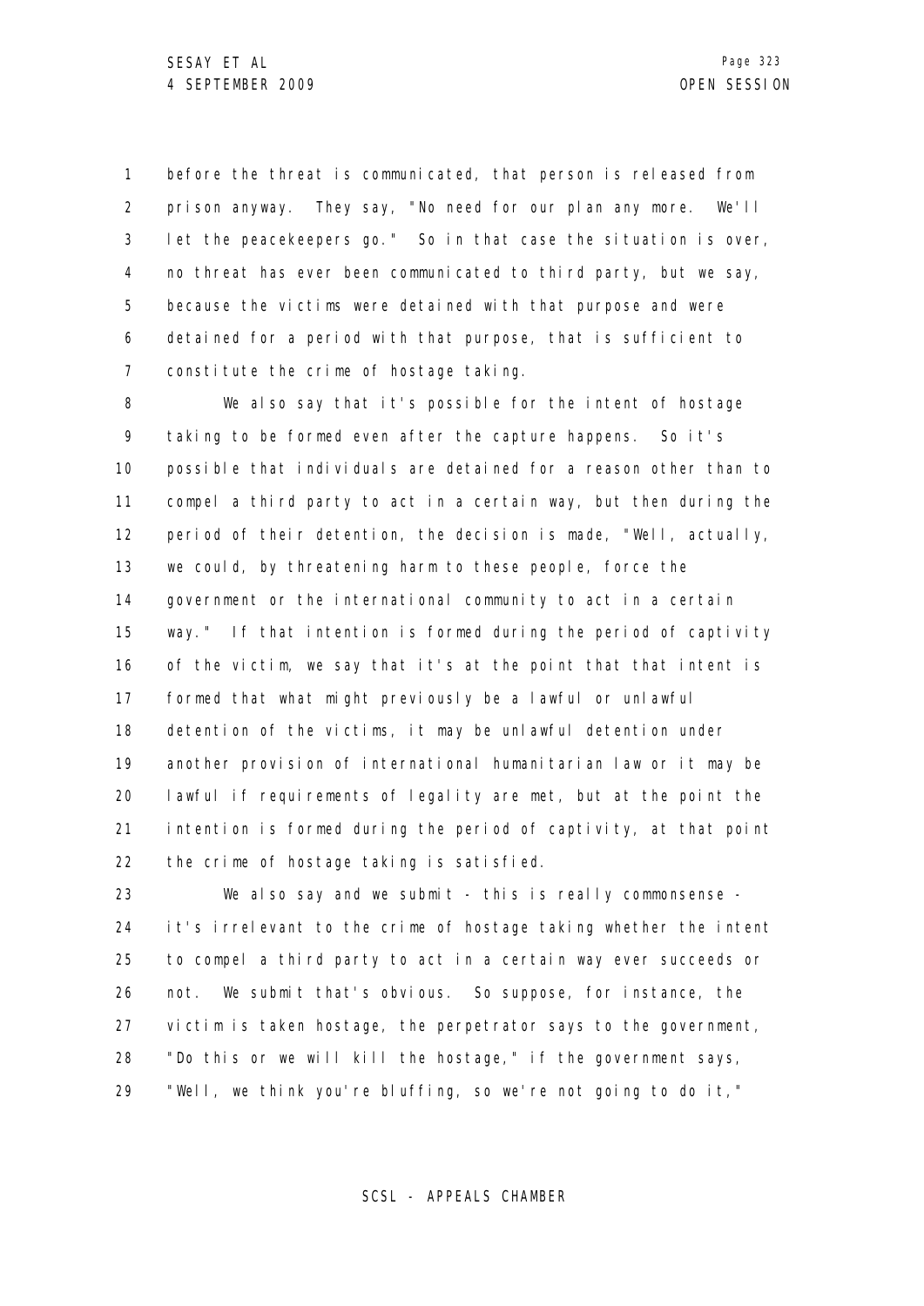before the threat is communicated, that person is released from prison anyway. They say, "No need for our plan any more. We'll let the peacekeepers go." So in that case the situation is over, no threat has ever been communicated to third party, but we say, because the victims were detained with that purpose and were detained for a period with that purpose, that is sufficient to constitute the crime of hostage taking.

We also say that it's possible for the intent of hostage taking to be formed even after the capture happens. So it's possible that individuals are detained for a reason other than to compel a third party to act in a certain way, but then during the period of their detention, the decision is made, "Well, actually, we could, by threatening harm to these people, force the government or the international community to act in a certain way." If that intention is formed during the period of captivity of the victim, we say that it's at the point that that intent is formed that what might previously be a lawful or unlawful detention of the victims, it may be unlawful detention under another provision of international humanitarian law or it may be lawful if requirements of legality are met, but at the point the intention is formed during the period of captivity, at that point the crime of hostage taking is satisfied.

We also say and we submit - this is really commonsense - it's irrelevant to the crime of hostage taking whether the intent to compel a third party to act in a certain way ever succeeds or not. We submit that's obvious. So suppose, for instance, the victim is taken hostage, the perpetrator says to the government, "Do this or we will kill the hostage," if the government says, "Well, we think you're bluffing, so we're not going to do it,"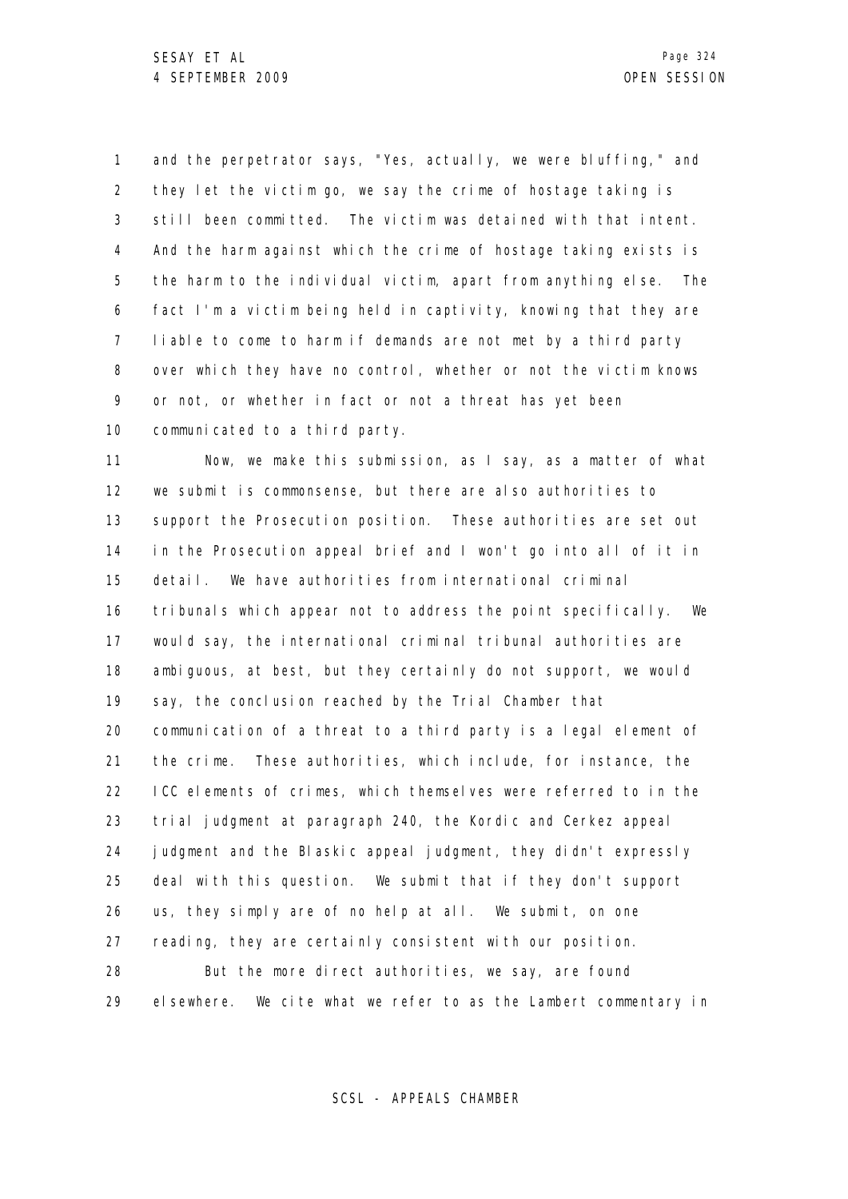and the perpetrator says, "Yes, actually, we were bluffing," and they let the victim go, we say the crime of hostage taking is still been committed. The victim was detained with that intent. And the harm against which the crime of hostage taking exists is the harm to the individual victim, apart from anything else. The fact I'm a victim being held in captivity, knowing that they are liable to come to harm if demands are not met by a third party over which they have no control, whether or not the victim knows or not, or whether in fact or not a threat has yet been communicated to a third party.

Now, we make this submission, as I say, as a matter of what we submit is commonsense, but there are also authorities to support the Prosecution position. These authorities are set out in the Prosecution appeal brief and I won't go into all of it in detail. We have authorities from international criminal tribunals which appear not to address the point specifically. We would say, the international criminal tribunal authorities are ambiguous, at best, but they certainly do not support, we would say, the conclusion reached by the Trial Chamber that communication of a threat to a third party is a legal element of the crime. These authorities, which include, for instance, the ICC elements of crimes, which themselves were referred to in the trial judgment at paragraph 240, the Kordic and Cerkez appeal judgment and the Blaskic appeal judgment, they didn't expressly deal with this question. We submit that if they don't support us, they simply are of no help at all. We submit, on one reading, they are certainly consistent with our position.

But the more direct authorities, we say, are found elsewhere. We cite what we refer to as the Lambert commentary in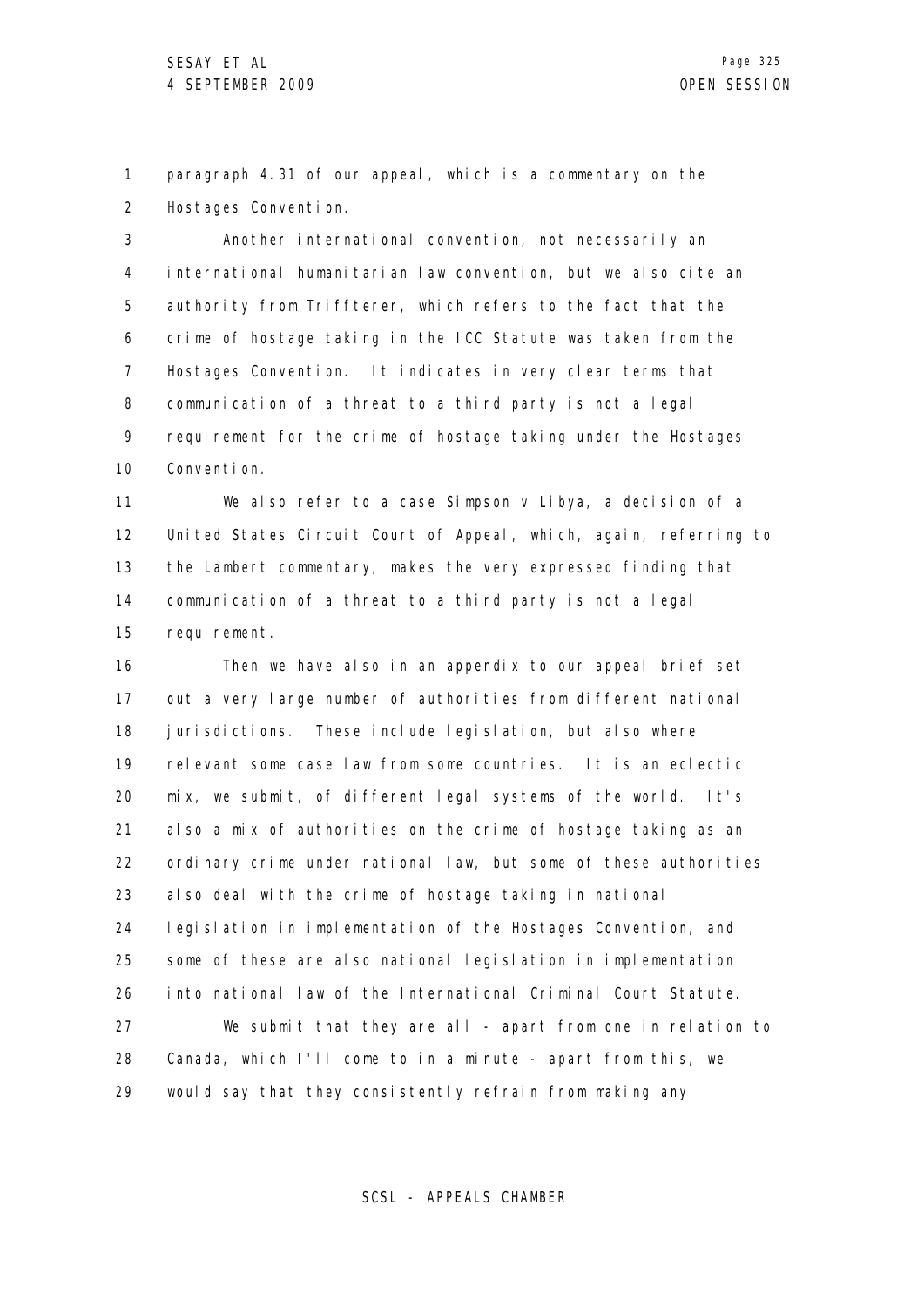paragraph 4.31 of our appeal, which is a commentary on the Hostages Convention.

Another international convention, not necessarily an international humanitarian law convention, but we also cite an authority from Triffterer, which refers to the fact that the crime of hostage taking in the ICC Statute was taken from the Hostages Convention. It indicates in very clear terms that communication of a threat to a third party is not a legal requirement for the crime of hostage taking under the Hostages Convention.

We also refer to a case Simpson v Libya, a decision of a United States Circuit Court of Appeal, which, again, referring to the Lambert commentary, makes the very expressed finding that communication of a threat to a third party is not a legal requirement.

Then we have also in an appendix to our appeal brief set out a very large number of authorities from different national jurisdictions. These include legislation, but also where relevant some case law from some countries. It is an eclectic mix, we submit, of different legal systems of the world. It's also a mix of authorities on the crime of hostage taking as an ordinary crime under national law, but some of these authorities also deal with the crime of hostage taking in national legislation in implementation of the Hostages Convention, and some of these are also national legislation in implementation into national law of the International Criminal Court Statute.

We submit that they are all - apart from one in relation to Canada, which I'll come to in a minute - apart from this, we would say that they consistently refrain from making any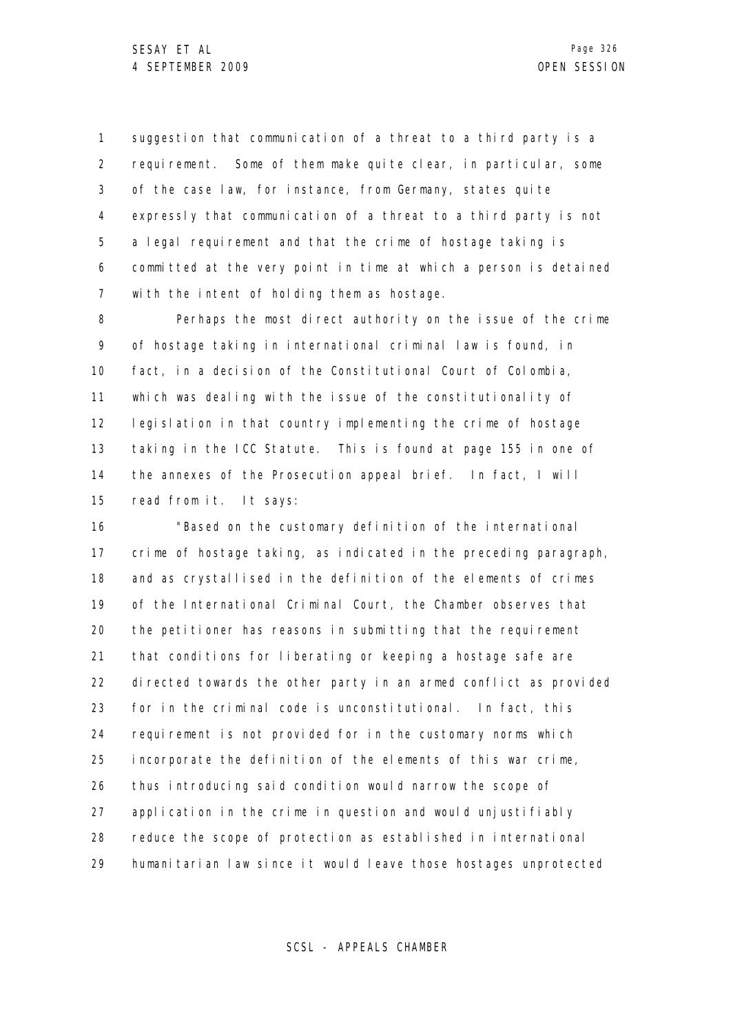suggestion that communication of a threat to a third party is a requirement. Some of them make quite clear, in particular, some of the case law, for instance, from Germany, states quite expressly that communication of a threat to a third party is not a legal requirement and that the crime of hostage taking is committed at the very point in time at which a person is detained with the intent of holding them as hostage.

Perhaps the most direct authority on the issue of the crime of hostage taking in international criminal law is found, in fact, in a decision of the Constitutional Court of Colombia, which was dealing with the issue of the constitutionality of legislation in that country implementing the crime of hostage taking in the ICC Statute. This is found at page 155 in one of the annexes of the Prosecution appeal brief. In fact, I will read from it. It says:

"Based on the customary definition of the international crime of hostage taking, as indicated in the preceding paragraph, and as crystallised in the definition of the elements of crimes of the International Criminal Court, the Chamber observes that the petitioner has reasons in submitting that the requirement that conditions for liberating or keeping a hostage safe are directed towards the other party in an armed conflict as provided for in the criminal code is unconstitutional. In fact, this requirement is not provided for in the customary norms which incorporate the definition of the elements of this war crime, thus introducing said condition would narrow the scope of application in the crime in question and would unjustifiably reduce the scope of protection as established in international humanitarian law since it would leave those hostages unprotected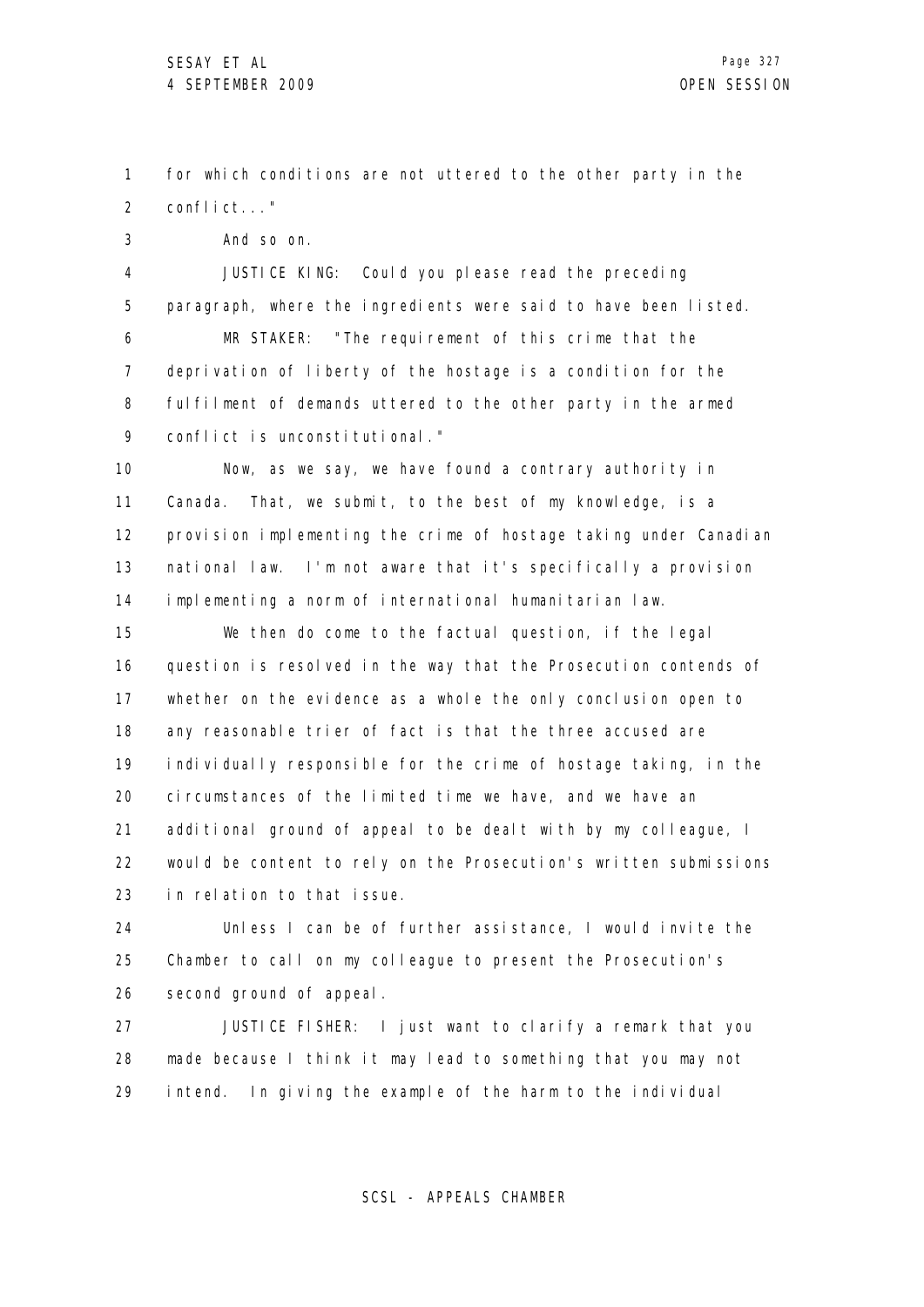for which conditions are not uttered to the other party in the conflict..."

And so on.

JUSTICE KING: Could you please read the preceding paragraph, where the ingredients were said to have been listed.

MR STAKER: "The requirement of this crime that the deprivation of liberty of the hostage is a condition for the fulfilment of demands uttered to the other party in the armed conflict is unconstitutional."

Now, as we say, we have found a contrary authority in Canada. That, we submit, to the best of my knowledge, is a provision implementing the crime of hostage taking under Canadian national law. I'm not aware that it's specifically a provision implementing a norm of international humanitarian law.

We then do come to the factual question, if the legal question is resolved in the way that the Prosecution contends of whether on the evidence as a whole the only conclusion open to any reasonable trier of fact is that the three accused are individually responsible for the crime of hostage taking, in the circumstances of the limited time we have, and we have an additional ground of appeal to be dealt with by my colleague, I would be content to rely on the Prosecution's written submissions in relation to that issue.

Unless I can be of further assistance, I would invite the Chamber to call on my colleague to present the Prosecution's second ground of appeal.

JUSTICE FISHER: I just want to clarify a remark that you made because I think it may lead to something that you may not intend. In giving the example of the harm to the individual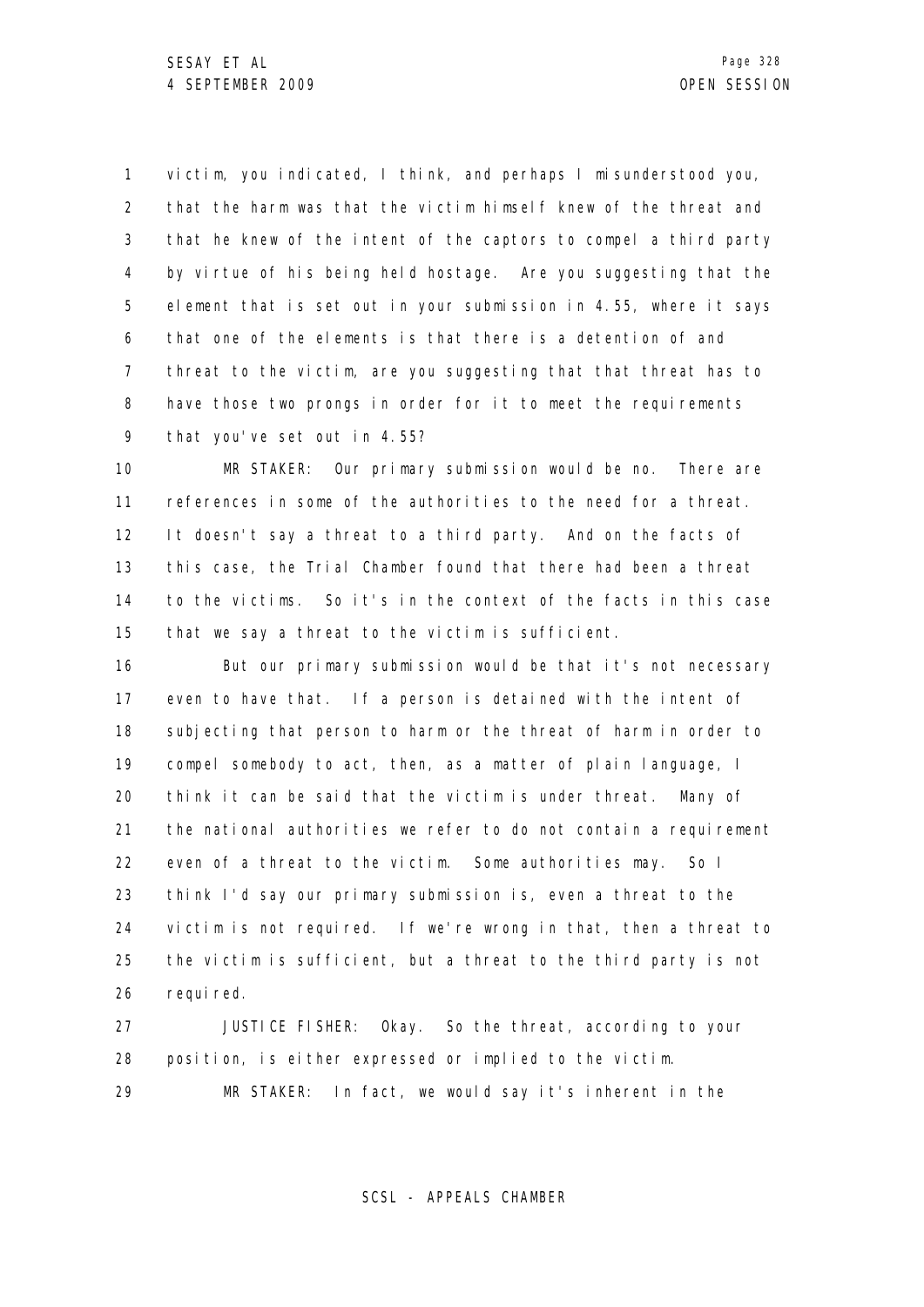victim, you indicated, I think, and perhaps I misunderstood you, that the harm was that the victim himself knew of the threat and that he knew of the intent of the captors to compel a third party by virtue of his being held hostage. Are you suggesting that the element that is set out in your submission in 4.55, where it says that one of the elements is that there is a detention of and threat to the victim, are you suggesting that that threat has to have those two prongs in order for it to meet the requirements that you've set out in 4.55?

MR STAKER: Our primary submission would be no. There are references in some of the authorities to the need for a threat. It doesn't say a threat to a third party. And on the facts of this case, the Trial Chamber found that there had been a threat to the victims. So it's in the context of the facts in this case that we say a threat to the victim is sufficient.

But our primary submission would be that it's not necessary even to have that. If a person is detained with the intent of subjecting that person to harm or the threat of harm in order to compel somebody to act, then, as a matter of plain language, I think it can be said that the victim is under threat. Many of the national authorities we refer to do not contain a requirement even of a threat to the victim. Some authorities may. So I think I'd say our primary submission is, even a threat to the victim is not required. If we're wrong in that, then a threat to the victim is sufficient, but a threat to the third party is not required.

JUSTICE FISHER: Okay. So the threat, according to your position, is either expressed or implied to the victim.

MR STAKER: In fact, we would say it's inherent in the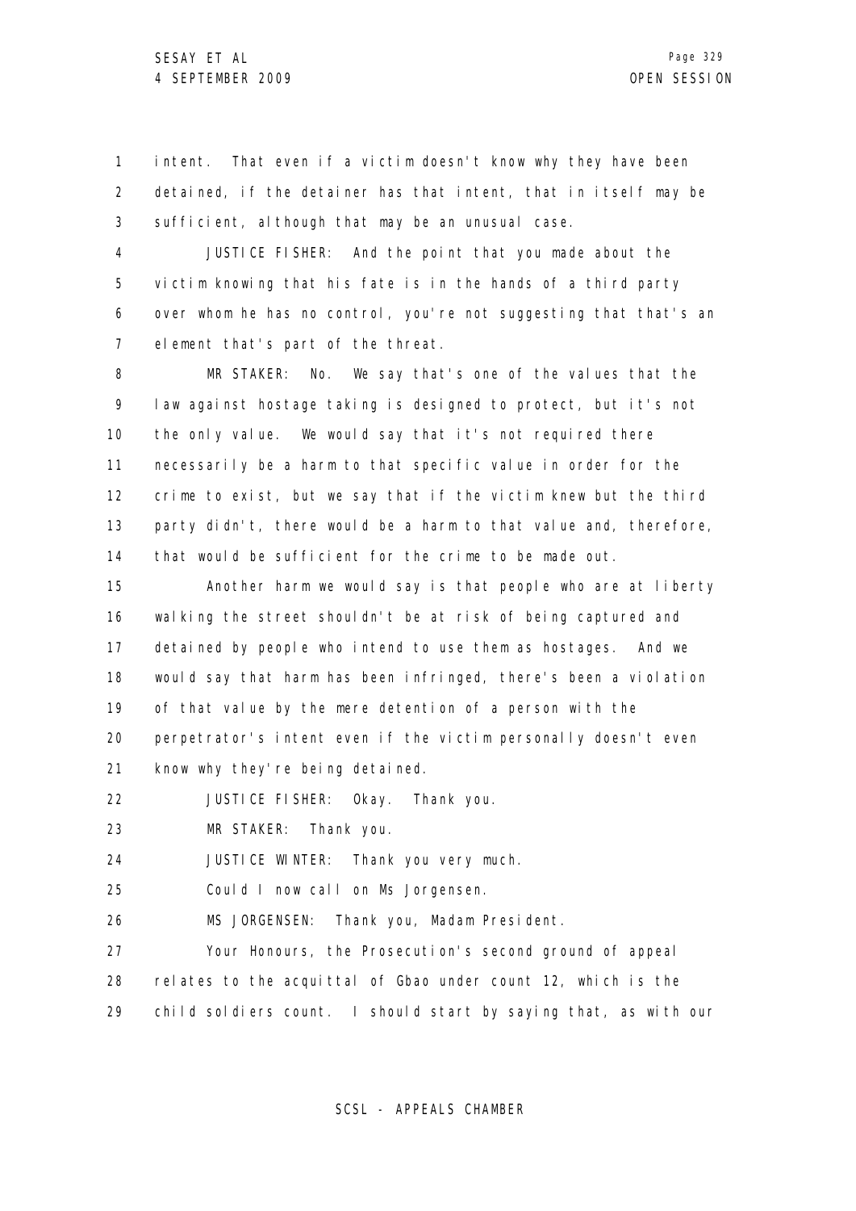intent. That even if a victim doesn't know why they have been detained, if the detainer has that intent, that in itself may be sufficient, although that may be an unusual case.

JUSTICE FISHER: And the point that you made about the victim knowing that his fate is in the hands of a third party over whom he has no control, you're not suggesting that that's an element that's part of the threat.

MR STAKER: No. We say that's one of the values that the law against hostage taking is designed to protect, but it's not the only value. We would say that it's not required there necessarily be a harm to that specific value in order for the crime to exist, but we say that if the victim knew but the third party didn't, there would be a harm to that value and, therefore, that would be sufficient for the crime to be made out.

Another harm we would say is that people who are at liberty walking the street shouldn't be at risk of being captured and detained by people who intend to use them as hostages. And we would say that harm has been infringed, there's been a violation of that value by the mere detention of a person with the perpetrator's intent even if the victim personally doesn't even know why they're being detained.

JUSTICE FISHER: Okay. Thank you.

MR STAKER: Thank you.

JUSTICE WINTER: Thank you very much.

Could I now call on Ms Jorgensen.

MS JORGENSEN: Thank you, Madam President.

Your Honours, the Prosecution's second ground of appeal relates to the acquittal of Gbao under count 12, which is the child soldiers count. I should start by saying that, as with our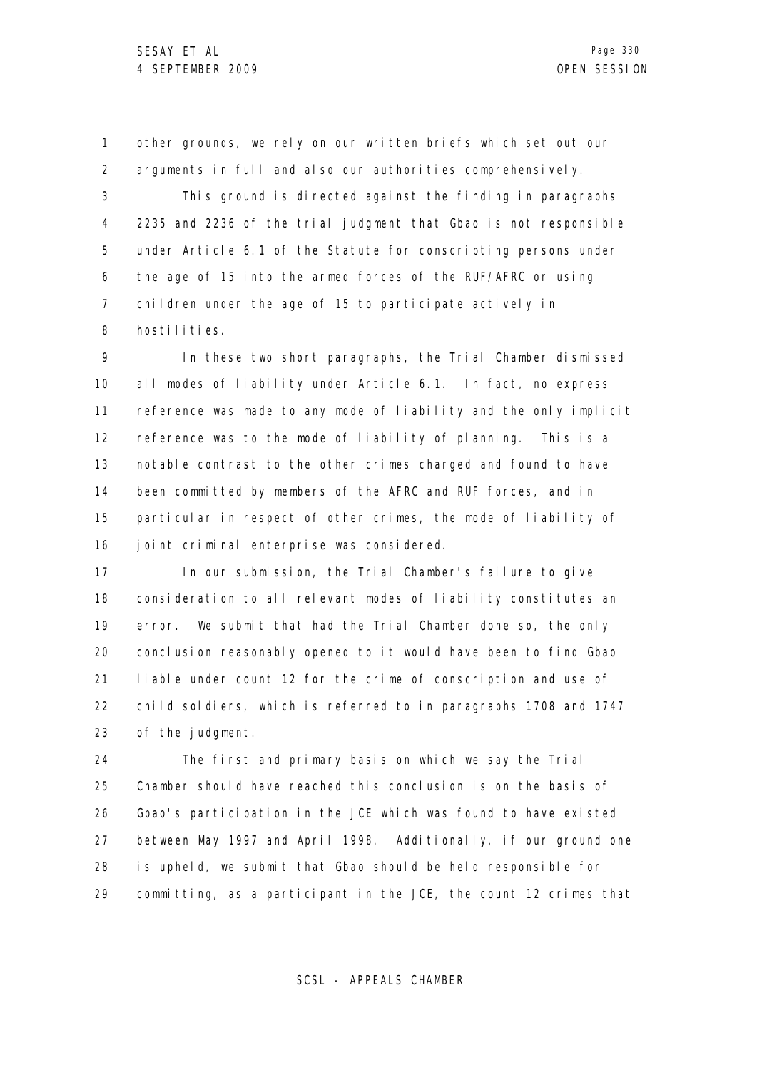other grounds, we rely on our written briefs which set out our arguments in full and also our authorities comprehensively.

This ground is directed against the finding in paragraphs 2235 and 2236 of the trial judgment that Gbao is not responsible under Article 6.1 of the Statute for conscripting persons under the age of 15 into the armed forces of the RUF/AFRC or using children under the age of 15 to participate actively in hostilities.

In these two short paragraphs, the Trial Chamber dismissed all modes of liability under Article 6.1. In fact, no express reference was made to any mode of liability and the only implicit reference was to the mode of liability of planning. This is a notable contrast to the other crimes charged and found to have been committed by members of the AFRC and RUF forces, and in particular in respect of other crimes, the mode of liability of joint criminal enterprise was considered.

In our submission, the Trial Chamber's failure to give consideration to all relevant modes of liability constitutes an error. We submit that had the Trial Chamber done so, the only conclusion reasonably opened to it would have been to find Gbao liable under count 12 for the crime of conscription and use of child soldiers, which is referred to in paragraphs 1708 and 1747 of the judgment.

The first and primary basis on which we say the Trial Chamber should have reached this conclusion is on the basis of Gbao's participation in the JCE which was found to have existed between May 1997 and April 1998. Additionally, if our ground one is upheld, we submit that Gbao should be held responsible for committing, as a participant in the JCE, the count 12 crimes that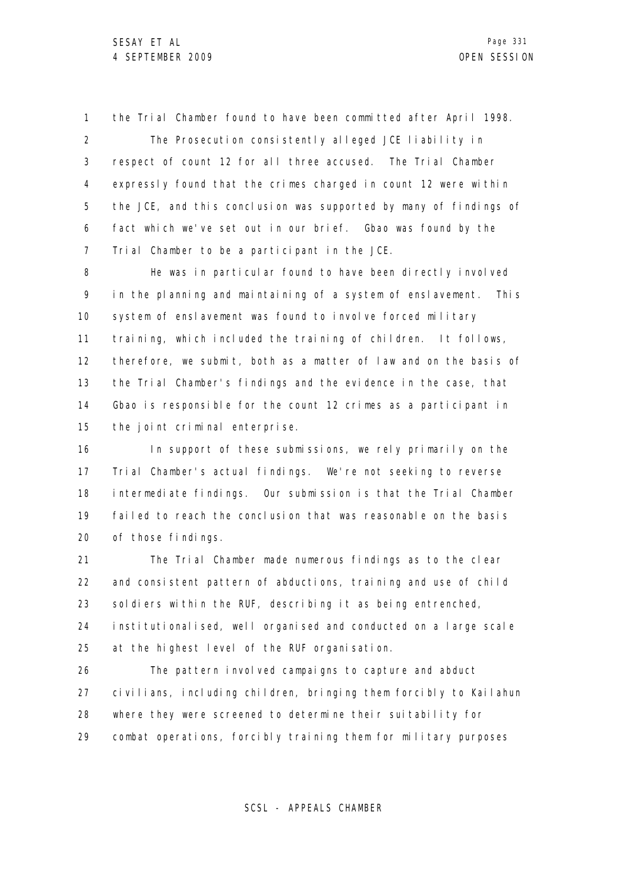the Trial Chamber found to have been committed after April 1998.

The Prosecution consistently alleged JCE liability in respect of count 12 for all three accused. The Trial Chamber expressly found that the crimes charged in count 12 were within the JCE, and this conclusion was supported by many of findings of fact which we've set out in our brief. Gbao was found by the Trial Chamber to be a participant in the JCE.

He was in particular found to have been directly involved in the planning and maintaining of a system of enslavement. This system of enslavement was found to involve forced military training, which included the training of children. It follows, therefore, we submit, both as a matter of law and on the basis of the Trial Chamber's findings and the evidence in the case, that Gbao is responsible for the count 12 crimes as a participant in the joint criminal enterprise.

In support of these submissions, we rely primarily on the Trial Chamber's actual findings. We're not seeking to reverse intermediate findings. Our submission is that the Trial Chamber failed to reach the conclusion that was reasonable on the basis of those findings.

The Trial Chamber made numerous findings as to the clear and consistent pattern of abductions, training and use of child soldiers within the RUF, describing it as being entrenched, institutionalised, well organised and conducted on a large scale at the highest level of the RUF organisation.

The pattern involved campaigns to capture and abduct civilians, including children, bringing them forcibly to Kailahun where they were screened to determine their suitability for combat operations, forcibly training them for military purposes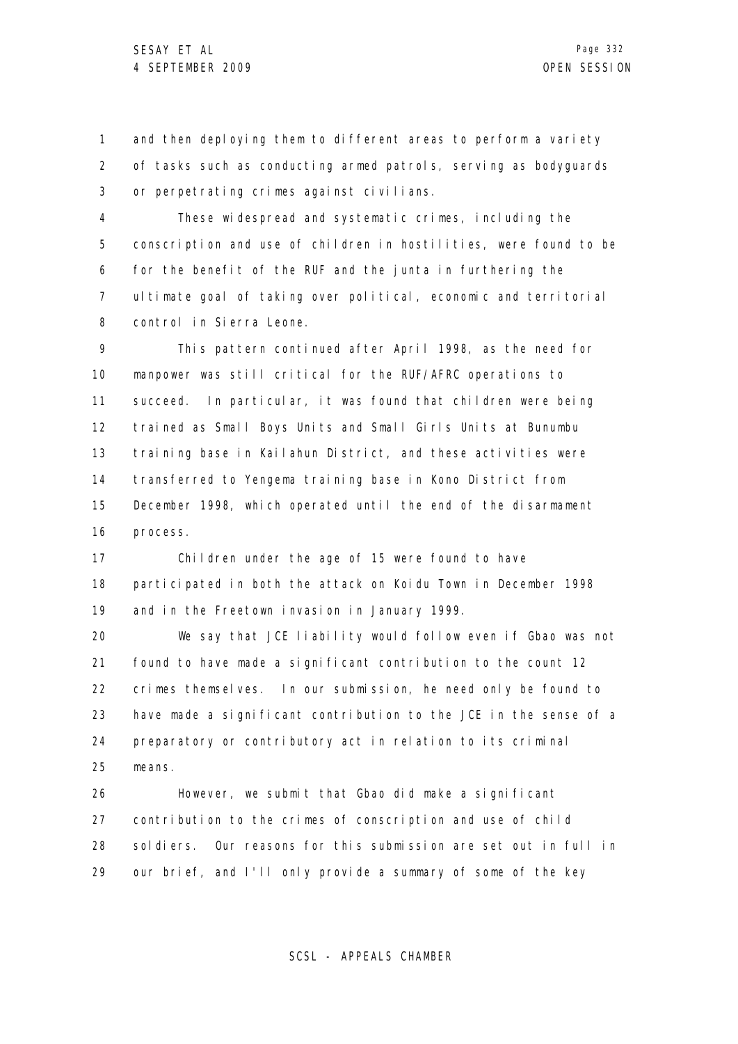and then deploying them to different areas to perform a variety of tasks such as conducting armed patrols, serving as bodyguards or perpetrating crimes against civilians.

These widespread and systematic crimes, including the conscription and use of children in hostilities, were found to be for the benefit of the RUF and the junta in furthering the ultimate goal of taking over political, economic and territorial control in Sierra Leone.

This pattern continued after April 1998, as the need for manpower was still critical for the RUF/AFRC operations to succeed. In particular, it was found that children were being trained as Small Boys Units and Small Girls Units at Bunumbu training base in Kailahun District, and these activities were transferred to Yengema training base in Kono District from December 1998, which operated until the end of the disarmament process.

Children under the age of 15 were found to have participated in both the attack on Koidu Town in December 1998 and in the Freetown invasion in January 1999.

We say that JCE liability would follow even if Gbao was not found to have made a significant contribution to the count 12 crimes themselves. In our submission, he need only be found to have made a significant contribution to the JCE in the sense of a preparatory or contributory act in relation to its criminal means.

However, we submit that Gbao did make a significant contribution to the crimes of conscription and use of child soldiers. Our reasons for this submission are set out in full in our brief, and I'll only provide a summary of some of the key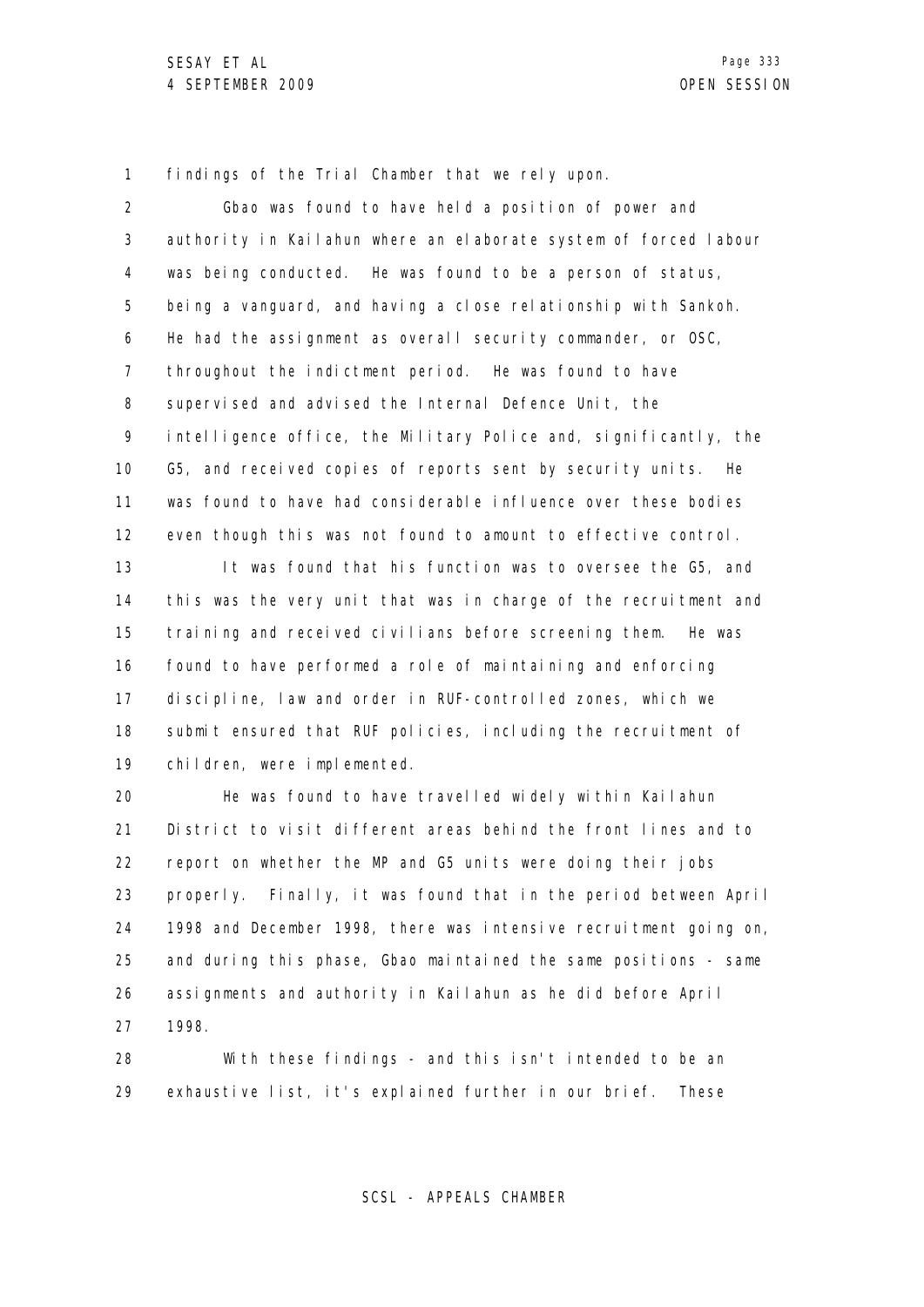findings of the Trial Chamber that we rely upon.

Gbao was found to have held a position of power and authority in Kailahun where an elaborate system of forced labour was being conducted. He was found to be a person of status, being a vanguard, and having a close relationship with Sankoh. He had the assignment as overall security commander, or OSC, throughout the indictment period. He was found to have supervised and advised the Internal Defence Unit, the intelligence office, the Military Police and, significantly, the G5, and received copies of reports sent by security units. He was found to have had considerable influence over these bodies even though this was not found to amount to effective control.

It was found that his function was to oversee the G5, and this was the very unit that was in charge of the recruitment and training and received civilians before screening them. He was found to have performed a role of maintaining and enforcing discipline, law and order in RUF-controlled zones, which we submit ensured that RUF policies, including the recruitment of children, were implemented.

He was found to have travelled widely within Kailahun District to visit different areas behind the front lines and to report on whether the MP and G5 units were doing their jobs properly. Finally, it was found that in the period between April 1998 and December 1998, there was intensive recruitment going on, and during this phase, Gbao maintained the same positions - same assignments and authority in Kailahun as he did before April 1998.

With these findings - and this isn't intended to be an exhaustive list, it's explained further in our brief. These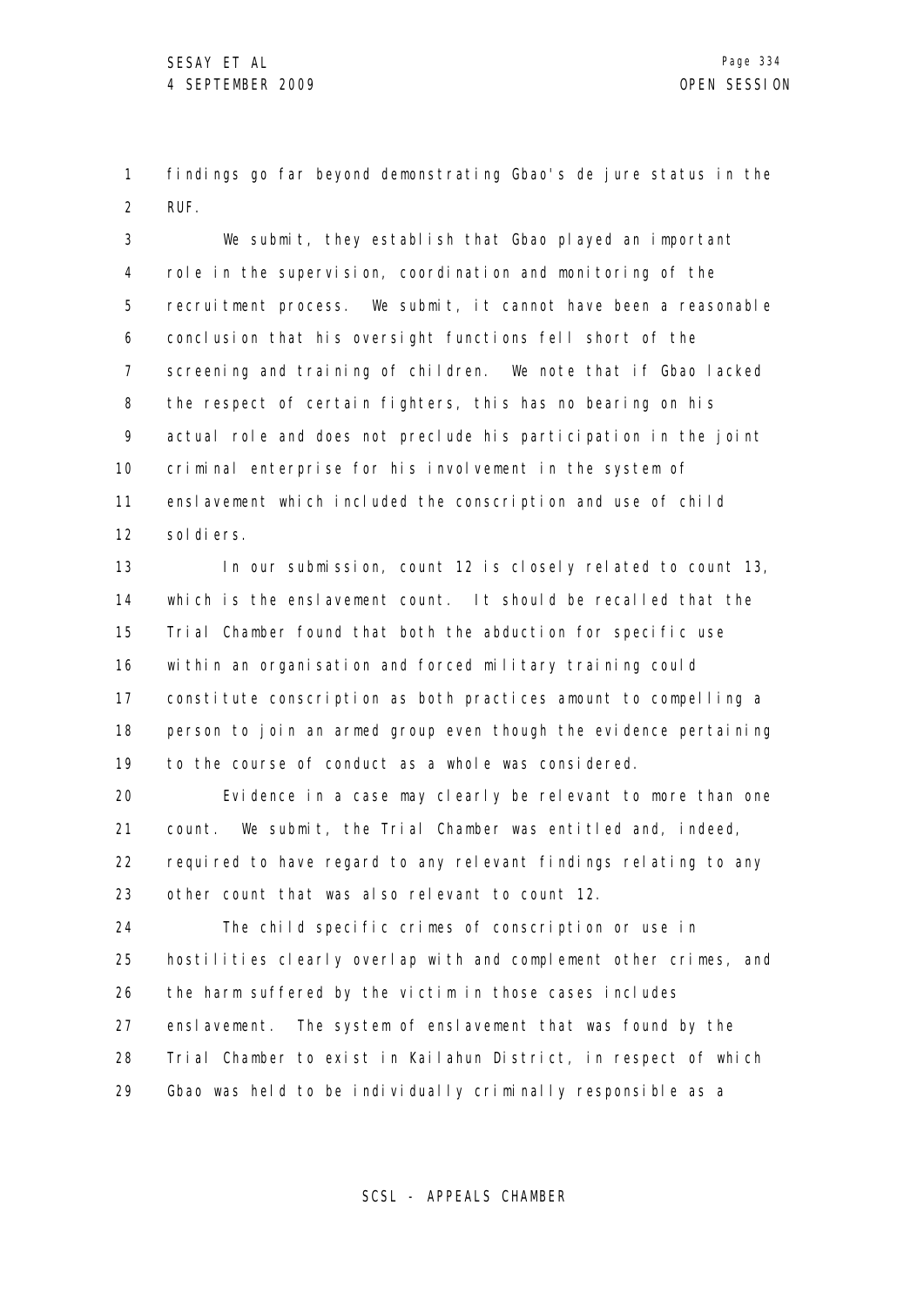findings go far beyond demonstrating Gbao's de jure status in the RUF.

We submit, they establish that Gbao played an important role in the supervision, coordination and monitoring of the recruitment process. We submit, it cannot have been a reasonable conclusion that his oversight functions fell short of the screening and training of children. We note that if Gbao lacked the respect of certain fighters, this has no bearing on his actual role and does not preclude his participation in the joint criminal enterprise for his involvement in the system of enslavement which included the conscription and use of child soldiers.

In our submission, count 12 is closely related to count 13, which is the enslavement count. It should be recalled that the Trial Chamber found that both the abduction for specific use within an organisation and forced military training could constitute conscription as both practices amount to compelling a person to join an armed group even though the evidence pertaining to the course of conduct as a whole was considered.

Evidence in a case may clearly be relevant to more than one count. We submit, the Trial Chamber was entitled and, indeed, required to have regard to any relevant findings relating to any other count that was also relevant to count 12.

The child specific crimes of conscription or use in hostilities clearly overlap with and complement other crimes, and the harm suffered by the victim in those cases includes enslavement. The system of enslavement that was found by the Trial Chamber to exist in Kailahun District, in respect of which Gbao was held to be individually criminally responsible as a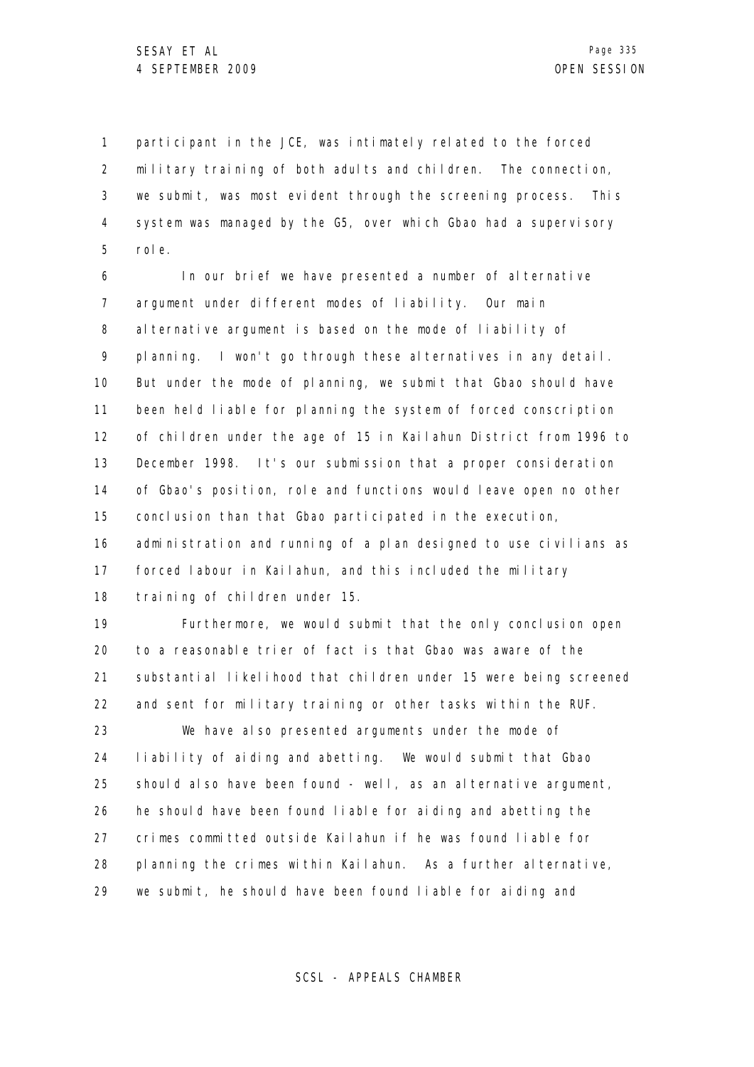participant in the JCE, was intimately related to the forced military training of both adults and children. The connection, we submit, was most evident through the screening process. This system was managed by the G5, over which Gbao had a supervisory role.

In our brief we have presented a number of alternative argument under different modes of liability. Our main alternative argument is based on the mode of liability of planning. I won't go through these alternatives in any detail. But under the mode of planning, we submit that Gbao should have been held liable for planning the system of forced conscription of children under the age of 15 in Kailahun District from 1996 to December 1998. It's our submission that a proper consideration of Gbao's position, role and functions would leave open no other conclusion than that Gbao participated in the execution, administration and running of a plan designed to use civilians as forced labour in Kailahun, and this included the military training of children under 15.

Furthermore, we would submit that the only conclusion open to a reasonable trier of fact is that Gbao was aware of the substantial likelihood that children under 15 were being screened and sent for military training or other tasks within the RUF.

We have also presented arguments under the mode of liability of aiding and abetting. We would submit that Gbao should also have been found - well, as an alternative argument, he should have been found liable for aiding and abetting the crimes committed outside Kailahun if he was found liable for planning the crimes within Kailahun. As a further alternative, we submit, he should have been found liable for aiding and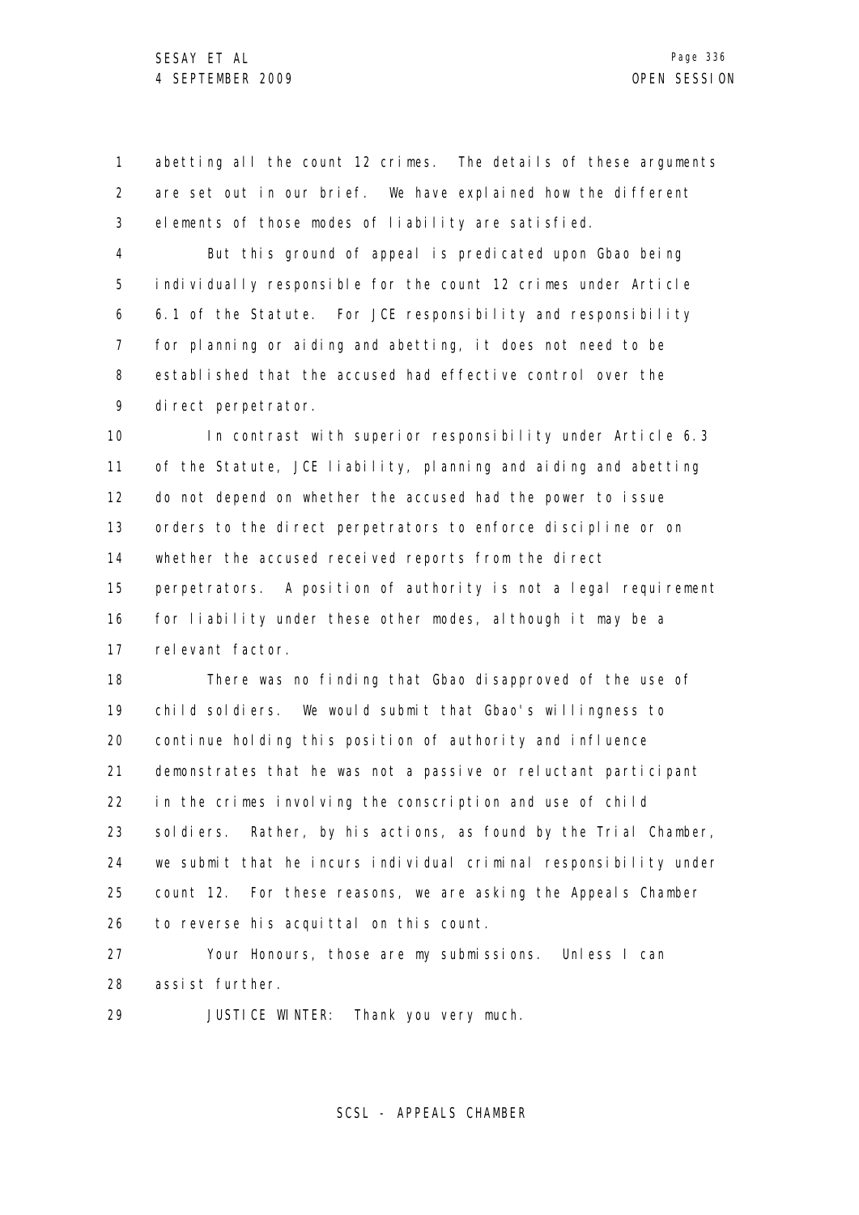abetting all the count 12 crimes. The details of these arguments are set out in our brief. We have explained how the different elements of those modes of liability are satisfied.

But this ground of appeal is predicated upon Gbao being individually responsible for the count 12 crimes under Article 6.1 of the Statute. For JCE responsibility and responsibility for planning or aiding and abetting, it does not need to be established that the accused had effective control over the direct perpetrator.

In contrast with superior responsibility under Article 6.3 of the Statute, JCE liability, planning and aiding and abetting do not depend on whether the accused had the power to issue orders to the direct perpetrators to enforce discipline or on whether the accused received reports from the direct perpetrators. A position of authority is not a legal requirement for liability under these other modes, although it may be a relevant factor.

There was no finding that Gbao disapproved of the use of child soldiers. We would submit that Gbao's willingness to continue holding this position of authority and influence demonstrates that he was not a passive or reluctant participant in the crimes involving the conscription and use of child soldiers. Rather, by his actions, as found by the Trial Chamber, we submit that he incurs individual criminal responsibility under count 12. For these reasons, we are asking the Appeals Chamber to reverse his acquittal on this count.

Your Honours, those are my submissions. Unless I can assist further.

JUSTICE WINTER: Thank you very much.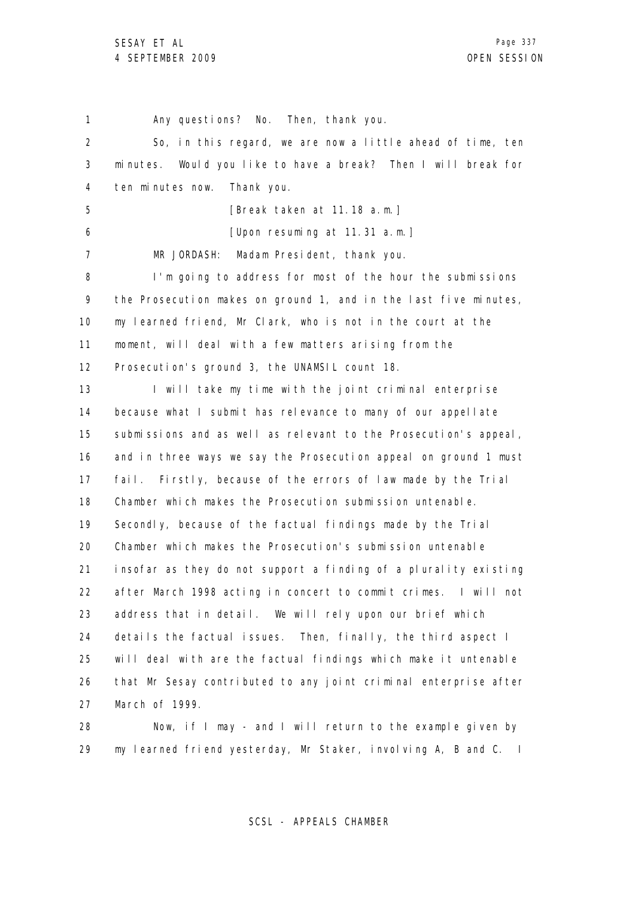Any questions? No. Then, thank you.

So, in this regard, we are now a little ahead of time, ten minutes. Would you like to have a break? Then I will break for ten minutes now. Thank you.

[Break taken at 11.18 a.m.]

[Upon resuming at 11.31 a.m.]

MR JORDASH: Madam President, thank you.

I'm going to address for most of the hour the submissions the Prosecution makes on ground 1, and in the last five minutes, my learned friend, Mr Clark, who is not in the court at the moment, will deal with a few matters arising from the Prosecution's ground 3, the UNAMSIL count 18.

I will take my time with the joint criminal enterprise because what I submit has relevance to many of our appellate submissions and as well as relevant to the Prosecution's appeal, and in three ways we say the Prosecution appeal on ground 1 must fail. Firstly, because of the errors of law made by the Trial Chamber which makes the Prosecution submission untenable. Secondly, because of the factual findings made by the Trial Chamber which makes the Prosecution's submission untenable insofar as they do not support a finding of a plurality existing after March 1998 acting in concert to commit crimes. I will not address that in detail. We will rely upon our brief which details the factual issues. Then, finally, the third aspect I will deal with are the factual findings which make it untenable that Mr Sesay contributed to any joint criminal enterprise after March of 1999.

Now, if I may - and I will return to the example given by my learned friend yesterday, Mr Staker, involving A, B and C. I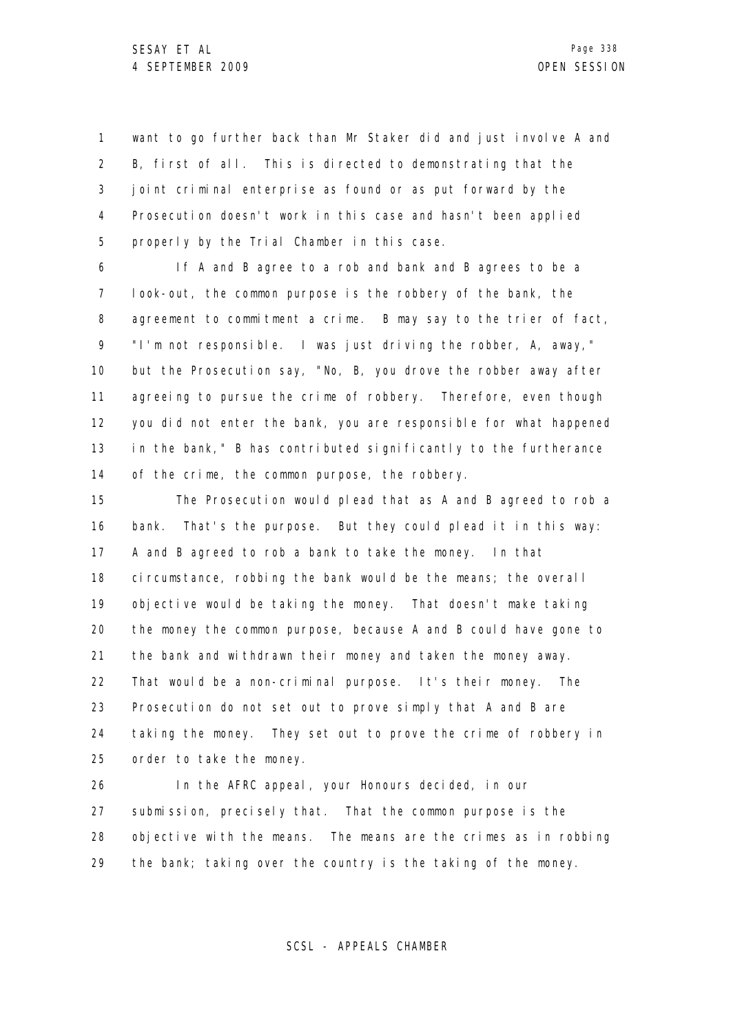want to go further back than Mr Staker did and just involve A and B, first of all. This is directed to demonstrating that the joint criminal enterprise as found or as put forward by the Prosecution doesn't work in this case and hasn't been applied properly by the Trial Chamber in this case.

If A and B agree to a rob and bank and B agrees to be a look-out, the common purpose is the robbery of the bank, the agreement to commitment a crime. B may say to the trier of fact, "I'm not responsible. I was just driving the robber, A, away," but the Prosecution say, "No, B, you drove the robber away after agreeing to pursue the crime of robbery. Therefore, even though you did not enter the bank, you are responsible for what happened in the bank," B has contributed significantly to the furtherance of the crime, the common purpose, the robbery.

The Prosecution would plead that as A and B agreed to rob a bank. That's the purpose. But they could plead it in this way: A and B agreed to rob a bank to take the money. In that circumstance, robbing the bank would be the means; the overall objective would be taking the money. That doesn't make taking the money the common purpose, because A and B could have gone to the bank and withdrawn their money and taken the money away. That would be a non-criminal purpose. It's their money. The Prosecution do not set out to prove simply that A and B are taking the money. They set out to prove the crime of robbery in order to take the money.

In the AFRC appeal, your Honours decided, in our submission, precisely that. That the common purpose is the objective with the means. The means are the crimes as in robbing the bank; taking over the country is the taking of the money.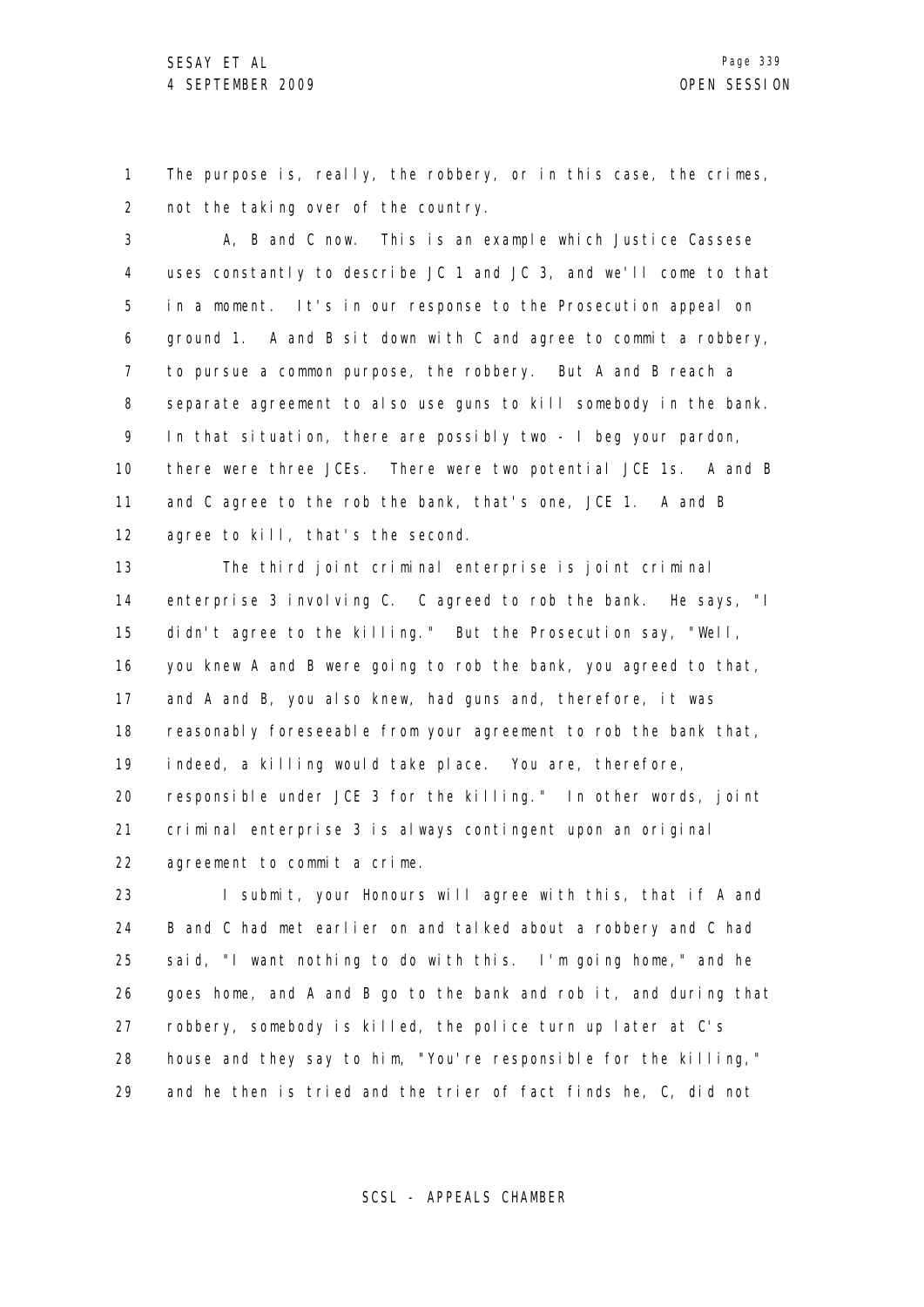The purpose is, really, the robbery, or in this case, the crimes, not the taking over of the country.

A, B and C now. This is an example which Justice Cassese uses constantly to describe JC 1 and JC 3, and we'll come to that in a moment. It's in our response to the Prosecution appeal on ground 1. A and B sit down with C and agree to commit a robbery, to pursue a common purpose, the robbery. But A and B reach a separate agreement to also use guns to kill somebody in the bank. In that situation, there are possibly two - I beg your pardon, there were three JCEs. There were two potential JCE 1s. A and B and C agree to the rob the bank, that's one, JCE 1. A and B agree to kill, that's the second.

The third joint criminal enterprise is joint criminal enterprise 3 involving C. C agreed to rob the bank. He says, "I didn't agree to the killing." But the Prosecution say, "Well, you knew A and B were going to rob the bank, you agreed to that, and A and B, you also knew, had guns and, therefore, it was reasonably foreseeable from your agreement to rob the bank that, indeed, a killing would take place. You are, therefore, responsible under JCE 3 for the killing." In other words, joint criminal enterprise 3 is always contingent upon an original agreement to commit a crime.

I submit, your Honours will agree with this, that if A and B and C had met earlier on and talked about a robbery and C had said, "I want nothing to do with this. I'm going home," and he goes home, and A and B go to the bank and rob it, and during that robbery, somebody is killed, the police turn up later at C's house and they say to him, "You're responsible for the killing," and he then is tried and the trier of fact finds he, C, did not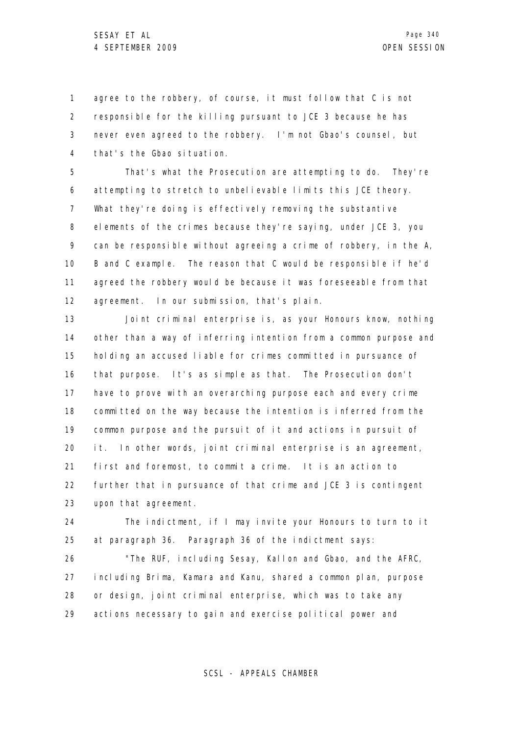agree to the robbery, of course, it must follow that C is not responsible for the killing pursuant to JCE 3 because he has never even agreed to the robbery. I'm not Gbao's counsel, but that's the Gbao situation.

That's what the Prosecution are attempting to do. They're attempting to stretch to unbelievable limits this JCE theory. What they're doing is effectively removing the substantive elements of the crimes because they're saying, under JCE 3, you can be responsible without agreeing a crime of robbery, in the A, B and C example. The reason that C would be responsible if he'd agreed the robbery would be because it was foreseeable from that agreement. In our submission, that's plain.

Joint criminal enterprise is, as your Honours know, nothing other than a way of inferring intention from a common purpose and holding an accused liable for crimes committed in pursuance of that purpose. It's as simple as that. The Prosecution don't have to prove with an overarching purpose each and every crime committed on the way because the intention is inferred from the common purpose and the pursuit of it and actions in pursuit of it. In other words, joint criminal enterprise is an agreement, first and foremost, to commit a crime. It is an action to further that in pursuance of that crime and JCE 3 is contingent upon that agreement.

The indictment, if I may invite your Honours to turn to it at paragraph 36. Paragraph 36 of the indictment says:

"The RUF, including Sesay, Kallon and Gbao, and the AFRC, including Brima, Kamara and Kanu, shared a common plan, purpose or design, joint criminal enterprise, which was to take any actions necessary to gain and exercise political power and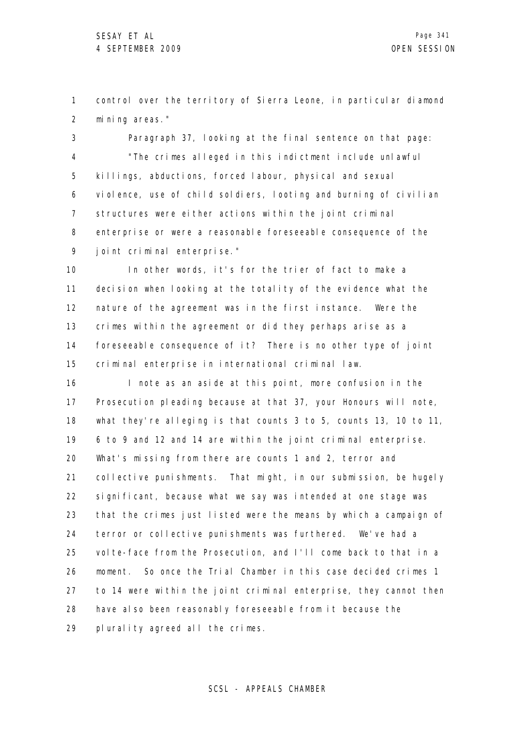control over the territory of Sierra Leone, in particular diamond mining areas."

Paragraph 37, looking at the final sentence on that page:

"The crimes alleged in this indictment include unlawful killings, abductions, forced labour, physical and sexual violence, use of child soldiers, looting and burning of civilian structures were either actions within the joint criminal enterprise or were a reasonable foreseeable consequence of the joint criminal enterprise."

In other words, it's for the trier of fact to make a decision when looking at the totality of the evidence what the nature of the agreement was in the first instance. Were the crimes within the agreement or did they perhaps arise as a foreseeable consequence of it? There is no other type of joint criminal enterprise in international criminal law.

I note as an aside at this point, more confusion in the Prosecution pleading because at that 37, your Honours will note, what they're alleging is that counts 3 to 5, counts 13, 10 to 11, 6 to 9 and 12 and 14 are within the joint criminal enterprise. What's missing from there are counts 1 and 2, terror and collective punishments. That might, in our submission, be hugely significant, because what we say was intended at one stage was that the crimes just listed were the means by which a campaign of terror or collective punishments was furthered. We've had a volte-face from the Prosecution, and I'll come back to that in a moment. So once the Trial Chamber in this case decided crimes 1 to 14 were within the joint criminal enterprise, they cannot then have also been reasonably foreseeable from it because the plurality agreed all the crimes.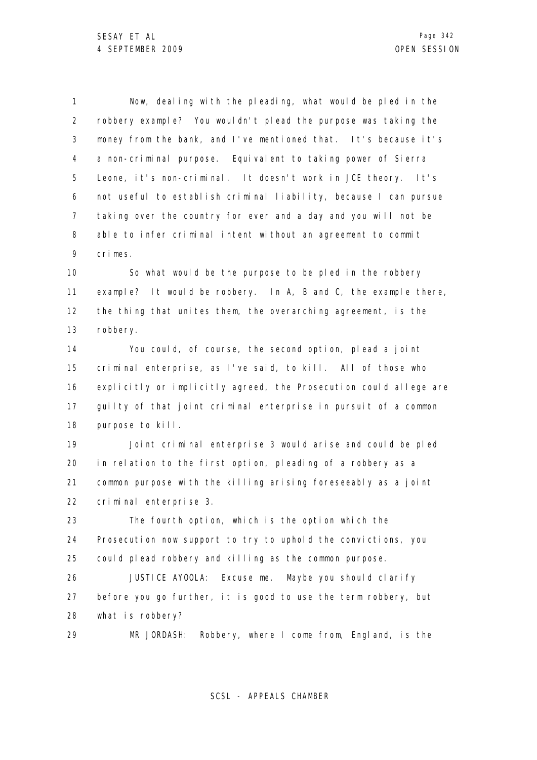Now, dealing with the pleading, what would be pled in the robbery example? You wouldn't plead the purpose was taking the money from the bank, and I've mentioned that. It's because it's a non-criminal purpose. Equivalent to taking power of Sierra Leone, it's non-criminal. It doesn't work in JCE theory. It's not useful to establish criminal liability, because I can pursue taking over the country for ever and a day and you will not be able to infer criminal intent without an agreement to commit crimes.

So what would be the purpose to be pled in the robbery example? It would be robbery. In A, B and C, the example there, the thing that unites them, the overarching agreement, is the robbery.

You could, of course, the second option, plead a joint criminal enterprise, as I've said, to kill. All of those who explicitly or implicitly agreed, the Prosecution could allege are guilty of that joint criminal enterprise in pursuit of a common purpose to kill.

Joint criminal enterprise 3 would arise and could be pled in relation to the first option, pleading of a robbery as a common purpose with the killing arising foreseeably as a joint criminal enterprise 3.

The fourth option, which is the option which the Prosecution now support to try to uphold the convictions, you could plead robbery and killing as the common purpose.

JUSTICE AYOOLA: Excuse me. Maybe you should clarify before you go further, it is good to use the term robbery, but what is robbery?

MR JORDASH: Robbery, where I come from, England, is the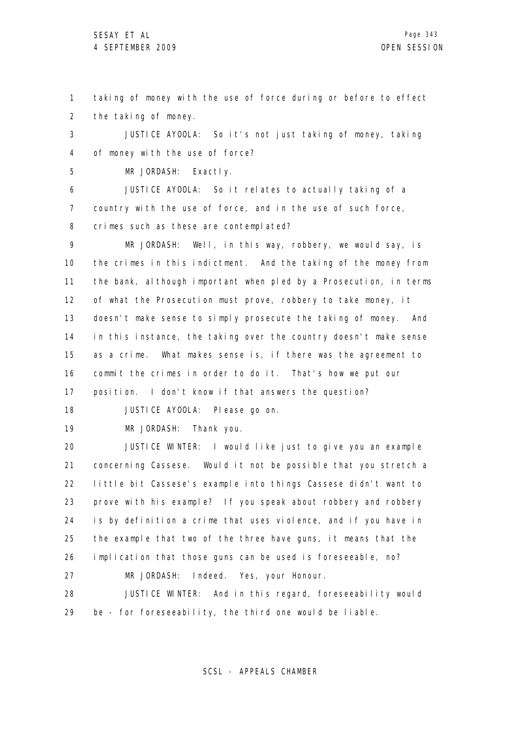taking of money with the use of force during or before to effect the taking of money.

JUSTICE AYOOLA: So it's not just taking of money, taking of money with the use of force?

MR JORDASH: Exactly.

JUSTICE AYOOLA: So it relates to actually taking of a country with the use of force, and in the use of such force, crimes such as these are contemplated?

MR JORDASH: Well, in this way, robbery, we would say, is the crimes in this indictment. And the taking of the money from the bank, although important when pled by a Prosecution, in terms of what the Prosecution must prove, robbery to take money, it doesn't make sense to simply prosecute the taking of money. And in this instance, the taking over the country doesn't make sense as a crime. What makes sense is, if there was the agreement to commit the crimes in order to do it. That's how we put our position. I don't know if that answers the question?

JUSTICE AYOOLA: Please go on.

MR JORDASH: Thank you.

JUSTICE WINTER: I would like just to give you an example concerning Cassese. Would it not be possible that you stretch a little bit Cassese's example into things Cassese didn't want to prove with his example? If you speak about robbery and robbery is by definition a crime that uses violence, and if you have in the example that two of the three have guns, it means that the implication that those guns can be used is foreseeable, no?

MR JORDASH: Indeed. Yes, your Honour.

JUSTICE WINTER: And in this regard, foreseeability would be - for foreseeability, the third one would be liable.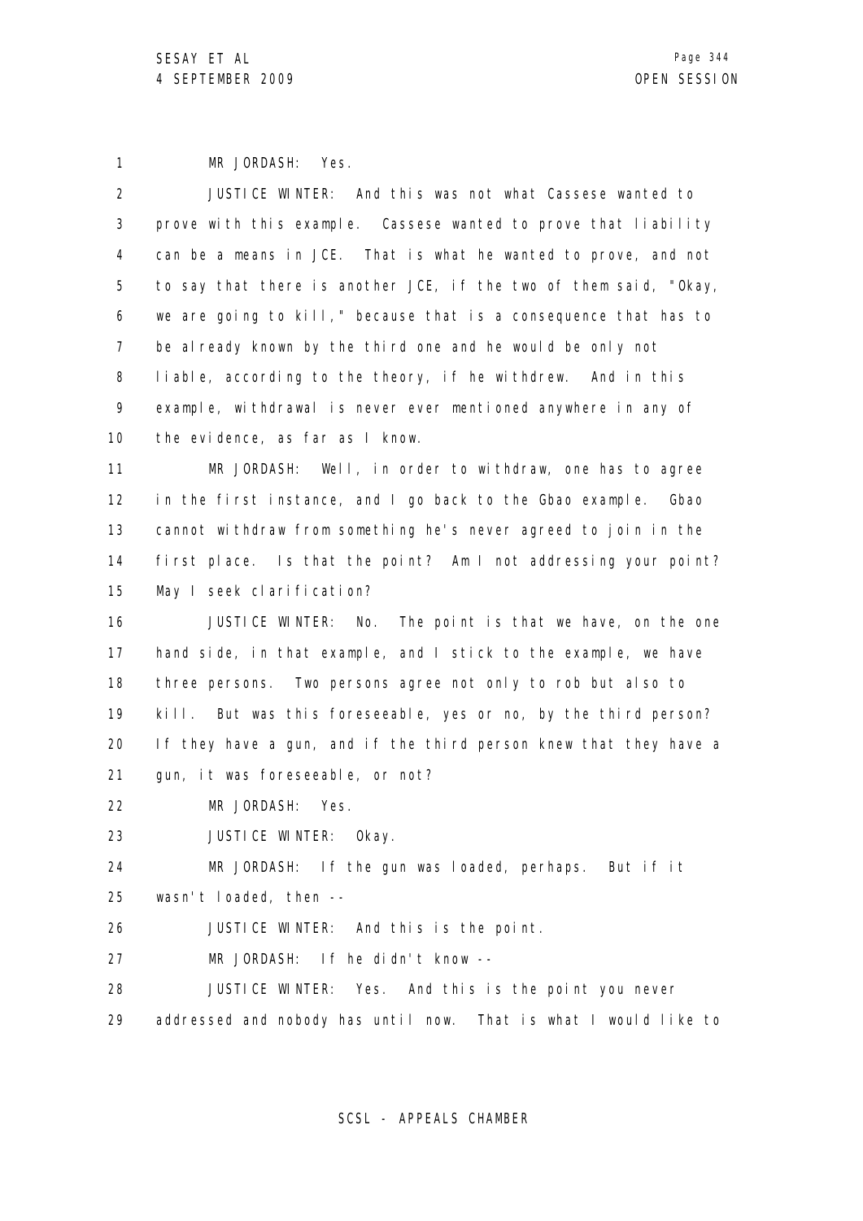MR JORDASH: Yes.

JUSTICE WINTER: And this was not what Cassese wanted to prove with this example. Cassese wanted to prove that liability can be a means in JCE. That is what he wanted to prove, and not to say that there is another JCE, if the two of them said, "Okay, we are going to kill," because that is a consequence that has to be already known by the third one and he would be only not liable, according to the theory, if he withdrew. And in this example, withdrawal is never ever mentioned anywhere in any of the evidence, as far as I know.

MR JORDASH: Well, in order to withdraw, one has to agree in the first instance, and I go back to the Gbao example. Gbao cannot withdraw from something he's never agreed to join in the first place. Is that the point? Am I not addressing your point? May I seek clarification?

JUSTICE WINTER: No. The point is that we have, on the one hand side, in that example, and I stick to the example, we have three persons. Two persons agree not only to rob but also to kill. But was this foreseeable, yes or no, by the third person? If they have a gun, and if the third person knew that they have a gun, it was foreseeable, or not?

MR JORDASH: Yes.

JUSTICE WINTER: Okay.

MR JORDASH: If the gun was loaded, perhaps. But if it wasn't loaded, then --

JUSTICE WINTER: And this is the point.

MR JORDASH: If he didn't know --

JUSTICE WINTER: Yes. And this is the point you never addressed and nobody has until now. That is what I would like to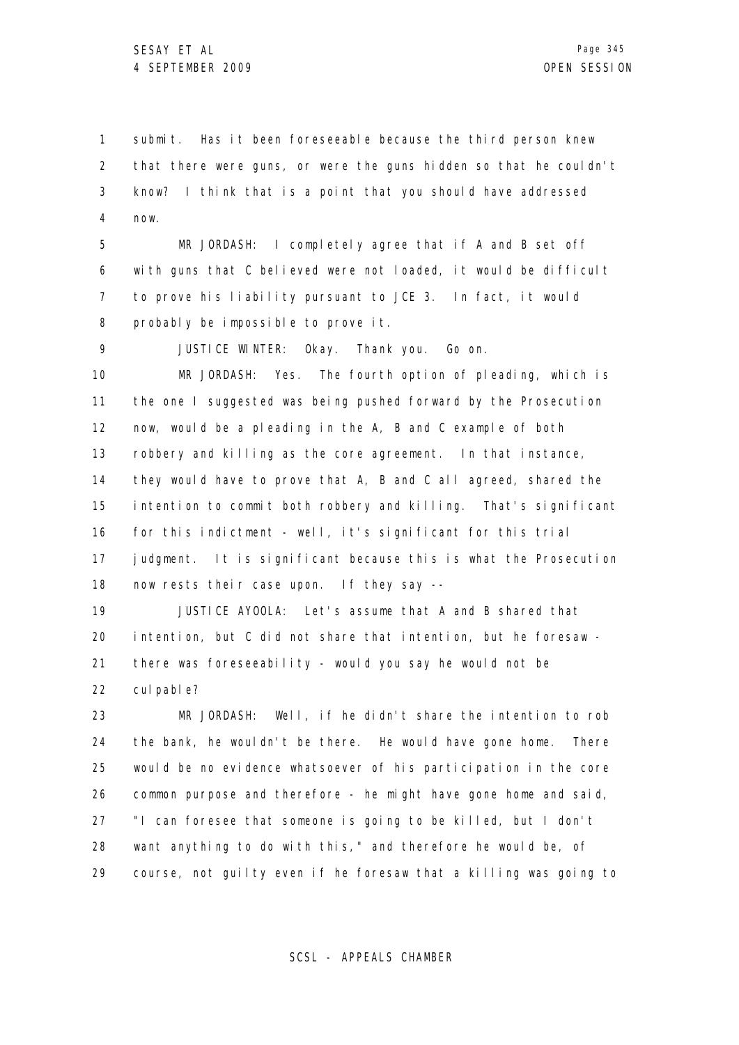submit. Has it been foreseeable because the third person knew that there were guns, or were the guns hidden so that he couldn't know? I think that is a point that you should have addressed now.

MR JORDASH: I completely agree that if A and B set off with guns that C believed were not loaded, it would be difficult to prove his liability pursuant to JCE 3. In fact, it would probably be impossible to prove it.

JUSTICE WINTER: Okay. Thank you. Go on.

MR JORDASH: Yes. The fourth option of pleading, which is the one I suggested was being pushed forward by the Prosecution now, would be a pleading in the A, B and C example of both robbery and killing as the core agreement. In that instance, they would have to prove that A, B and C all agreed, shared the intention to commit both robbery and killing. That's significant for this indictment - well, it's significant for this trial judgment. It is significant because this is what the Prosecution now rests their case upon. If they say --

JUSTICE AYOOLA: Let's assume that A and B shared that intention, but C did not share that intention, but he foresaw - there was foreseeability - would you say he would not be culpable?

MR JORDASH: Well, if he didn't share the intention to rob the bank, he wouldn't be there. He would have gone home. There would be no evidence whatsoever of his participation in the core common purpose and therefore - he might have gone home and said, "I can foresee that someone is going to be killed, but I don't want anything to do with this," and therefore he would be, of course, not guilty even if he foresaw that a killing was going to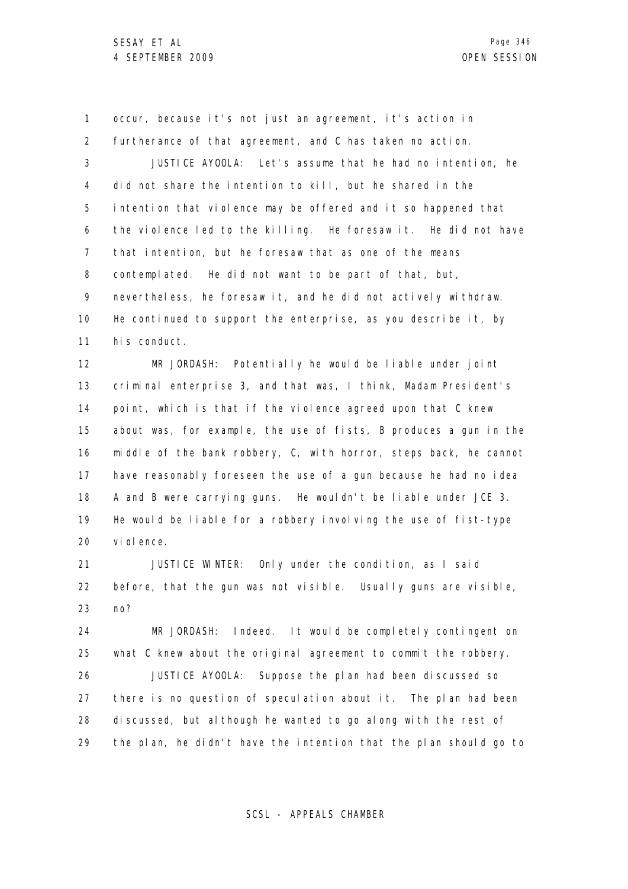occur, because it's not just an agreement, it's action in furtherance of that agreement, and C has taken no action.

JUSTICE AYOOLA: Let's assume that he had no intention, he did not share the intention to kill, but he shared in the intention that violence may be offered and it so happened that the violence led to the killing. He foresaw it. He did not have that intention, but he foresaw that as one of the means contemplated. He did not want to be part of that, but, nevertheless, he foresaw it, and he did not actively withdraw. He continued to support the enterprise, as you describe it, by his conduct.

MR JORDASH: Potentially he would be liable under joint criminal enterprise 3, and that was, I think, Madam President's point, which is that if the violence agreed upon that C knew about was, for example, the use of fists, B produces a gun in the middle of the bank robbery, C, with horror, steps back, he cannot have reasonably foreseen the use of a gun because he had no idea A and B were carrying guns. He wouldn't be liable under JCE 3. He would be liable for a robbery involving the use of fist-type violence.

JUSTICE WINTER: Only under the condition, as I said before, that the gun was not visible. Usually guns are visible, no?

MR JORDASH: Indeed. It would be completely contingent on what C knew about the original agreement to commit the robbery.

JUSTICE AYOOLA: Suppose the plan had been discussed so there is no question of speculation about it. The plan had been discussed, but although he wanted to go along with the rest of the plan, he didn't have the intention that the plan should go to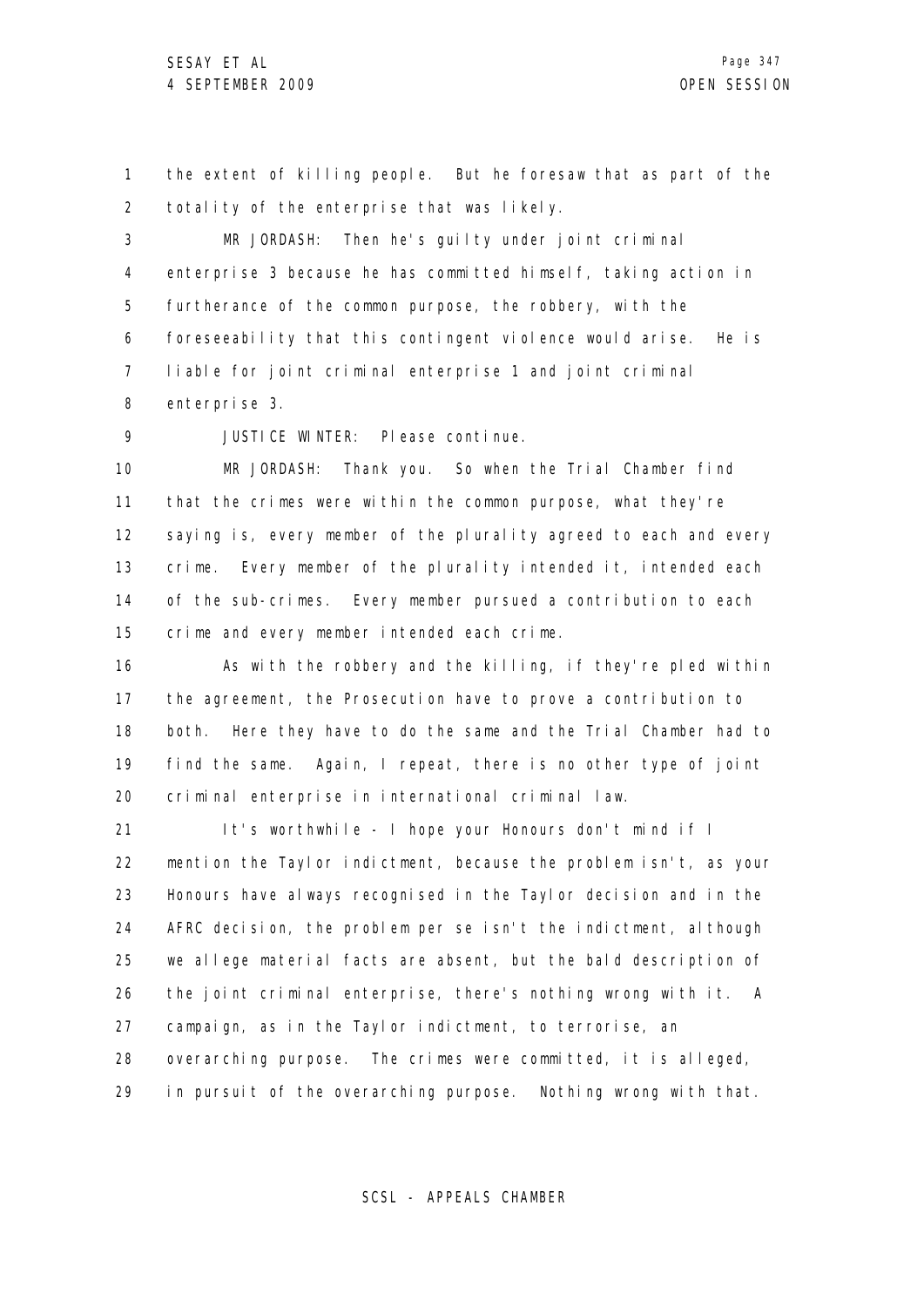the extent of killing people. But he foresaw that as part of the totality of the enterprise that was likely.

MR JORDASH: Then he's guilty under joint criminal enterprise 3 because he has committed himself, taking action in furtherance of the common purpose, the robbery, with the foreseeability that this contingent violence would arise. He is liable for joint criminal enterprise 1 and joint criminal enterprise 3.

JUSTICE WINTER: Please continue.

MR JORDASH: Thank you. So when the Trial Chamber find that the crimes were within the common purpose, what they're saying is, every member of the plurality agreed to each and every crime. Every member of the plurality intended it, intended each of the sub-crimes. Every member pursued a contribution to each crime and every member intended each crime.

As with the robbery and the killing, if they're pled within the agreement, the Prosecution have to prove a contribution to both. Here they have to do the same and the Trial Chamber had to find the same. Again, I repeat, there is no other type of joint criminal enterprise in international criminal law.

It's worthwhile - I hope your Honours don't mind if I mention the Taylor indictment, because the problem isn't, as your Honours have always recognised in the Taylor decision and in the AFRC decision, the problem per se isn't the indictment, although we allege material facts are absent, but the bald description of the joint criminal enterprise, there's nothing wrong with it. A campaign, as in the Taylor indictment, to terrorise, an overarching purpose. The crimes were committed, it is alleged, in pursuit of the overarching purpose. Nothing wrong with that.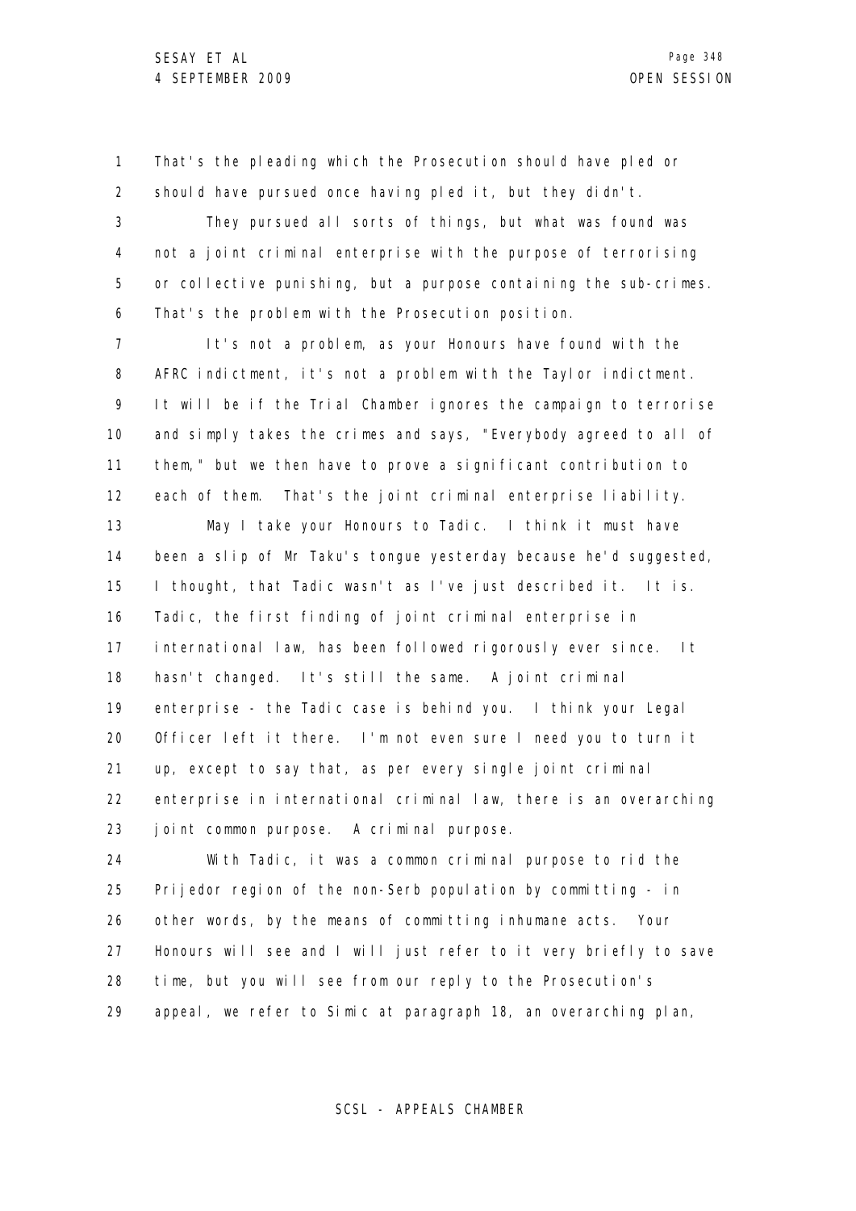That's the pleading which the Prosecution should have pled or should have pursued once having pled it, but they didn't.

They pursued all sorts of things, but what was found was not a joint criminal enterprise with the purpose of terrorising or collective punishing, but a purpose containing the sub-crimes. That's the problem with the Prosecution position.

It's not a problem, as your Honours have found with the AFRC indictment, it's not a problem with the Taylor indictment. It will be if the Trial Chamber ignores the campaign to terrorise and simply takes the crimes and says, "Everybody agreed to all of them," but we then have to prove a significant contribution to each of them. That's the joint criminal enterprise liability.

May I take your Honours to Tadic. I think it must have been a slip of Mr Taku's tongue yesterday because he'd suggested, I thought, that Tadic wasn't as I've just described it. It is. Tadic, the first finding of joint criminal enterprise in international law, has been followed rigorously ever since. It hasn't changed. It's still the same. A joint criminal enterprise - the Tadic case is behind you. I think your Legal Officer left it there. I'm not even sure I need you to turn it up, except to say that, as per every single joint criminal enterprise in international criminal law, there is an overarching joint common purpose. A criminal purpose.

With Tadic, it was a common criminal purpose to rid the Prijedor region of the non-Serb population by committing - in other words, by the means of committing inhumane acts. Your Honours will see and I will just refer to it very briefly to save time, but you will see from our reply to the Prosecution's appeal, we refer to Simic at paragraph 18, an overarching plan,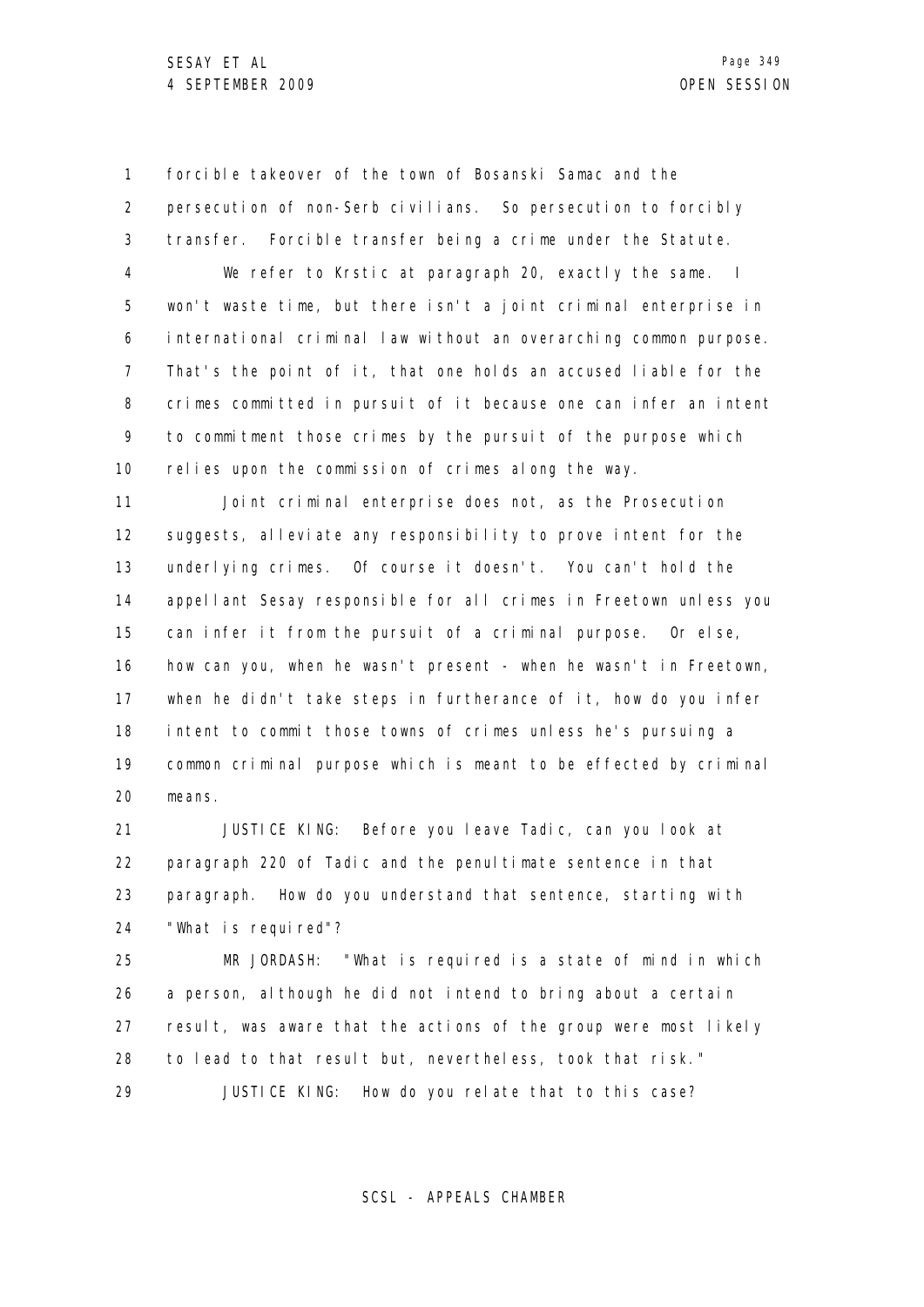forcible takeover of the town of Bosanski Samac and the persecution of non-Serb civilians. So persecution to forcibly transfer. Forcible transfer being a crime under the Statute.

We refer to Krstic at paragraph 20, exactly the same. I won't waste time, but there isn't a joint criminal enterprise in international criminal law without an overarching common purpose. That's the point of it, that one holds an accused liable for the crimes committed in pursuit of it because one can infer an intent to commitment those crimes by the pursuit of the purpose which relies upon the commission of crimes along the way.

Joint criminal enterprise does not, as the Prosecution suggests, alleviate any responsibility to prove intent for the underlying crimes. Of course it doesn't. You can't hold the appellant Sesay responsible for all crimes in Freetown unless you can infer it from the pursuit of a criminal purpose. Or else, how can you, when he wasn't present - when he wasn't in Freetown, when he didn't take steps in furtherance of it, how do you infer intent to commit those towns of crimes unless he's pursuing a common criminal purpose which is meant to be effected by criminal means.

JUSTICE KING: Before you leave Tadic, can you look at paragraph 220 of Tadic and the penultimate sentence in that paragraph. How do you understand that sentence, starting with "What is required"?

MR JORDASH: "What is required is a state of mind in which a person, although he did not intend to bring about a certain result, was aware that the actions of the group were most likely to lead to that result but, nevertheless, took that risk."

JUSTICE KING: How do you relate that to this case?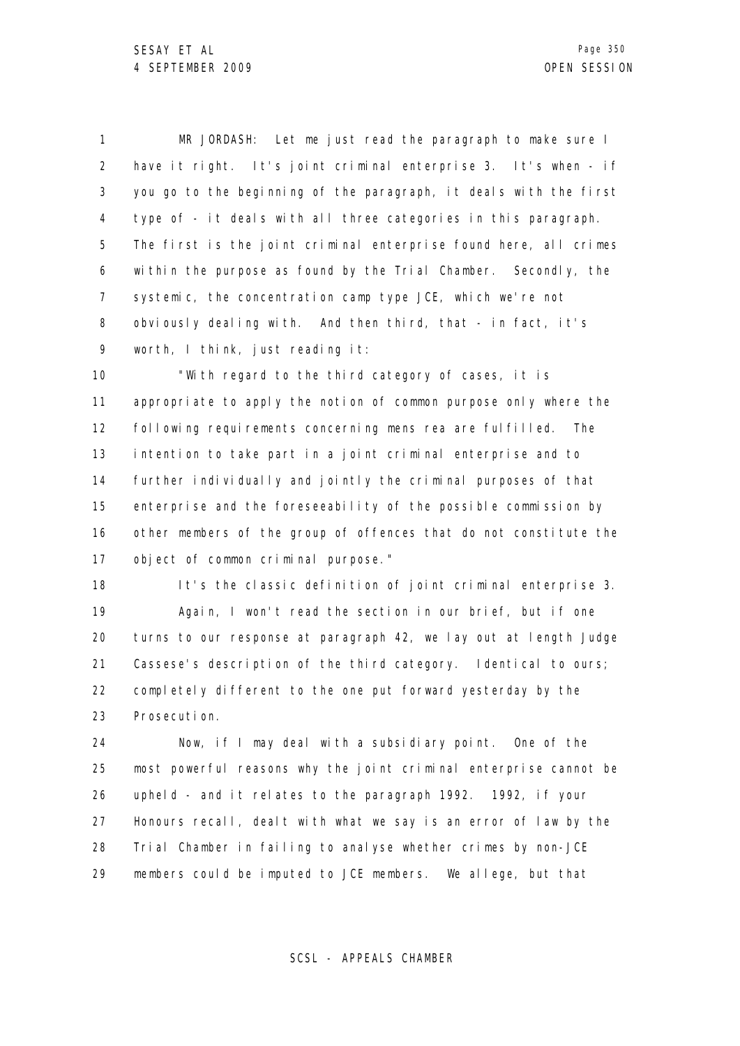MR JORDASH: Let me just read the paragraph to make sure I have it right. It's joint criminal enterprise 3. It's when - if you go to the beginning of the paragraph, it deals with the first type of - it deals with all three categories in this paragraph. The first is the joint criminal enterprise found here, all crimes within the purpose as found by the Trial Chamber. Secondly, the systemic, the concentration camp type JCE, which we're not obviously dealing with. And then third, that - in fact, it's worth, I think, just reading it:

"With regard to the third category of cases, it is appropriate to apply the notion of common purpose only where the following requirements concerning mens rea are fulfilled. The intention to take part in a joint criminal enterprise and to further individually and jointly the criminal purposes of that enterprise and the foreseeability of the possible commission by other members of the group of offences that do not constitute the object of common criminal purpose."

It's the classic definition of joint criminal enterprise 3.

Again, I won't read the section in our brief, but if one turns to our response at paragraph 42, we lay out at length Judge Cassese's description of the third category. Identical to ours; completely different to the one put forward yesterday by the Prosecution.

Now, if I may deal with a subsidiary point. One of the most powerful reasons why the joint criminal enterprise cannot be upheld - and it relates to the paragraph 1992. 1992, if your Honours recall, dealt with what we say is an error of law by the Trial Chamber in failing to analyse whether crimes by non-JCE members could be imputed to JCE members. We allege, but that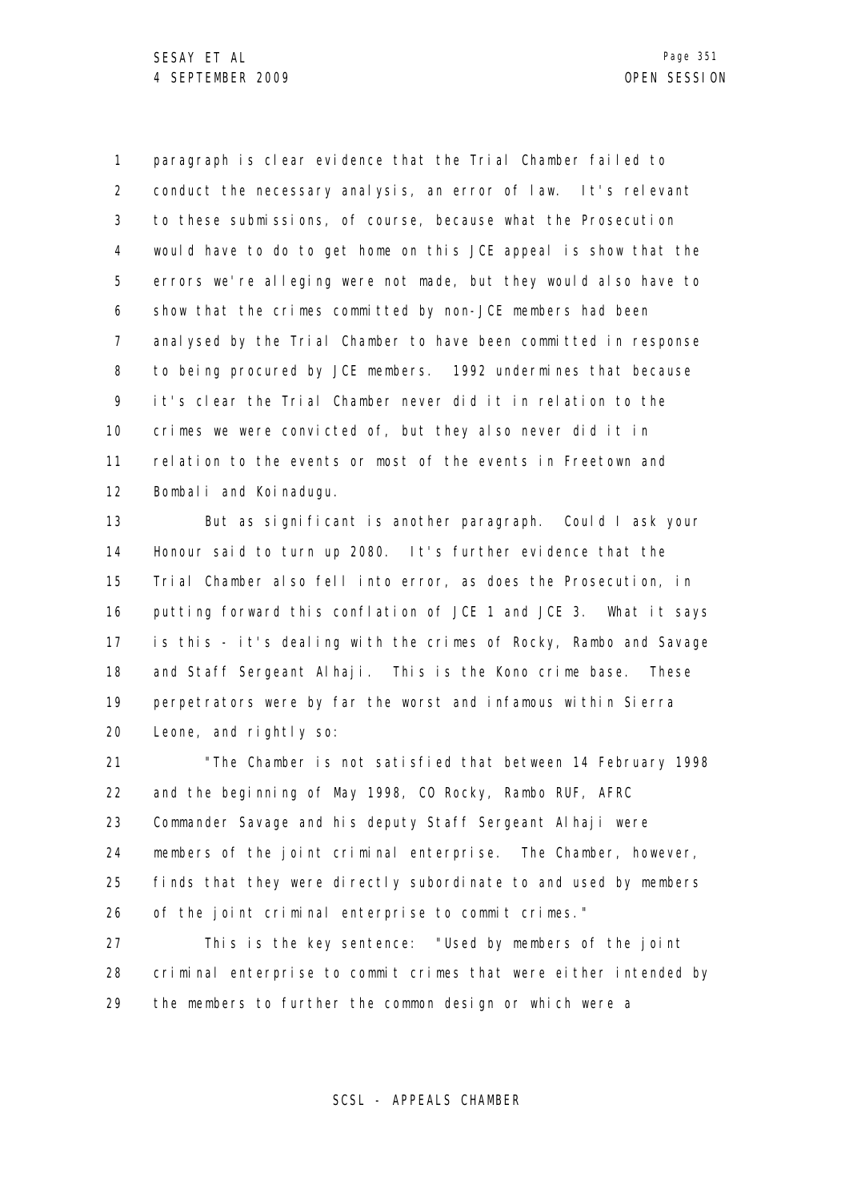paragraph is clear evidence that the Trial Chamber failed to conduct the necessary analysis, an error of law. It's relevant to these submissions, of course, because what the Prosecution would have to do to get home on this JCE appeal is show that the errors we're alleging were not made, but they would also have to show that the crimes committed by non-JCE members had been analysed by the Trial Chamber to have been committed in response to being procured by JCE members. 1992 undermines that because it's clear the Trial Chamber never did it in relation to the crimes we were convicted of, but they also never did it in relation to the events or most of the events in Freetown and Bombali and Koinadugu.

But as significant is another paragraph. Could I ask your Honour said to turn up 2080. It's further evidence that the Trial Chamber also fell into error, as does the Prosecution, in putting forward this conflation of JCE 1 and JCE 3. What it says is this - it's dealing with the crimes of Rocky, Rambo and Savage and Staff Sergeant Alhaji. This is the Kono crime base. These perpetrators were by far the worst and infamous within Sierra Leone, and rightly so:

"The Chamber is not satisfied that between 14 February 1998 and the beginning of May 1998, CO Rocky, Rambo RUF, AFRC Commander Savage and his deputy Staff Sergeant Alhaji were members of the joint criminal enterprise. The Chamber, however, finds that they were directly subordinate to and used by members of the joint criminal enterprise to commit crimes."

This is the key sentence: "Used by members of the joint criminal enterprise to commit crimes that were either intended by the members to further the common design or which were a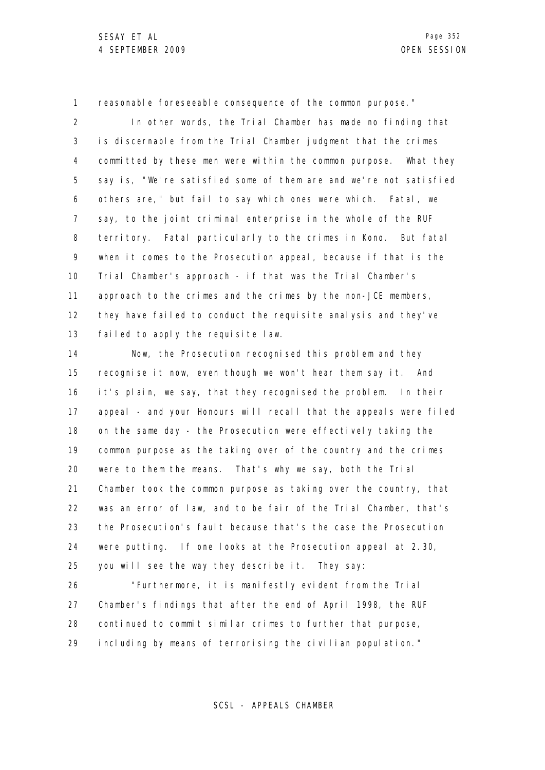reasonable foreseeable consequence of the common purpose."

In other words, the Trial Chamber has made no finding that is discernable from the Trial Chamber judgment that the crimes committed by these men were within the common purpose. What they say is, "We're satisfied some of them are and we're not satisfied others are," but fail to say which ones were which. Fatal, we say, to the joint criminal enterprise in the whole of the RUF territory. Fatal particularly to the crimes in Kono. But fatal when it comes to the Prosecution appeal, because if that is the Trial Chamber's approach - if that was the Trial Chamber's approach to the crimes and the crimes by the non-JCE members, they have failed to conduct the requisite analysis and they've failed to apply the requisite law.

Now, the Prosecution recognised this problem and they recognise it now, even though we won't hear them say it. And it's plain, we say, that they recognised the problem. In their appeal - and your Honours will recall that the appeals were filed on the same day - the Prosecution were effectively taking the common purpose as the taking over of the country and the crimes were to them the means. That's why we say, both the Trial Chamber took the common purpose as taking over the country, that was an error of law, and to be fair of the Trial Chamber, that's the Prosecution's fault because that's the case the Prosecution were putting. If one looks at the Prosecution appeal at 2.30, you will see the way they describe it. They say:

"Furthermore, it is manifestly evident from the Trial Chamber's findings that after the end of April 1998, the RUF continued to commit similar crimes to further that purpose, including by means of terrorising the civilian population."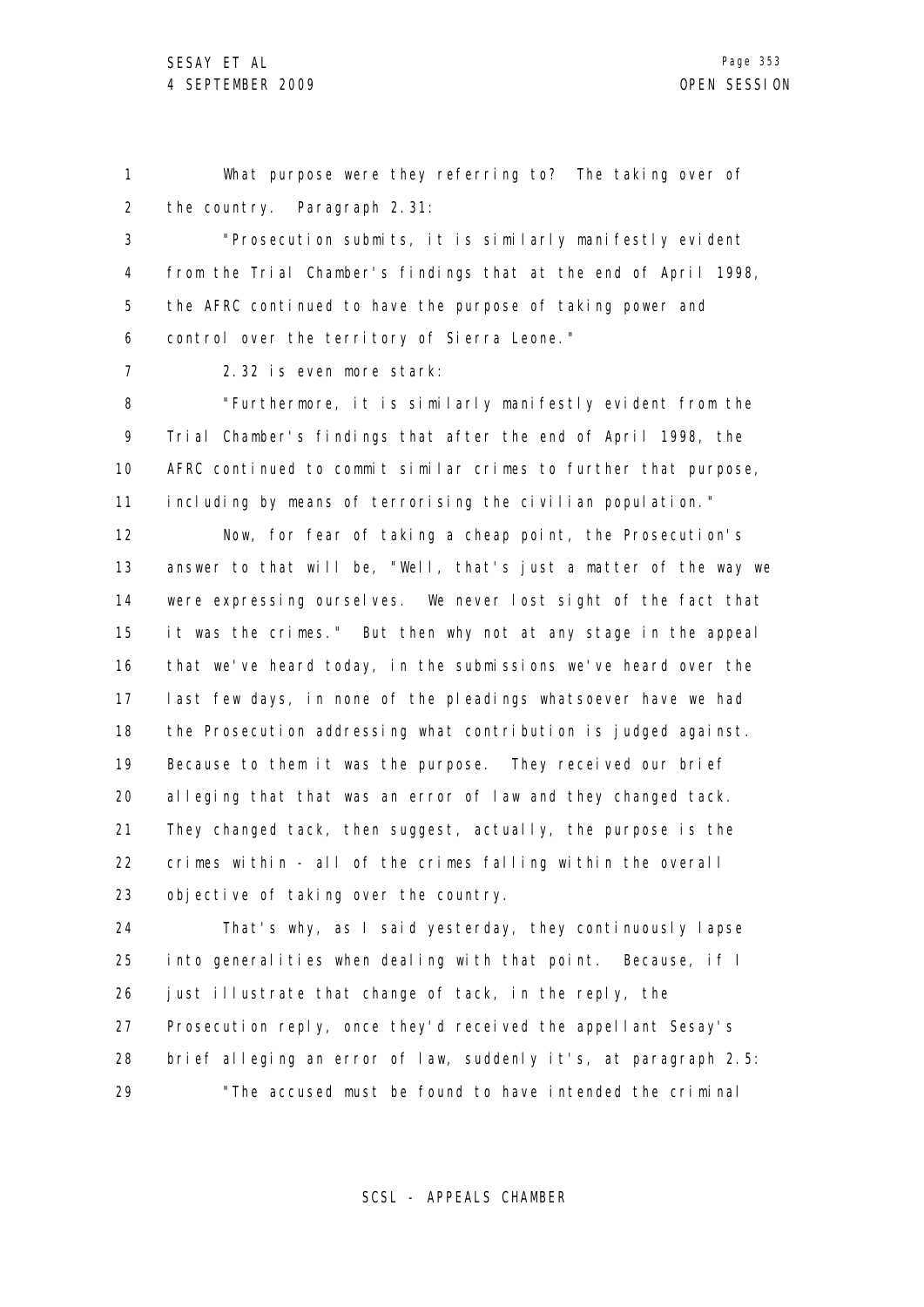What purpose were they referring to? The taking over of the country. Paragraph 2.31:

"Prosecution submits, it is similarly manifestly evident from the Trial Chamber's findings that at the end of April 1998, the AFRC continued to have the purpose of taking power and control over the territory of Sierra Leone."

2.32 is even more stark:

"Furthermore, it is similarly manifestly evident from the Trial Chamber's findings that after the end of April 1998, the AFRC continued to commit similar crimes to further that purpose, including by means of terrorising the civilian population."

Now, for fear of taking a cheap point, the Prosecution's answer to that will be, "Well, that's just a matter of the way we were expressing ourselves. We never lost sight of the fact that it was the crimes." But then why not at any stage in the appeal that we've heard today, in the submissions we've heard over the last few days, in none of the pleadings whatsoever have we had the Prosecution addressing what contribution is judged against. Because to them it was the purpose. They received our brief alleging that that was an error of law and they changed tack. They changed tack, then suggest, actually, the purpose is the crimes within - all of the crimes falling within the overall objective of taking over the country.

That's why, as I said yesterday, they continuously lapse into generalities when dealing with that point. Because, if I just illustrate that change of tack, in the reply, the Prosecution reply, once they'd received the appellant Sesay's brief alleging an error of law, suddenly it's, at paragraph 2.5:

"The accused must be found to have intended the criminal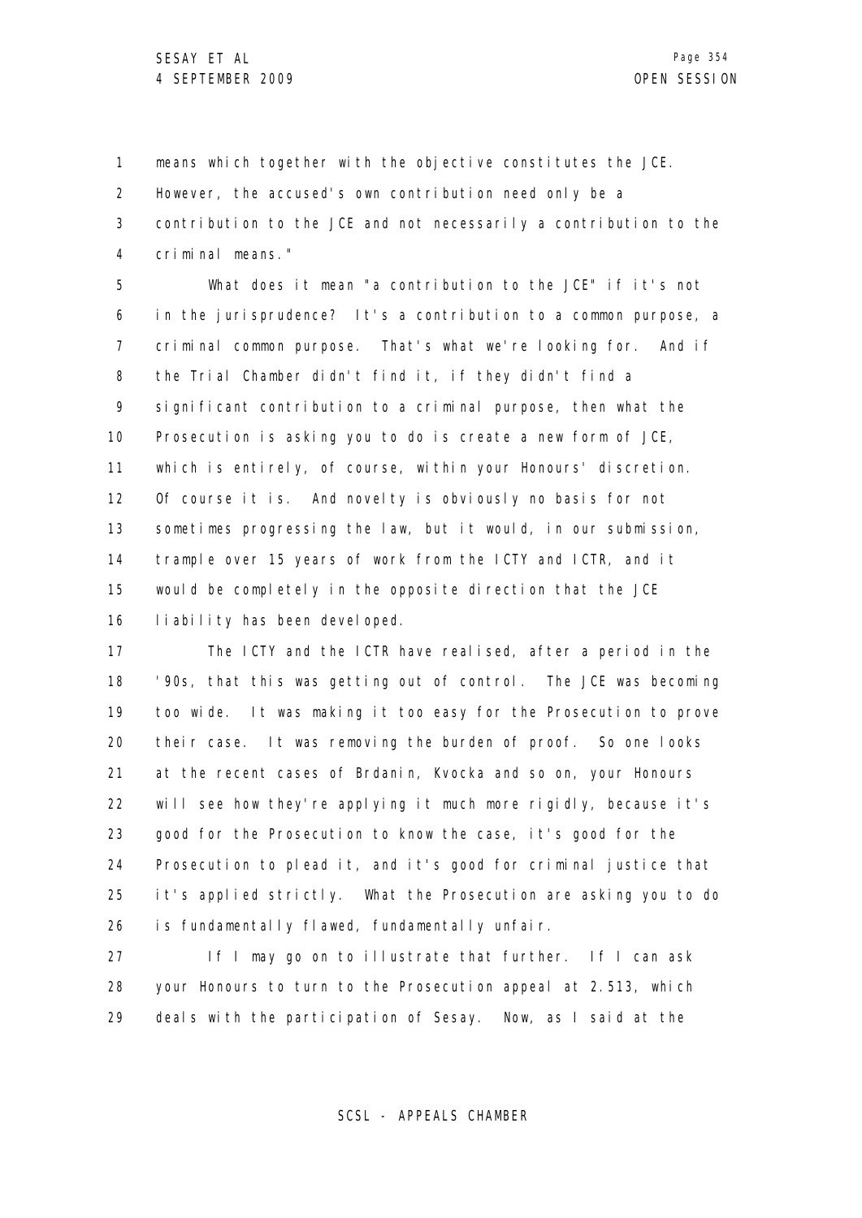means which together with the objective constitutes the JCE. However, the accused's own contribution need only be a contribution to the JCE and not necessarily a contribution to the criminal means."

What does it mean "a contribution to the JCE" if it's not in the jurisprudence? It's a contribution to a common purpose, a criminal common purpose. That's what we're looking for. And if the Trial Chamber didn't find it, if they didn't find a significant contribution to a criminal purpose, then what the Prosecution is asking you to do is create a new form of JCE, which is entirely, of course, within your Honours' discretion. Of course it is. And novelty is obviously no basis for not sometimes progressing the law, but it would, in our submission, trample over 15 years of work from the ICTY and ICTR, and it would be completely in the opposite direction that the JCE liability has been developed.

The ICTY and the ICTR have realised, after a period in the '90s, that this was getting out of control. The JCE was becoming too wide. It was making it too easy for the Prosecution to prove their case. It was removing the burden of proof. So one looks at the recent cases of Brdanin, Kvocka and so on, your Honours will see how they're applying it much more rigidly, because it's good for the Prosecution to know the case, it's good for the Prosecution to plead it, and it's good for criminal justice that it's applied strictly. What the Prosecution are asking you to do is fundamentally flawed, fundamentally unfair.

If I may go on to illustrate that further. If I can ask your Honours to turn to the Prosecution appeal at 2.513, which deals with the participation of Sesay. Now, as I said at the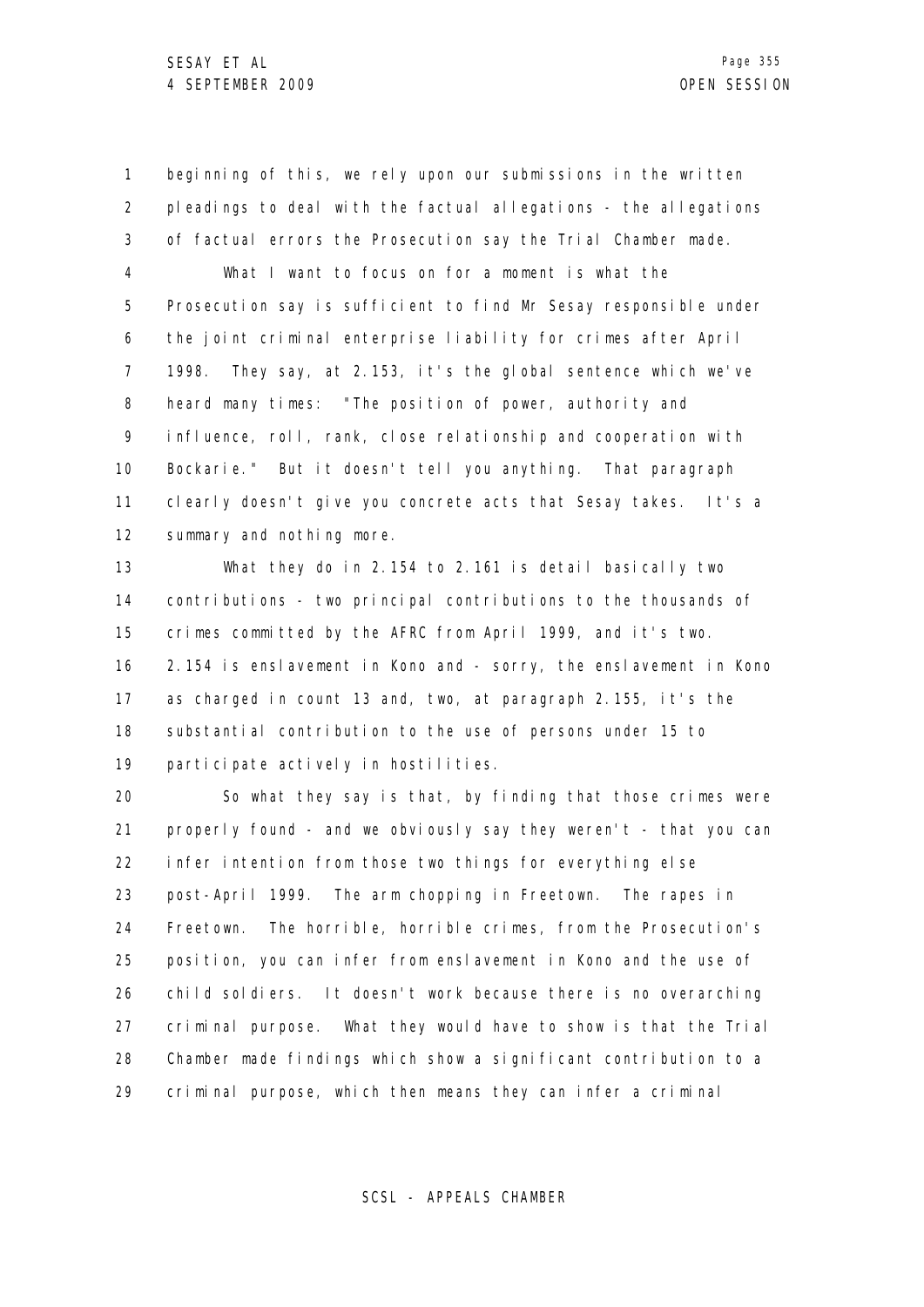beginning of this, we rely upon our submissions in the written pleadings to deal with the factual allegations - the allegations of factual errors the Prosecution say the Trial Chamber made.

What I want to focus on for a moment is what the Prosecution say is sufficient to find Mr Sesay responsible under the joint criminal enterprise liability for crimes after April 1998. They say, at 2.153, it's the global sentence which we've heard many times: "The position of power, authority and influence, roll, rank, close relationship and cooperation with Bockarie." But it doesn't tell you anything. That paragraph clearly doesn't give you concrete acts that Sesay takes. It's a summary and nothing more.

What they do in 2.154 to 2.161 is detail basically two contributions - two principal contributions to the thousands of crimes committed by the AFRC from April 1999, and it's two. 2.154 is enslavement in Kono and - sorry, the enslavement in Kono as charged in count 13 and, two, at paragraph 2.155, it's the substantial contribution to the use of persons under 15 to participate actively in hostilities.

So what they say is that, by finding that those crimes were properly found - and we obviously say they weren't - that you can infer intention from those two things for everything else post-April 1999. The arm chopping in Freetown. The rapes in Freetown. The horrible, horrible crimes, from the Prosecution's position, you can infer from enslavement in Kono and the use of child soldiers. It doesn't work because there is no overarching criminal purpose. What they would have to show is that the Trial Chamber made findings which show a significant contribution to a criminal purpose, which then means they can infer a criminal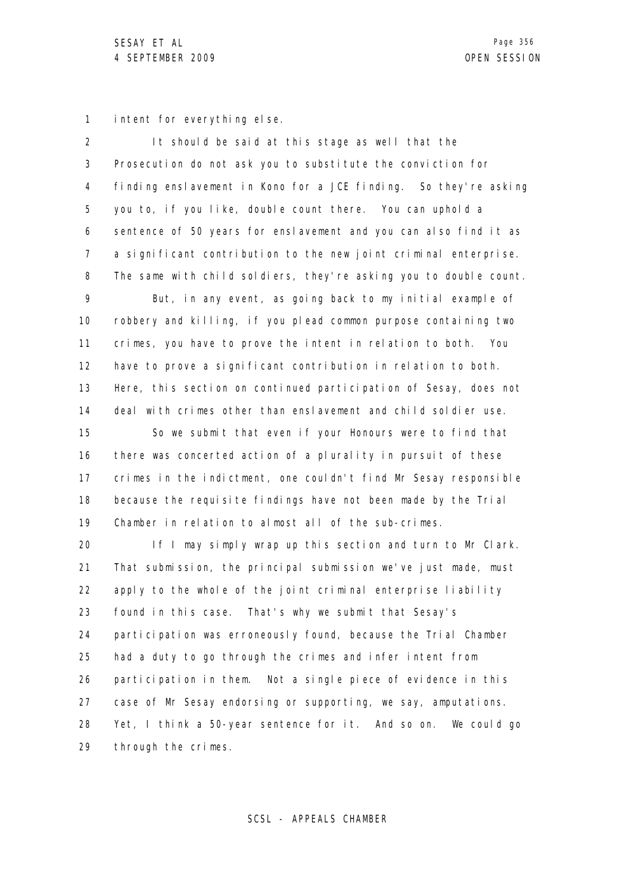intent for everything else.

It should be said at this stage as well that the Prosecution do not ask you to substitute the conviction for finding enslavement in Kono for a JCE finding. So they're asking you to, if you like, double count there. You can uphold a sentence of 50 years for enslavement and you can also find it as a significant contribution to the new joint criminal enterprise. The same with child soldiers, they're asking you to double count.

But, in any event, as going back to my initial example of robbery and killing, if you plead common purpose containing two crimes, you have to prove the intent in relation to both. You have to prove a significant contribution in relation to both. Here, this section on continued participation of Sesay, does not deal with crimes other than enslavement and child soldier use.

So we submit that even if your Honours were to find that there was concerted action of a plurality in pursuit of these crimes in the indictment, one couldn't find Mr Sesay responsible because the requisite findings have not been made by the Trial Chamber in relation to almost all of the sub-crimes.

If I may simply wrap up this section and turn to Mr Clark. That submission, the principal submission we've just made, must apply to the whole of the joint criminal enterprise liability found in this case. That's why we submit that Sesay's participation was erroneously found, because the Trial Chamber had a duty to go through the crimes and infer intent from participation in them. Not a single piece of evidence in this case of Mr Sesay endorsing or supporting, we say, amputations. Yet, I think a 50-year sentence for it. And so on. We could go through the crimes.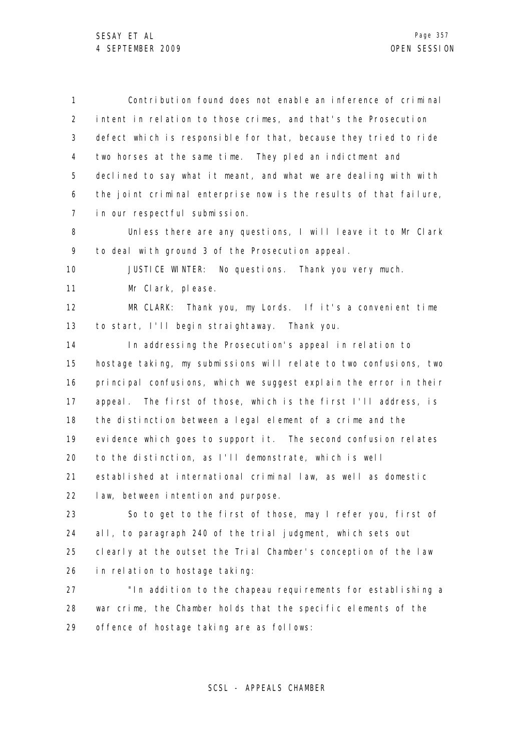Contribution found does not enable an inference of criminal intent in relation to those crimes, and that's the Prosecution defect which is responsible for that, because they tried to ride two horses at the same time. They pled an indictment and declined to say what it meant, and what we are dealing with with the joint criminal enterprise now is the results of that failure, in our respectful submission.

Unless there are any questions, I will leave it to Mr Clark to deal with ground 3 of the Prosecution appeal.

JUSTICE WINTER: No questions. Thank you very much.

Mr Clark, please.

MR CLARK: Thank you, my Lords. If it's a convenient time to start, I'll begin straightaway. Thank you.

In addressing the Prosecution's appeal in relation to hostage taking, my submissions will relate to two confusions, two principal confusions, which we suggest explain the error in their appeal. The first of those, which is the first I'll address, is the distinction between a legal element of a crime and the evidence which goes to support it. The second confusion relates to the distinction, as I'll demonstrate, which is well established at international criminal law, as well as domestic law, between intention and purpose.

So to get to the first of those, may I refer you, first of all, to paragraph 240 of the trial judgment, which sets out clearly at the outset the Trial Chamber's conception of the law in relation to hostage taking:

"In addition to the chapeau requirements for establishing a war crime, the Chamber holds that the specific elements of the offence of hostage taking are as follows: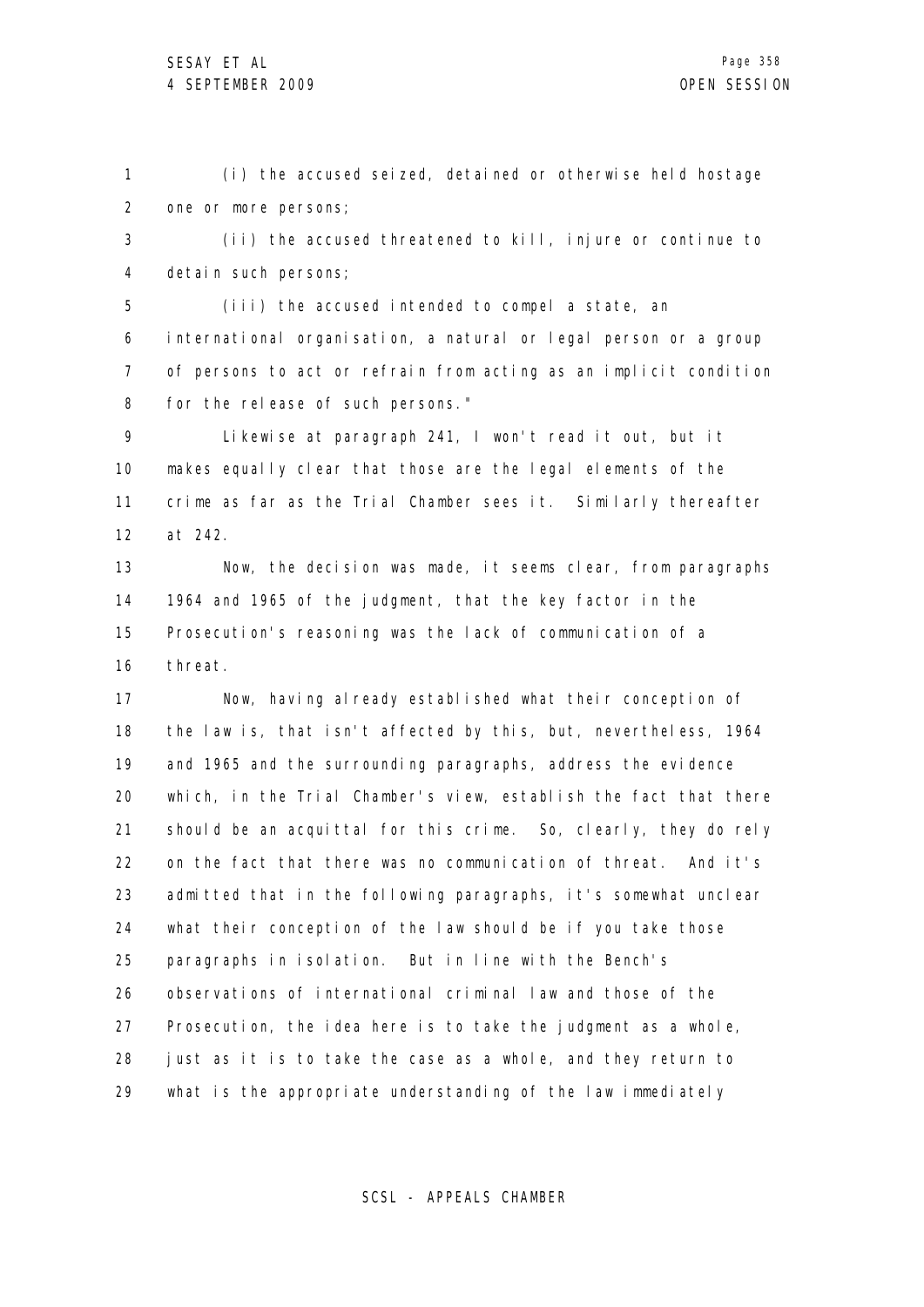(i) the accused seized, detained or otherwise held hostage one or more persons;

(ii) the accused threatened to kill, injure or continue to detain such persons;

(iii) the accused intended to compel a state, an international organisation, a natural or legal person or a group of persons to act or refrain from acting as an implicit condition for the release of such persons."

Likewise at paragraph 241, I won't read it out, but it makes equally clear that those are the legal elements of the crime as far as the Trial Chamber sees it. Similarly thereafter at 242.

Now, the decision was made, it seems clear, from paragraphs 1964 and 1965 of the judgment, that the key factor in the Prosecution's reasoning was the lack of communication of a threat.

Now, having already established what their conception of the law is, that isn't affected by this, but, nevertheless, 1964 and 1965 and the surrounding paragraphs, address the evidence which, in the Trial Chamber's view, establish the fact that there should be an acquittal for this crime. So, clearly, they do rely on the fact that there was no communication of threat. And it's admitted that in the following paragraphs, it's somewhat unclear what their conception of the law should be if you take those paragraphs in isolation. But in line with the Bench's observations of international criminal law and those of the Prosecution, the idea here is to take the judgment as a whole, just as it is to take the case as a whole, and they return to what is the appropriate understanding of the law immediately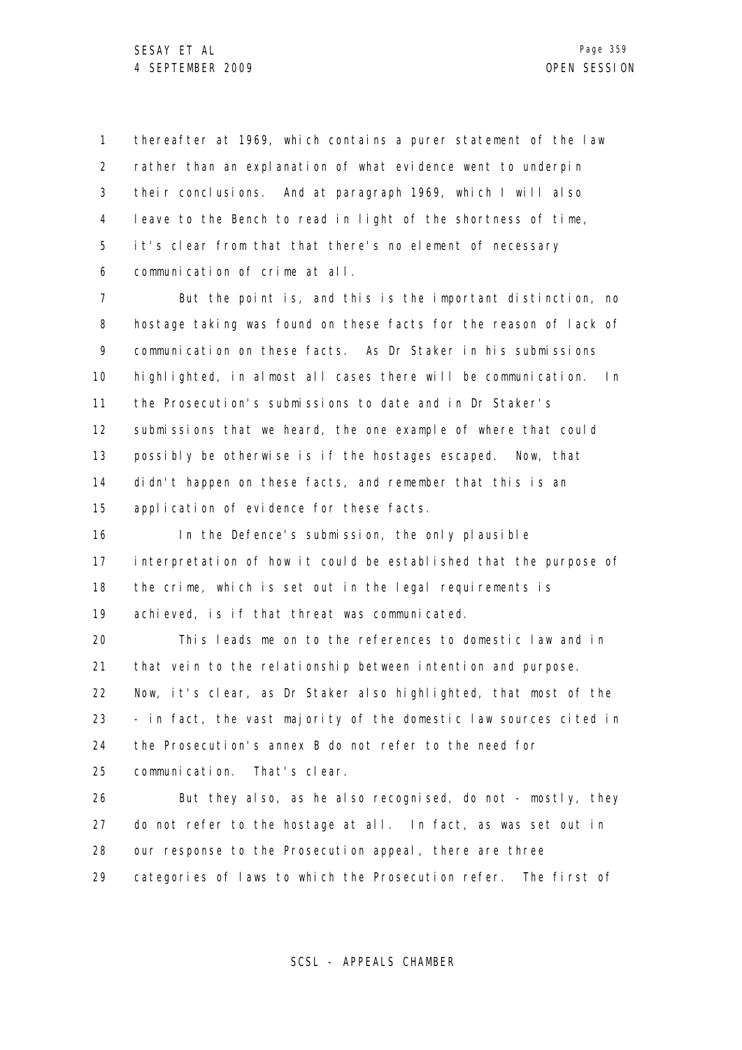thereafter at 1969, which contains a purer statement of the law rather than an explanation of what evidence went to underpin their conclusions. And at paragraph 1969, which I will also leave to the Bench to read in light of the shortness of time, it's clear from that that there's no element of necessary communication of crime at all.

But the point is, and this is the important distinction, no hostage taking was found on these facts for the reason of lack of communication on these facts. As Dr Staker in his submissions highlighted, in almost all cases there will be communication. In the Prosecution's submissions to date and in Dr Staker's submissions that we heard, the one example of where that could possibly be otherwise is if the hostages escaped. Now, that didn't happen on these facts, and remember that this is an application of evidence for these facts.

In the Defence's submission, the only plausible interpretation of how it could be established that the purpose of the crime, which is set out in the legal requirements is achieved, is if that threat was communicated.

This leads me on to the references to domestic law and in that vein to the relationship between intention and purpose. Now, it's clear, as Dr Staker also highlighted, that most of the - in fact, the vast majority of the domestic law sources cited in the Prosecution's annex B do not refer to the need for communication. That's clear.

But they also, as he also recognised, do not - mostly, they do not refer to the hostage at all. In fact, as was set out in our response to the Prosecution appeal, there are three categories of laws to which the Prosecution refer. The first of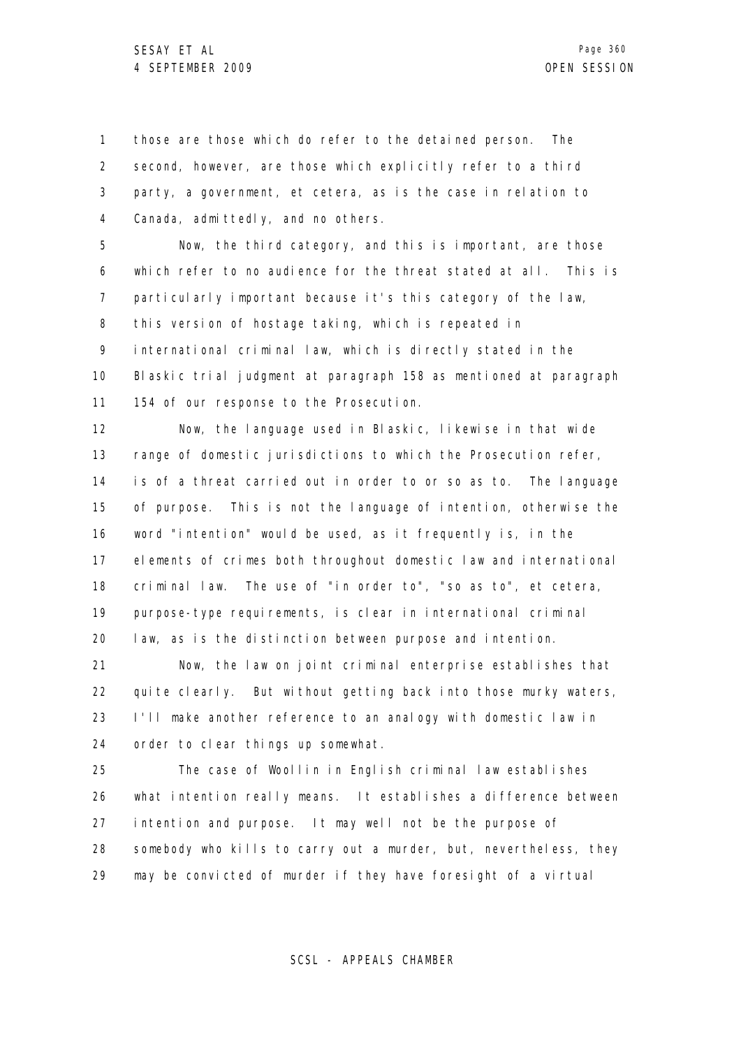those are those which do refer to the detained person. The second, however, are those which explicitly refer to a third party, a government, et cetera, as is the case in relation to Canada, admittedly, and no others.

Now, the third category, and this is important, are those which refer to no audience for the threat stated at all. This is particularly important because it's this category of the law, this version of hostage taking, which is repeated in international criminal law, which is directly stated in the Blaskic trial judgment at paragraph 158 as mentioned at paragraph 154 of our response to the Prosecution.

Now, the language used in Blaskic, likewise in that wide range of domestic jurisdictions to which the Prosecution refer, is of a threat carried out in order to or so as to. The language of purpose. This is not the language of intention, otherwise the word "intention" would be used, as it frequently is, in the elements of crimes both throughout domestic law and international criminal law. The use of "in order to", "so as to", et cetera, purpose-type requirements, is clear in international criminal law, as is the distinction between purpose and intention.

Now, the law on joint criminal enterprise establishes that quite clearly. But without getting back into those murky waters, I'll make another reference to an analogy with domestic law in order to clear things up somewhat.

The case of Woollin in English criminal law establishes what intention really means. It establishes a difference between intention and purpose. It may well not be the purpose of somebody who kills to carry out a murder, but, nevertheless, they may be convicted of murder if they have foresight of a virtual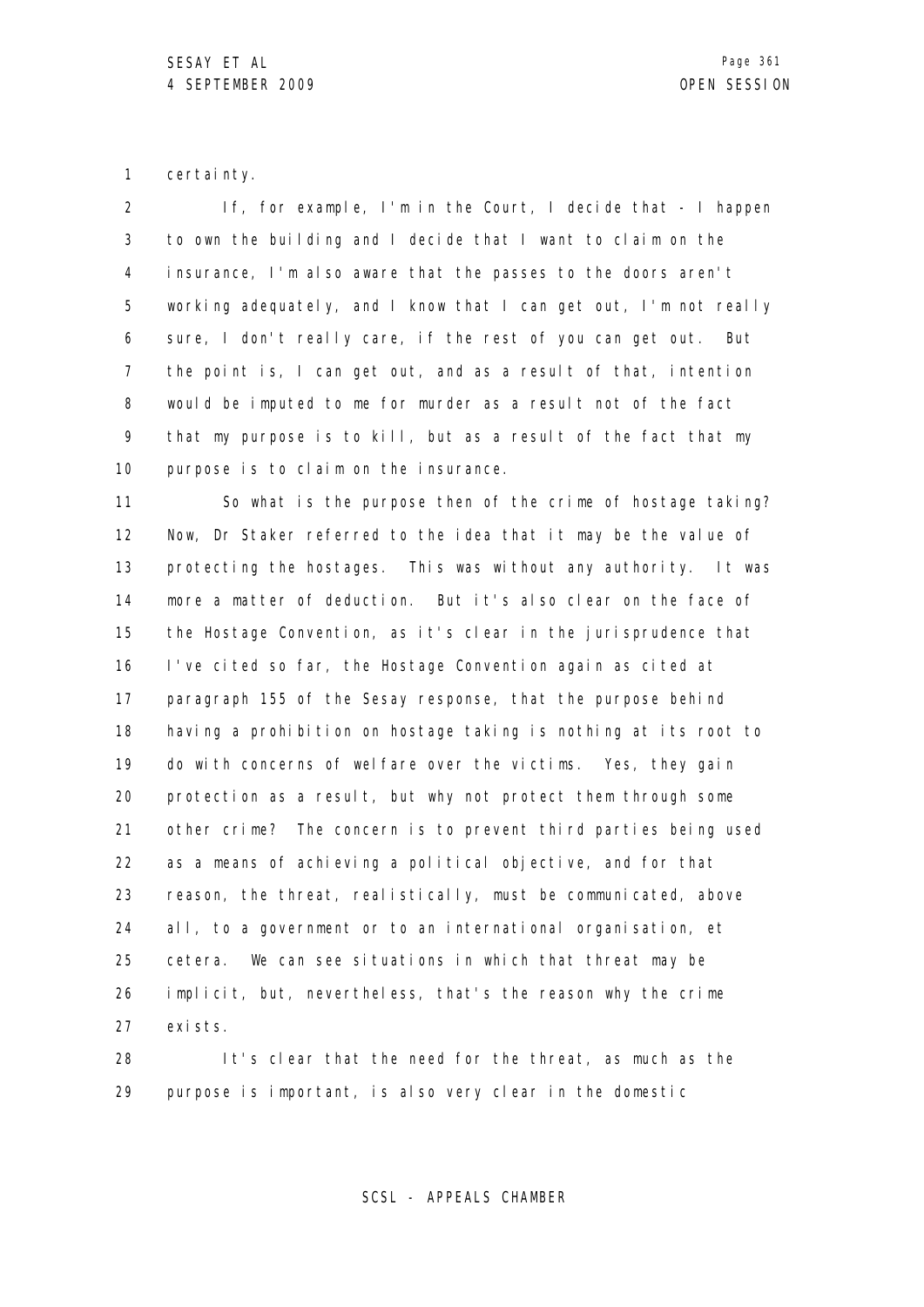certainty.

If, for example, I'm in the Court, I decide that - I happen to own the building and I decide that I want to claim on the insurance, I'm also aware that the passes to the doors aren't working adequately, and I know that I can get out, I'm not really sure, I don't really care, if the rest of you can get out. But the point is, I can get out, and as a result of that, intention would be imputed to me for murder as a result not of the fact that my purpose is to kill, but as a result of the fact that my purpose is to claim on the insurance.

So what is the purpose then of the crime of hostage taking? Now, Dr Staker referred to the idea that it may be the value of protecting the hostages. This was without any authority. It was more a matter of deduction. But it's also clear on the face of the Hostage Convention, as it's clear in the jurisprudence that I've cited so far, the Hostage Convention again as cited at paragraph 155 of the Sesay response, that the purpose behind having a prohibition on hostage taking is nothing at its root to do with concerns of welfare over the victims. Yes, they gain protection as a result, but why not protect them through some other crime? The concern is to prevent third parties being used as a means of achieving a political objective, and for that reason, the threat, realistically, must be communicated, above all, to a government or to an international organisation, et cetera. We can see situations in which that threat may be implicit, but, nevertheless, that's the reason why the crime exists.

It's clear that the need for the threat, as much as the purpose is important, is also very clear in the domestic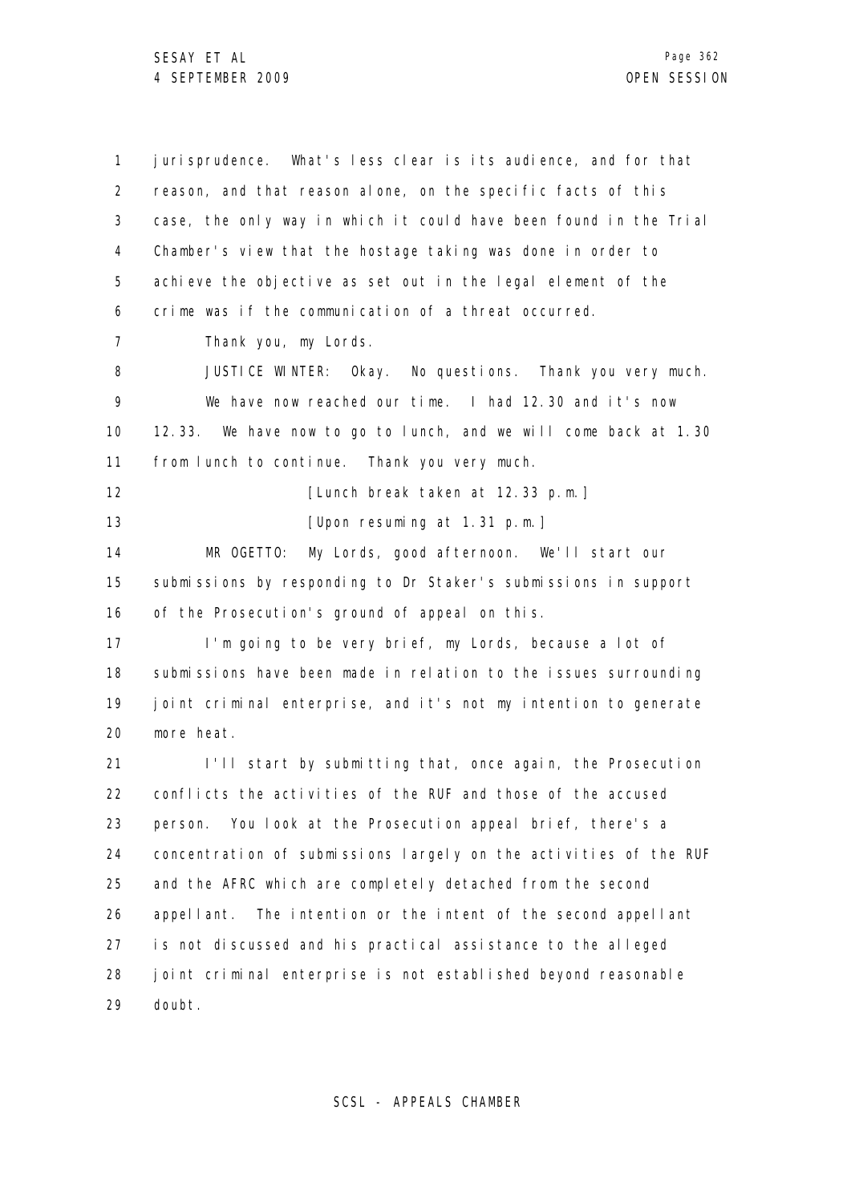jurisprudence. What's less clear is its audience, and for that reason, and that reason alone, on the specific facts of this case, the only way in which it could have been found in the Trial Chamber's view that the hostage taking was done in order to achieve the objective as set out in the legal element of the crime was if the communication of a threat occurred.

Thank you, my Lords.

JUSTICE WINTER: Okay. No questions. Thank you very much. We have now reached our time. I had 12.30 and it's now 12.33. We have now to go to lunch, and we will come back at 1.30 from lunch to continue. Thank you very much.

[Lunch break taken at 12.33 p.m.]

[Upon resuming at 1.31 p.m.]

MR OGETTO: My Lords, good afternoon. We'll start our submissions by responding to Dr Staker's submissions in support of the Prosecution's ground of appeal on this.

I'm going to be very brief, my Lords, because a lot of submissions have been made in relation to the issues surrounding joint criminal enterprise, and it's not my intention to generate more heat.

I'll start by submitting that, once again, the Prosecution conflicts the activities of the RUF and those of the accused person. You look at the Prosecution appeal brief, there's a concentration of submissions largely on the activities of the RUF and the AFRC which are completely detached from the second appellant. The intention or the intent of the second appellant is not discussed and his practical assistance to the alleged joint criminal enterprise is not established beyond reasonable doubt.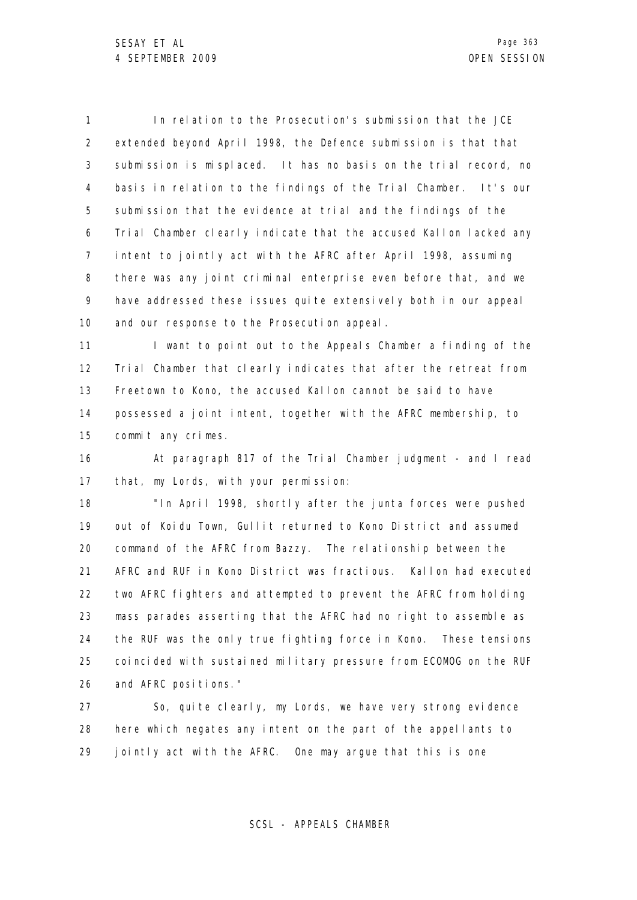In relation to the Prosecution's submission that the JCE extended beyond April 1998, the Defence submission is that that submission is misplaced. It has no basis on the trial record, no basis in relation to the findings of the Trial Chamber. It's our submission that the evidence at trial and the findings of the Trial Chamber clearly indicate that the accused Kallon lacked any intent to jointly act with the AFRC after April 1998, assuming there was any joint criminal enterprise even before that, and we have addressed these issues quite extensively both in our appeal and our response to the Prosecution appeal.

I want to point out to the Appeals Chamber a finding of the Trial Chamber that clearly indicates that after the retreat from Freetown to Kono, the accused Kallon cannot be said to have possessed a joint intent, together with the AFRC membership, to commit any crimes.

At paragraph 817 of the Trial Chamber judgment - and I read that, my Lords, with your permission:

"In April 1998, shortly after the junta forces were pushed out of Koidu Town, Gullit returned to Kono District and assumed command of the AFRC from Bazzy. The relationship between the AFRC and RUF in Kono District was fractious. Kallon had executed two AFRC fighters and attempted to prevent the AFRC from holding mass parades asserting that the AFRC had no right to assemble as the RUF was the only true fighting force in Kono. These tensions coincided with sustained military pressure from ECOMOG on the RUF and AFRC positions."

So, quite clearly, my Lords, we have very strong evidence here which negates any intent on the part of the appellants to jointly act with the AFRC. One may argue that this is one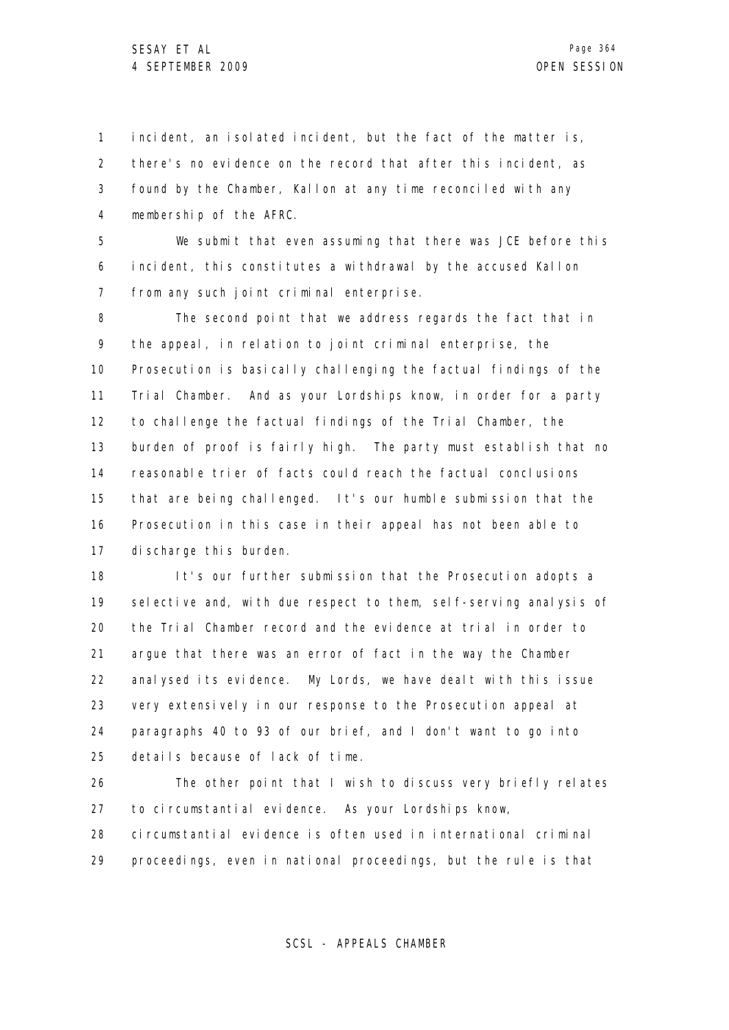incident, an isolated incident, but the fact of the matter is, there's no evidence on the record that after this incident, as found by the Chamber, Kallon at any time reconciled with any membership of the AFRC.

We submit that even assuming that there was JCE before this incident, this constitutes a withdrawal by the accused Kallon from any such joint criminal enterprise.

The second point that we address regards the fact that in the appeal, in relation to joint criminal enterprise, the Prosecution is basically challenging the factual findings of the Trial Chamber. And as your Lordships know, in order for a party to challenge the factual findings of the Trial Chamber, the burden of proof is fairly high. The party must establish that no reasonable trier of facts could reach the factual conclusions that are being challenged. It's our humble submission that the Prosecution in this case in their appeal has not been able to discharge this burden.

It's our further submission that the Prosecution adopts a selective and, with due respect to them, self-serving analysis of the Trial Chamber record and the evidence at trial in order to argue that there was an error of fact in the way the Chamber analysed its evidence. My Lords, we have dealt with this issue very extensively in our response to the Prosecution appeal at paragraphs 40 to 93 of our brief, and I don't want to go into details because of lack of time.

The other point that I wish to discuss very briefly relates to circumstantial evidence. As your Lordships know, circumstantial evidence is often used in international criminal proceedings, even in national proceedings, but the rule is that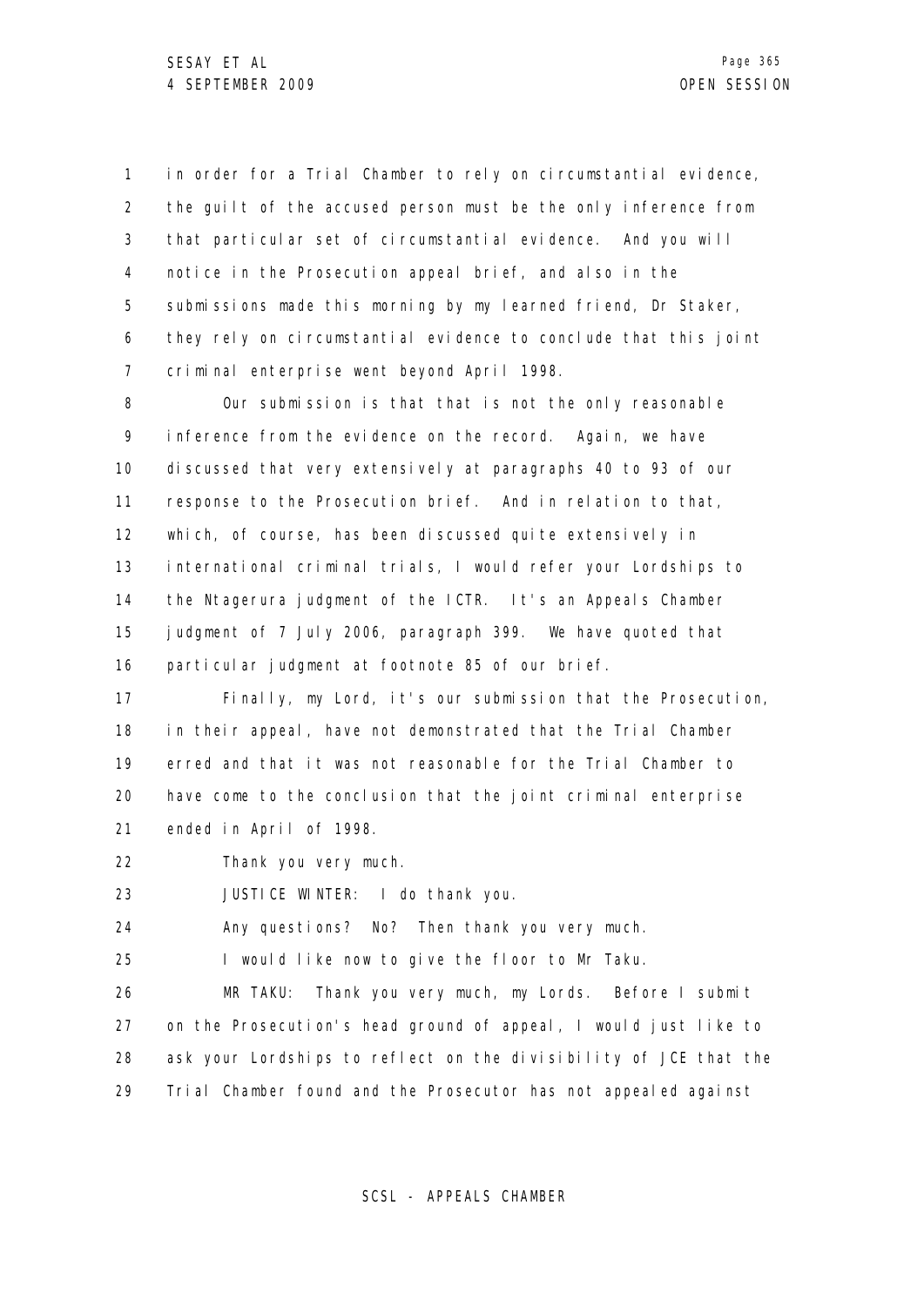in order for a Trial Chamber to rely on circumstantial evidence, the guilt of the accused person must be the only inference from that particular set of circumstantial evidence. And you will notice in the Prosecution appeal brief, and also in the submissions made this morning by my learned friend, Dr Staker, they rely on circumstantial evidence to conclude that this joint criminal enterprise went beyond April 1998.

Our submission is that that is not the only reasonable inference from the evidence on the record. Again, we have discussed that very extensively at paragraphs 40 to 93 of our response to the Prosecution brief. And in relation to that, which, of course, has been discussed quite extensively in international criminal trials, I would refer your Lordships to the Ntagerura judgment of the ICTR. It's an Appeals Chamber judgment of 7 July 2006, paragraph 399. We have quoted that particular judgment at footnote 85 of our brief.

Finally, my Lord, it's our submission that the Prosecution, in their appeal, have not demonstrated that the Trial Chamber erred and that it was not reasonable for the Trial Chamber to have come to the conclusion that the joint criminal enterprise ended in April of 1998.

Thank you very much.

JUSTICE WINTER: I do thank you.

Any questions? No? Then thank you very much.

I would like now to give the floor to Mr Taku.

MR TAKU: Thank you very much, my Lords. Before I submit on the Prosecution's head ground of appeal, I would just like to ask your Lordships to reflect on the divisibility of JCE that the Trial Chamber found and the Prosecutor has not appealed against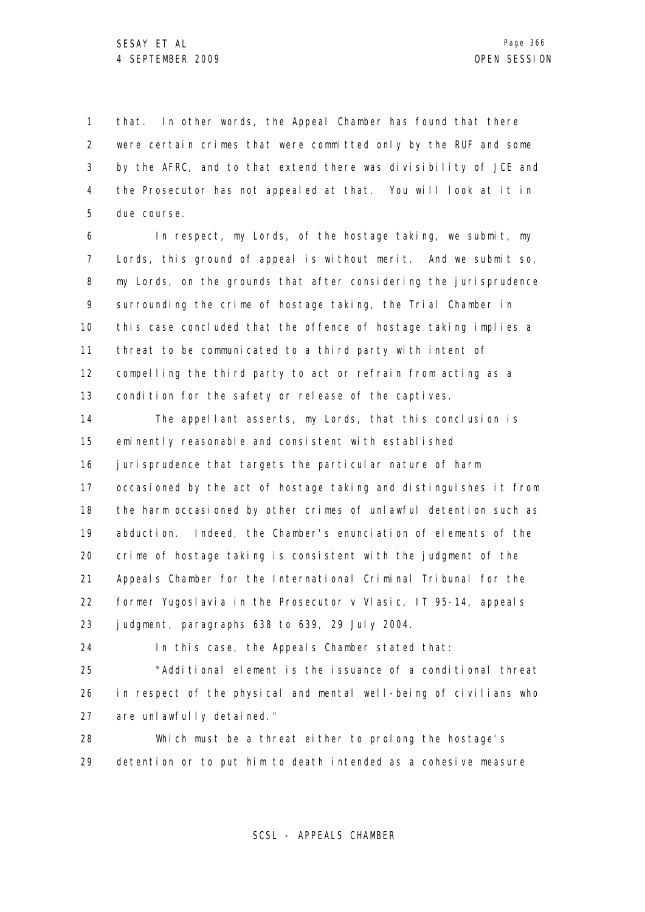that. In other words, the Appeal Chamber has found that there were certain crimes that were committed only by the RUF and some by the AFRC, and to that extend there was divisibility of JCE and the Prosecutor has not appealed at that. You will look at it in due course.

In respect, my Lords, of the hostage taking, we submit, my Lords, this ground of appeal is without merit. And we submit so, my Lords, on the grounds that after considering the jurisprudence surrounding the crime of hostage taking, the Trial Chamber in this case concluded that the offence of hostage taking implies a threat to be communicated to a third party with intent of compelling the third party to act or refrain from acting as a condition for the safety or release of the captives.

The appellant asserts, my Lords, that this conclusion is eminently reasonable and consistent with established jurisprudence that targets the particular nature of harm occasioned by the act of hostage taking and distinguishes it from the harm occasioned by other crimes of unlawful detention such as abduction. Indeed, the Chamber's enunciation of elements of the crime of hostage taking is consistent with the judgment of the Appeals Chamber for the International Criminal Tribunal for the former Yugoslavia in the Prosecutor v Vlasic, IT 95-14, appeals judgment, paragraphs 638 to 639, 29 July 2004.

In this case, the Appeals Chamber stated that:

"Additional element is the issuance of a conditional threat in respect of the physical and mental well-being of civilians who are unlawfully detained."

Which must be a threat either to prolong the hostage's detention or to put him to death intended as a cohesive measure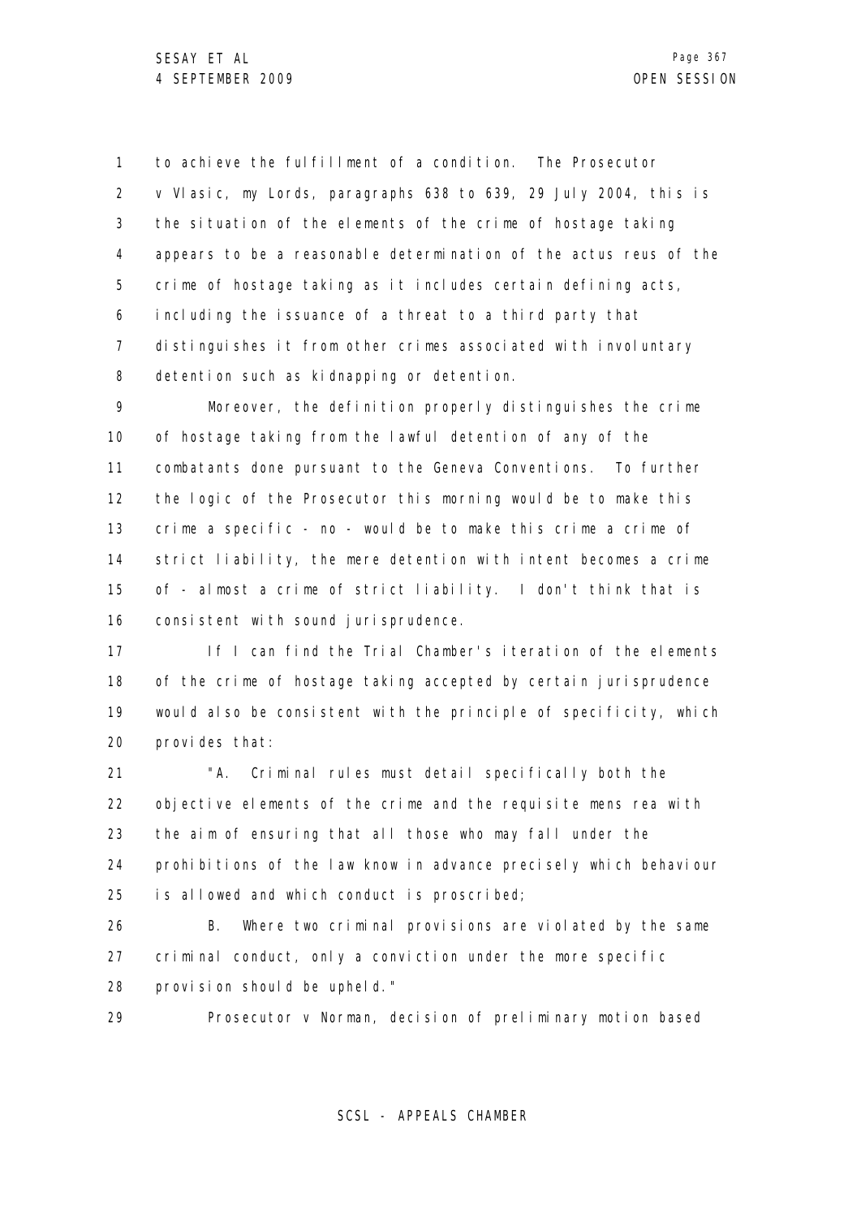to achieve the fulfillment of a condition. The Prosecutor v Vlasic, my Lords, paragraphs 638 to 639, 29 July 2004, this is the situation of the elements of the crime of hostage taking appears to be a reasonable determination of the actus reus of the crime of hostage taking as it includes certain defining acts, including the issuance of a threat to a third party that distinguishes it from other crimes associated with involuntary detention such as kidnapping or detention.

Moreover, the definition properly distinguishes the crime of hostage taking from the lawful detention of any of the combatants done pursuant to the Geneva Conventions. To further the logic of the Prosecutor this morning would be to make this crime a specific - no - would be to make this crime a crime of strict liability, the mere detention with intent becomes a crime of - almost a crime of strict liability. I don't think that is consistent with sound jurisprudence.

If I can find the Trial Chamber's iteration of the elements of the crime of hostage taking accepted by certain jurisprudence would also be consistent with the principle of specificity, which provides that:

"A. Criminal rules must detail specifically both the objective elements of the crime and the requisite mens rea with the aim of ensuring that all those who may fall under the prohibitions of the law know in advance precisely which behaviour is allowed and which conduct is proscribed;

B. Where two criminal provisions are violated by the same criminal conduct, only a conviction under the more specific provision should be upheld."

Prosecutor v Norman, decision of preliminary motion based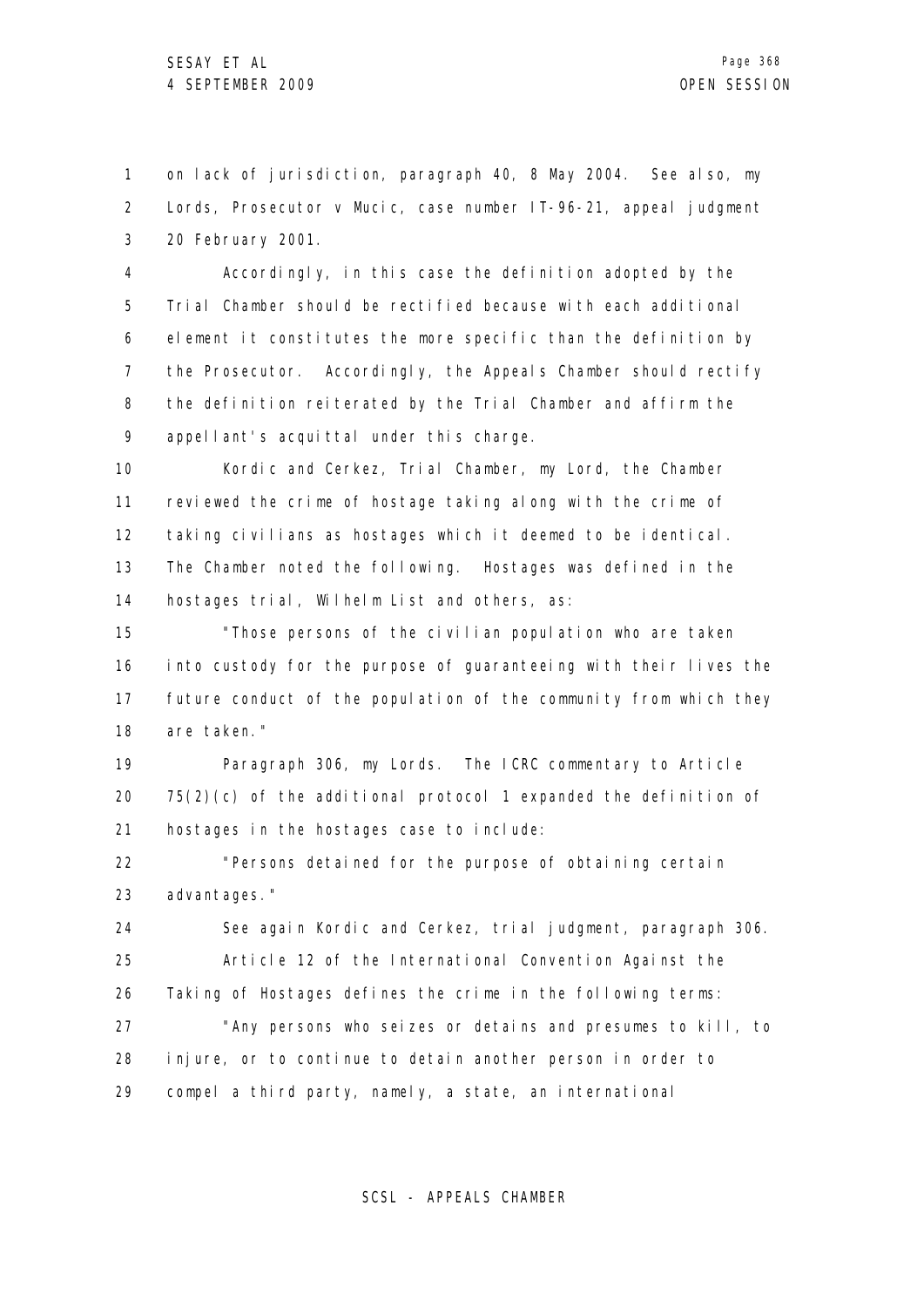on lack of jurisdiction, paragraph 40, 8 May 2004. See also, my Lords, Prosecutor v Mucic, case number IT-96-21, appeal judgment 20 February 2001.

Accordingly, in this case the definition adopted by the Trial Chamber should be rectified because with each additional element it constitutes the more specific than the definition by the Prosecutor. Accordingly, the Appeals Chamber should rectify the definition reiterated by the Trial Chamber and affirm the appellant's acquittal under this charge.

Kordic and Cerkez, Trial Chamber, my Lord, the Chamber reviewed the crime of hostage taking along with the crime of taking civilians as hostages which it deemed to be identical. The Chamber noted the following. Hostages was defined in the hostages trial, Wilhelm List and others, as:

"Those persons of the civilian population who are taken into custody for the purpose of guaranteeing with their lives the future conduct of the population of the community from which they are taken."

Paragraph 306, my Lords. The ICRC commentary to Article 75(2)(c) of the additional protocol 1 expanded the definition of hostages in the hostages case to include:

"Persons detained for the purpose of obtaining certain advantages."

See again Kordic and Cerkez, trial judgment, paragraph 306.

Article 12 of the International Convention Against the Taking of Hostages defines the crime in the following terms:

"Any persons who seizes or detains and presumes to kill, to injure, or to continue to detain another person in order to compel a third party, namely, a state, an international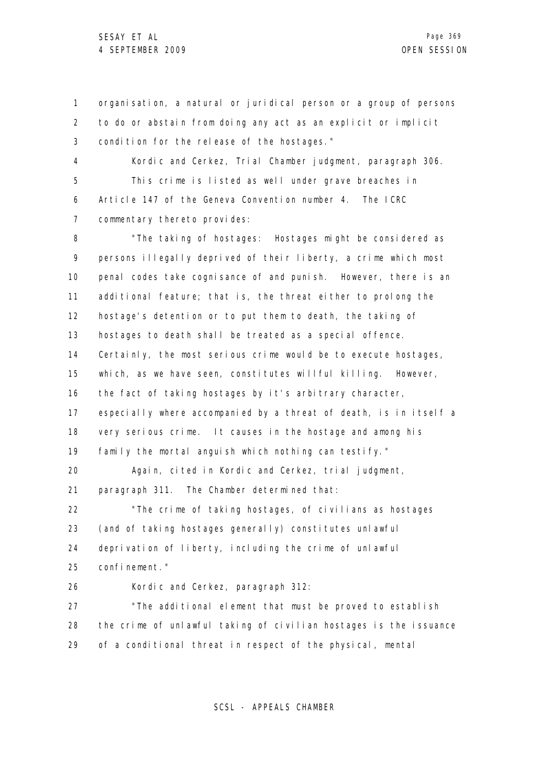organisation, a natural or juridical person or a group of persons to do or abstain from doing any act as an explicit or implicit condition for the release of the hostages."

Kordic and Cerkez, Trial Chamber judgment, paragraph 306.

This crime is listed as well under grave breaches in Article 147 of the Geneva Convention number 4. The ICRC commentary thereto provides:

"The taking of hostages: Hostages might be considered as persons illegally deprived of their liberty, a crime which most penal codes take cognisance of and punish. However, there is an additional feature; that is, the threat either to prolong the hostage's detention or to put them to death, the taking of hostages to death shall be treated as a special offence. Certainly, the most serious crime would be to execute hostages, which, as we have seen, constitutes willful killing. However, the fact of taking hostages by it's arbitrary character, especially where accompanied by a threat of death, is in itself a very serious crime. It causes in the hostage and among his family the mortal anguish which nothing can testify."

Again, cited in Kordic and Cerkez, trial judgment, paragraph 311. The Chamber determined that:

"The crime of taking hostages, of civilians as hostages (and of taking hostages generally) constitutes unlawful deprivation of liberty, including the crime of unlawful confinement."

Kordic and Cerkez, paragraph 312:

"The additional element that must be proved to establish the crime of unlawful taking of civilian hostages is the issuance of a conditional threat in respect of the physical, mental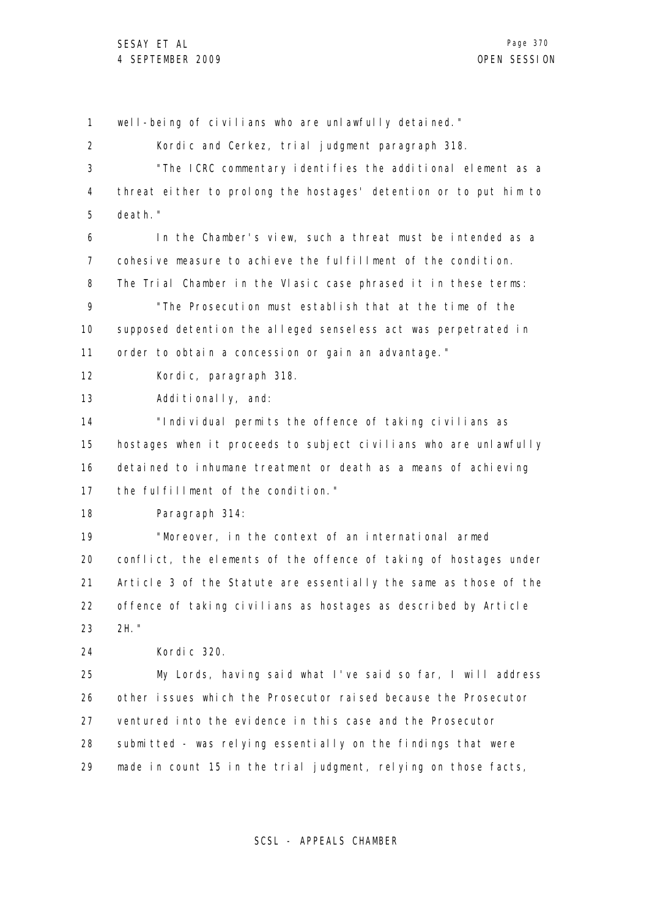well-being of civilians who are unlawfully detained."

Kordic and Cerkez, trial judgment paragraph 318.

"The ICRC commentary identifies the additional element as a threat either to prolong the hostages' detention or to put him to death."

In the Chamber's view, such a threat must be intended as a cohesive measure to achieve the fulfillment of the condition. The Trial Chamber in the Vlasic case phrased it in these terms:

"The Prosecution must establish that at the time of the supposed detention the alleged senseless act was perpetrated in order to obtain a concession or gain an advantage."

Kordic, paragraph 318.

Additionally, and:

"Individual permits the offence of taking civilians as hostages when it proceeds to subject civilians who are unlawfully detained to inhumane treatment or death as a means of achieving the fulfillment of the condition."

Paragraph 314:

"Moreover, in the context of an international armed conflict, the elements of the offence of taking of hostages under Article 3 of the Statute are essentially the same as those of the offence of taking civilians as hostages as described by Article 2H."

Kordic 320.

My Lords, having said what I've said so far, I will address other issues which the Prosecutor raised because the Prosecutor ventured into the evidence in this case and the Prosecutor submitted - was relying essentially on the findings that were made in count 15 in the trial judgment, relying on those facts,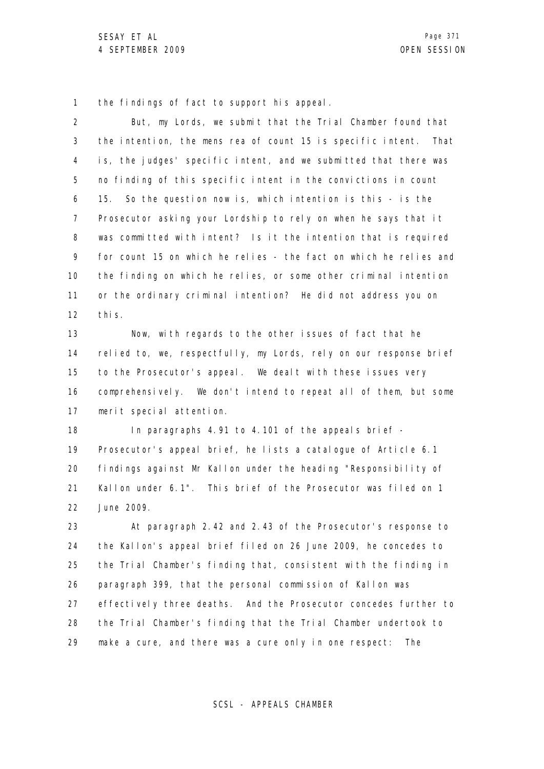the findings of fact to support his appeal.

But, my Lords, we submit that the Trial Chamber found that the intention, the mens rea of count 15 is specific intent. That is, the judges' specific intent, and we submitted that there was no finding of this specific intent in the convictions in count 15. So the question now is, which intention is this - is the Prosecutor asking your Lordship to rely on when he says that it was committed with intent? Is it the intention that is required for count 15 on which he relies - the fact on which he relies and the finding on which he relies, or some other criminal intention or the ordinary criminal intention? He did not address you on this.

Now, with regards to the other issues of fact that he relied to, we, respectfully, my Lords, rely on our response brief to the Prosecutor's appeal. We dealt with these issues very comprehensively. We don't intend to repeat all of them, but some merit special attention.

In paragraphs 4.91 to 4.101 of the appeals brief - Prosecutor's appeal brief, he lists a catalogue of Article 6.1 findings against Mr Kallon under the heading "Responsibility of Kallon under 6.1". This brief of the Prosecutor was filed on 1 June 2009.

At paragraph 2.42 and 2.43 of the Prosecutor's response to the Kallon's appeal brief filed on 26 June 2009, he concedes to the Trial Chamber's finding that, consistent with the finding in paragraph 399, that the personal commission of Kallon was effectively three deaths. And the Prosecutor concedes further to the Trial Chamber's finding that the Trial Chamber undertook to make a cure, and there was a cure only in one respect: The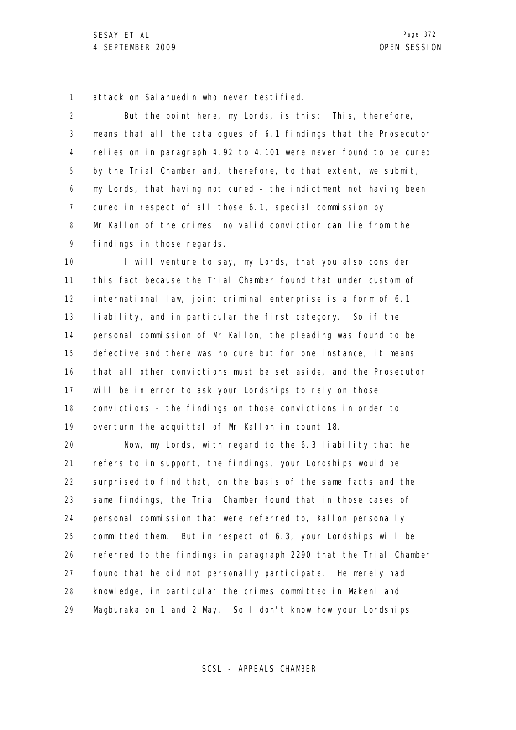attack on Salahuedin who never testified.

But the point here, my Lords, is this: This, therefore, means that all the catalogues of 6.1 findings that the Prosecutor relies on in paragraph 4.92 to 4.101 were never found to be cured by the Trial Chamber and, therefore, to that extent, we submit, my Lords, that having not cured - the indictment not having been cured in respect of all those 6.1, special commission by Mr Kallon of the crimes, no valid conviction can lie from the findings in those regards.

I will venture to say, my Lords, that you also consider this fact because the Trial Chamber found that under custom of international law, joint criminal enterprise is a form of 6.1 liability, and in particular the first category. So if the personal commission of Mr Kallon, the pleading was found to be defective and there was no cure but for one instance, it means that all other convictions must be set aside, and the Prosecutor will be in error to ask your Lordships to rely on those convictions - the findings on those convictions in order to overturn the acquittal of Mr Kallon in count 18.

Now, my Lords, with regard to the 6.3 liability that he refers to in support, the findings, your Lordships would be surprised to find that, on the basis of the same facts and the same findings, the Trial Chamber found that in those cases of personal commission that were referred to, Kallon personally committed them. But in respect of 6.3, your Lordships will be referred to the findings in paragraph 2290 that the Trial Chamber found that he did not personally participate. He merely had knowledge, in particular the crimes committed in Makeni and Magburaka on 1 and 2 May. So I don't know how your Lordships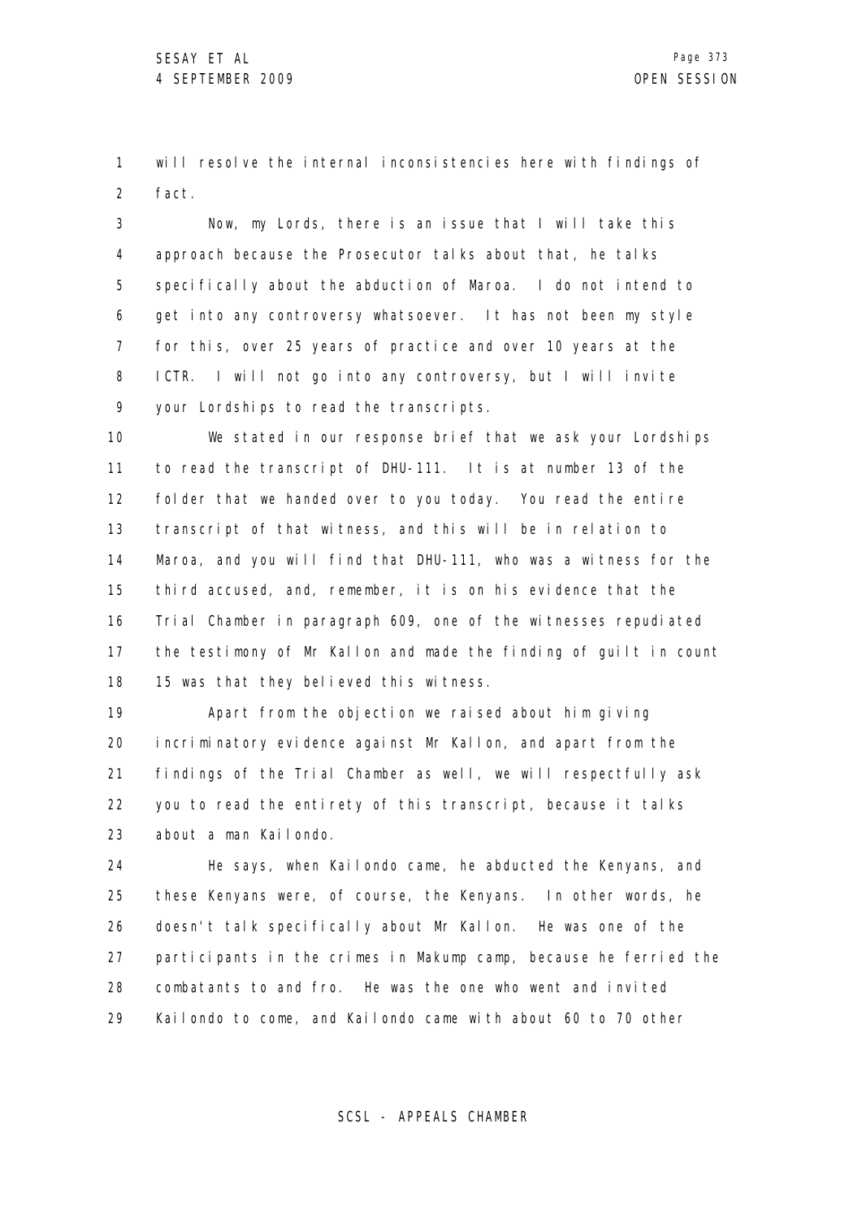will resolve the internal inconsistencies here with findings of fact.

Now, my Lords, there is an issue that I will take this approach because the Prosecutor talks about that, he talks specifically about the abduction of Maroa. I do not intend to get into any controversy whatsoever. It has not been my style for this, over 25 years of practice and over 10 years at the ICTR. I will not go into any controversy, but I will invite your Lordships to read the transcripts.

We stated in our response brief that we ask your Lordships to read the transcript of DHU-111. It is at number 13 of the folder that we handed over to you today. You read the entire transcript of that witness, and this will be in relation to Maroa, and you will find that DHU-111, who was a witness for the third accused, and, remember, it is on his evidence that the Trial Chamber in paragraph 609, one of the witnesses repudiated the testimony of Mr Kallon and made the finding of guilt in count 15 was that they believed this witness.

Apart from the objection we raised about him giving incriminatory evidence against Mr Kallon, and apart from the findings of the Trial Chamber as well, we will respectfully ask you to read the entirety of this transcript, because it talks about a man Kailondo.

He says, when Kailondo came, he abducted the Kenyans, and these Kenyans were, of course, the Kenyans. In other words, he doesn't talk specifically about Mr Kallon. He was one of the participants in the crimes in Makump camp, because he ferried the combatants to and fro. He was the one who went and invited Kailondo to come, and Kailondo came with about 60 to 70 other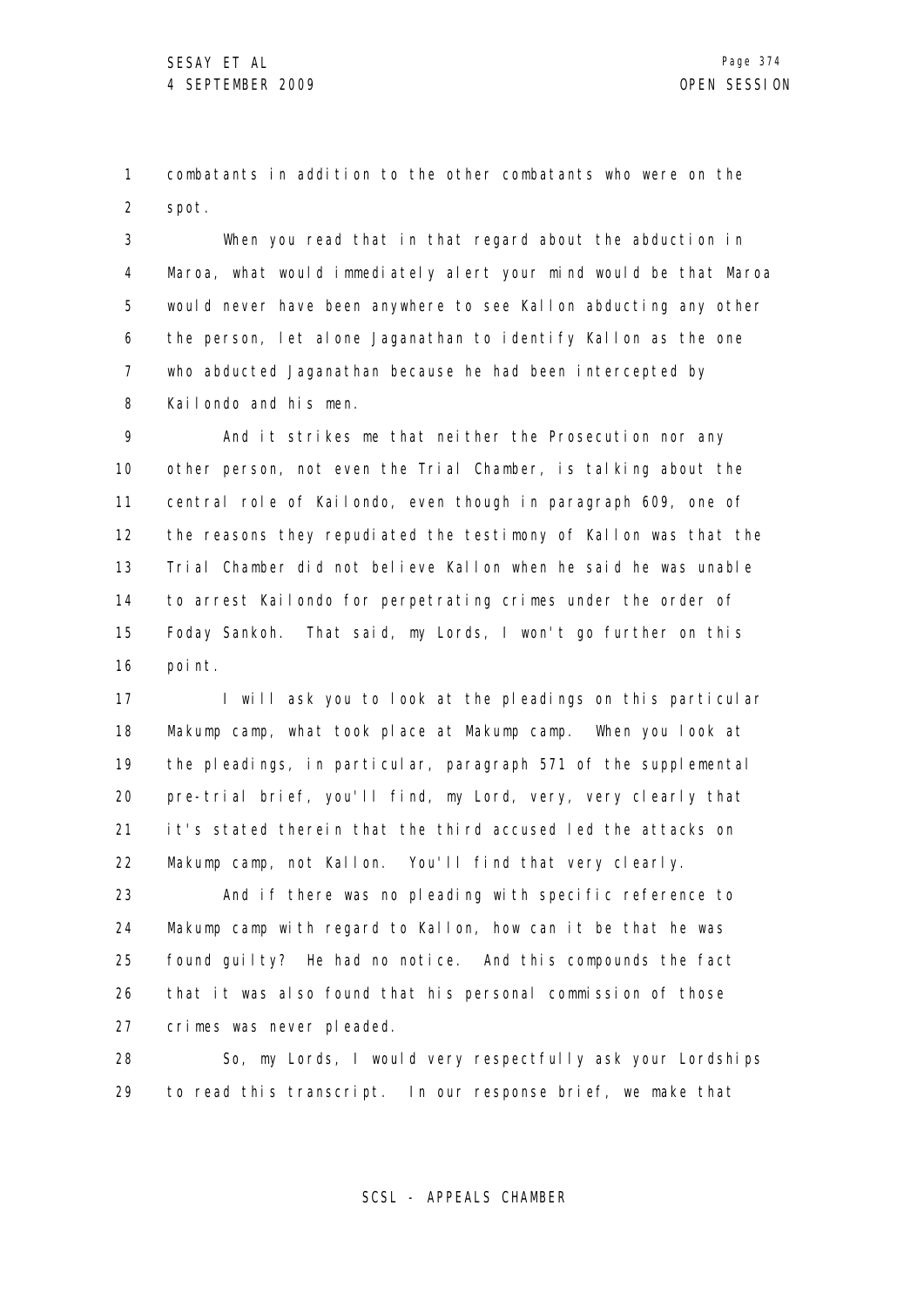combatants in addition to the other combatants who were on the spot.

When you read that in that regard about the abduction in Maroa, what would immediately alert your mind would be that Maroa would never have been anywhere to see Kallon abducting any other the person, let alone Jaganathan to identify Kallon as the one who abducted Jaganathan because he had been intercepted by Kailondo and his men.

And it strikes me that neither the Prosecution nor any other person, not even the Trial Chamber, is talking about the central role of Kailondo, even though in paragraph 609, one of the reasons they repudiated the testimony of Kallon was that the Trial Chamber did not believe Kallon when he said he was unable to arrest Kailondo for perpetrating crimes under the order of Foday Sankoh. That said, my Lords, I won't go further on this point.

I will ask you to look at the pleadings on this particular Makump camp, what took place at Makump camp. When you look at the pleadings, in particular, paragraph 571 of the supplemental pre-trial brief, you'll find, my Lord, very, very clearly that it's stated therein that the third accused led the attacks on Makump camp, not Kallon. You'll find that very clearly.

And if there was no pleading with specific reference to Makump camp with regard to Kallon, how can it be that he was found guilty? He had no notice. And this compounds the fact that it was also found that his personal commission of those crimes was never pleaded.

So, my Lords, I would very respectfully ask your Lordships to read this transcript. In our response brief, we make that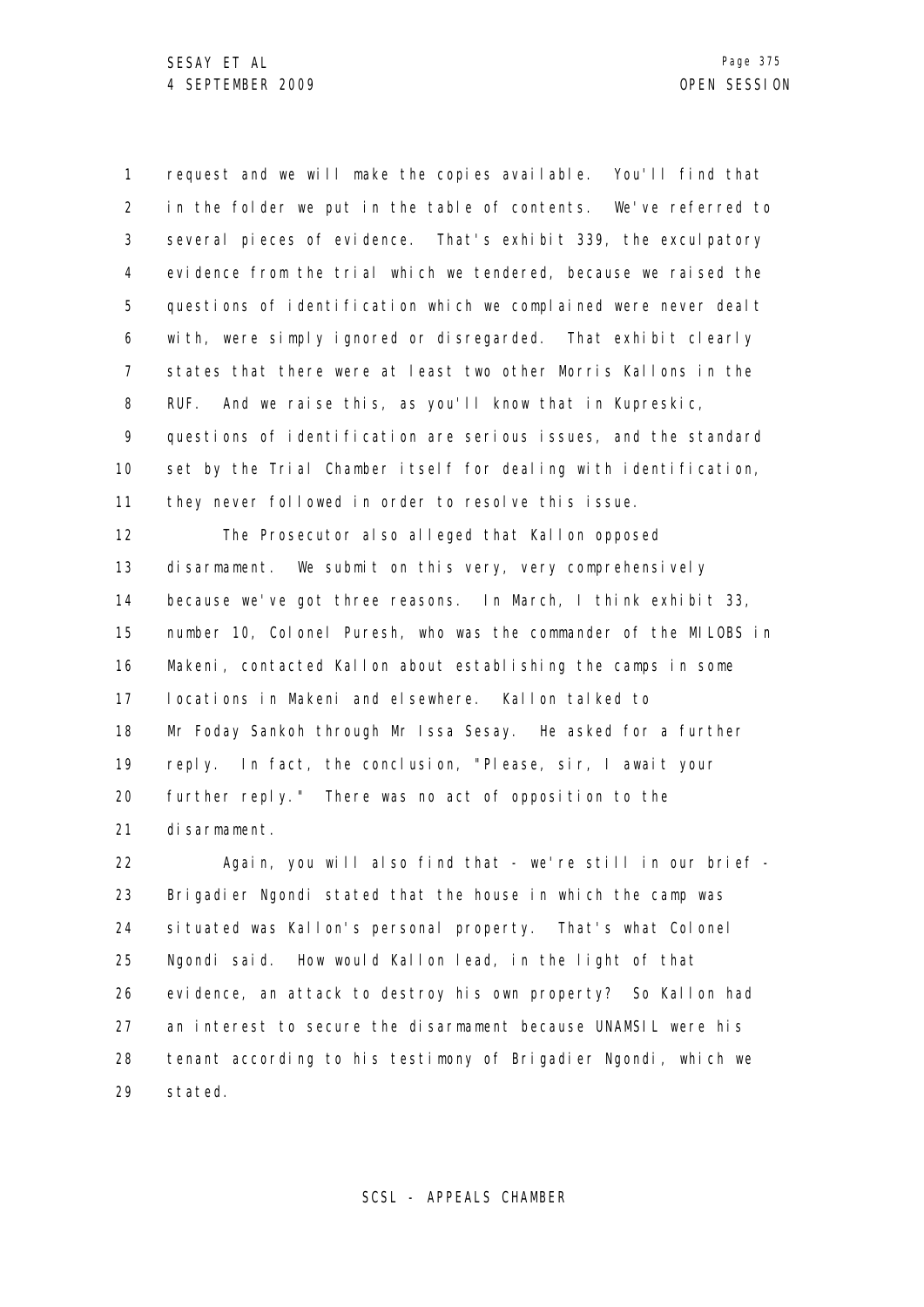request and we will make the copies available. You'll find that in the folder we put in the table of contents. We've referred to several pieces of evidence. That's exhibit 339, the exculpatory evidence from the trial which we tendered, because we raised the questions of identification which we complained were never dealt with, were simply ignored or disregarded. That exhibit clearly states that there were at least two other Morris Kallons in the RUF. And we raise this, as you'll know that in Kupreskic, questions of identification are serious issues, and the standard set by the Trial Chamber itself for dealing with identification, they never followed in order to resolve this issue.

The Prosecutor also alleged that Kallon opposed disarmament. We submit on this very, very comprehensively because we've got three reasons. In March, I think exhibit 33, number 10, Colonel Puresh, who was the commander of the MILOBS in Makeni, contacted Kallon about establishing the camps in some locations in Makeni and elsewhere. Kallon talked to Mr Foday Sankoh through Mr Issa Sesay. He asked for a further reply. In fact, the conclusion, "Please, sir, I await your further reply." There was no act of opposition to the disarmament.

Again, you will also find that - we're still in our brief - Brigadier Ngondi stated that the house in which the camp was situated was Kallon's personal property. That's what Colonel Ngondi said. How would Kallon lead, in the light of that evidence, an attack to destroy his own property? So Kallon had an interest to secure the disarmament because UNAMSIL were his tenant according to his testimony of Brigadier Ngondi, which we stated.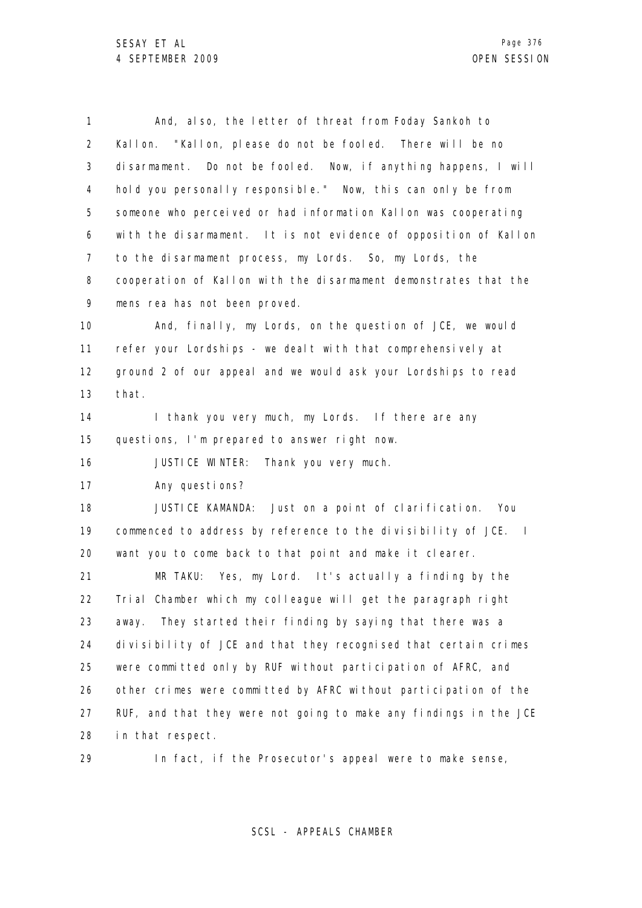And, also, the letter of threat from Foday Sankoh to Kallon. "Kallon, please do not be fooled. There will be no disarmament. Do not be fooled. Now, if anything happens, I will hold you personally responsible." Now, this can only be from someone who perceived or had information Kallon was cooperating with the disarmament. It is not evidence of opposition of Kallon to the disarmament process, my Lords. So, my Lords, the cooperation of Kallon with the disarmament demonstrates that the mens rea has not been proved.

And, finally, my Lords, on the question of JCE, we would refer your Lordships - we dealt with that comprehensively at ground 2 of our appeal and we would ask your Lordships to read that.

I thank you very much, my Lords. If there are any questions, I'm prepared to answer right now.

JUSTICE WINTER: Thank you very much.

Any questions?

JUSTICE KAMANDA: Just on a point of clarification. You commenced to address by reference to the divisibility of JCE. I want you to come back to that point and make it clearer.

MR TAKU: Yes, my Lord. It's actually a finding by the Trial Chamber which my colleague will get the paragraph right away. They started their finding by saying that there was a divisibility of JCE and that they recognised that certain crimes were committed only by RUF without participation of AFRC, and other crimes were committed by AFRC without participation of the RUF, and that they were not going to make any findings in the JCE in that respect.

In fact, if the Prosecutor's appeal were to make sense,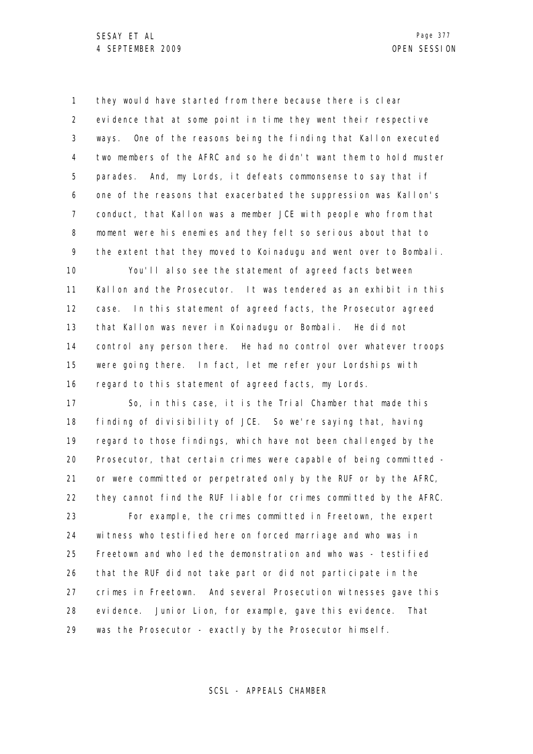they would have started from there because there is clear evidence that at some point in time they went their respective ways. One of the reasons being the finding that Kallon executed two members of the AFRC and so he didn't want them to hold muster parades. And, my Lords, it defeats commonsense to say that if one of the reasons that exacerbated the suppression was Kallon's conduct, that Kallon was a member JCE with people who from that moment were his enemies and they felt so serious about that to the extent that they moved to Koinadugu and went over to Bombali.

You'll also see the statement of agreed facts between Kallon and the Prosecutor. It was tendered as an exhibit in this case. In this statement of agreed facts, the Prosecutor agreed that Kallon was never in Koinadugu or Bombali. He did not control any person there. He had no control over whatever troops were going there. In fact, let me refer your Lordships with regard to this statement of agreed facts, my Lords.

So, in this case, it is the Trial Chamber that made this finding of divisibility of JCE. So we're saying that, having regard to those findings, which have not been challenged by the Prosecutor, that certain crimes were capable of being committed - or were committed or perpetrated only by the RUF or by the AFRC, they cannot find the RUF liable for crimes committed by the AFRC.

For example, the crimes committed in Freetown, the expert witness who testified here on forced marriage and who was in Freetown and who led the demonstration and who was - testified that the RUF did not take part or did not participate in the crimes in Freetown. And several Prosecution witnesses gave this evidence. Junior Lion, for example, gave this evidence. That was the Prosecutor - exactly by the Prosecutor himself.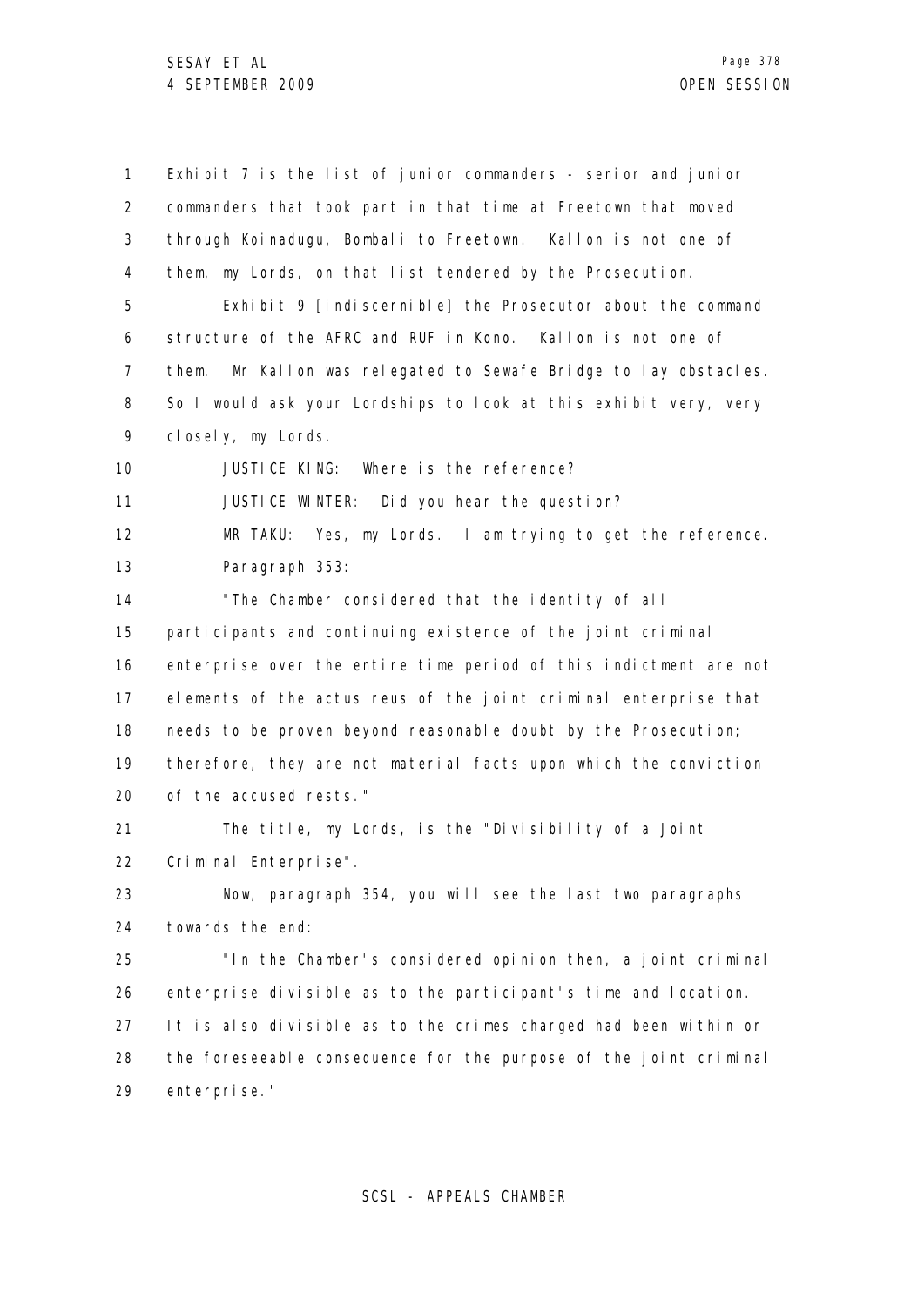Exhibit 7 is the list of junior commanders - senior and junior commanders that took part in that time at Freetown that moved through Koinadugu, Bombali to Freetown. Kallon is not one of them, my Lords, on that list tendered by the Prosecution.

Exhibit 9 [indiscernible] the Prosecutor about the command structure of the AFRC and RUF in Kono. Kallon is not one of them. Mr Kallon was relegated to Sewafe Bridge to lay obstacles. So I would ask your Lordships to look at this exhibit very, very closely, my Lords.

JUSTICE KING: Where is the reference?

JUSTICE WINTER: Did you hear the question?

MR TAKU: Yes, my Lords. I am trying to get the reference. Paragraph 353:

"The Chamber considered that the identity of all participants and continuing existence of the joint criminal enterprise over the entire time period of this indictment are not elements of the actus reus of the joint criminal enterprise that needs to be proven beyond reasonable doubt by the Prosecution; therefore, they are not material facts upon which the conviction of the accused rests."

The title, my Lords, is the "Divisibility of a Joint Criminal Enterprise".

Now, paragraph 354, you will see the last two paragraphs towards the end:

"In the Chamber's considered opinion then, a joint criminal enterprise divisible as to the participant's time and location. It is also divisible as to the crimes charged had been within or the foreseeable consequence for the purpose of the joint criminal enterprise."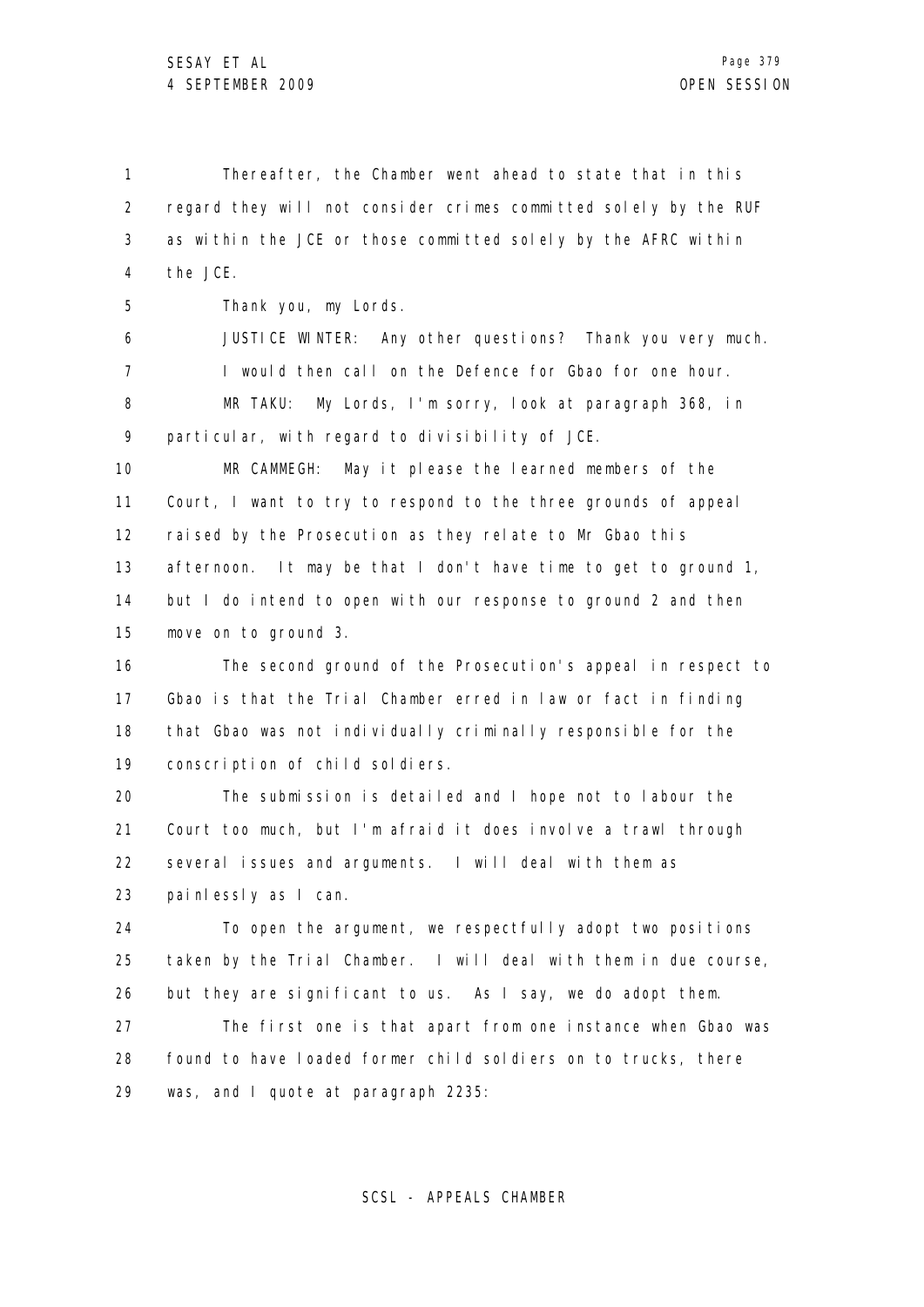Thereafter, the Chamber went ahead to state that in this regard they will not consider crimes committed solely by the RUF as within the JCE or those committed solely by the AFRC within the JCE.

Thank you, my Lords.

JUSTICE WINTER: Any other questions? Thank you very much. I would then call on the Defence for Gbao for one hour.

MR TAKU: My Lords, I'm sorry, look at paragraph 368, in particular, with regard to divisibility of JCE.

MR CAMMEGH: May it please the learned members of the Court, I want to try to respond to the three grounds of appeal raised by the Prosecution as they relate to Mr Gbao this afternoon. It may be that I don't have time to get to ground 1, but I do intend to open with our response to ground 2 and then move on to ground 3.

The second ground of the Prosecution's appeal in respect to Gbao is that the Trial Chamber erred in law or fact in finding that Gbao was not individually criminally responsible for the conscription of child soldiers.

The submission is detailed and I hope not to labour the Court too much, but I'm afraid it does involve a trawl through several issues and arguments. I will deal with them as painlessly as I can.

To open the argument, we respectfully adopt two positions taken by the Trial Chamber. I will deal with them in due course, but they are significant to us. As I say, we do adopt them.

The first one is that apart from one instance when Gbao was found to have loaded former child soldiers on to trucks, there was, and I quote at paragraph 2235: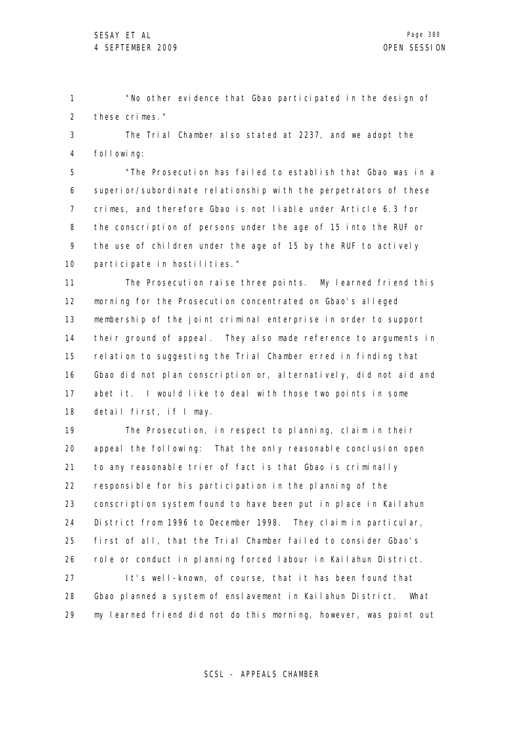"No other evidence that Gbao participated in the design of these crimes."

The Trial Chamber also stated at 2237, and we adopt the following:

"The Prosecution has failed to establish that Gbao was in a superior/subordinate relationship with the perpetrators of these crimes, and therefore Gbao is not liable under Article 6.3 for the conscription of persons under the age of 15 into the RUF or the use of children under the age of 15 by the RUF to actively participate in hostilities."

The Prosecution raise three points. My learned friend this morning for the Prosecution concentrated on Gbao's alleged membership of the joint criminal enterprise in order to support their ground of appeal. They also made reference to arguments in relation to suggesting the Trial Chamber erred in finding that Gbao did not plan conscription or, alternatively, did not aid and abet it. I would like to deal with those two points in some detail first, if I may.

The Prosecution, in respect to planning, claim in their appeal the following: That the only reasonable conclusion open to any reasonable trier of fact is that Gbao is criminally responsible for his participation in the planning of the conscription system found to have been put in place in Kailahun District from 1996 to December 1998. They claim in particular, first of all, that the Trial Chamber failed to consider Gbao's role or conduct in planning forced labour in Kailahun District.

It's well-known, of course, that it has been found that Gbao planned a system of enslavement in Kailahun District. What my learned friend did not do this morning, however, was point out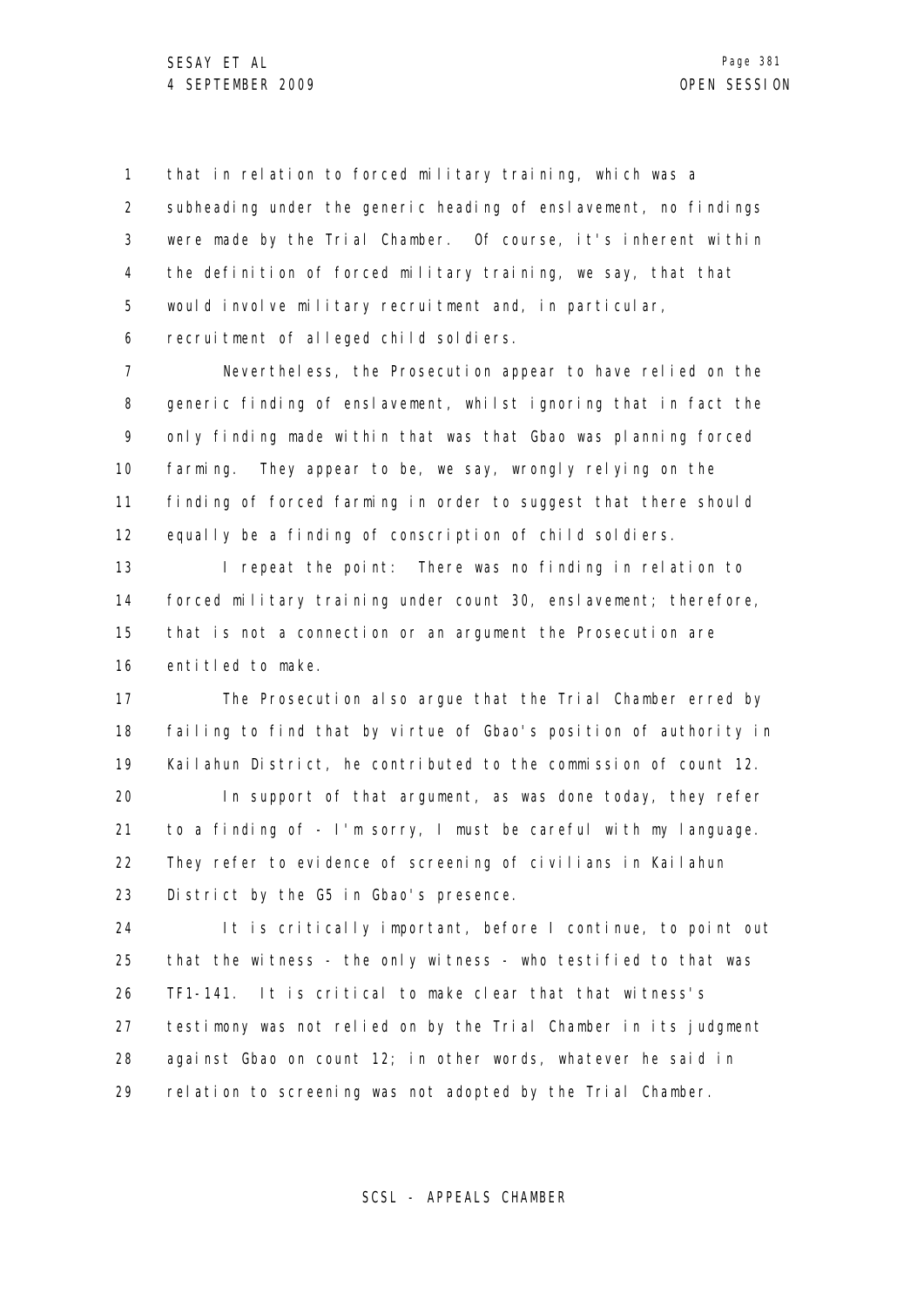that in relation to forced military training, which was a subheading under the generic heading of enslavement, no findings were made by the Trial Chamber. Of course, it's inherent within the definition of forced military training, we say, that that would involve military recruitment and, in particular, recruitment of alleged child soldiers.

Nevertheless, the Prosecution appear to have relied on the generic finding of enslavement, whilst ignoring that in fact the only finding made within that was that Gbao was planning forced farming. They appear to be, we say, wrongly relying on the finding of forced farming in order to suggest that there should equally be a finding of conscription of child soldiers.

I repeat the point: There was no finding in relation to forced military training under count 30, enslavement; therefore, that is not a connection or an argument the Prosecution are entitled to make.

The Prosecution also argue that the Trial Chamber erred by failing to find that by virtue of Gbao's position of authority in Kailahun District, he contributed to the commission of count 12.

In support of that argument, as was done today, they refer to a finding of - I'm sorry, I must be careful with my language. They refer to evidence of screening of civilians in Kailahun District by the G5 in Gbao's presence.

It is critically important, before I continue, to point out that the witness - the only witness - who testified to that was TF1-141. It is critical to make clear that that witness's testimony was not relied on by the Trial Chamber in its judgment against Gbao on count 12; in other words, whatever he said in relation to screening was not adopted by the Trial Chamber.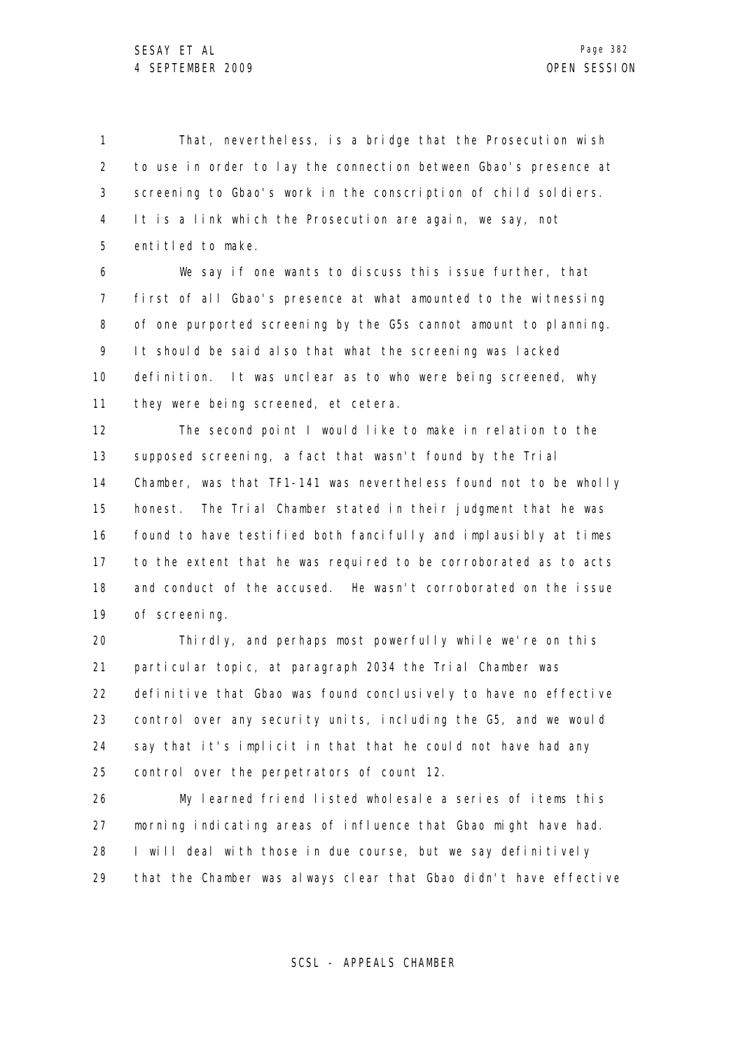That, nevertheless, is a bridge that the Prosecution wish to use in order to lay the connection between Gbao's presence at screening to Gbao's work in the conscription of child soldiers. It is a link which the Prosecution are again, we say, not entitled to make.

We say if one wants to discuss this issue further, that first of all Gbao's presence at what amounted to the witnessing of one purported screening by the G5s cannot amount to planning. It should be said also that what the screening was lacked definition. It was unclear as to who were being screened, why they were being screened, et cetera.

The second point I would like to make in relation to the supposed screening, a fact that wasn't found by the Trial Chamber, was that TF1-141 was nevertheless found not to be wholly honest. The Trial Chamber stated in their judgment that he was found to have testified both fancifully and implausibly at times to the extent that he was required to be corroborated as to acts and conduct of the accused. He wasn't corroborated on the issue of screening.

Thirdly, and perhaps most powerfully while we're on this particular topic, at paragraph 2034 the Trial Chamber was definitive that Gbao was found conclusively to have no effective control over any security units, including the G5, and we would say that it's implicit in that that he could not have had any control over the perpetrators of count 12.

My learned friend listed wholesale a series of items this morning indicating areas of influence that Gbao might have had. I will deal with those in due course, but we say definitively that the Chamber was always clear that Gbao didn't have effective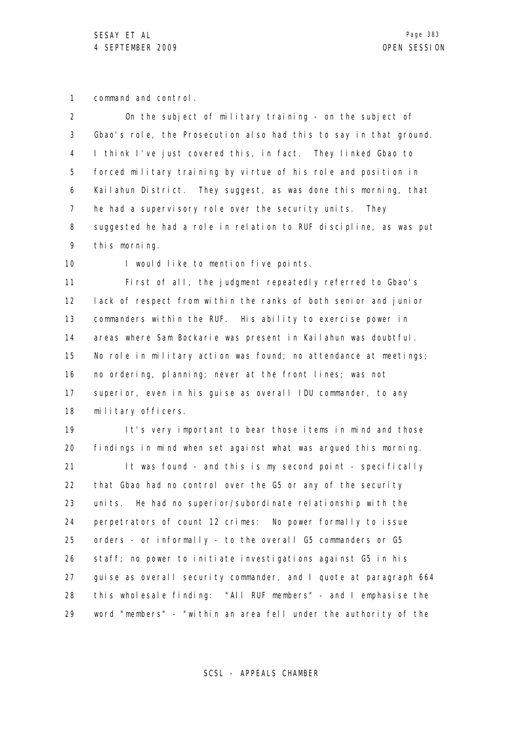command and control.

On the subject of military training - on the subject of Gbao's role, the Prosecution also had this to say in that ground. I think I've just covered this, in fact. They linked Gbao to forced military training by virtue of his role and position in Kailahun District. They suggest, as was done this morning, that he had a supervisory role over the security units. They suggested he had a role in relation to RUF discipline, as was put this morning.

I would like to mention five points.

First of all, the judgment repeatedly referred to Gbao's lack of respect from within the ranks of both senior and junior commanders within the RUF. His ability to exercise power in areas where Sam Bockarie was present in Kailahun was doubtful. No role in military action was found; no attendance at meetings; no ordering, planning; never at the front lines; was not superior, even in his guise as overall IDU commander, to any military officers.

It's very important to bear those items in mind and those findings in mind when set against what was argued this morning.

It was found - and this is my second point - specifically that Gbao had no control over the G5 or any of the security units. He had no superior/subordinate relationship with the perpetrators of count 12 crimes: No power formally to issue orders - or informally - to the overall G5 commanders or G5 staff; no power to initiate investigations against G5 in his guise as overall security commander, and I quote at paragraph 664 this wholesale finding: "All RUF members" - and I emphasise the word "members" - "within an area fell under the authority of the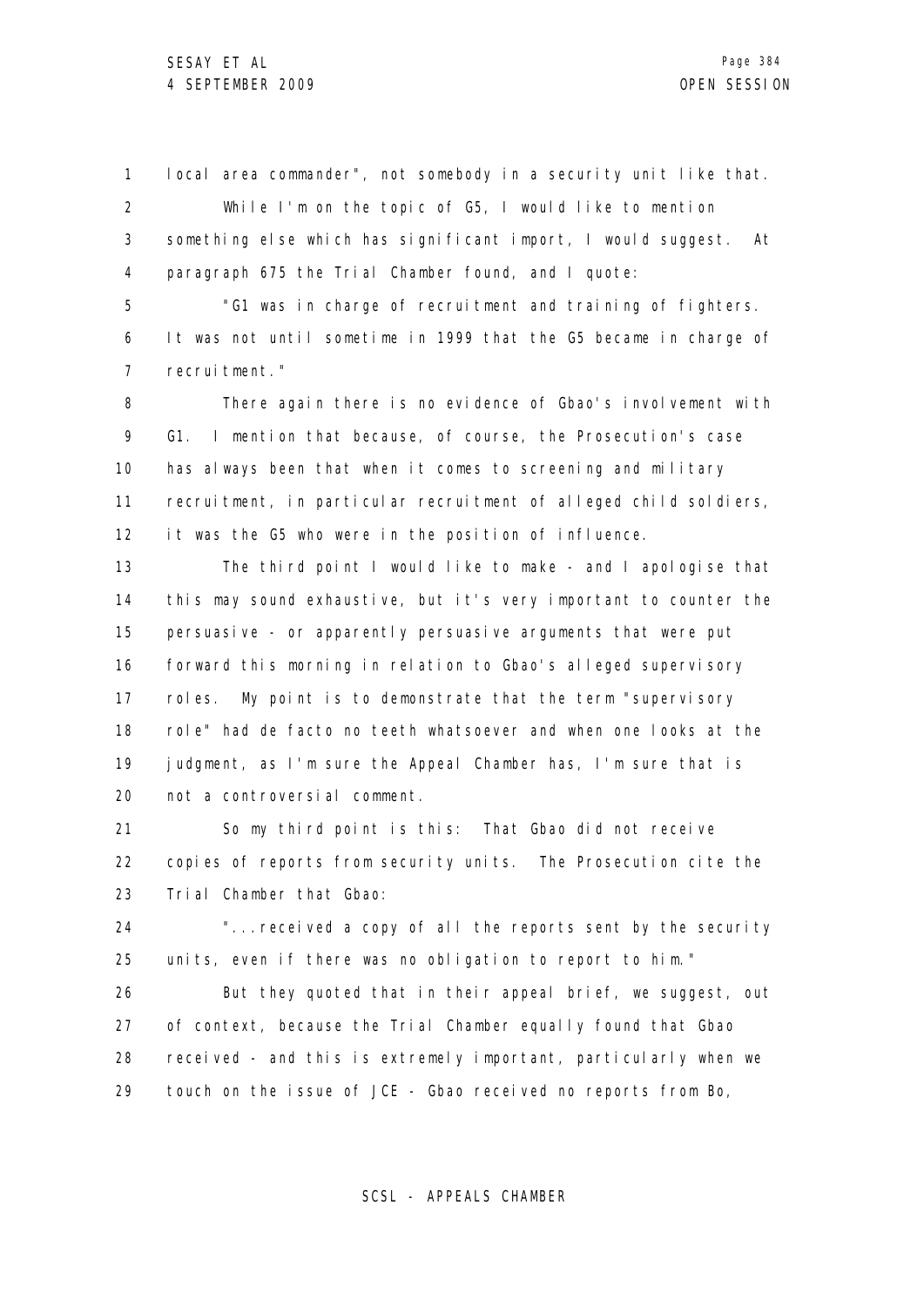local area commander", not somebody in a security unit like that.

While I'm on the topic of G5, I would like to mention something else which has significant import, I would suggest. At paragraph 675 the Trial Chamber found, and I quote:

"G1 was in charge of recruitment and training of fighters. It was not until sometime in 1999 that the G5 became in charge of recruitment."

There again there is no evidence of Gbao's involvement with G1. I mention that because, of course, the Prosecution's case has always been that when it comes to screening and military recruitment, in particular recruitment of alleged child soldiers, it was the G5 who were in the position of influence.

The third point I would like to make - and I apologise that this may sound exhaustive, but it's very important to counter the persuasive - or apparently persuasive arguments that were put forward this morning in relation to Gbao's alleged supervisory roles. My point is to demonstrate that the term "supervisory role" had de facto no teeth whatsoever and when one looks at the judgment, as I'm sure the Appeal Chamber has, I'm sure that is not a controversial comment.

So my third point is this: That Gbao did not receive copies of reports from security units. The Prosecution cite the Trial Chamber that Gbao:

"...received a copy of all the reports sent by the security units, even if there was no obligation to report to him."

But they quoted that in their appeal brief, we suggest, out of context, because the Trial Chamber equally found that Gbao received - and this is extremely important, particularly when we touch on the issue of JCE - Gbao received no reports from Bo,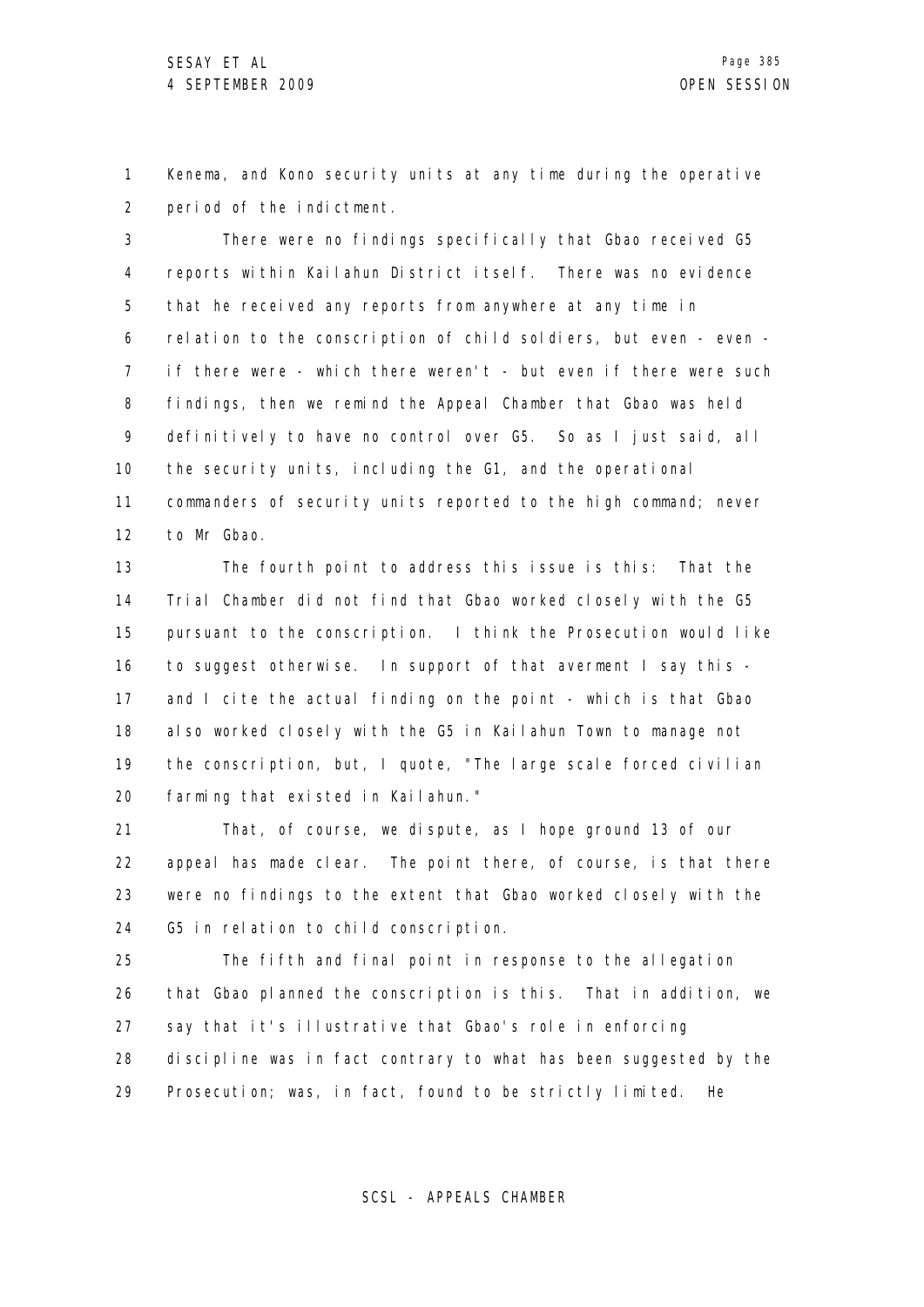Kenema, and Kono security units at any time during the operative period of the indictment.

There were no findings specifically that Gbao received G5 reports within Kailahun District itself. There was no evidence that he received any reports from anywhere at any time in relation to the conscription of child soldiers, but even - even - if there were - which there weren't - but even if there were such findings, then we remind the Appeal Chamber that Gbao was held definitively to have no control over G5. So as I just said, all the security units, including the G1, and the operational commanders of security units reported to the high command; never to Mr Gbao.

The fourth point to address this issue is this: That the Trial Chamber did not find that Gbao worked closely with the G5 pursuant to the conscription. I think the Prosecution would like to suggest otherwise. In support of that averment I say this - and I cite the actual finding on the point - which is that Gbao also worked closely with the G5 in Kailahun Town to manage not the conscription, but, I quote, "The large scale forced civilian farming that existed in Kailahun."

That, of course, we dispute, as I hope ground 13 of our appeal has made clear. The point there, of course, is that there were no findings to the extent that Gbao worked closely with the G5 in relation to child conscription.

The fifth and final point in response to the allegation that Gbao planned the conscription is this. That in addition, we say that it's illustrative that Gbao's role in enforcing discipline was in fact contrary to what has been suggested by the Prosecution; was, in fact, found to be strictly limited. He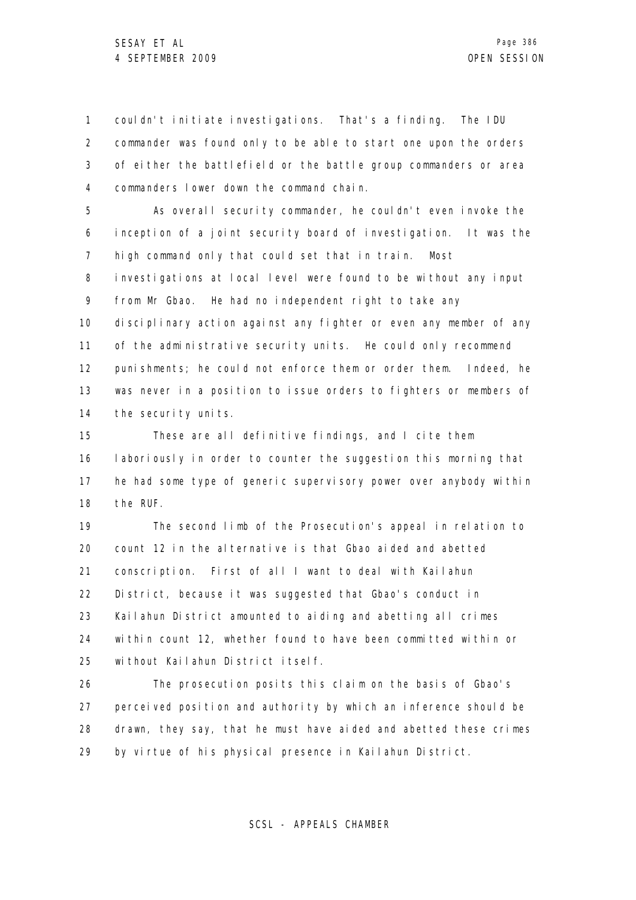couldn't initiate investigations. That's a finding. The IDU commander was found only to be able to start one upon the orders of either the battlefield or the battle group commanders or area commanders lower down the command chain.

As overall security commander, he couldn't even invoke the inception of a joint security board of investigation. It was the high command only that could set that in train. Most investigations at local level were found to be without any input from Mr Gbao. He had no independent right to take any disciplinary action against any fighter or even any member of any of the administrative security units. He could only recommend punishments; he could not enforce them or order them. Indeed, he was never in a position to issue orders to fighters or members of the security units.

These are all definitive findings, and I cite them laboriously in order to counter the suggestion this morning that he had some type of generic supervisory power over anybody within the RUF.

The second limb of the Prosecution's appeal in relation to count 12 in the alternative is that Gbao aided and abetted conscription. First of all I want to deal with Kailahun District, because it was suggested that Gbao's conduct in Kailahun District amounted to aiding and abetting all crimes within count 12, whether found to have been committed within or without Kailahun District itself.

The prosecution posits this claim on the basis of Gbao's perceived position and authority by which an inference should be drawn, they say, that he must have aided and abetted these crimes by virtue of his physical presence in Kailahun District.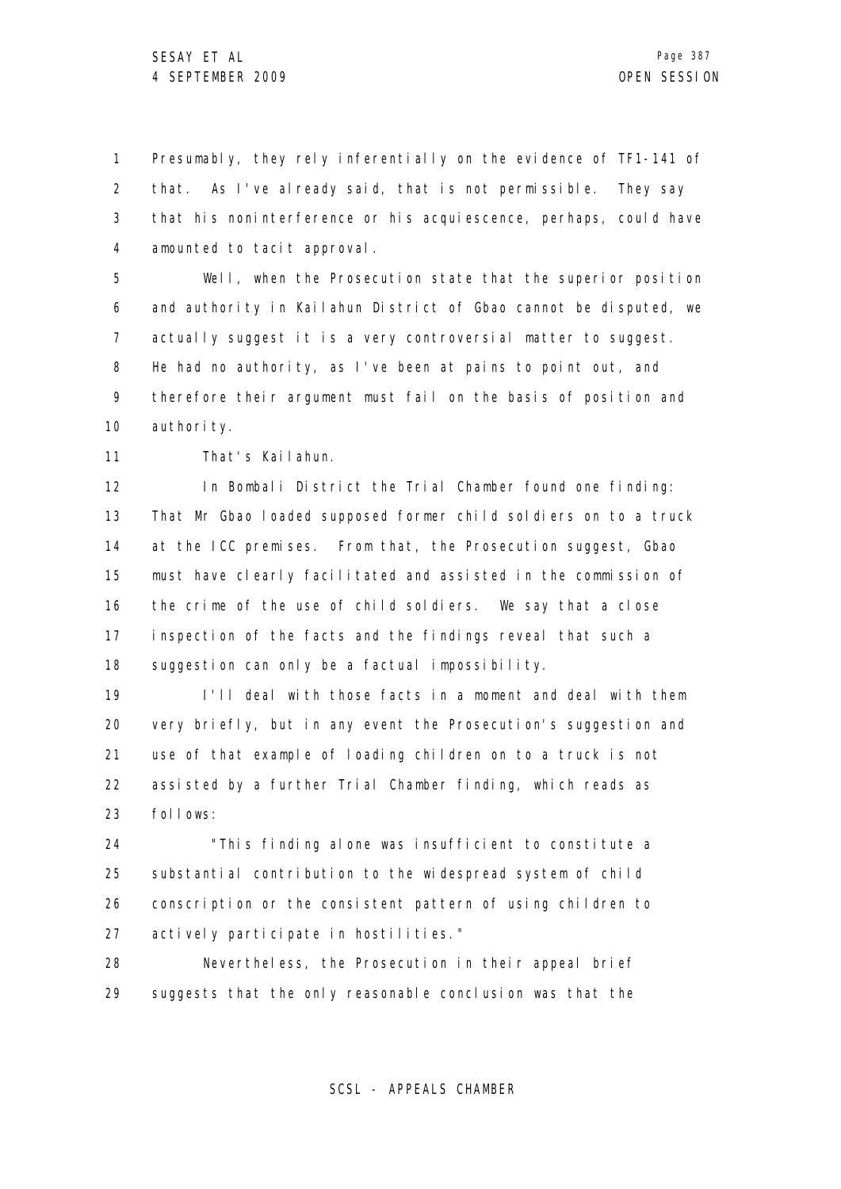Presumably, they rely inferentially on the evidence of TF1-141 of that. As I've already said, that is not permissible. They say that his noninterference or his acquiescence, perhaps, could have amounted to tacit approval.

Well, when the Prosecution state that the superior position and authority in Kailahun District of Gbao cannot be disputed, we actually suggest it is a very controversial matter to suggest. He had no authority, as I've been at pains to point out, and therefore their argument must fail on the basis of position and authority.

That's Kailahun.

In Bombali District the Trial Chamber found one finding: That Mr Gbao loaded supposed former child soldiers on to a truck at the ICC premises. From that, the Prosecution suggest, Gbao must have clearly facilitated and assisted in the commission of the crime of the use of child soldiers. We say that a close inspection of the facts and the findings reveal that such a suggestion can only be a factual impossibility.

I'll deal with those facts in a moment and deal with them very briefly, but in any event the Prosecution's suggestion and use of that example of loading children on to a truck is not assisted by a further Trial Chamber finding, which reads as follows:

"This finding alone was insufficient to constitute a substantial contribution to the widespread system of child conscription or the consistent pattern of using children to actively participate in hostilities."

Nevertheless, the Prosecution in their appeal brief suggests that the only reasonable conclusion was that the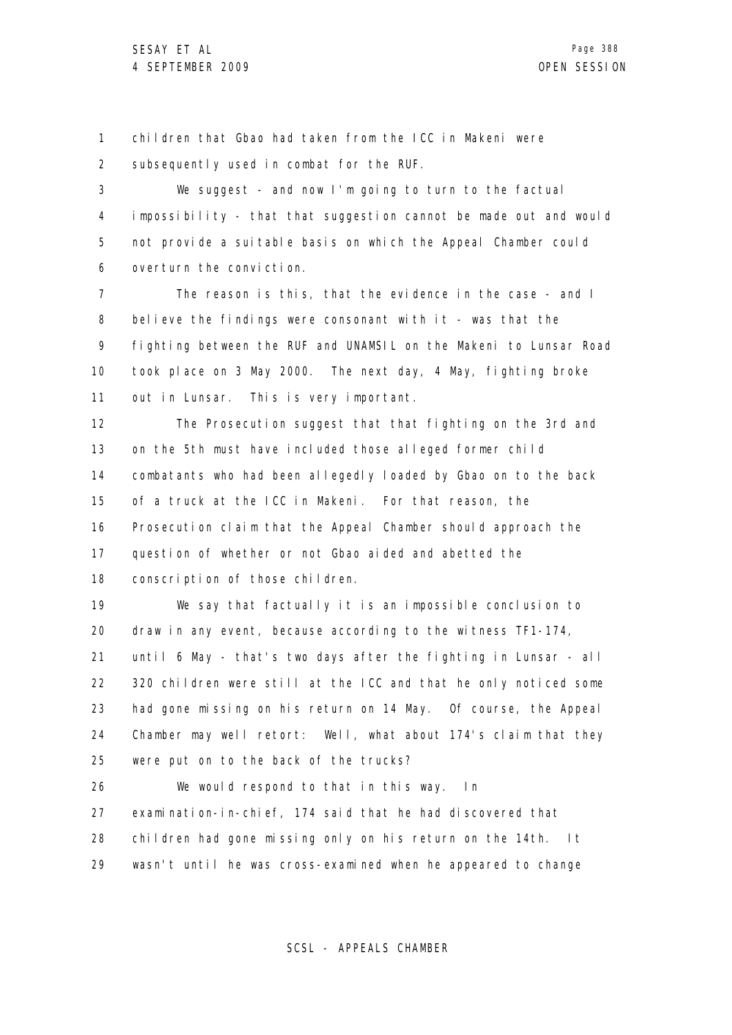children that Gbao had taken from the ICC in Makeni were subsequently used in combat for the RUF.

We suggest - and now I'm going to turn to the factual impossibility - that that suggestion cannot be made out and would not provide a suitable basis on which the Appeal Chamber could overturn the conviction.

The reason is this, that the evidence in the case - and I believe the findings were consonant with it - was that the fighting between the RUF and UNAMSIL on the Makeni to Lunsar Road took place on 3 May 2000. The next day, 4 May, fighting broke out in Lunsar. This is very important.

The Prosecution suggest that that fighting on the 3rd and on the 5th must have included those alleged former child combatants who had been allegedly loaded by Gbao on to the back of a truck at the ICC in Makeni. For that reason, the Prosecution claim that the Appeal Chamber should approach the question of whether or not Gbao aided and abetted the conscription of those children.

We say that factually it is an impossible conclusion to draw in any event, because according to the witness TF1-174, until 6 May - that's two days after the fighting in Lunsar - all 320 children were still at the ICC and that he only noticed some had gone missing on his return on 14 May. Of course, the Appeal Chamber may well retort: Well, what about 174's claim that they were put on to the back of the trucks?

We would respond to that in this way. In examination-in-chief, 174 said that he had discovered that children had gone missing only on his return on the 14th. It wasn't until he was cross-examined when he appeared to change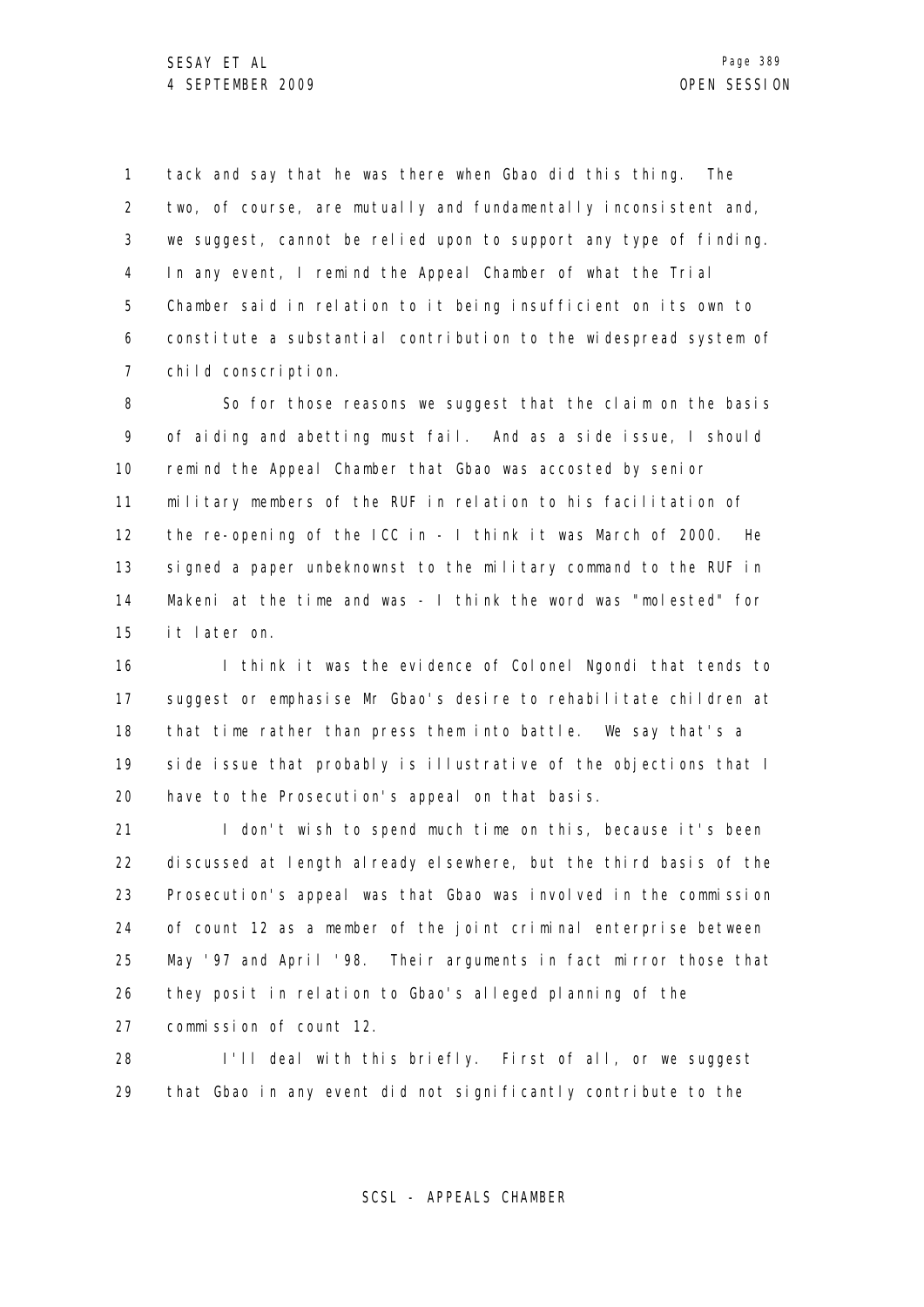tack and say that he was there when Gbao did this thing. The two, of course, are mutually and fundamentally inconsistent and, we suggest, cannot be relied upon to support any type of finding. In any event, I remind the Appeal Chamber of what the Trial Chamber said in relation to it being insufficient on its own to constitute a substantial contribution to the widespread system of child conscription.

So for those reasons we suggest that the claim on the basis of aiding and abetting must fail. And as a side issue, I should remind the Appeal Chamber that Gbao was accosted by senior military members of the RUF in relation to his facilitation of the re-opening of the ICC in - I think it was March of 2000. He signed a paper unbeknownst to the military command to the RUF in Makeni at the time and was - I think the word was "molested" for it later on.

I think it was the evidence of Colonel Ngondi that tends to suggest or emphasise Mr Gbao's desire to rehabilitate children at that time rather than press them into battle. We say that's a side issue that probably is illustrative of the objections that I have to the Prosecution's appeal on that basis.

I don't wish to spend much time on this, because it's been discussed at length already elsewhere, but the third basis of the Prosecution's appeal was that Gbao was involved in the commission of count 12 as a member of the joint criminal enterprise between May '97 and April '98. Their arguments in fact mirror those that they posit in relation to Gbao's alleged planning of the commission of count 12.

I'll deal with this briefly. First of all, or we suggest that Gbao in any event did not significantly contribute to the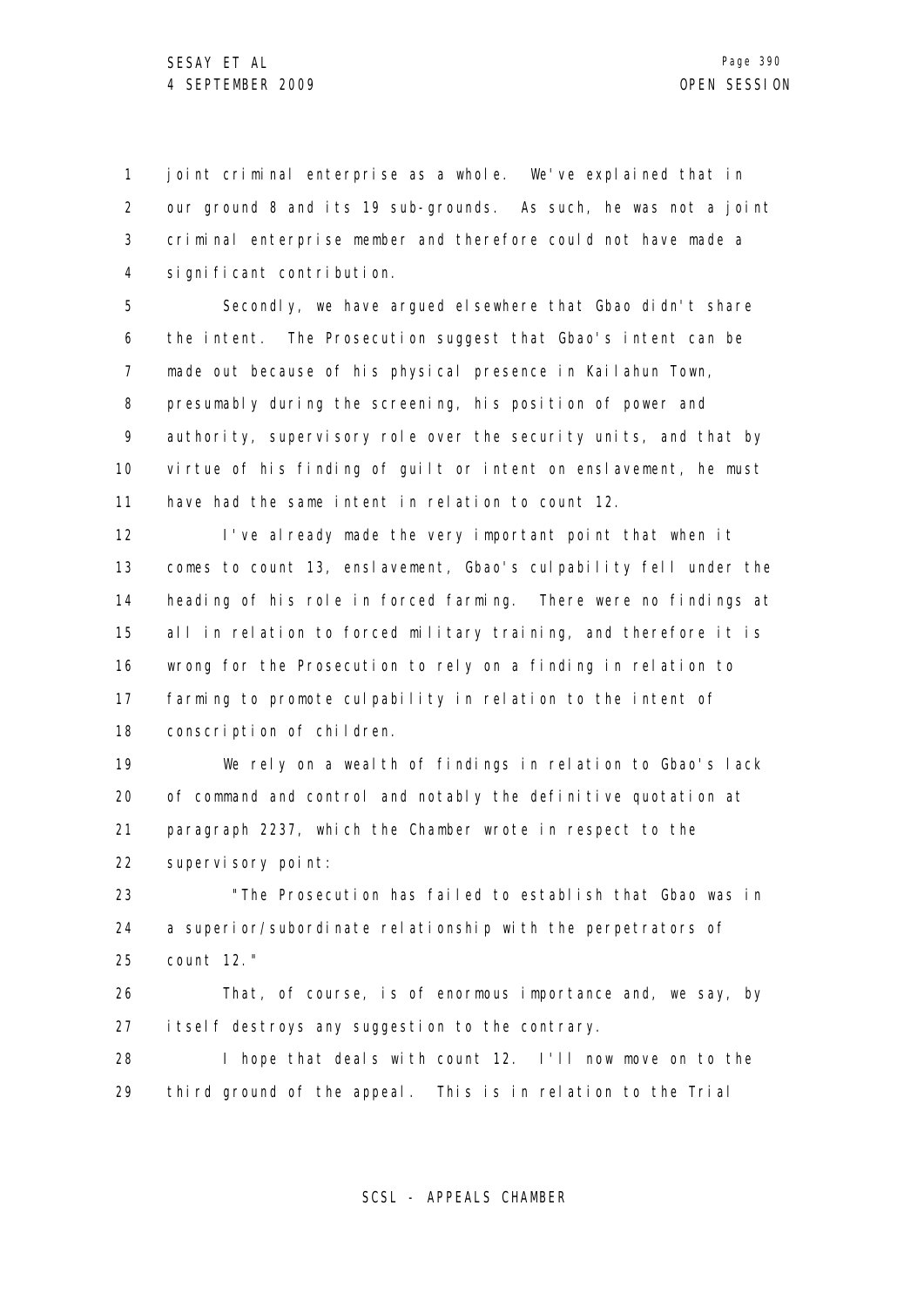joint criminal enterprise as a whole. We've explained that in our ground 8 and its 19 sub-grounds. As such, he was not a joint criminal enterprise member and therefore could not have made a significant contribution.

Secondly, we have argued elsewhere that Gbao didn't share the intent. The Prosecution suggest that Gbao's intent can be made out because of his physical presence in Kailahun Town, presumably during the screening, his position of power and authority, supervisory role over the security units, and that by virtue of his finding of guilt or intent on enslavement, he must have had the same intent in relation to count 12.

I've already made the very important point that when it comes to count 13, enslavement, Gbao's culpability fell under the heading of his role in forced farming. There were no findings at all in relation to forced military training, and therefore it is wrong for the Prosecution to rely on a finding in relation to farming to promote culpability in relation to the intent of conscription of children.

We rely on a wealth of findings in relation to Gbao's lack of command and control and notably the definitive quotation at paragraph 2237, which the Chamber wrote in respect to the supervisory point:

"The Prosecution has failed to establish that Gbao was in a superior/subordinate relationship with the perpetrators of count 12."

That, of course, is of enormous importance and, we say, by itself destroys any suggestion to the contrary.

I hope that deals with count 12. I'll now move on to the third ground of the appeal. This is in relation to the Trial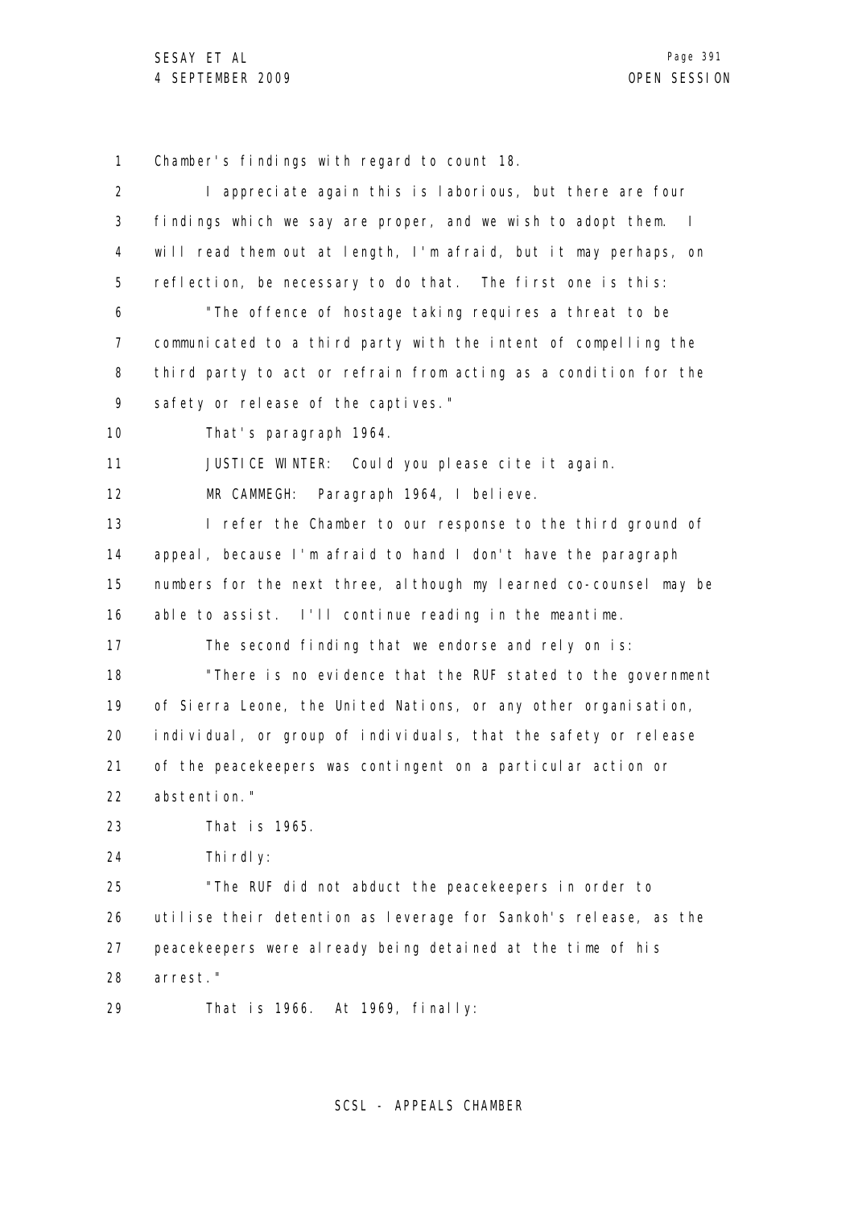Chamber's findings with regard to count 18.

I appreciate again this is laborious, but there are four findings which we say are proper, and we wish to adopt them. I will read them out at length, I'm afraid, but it may perhaps, on reflection, be necessary to do that. The first one is this:

"The offence of hostage taking requires a threat to be communicated to a third party with the intent of compelling the third party to act or refrain from acting as a condition for the safety or release of the captives."

That's paragraph 1964.

JUSTICE WINTER: Could you please cite it again.

MR CAMMEGH: Paragraph 1964, I believe.

I refer the Chamber to our response to the third ground of appeal, because I'm afraid to hand I don't have the paragraph numbers for the next three, although my learned co-counsel may be able to assist. I'll continue reading in the meantime.

The second finding that we endorse and rely on is:

"There is no evidence that the RUF stated to the government of Sierra Leone, the United Nations, or any other organisation, individual, or group of individuals, that the safety or release of the peacekeepers was contingent on a particular action or abstention."

That is 1965.

Thirdly:

"The RUF did not abduct the peacekeepers in order to utilise their detention as leverage for Sankoh's release, as the peacekeepers were already being detained at the time of his arrest."

That is 1966. At 1969, finally: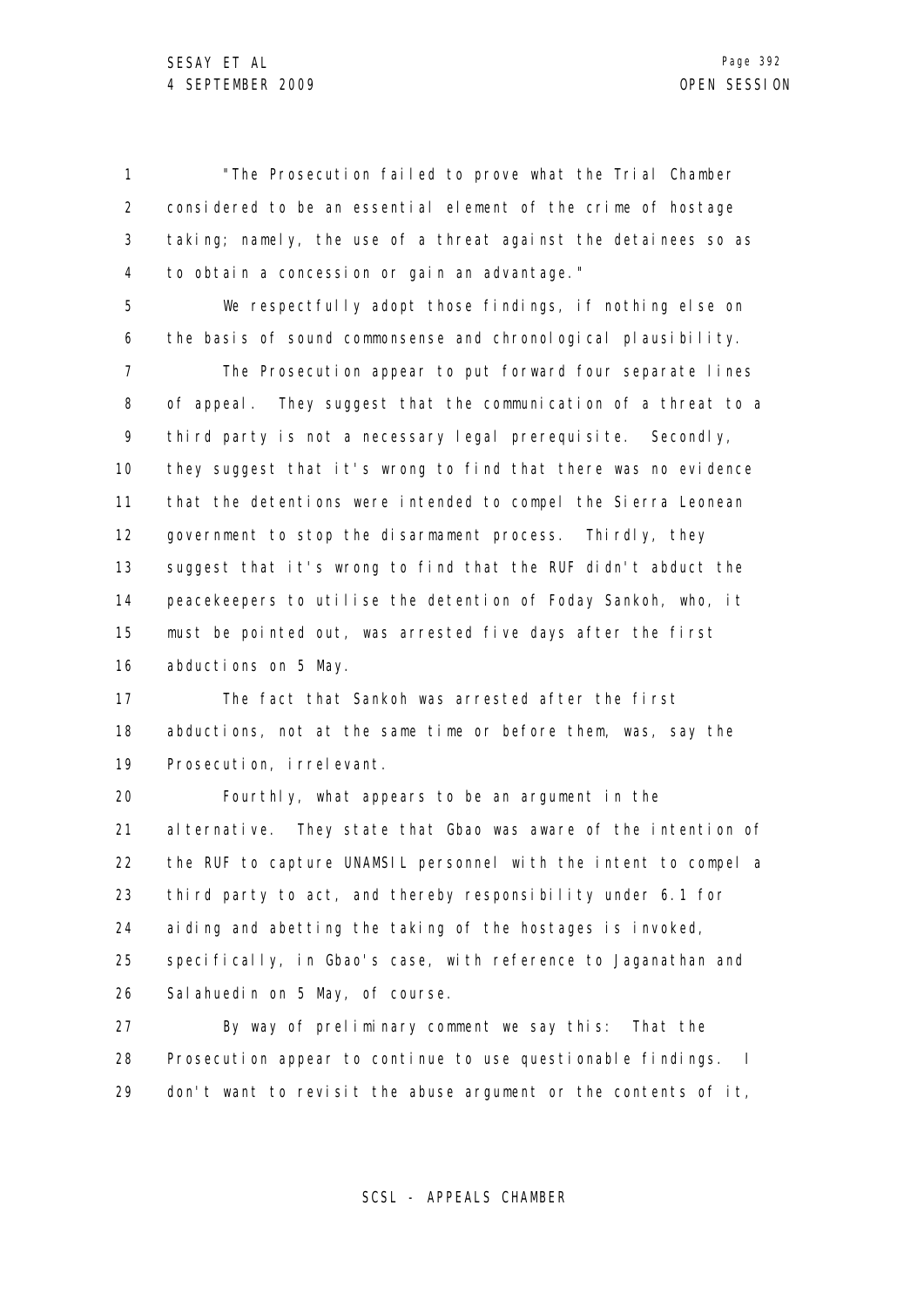"The Prosecution failed to prove what the Trial Chamber considered to be an essential element of the crime of hostage taking; namely, the use of a threat against the detainees so as to obtain a concession or gain an advantage."

We respectfully adopt those findings, if nothing else on the basis of sound commonsense and chronological plausibility.

The Prosecution appear to put forward four separate lines of appeal. They suggest that the communication of a threat to a third party is not a necessary legal prerequisite. Secondly, they suggest that it's wrong to find that there was no evidence that the detentions were intended to compel the Sierra Leonean government to stop the disarmament process. Thirdly, they suggest that it's wrong to find that the RUF didn't abduct the peacekeepers to utilise the detention of Foday Sankoh, who, it must be pointed out, was arrested five days after the first abductions on 5 May.

The fact that Sankoh was arrested after the first abductions, not at the same time or before them, was, say the Prosecution, irrelevant.

Fourthly, what appears to be an argument in the alternative. They state that Gbao was aware of the intention of the RUF to capture UNAMSIL personnel with the intent to compel a third party to act, and thereby responsibility under 6.1 for aiding and abetting the taking of the hostages is invoked, specifically, in Gbao's case, with reference to Jaganathan and Salahuedin on 5 May, of course.

By way of preliminary comment we say this: That the Prosecution appear to continue to use questionable findings. I don't want to revisit the abuse argument or the contents of it,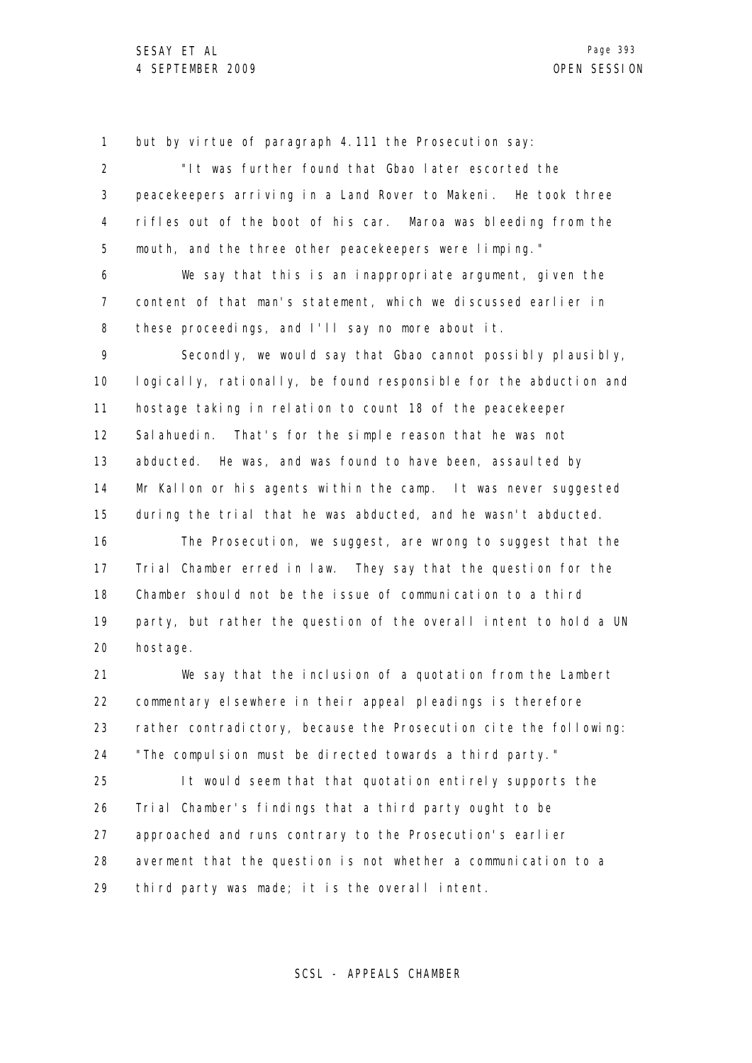but by virtue of paragraph 4.111 the Prosecution say:

"It was further found that Gbao later escorted the peacekeepers arriving in a Land Rover to Makeni. He took three rifles out of the boot of his car. Maroa was bleeding from the mouth, and the three other peacekeepers were limping."

We say that this is an inappropriate argument, given the content of that man's statement, which we discussed earlier in these proceedings, and I'll say no more about it.

Secondly, we would say that Gbao cannot possibly plausibly, logically, rationally, be found responsible for the abduction and hostage taking in relation to count 18 of the peacekeeper Salahuedin. That's for the simple reason that he was not abducted. He was, and was found to have been, assaulted by Mr Kallon or his agents within the camp. It was never suggested during the trial that he was abducted, and he wasn't abducted.

The Prosecution, we suggest, are wrong to suggest that the Trial Chamber erred in law. They say that the question for the Chamber should not be the issue of communication to a third party, but rather the question of the overall intent to hold a UN hostage.

We say that the inclusion of a quotation from the Lambert commentary elsewhere in their appeal pleadings is therefore rather contradictory, because the Prosecution cite the following: "The compulsion must be directed towards a third party."

It would seem that that quotation entirely supports the Trial Chamber's findings that a third party ought to be approached and runs contrary to the Prosecution's earlier averment that the question is not whether a communication to a third party was made; it is the overall intent.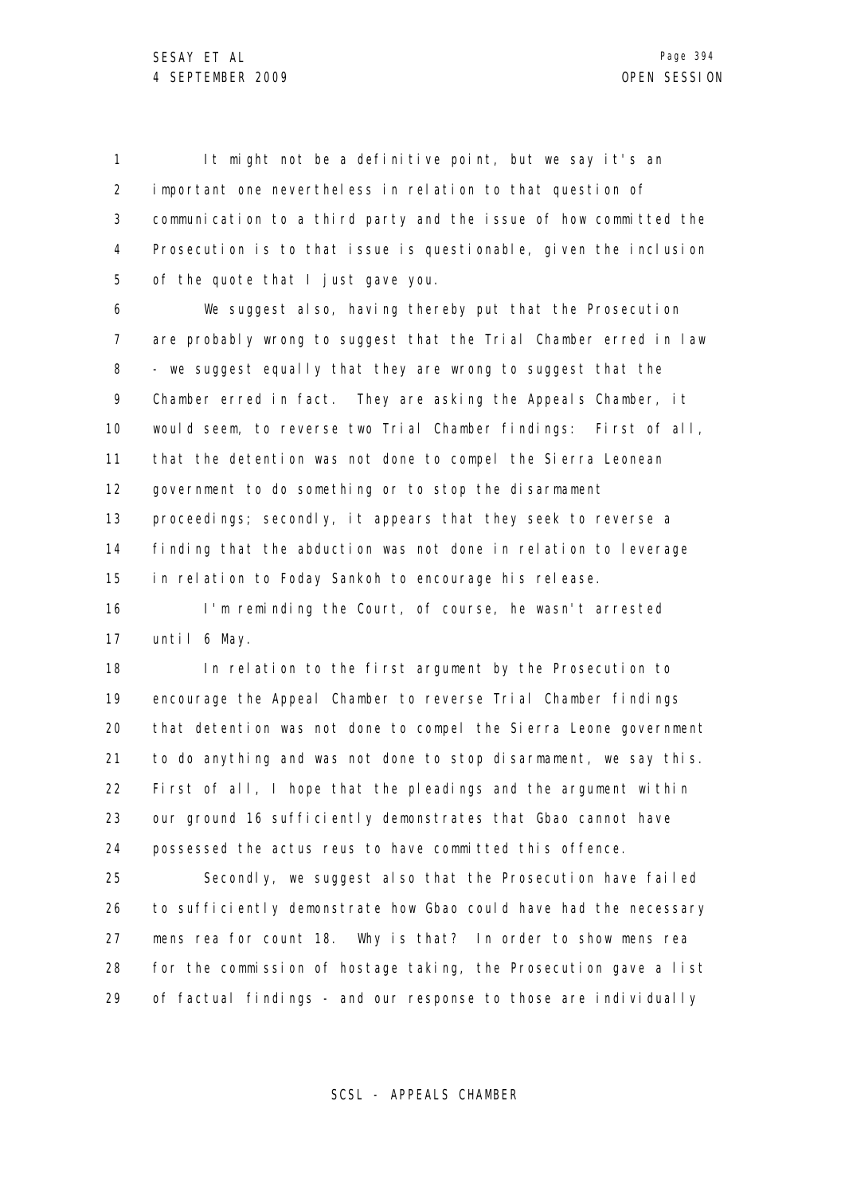It might not be a definitive point, but we say it's an important one nevertheless in relation to that question of communication to a third party and the issue of how committed the Prosecution is to that issue is questionable, given the inclusion of the quote that I just gave you.

We suggest also, having thereby put that the Prosecution are probably wrong to suggest that the Trial Chamber erred in law - we suggest equally that they are wrong to suggest that the Chamber erred in fact. They are asking the Appeals Chamber, it would seem, to reverse two Trial Chamber findings: First of all, that the detention was not done to compel the Sierra Leonean government to do something or to stop the disarmament proceedings; secondly, it appears that they seek to reverse a finding that the abduction was not done in relation to leverage in relation to Foday Sankoh to encourage his release.

I'm reminding the Court, of course, he wasn't arrested until 6 May.

In relation to the first argument by the Prosecution to encourage the Appeal Chamber to reverse Trial Chamber findings that detention was not done to compel the Sierra Leone government to do anything and was not done to stop disarmament, we say this. First of all, I hope that the pleadings and the argument within our ground 16 sufficiently demonstrates that Gbao cannot have possessed the actus reus to have committed this offence.

Secondly, we suggest also that the Prosecution have failed to sufficiently demonstrate how Gbao could have had the necessary mens rea for count 18. Why is that? In order to show mens rea for the commission of hostage taking, the Prosecution gave a list of factual findings - and our response to those are individually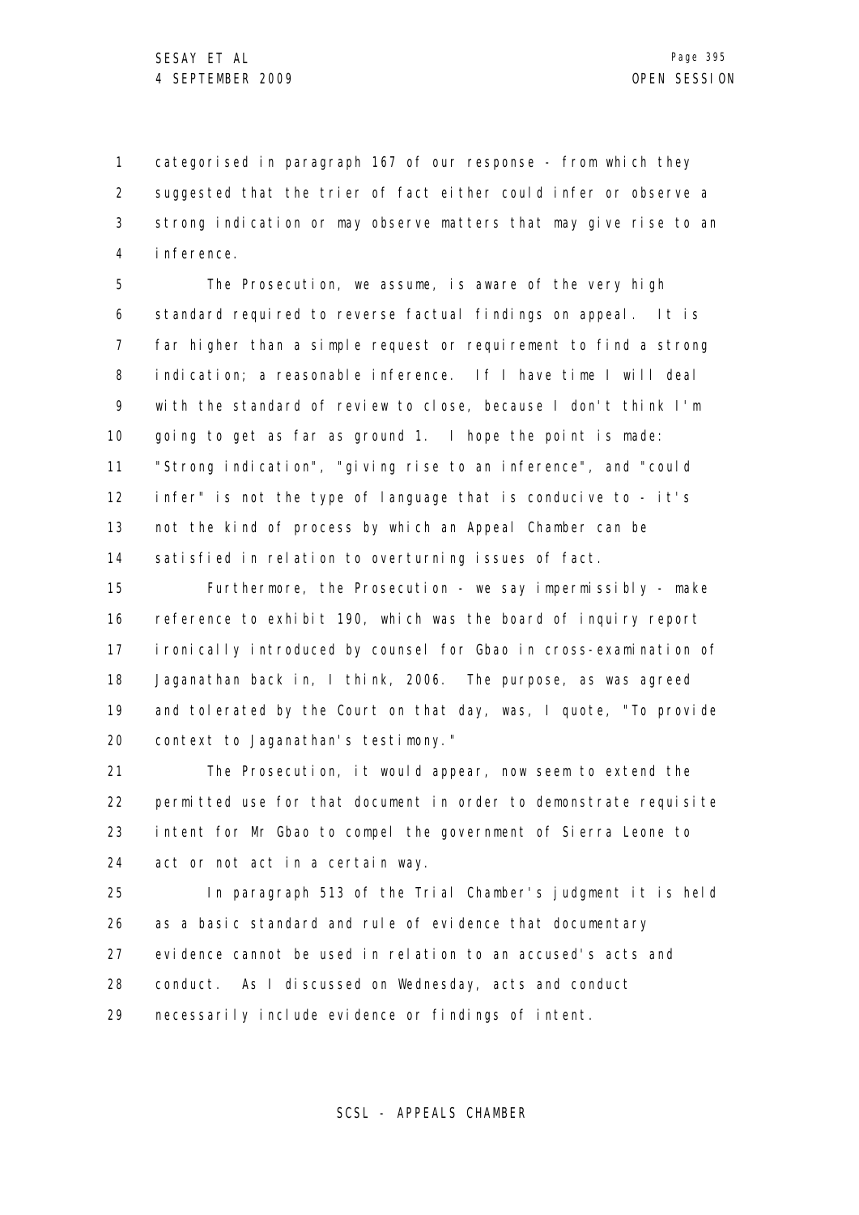categorised in paragraph 167 of our response - from which they suggested that the trier of fact either could infer or observe a strong indication or may observe matters that may give rise to an inference.

The Prosecution, we assume, is aware of the very high standard required to reverse factual findings on appeal. It is far higher than a simple request or requirement to find a strong indication; a reasonable inference. If I have time I will deal with the standard of review to close, because I don't think I'm going to get as far as ground 1. I hope the point is made: "Strong indication", "giving rise to an inference", and "could infer" is not the type of language that is conducive to - it's not the kind of process by which an Appeal Chamber can be satisfied in relation to overturning issues of fact.

Furthermore, the Prosecution - we say impermissibly - make reference to exhibit 190, which was the board of inquiry report ironically introduced by counsel for Gbao in cross-examination of Jaganathan back in, I think, 2006. The purpose, as was agreed and tolerated by the Court on that day, was, I quote, "To provide context to Jaganathan's testimony."

The Prosecution, it would appear, now seem to extend the permitted use for that document in order to demonstrate requisite intent for Mr Gbao to compel the government of Sierra Leone to act or not act in a certain way.

In paragraph 513 of the Trial Chamber's judgment it is held as a basic standard and rule of evidence that documentary evidence cannot be used in relation to an accused's acts and conduct. As I discussed on Wednesday, acts and conduct necessarily include evidence or findings of intent.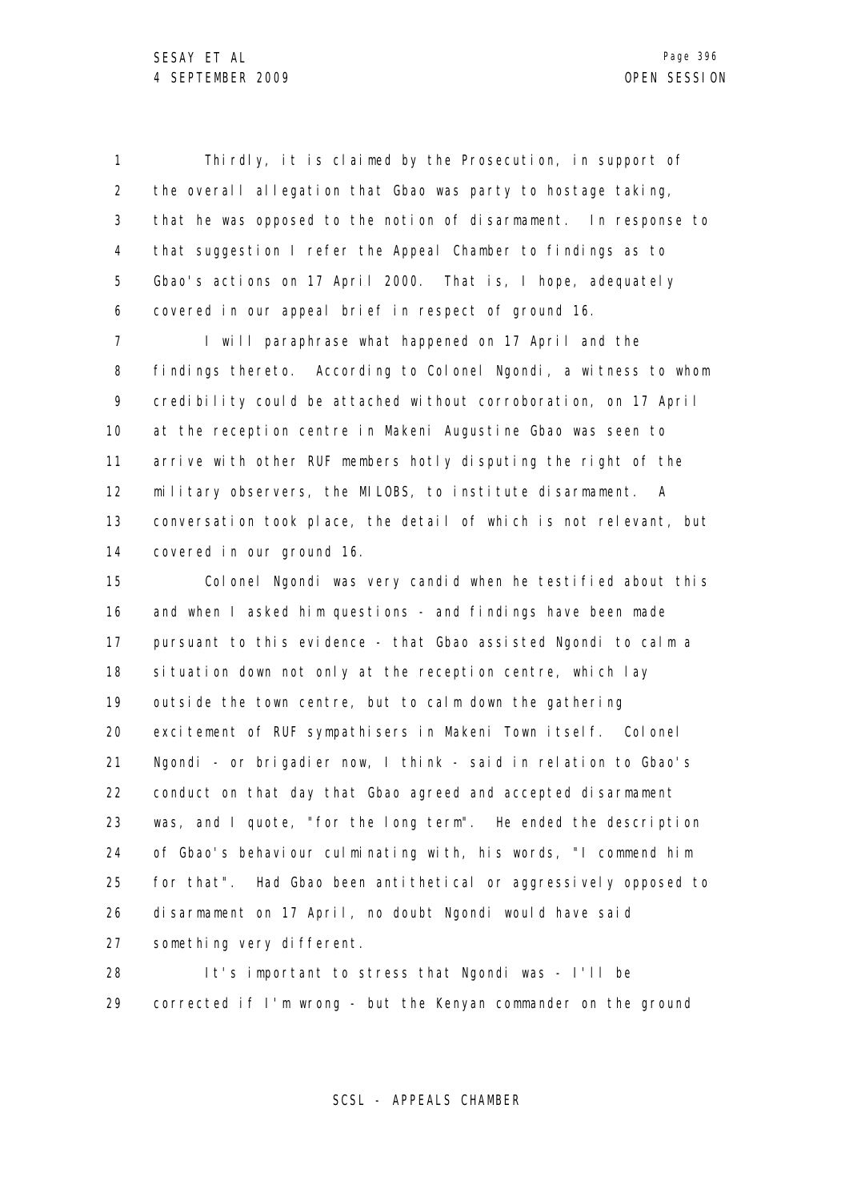Thirdly, it is claimed by the Prosecution, in support of the overall allegation that Gbao was party to hostage taking, that he was opposed to the notion of disarmament. In response to that suggestion I refer the Appeal Chamber to findings as to Gbao's actions on 17 April 2000. That is, I hope, adequately covered in our appeal brief in respect of ground 16.

I will paraphrase what happened on 17 April and the findings thereto. According to Colonel Ngondi, a witness to whom credibility could be attached without corroboration, on 17 April at the reception centre in Makeni Augustine Gbao was seen to arrive with other RUF members hotly disputing the right of the military observers, the MILOBS, to institute disarmament. A conversation took place, the detail of which is not relevant, but covered in our ground 16.

Colonel Ngondi was very candid when he testified about this and when I asked him questions - and findings have been made pursuant to this evidence - that Gbao assisted Ngondi to calm a situation down not only at the reception centre, which lay outside the town centre, but to calm down the gathering excitement of RUF sympathisers in Makeni Town itself. Colonel Ngondi - or brigadier now, I think - said in relation to Gbao's conduct on that day that Gbao agreed and accepted disarmament was, and I quote, "for the long term". He ended the description of Gbao's behaviour culminating with, his words, "I commend him for that". Had Gbao been antithetical or aggressively opposed to disarmament on 17 April, no doubt Ngondi would have said something very different.

It's important to stress that Ngondi was - I'll be corrected if I'm wrong - but the Kenyan commander on the ground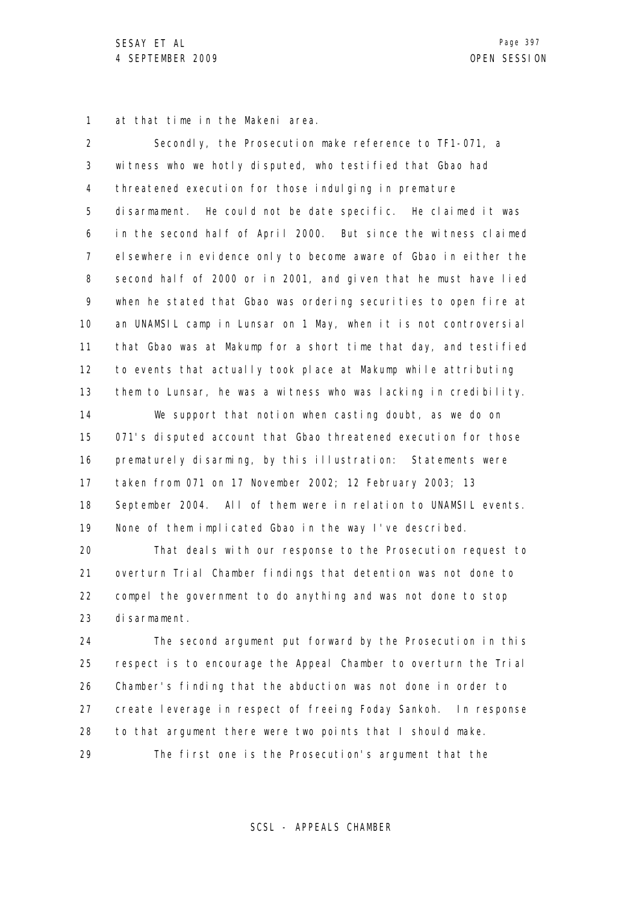at that time in the Makeni area.

Secondly, the Prosecution make reference to TF1-071, a witness who we hotly disputed, who testified that Gbao had threatened execution for those indulging in premature disarmament. He could not be date specific. He claimed it was in the second half of April 2000. But since the witness claimed elsewhere in evidence only to become aware of Gbao in either the second half of 2000 or in 2001, and given that he must have lied when he stated that Gbao was ordering securities to open fire at an UNAMSIL camp in Lunsar on 1 May, when it is not controversial that Gbao was at Makump for a short time that day, and testified to events that actually took place at Makump while attributing them to Lunsar, he was a witness who was lacking in credibility.

We support that notion when casting doubt, as we do on 071's disputed account that Gbao threatened execution for those prematurely disarming, by this illustration: Statements were taken from 071 on 17 November 2002; 12 February 2003; 13 September 2004. All of them were in relation to UNAMSIL events. None of them implicated Gbao in the way I've described.

That deals with our response to the Prosecution request to overturn Trial Chamber findings that detention was not done to compel the government to do anything and was not done to stop disarmament.

The second argument put forward by the Prosecution in this respect is to encourage the Appeal Chamber to overturn the Trial Chamber's finding that the abduction was not done in order to create leverage in respect of freeing Foday Sankoh. In response to that argument there were two points that I should make.

The first one is the Prosecution's argument that the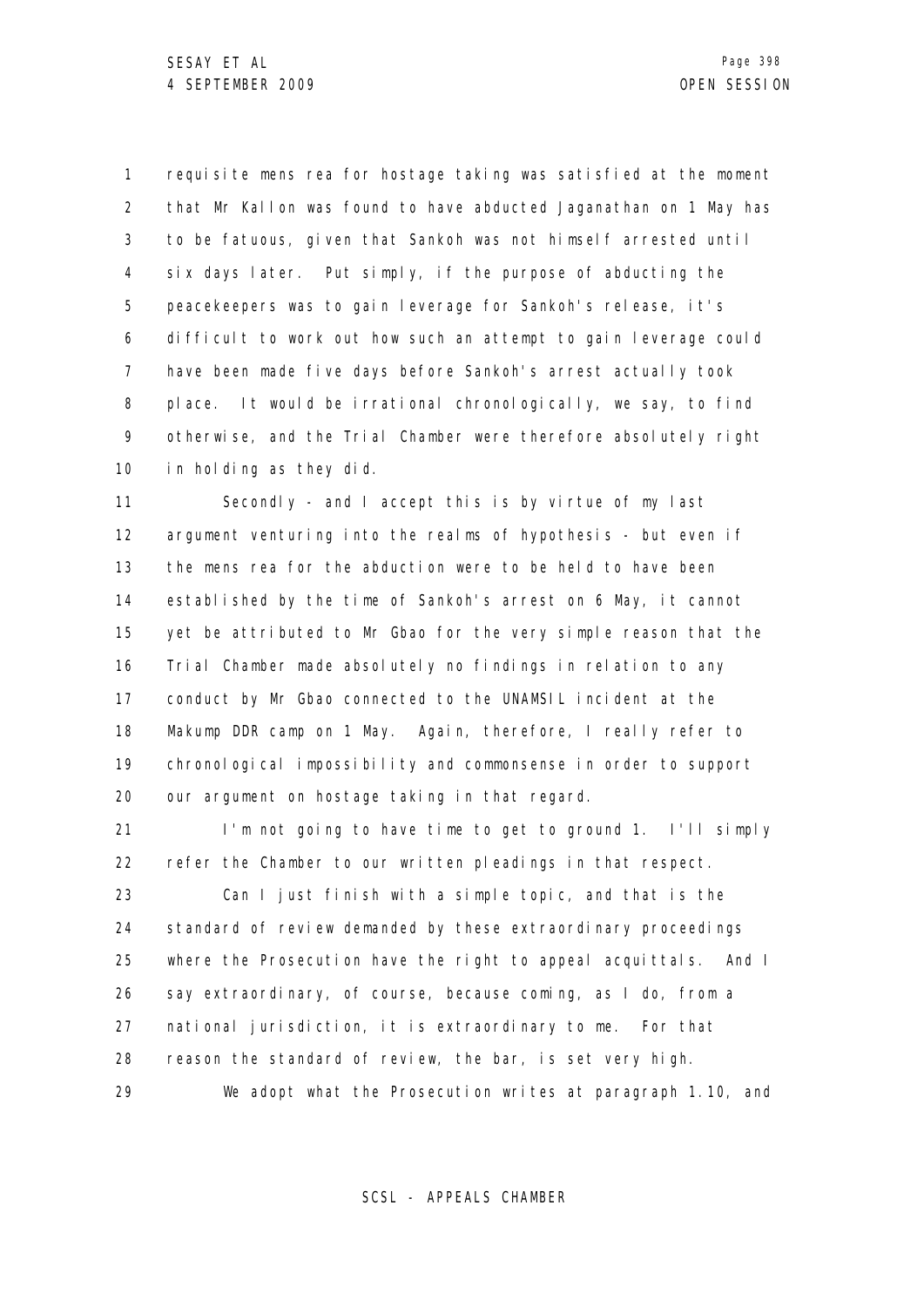requisite mens rea for hostage taking was satisfied at the moment that Mr Kallon was found to have abducted Jaganathan on 1 May has to be fatuous, given that Sankoh was not himself arrested until six days later. Put simply, if the purpose of abducting the peacekeepers was to gain leverage for Sankoh's release, it's difficult to work out how such an attempt to gain leverage could have been made five days before Sankoh's arrest actually took place. It would be irrational chronologically, we say, to find otherwise, and the Trial Chamber were therefore absolutely right in holding as they did.

Secondly - and I accept this is by virtue of my last argument venturing into the realms of hypothesis - but even if the mens rea for the abduction were to be held to have been established by the time of Sankoh's arrest on 6 May, it cannot yet be attributed to Mr Gbao for the very simple reason that the Trial Chamber made absolutely no findings in relation to any conduct by Mr Gbao connected to the UNAMSIL incident at the Makump DDR camp on 1 May. Again, therefore, I really refer to chronological impossibility and commonsense in order to support our argument on hostage taking in that regard.

I'm not going to have time to get to ground 1. I'll simply refer the Chamber to our written pleadings in that respect.

Can I just finish with a simple topic, and that is the standard of review demanded by these extraordinary proceedings where the Prosecution have the right to appeal acquittals. And I say extraordinary, of course, because coming, as I do, from a national jurisdiction, it is extraordinary to me. For that reason the standard of review, the bar, is set very high.

We adopt what the Prosecution writes at paragraph 1.10, and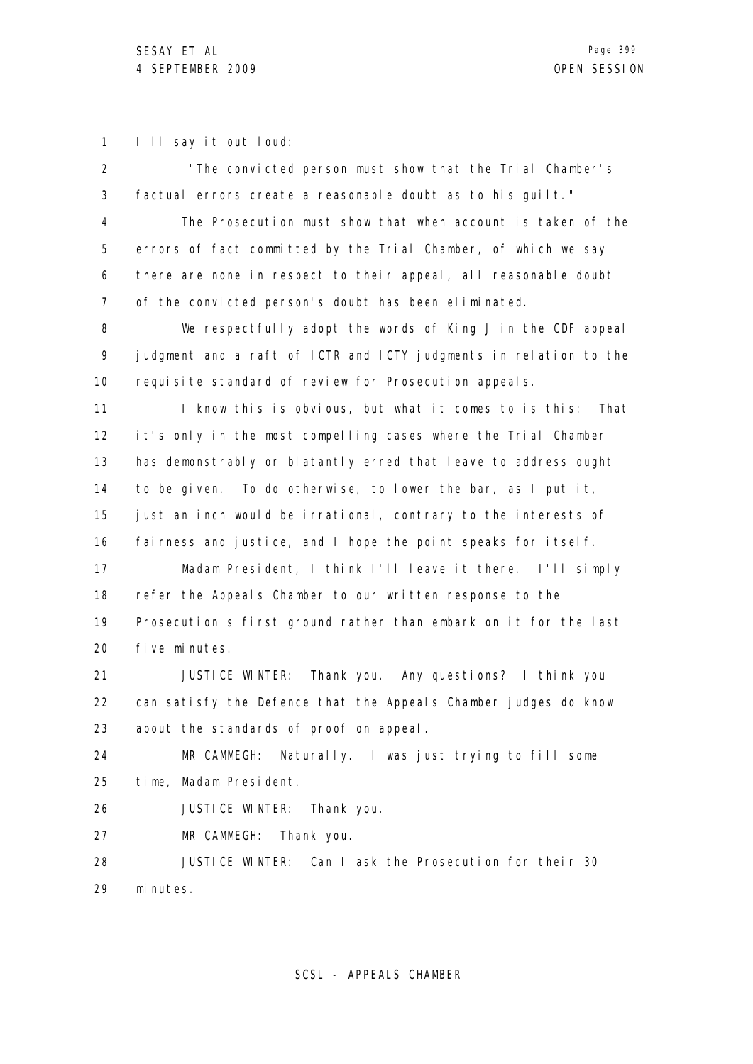I'll say it out loud:

"The convicted person must show that the Trial Chamber's factual errors create a reasonable doubt as to his guilt."

The Prosecution must show that when account is taken of the errors of fact committed by the Trial Chamber, of which we say there are none in respect to their appeal, all reasonable doubt of the convicted person's doubt has been eliminated.

We respectfully adopt the words of King J in the CDF appeal judgment and a raft of ICTR and ICTY judgments in relation to the requisite standard of review for Prosecution appeals.

I know this is obvious, but what it comes to is this: That it's only in the most compelling cases where the Trial Chamber has demonstrably or blatantly erred that leave to address ought to be given. To do otherwise, to lower the bar, as I put it, just an inch would be irrational, contrary to the interests of fairness and justice, and I hope the point speaks for itself.

Madam President, I think I'll leave it there. I'll simply refer the Appeals Chamber to our written response to the Prosecution's first ground rather than embark on it for the last five minutes.

JUSTICE WINTER: Thank you. Any questions? I think you can satisfy the Defence that the Appeals Chamber judges do know about the standards of proof on appeal.

MR CAMMEGH: Naturally. I was just trying to fill some time, Madam President.

JUSTICE WINTER: Thank you.

MR CAMMEGH: Thank you.

JUSTICE WINTER: Can I ask the Prosecution for their 30 minutes.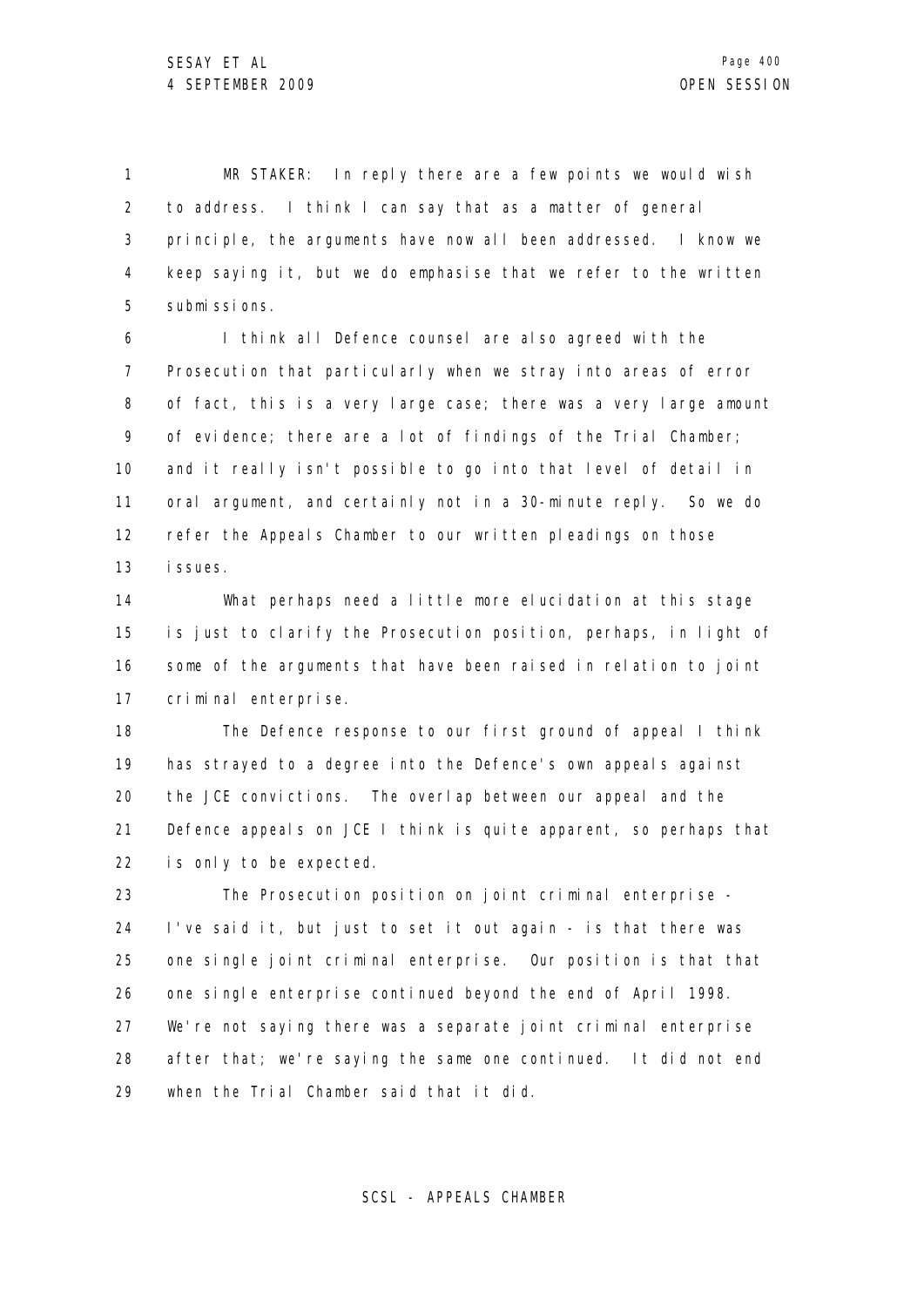MR STAKER: In reply there are a few points we would wish to address. I think I can say that as a matter of general principle, the arguments have now all been addressed. I know we keep saying it, but we do emphasise that we refer to the written submissions.

I think all Defence counsel are also agreed with the Prosecution that particularly when we stray into areas of error of fact, this is a very large case; there was a very large amount of evidence; there are a lot of findings of the Trial Chamber; and it really isn't possible to go into that level of detail in oral argument, and certainly not in a 30-minute reply. So we do refer the Appeals Chamber to our written pleadings on those issues.

What perhaps need a little more elucidation at this stage is just to clarify the Prosecution position, perhaps, in light of some of the arguments that have been raised in relation to joint criminal enterprise.

The Defence response to our first ground of appeal I think has strayed to a degree into the Defence's own appeals against the JCE convictions. The overlap between our appeal and the Defence appeals on JCE I think is quite apparent, so perhaps that is only to be expected.

The Prosecution position on joint criminal enterprise - I've said it, but just to set it out again - is that there was one single joint criminal enterprise. Our position is that that one single enterprise continued beyond the end of April 1998. We're not saying there was a separate joint criminal enterprise after that; we're saying the same one continued. It did not end when the Trial Chamber said that it did.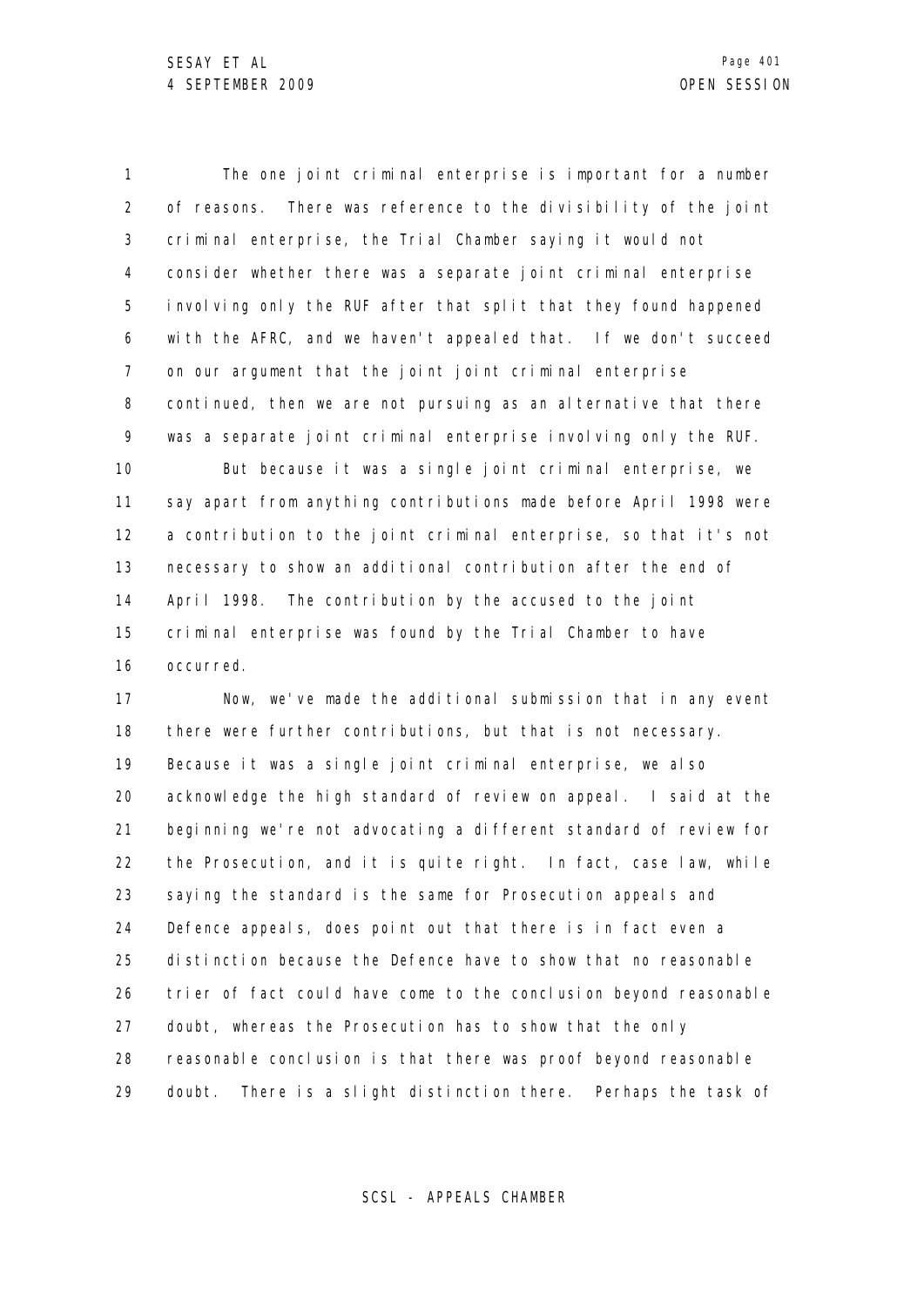The one joint criminal enterprise is important for a number of reasons. There was reference to the divisibility of the joint criminal enterprise, the Trial Chamber saying it would not consider whether there was a separate joint criminal enterprise involving only the RUF after that split that they found happened with the AFRC, and we haven't appealed that. If we don't succeed on our argument that the joint joint criminal enterprise continued, then we are not pursuing as an alternative that there was a separate joint criminal enterprise involving only the RUF.

But because it was a single joint criminal enterprise, we say apart from anything contributions made before April 1998 were a contribution to the joint criminal enterprise, so that it's not necessary to show an additional contribution after the end of April 1998. The contribution by the accused to the joint criminal enterprise was found by the Trial Chamber to have occurred.

Now, we've made the additional submission that in any event there were further contributions, but that is not necessary. Because it was a single joint criminal enterprise, we also acknowledge the high standard of review on appeal. I said at the beginning we're not advocating a different standard of review for the Prosecution, and it is quite right. In fact, case law, while saying the standard is the same for Prosecution appeals and Defence appeals, does point out that there is in fact even a distinction because the Defence have to show that no reasonable trier of fact could have come to the conclusion beyond reasonable doubt, whereas the Prosecution has to show that the only reasonable conclusion is that there was proof beyond reasonable doubt. There is a slight distinction there. Perhaps the task of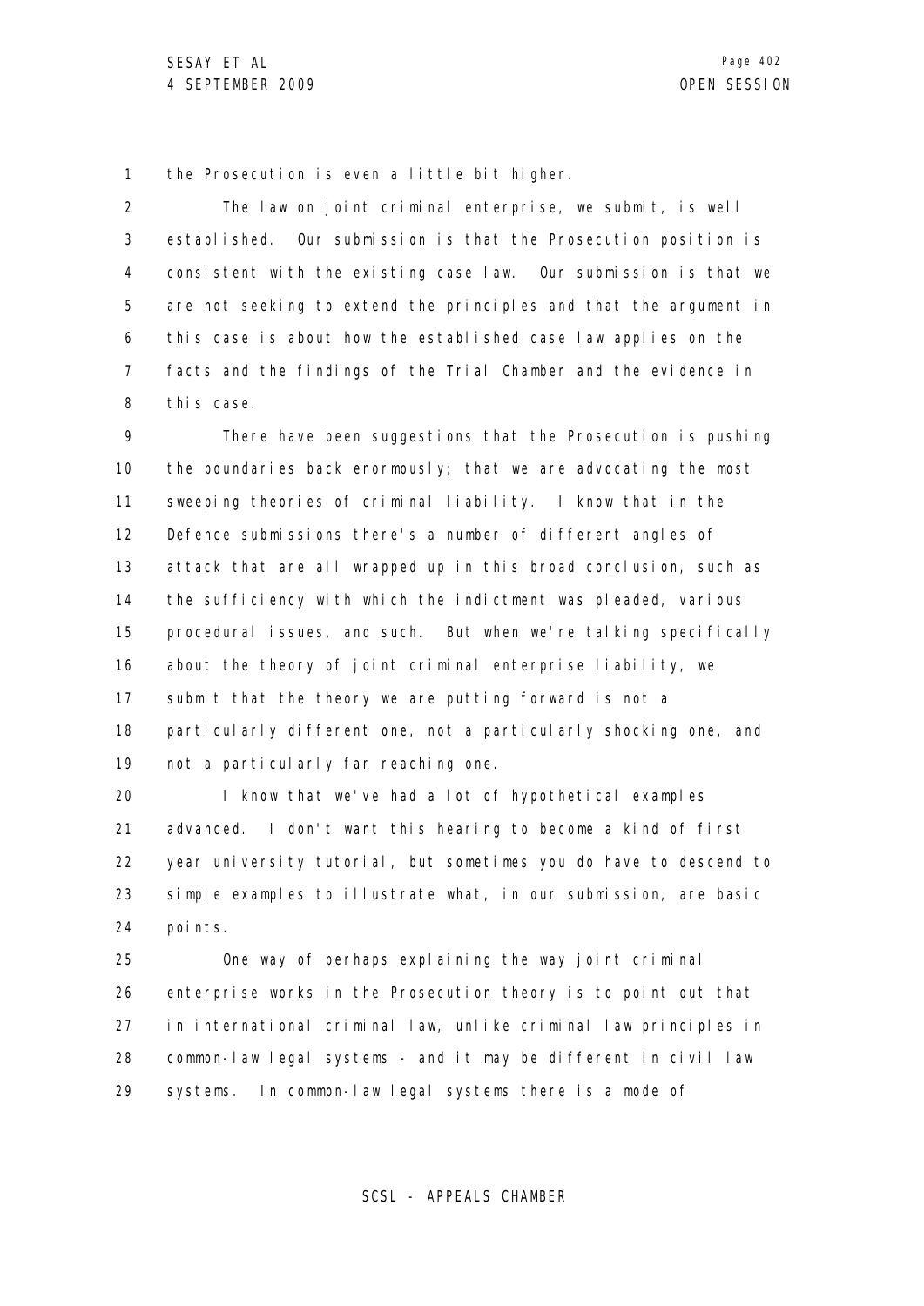the Prosecution is even a little bit higher.

The law on joint criminal enterprise, we submit, is well established. Our submission is that the Prosecution position is consistent with the existing case law. Our submission is that we are not seeking to extend the principles and that the argument in this case is about how the established case law applies on the facts and the findings of the Trial Chamber and the evidence in this case.

There have been suggestions that the Prosecution is pushing the boundaries back enormously; that we are advocating the most sweeping theories of criminal liability. I know that in the Defence submissions there's a number of different angles of attack that are all wrapped up in this broad conclusion, such as the sufficiency with which the indictment was pleaded, various procedural issues, and such. But when we're talking specifically about the theory of joint criminal enterprise liability, we submit that the theory we are putting forward is not a particularly different one, not a particularly shocking one, and not a particularly far reaching one.

I know that we've had a lot of hypothetical examples advanced. I don't want this hearing to become a kind of first year university tutorial, but sometimes you do have to descend to simple examples to illustrate what, in our submission, are basic points.

One way of perhaps explaining the way joint criminal enterprise works in the Prosecution theory is to point out that in international criminal law, unlike criminal law principles in common-law legal systems - and it may be different in civil law systems. In common-law legal systems there is a mode of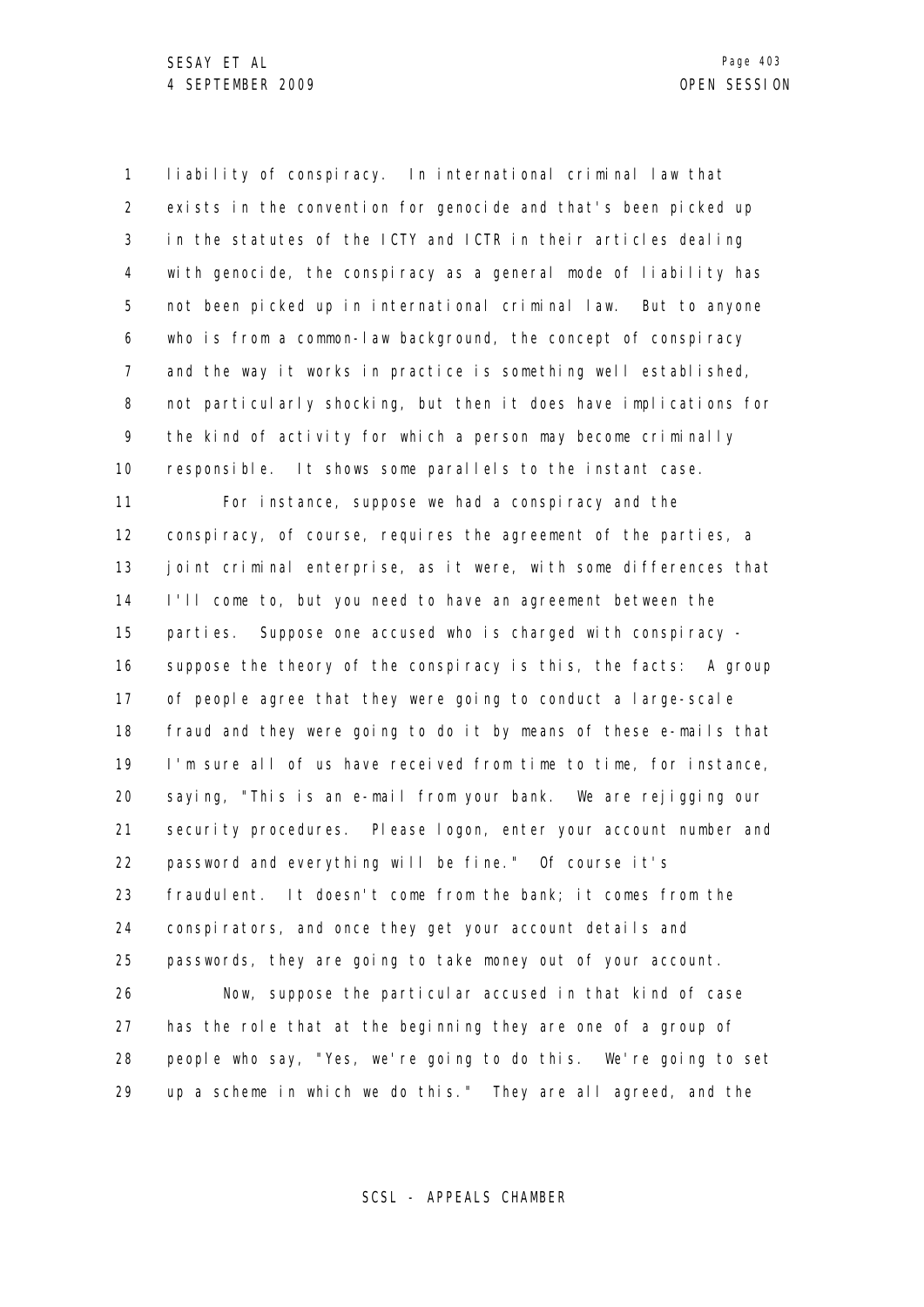liability of conspiracy. In international criminal law that exists in the convention for genocide and that's been picked up in the statutes of the ICTY and ICTR in their articles dealing with genocide, the conspiracy as a general mode of liability has not been picked up in international criminal law. But to anyone who is from a common-law background, the concept of conspiracy and the way it works in practice is something well established, not particularly shocking, but then it does have implications for the kind of activity for which a person may become criminally responsible. It shows some parallels to the instant case.

For instance, suppose we had a conspiracy and the conspiracy, of course, requires the agreement of the parties, a joint criminal enterprise, as it were, with some differences that I'll come to, but you need to have an agreement between the parties. Suppose one accused who is charged with conspiracy - suppose the theory of the conspiracy is this, the facts: A group of people agree that they were going to conduct a large-scale fraud and they were going to do it by means of these e-mails that I'm sure all of us have received from time to time, for instance, saying, "This is an e-mail from your bank. We are rejigging our security procedures. Please logon, enter your account number and password and everything will be fine." Of course it's fraudulent. It doesn't come from the bank; it comes from the conspirators, and once they get your account details and passwords, they are going to take money out of your account.

Now, suppose the particular accused in that kind of case has the role that at the beginning they are one of a group of people who say, "Yes, we're going to do this. We're going to set up a scheme in which we do this." They are all agreed, and the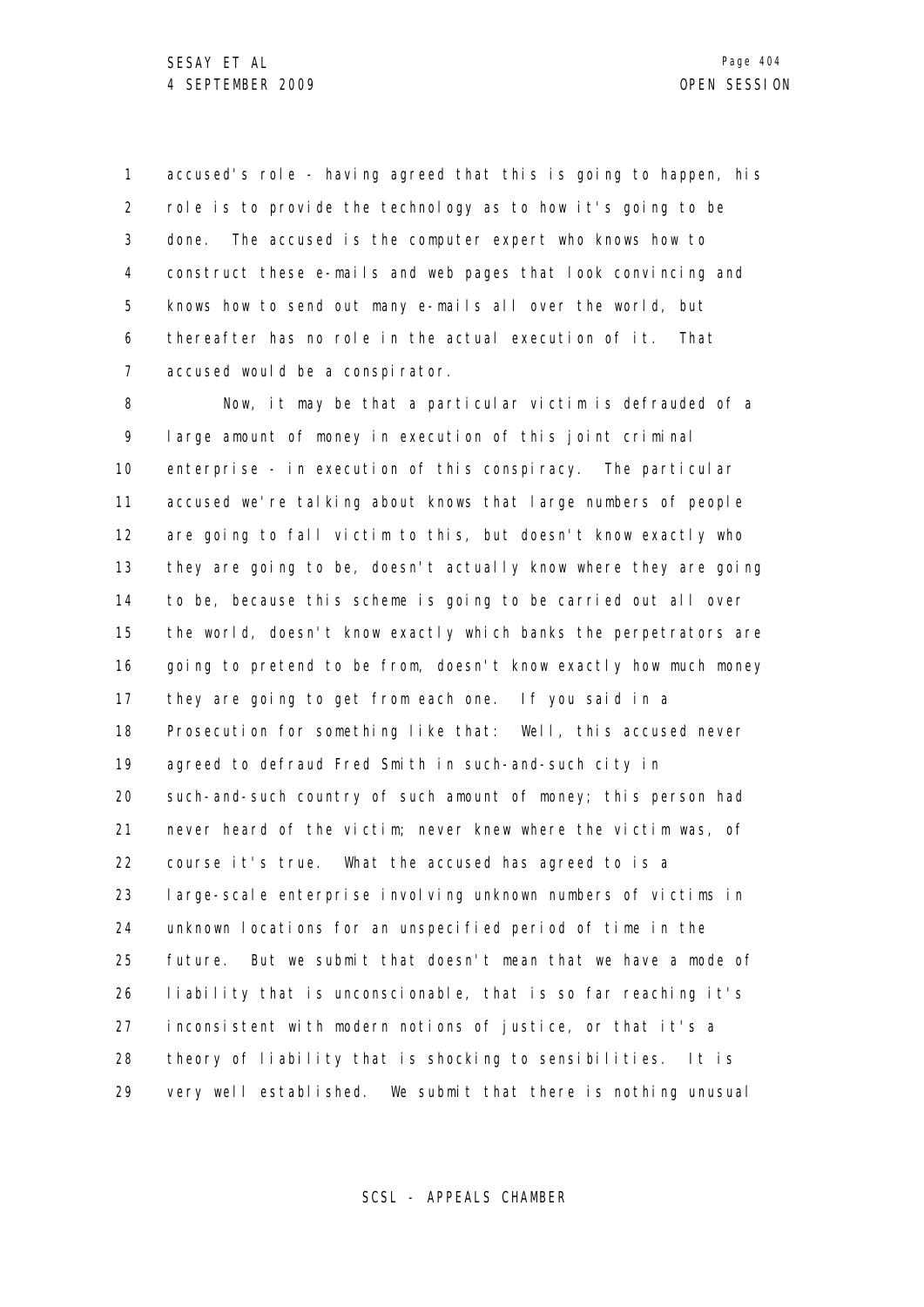accused's role - having agreed that this is going to happen, his role is to provide the technology as to how it's going to be done. The accused is the computer expert who knows how to construct these e-mails and web pages that look convincing and knows how to send out many e-mails all over the world, but thereafter has no role in the actual execution of it. That accused would be a conspirator.

Now, it may be that a particular victim is defrauded of a large amount of money in execution of this joint criminal enterprise - in execution of this conspiracy. The particular accused we're talking about knows that large numbers of people are going to fall victim to this, but doesn't know exactly who they are going to be, doesn't actually know where they are going to be, because this scheme is going to be carried out all over the world, doesn't know exactly which banks the perpetrators are going to pretend to be from, doesn't know exactly how much money they are going to get from each one. If you said in a Prosecution for something like that: Well, this accused never agreed to defraud Fred Smith in such-and-such city in such-and-such country of such amount of money; this person had never heard of the victim; never knew where the victim was, of course it's true. What the accused has agreed to is a large-scale enterprise involving unknown numbers of victims in unknown locations for an unspecified period of time in the future. But we submit that doesn't mean that we have a mode of liability that is unconscionable, that is so far reaching it's inconsistent with modern notions of justice, or that it's a theory of liability that is shocking to sensibilities. It is very well established. We submit that there is nothing unusual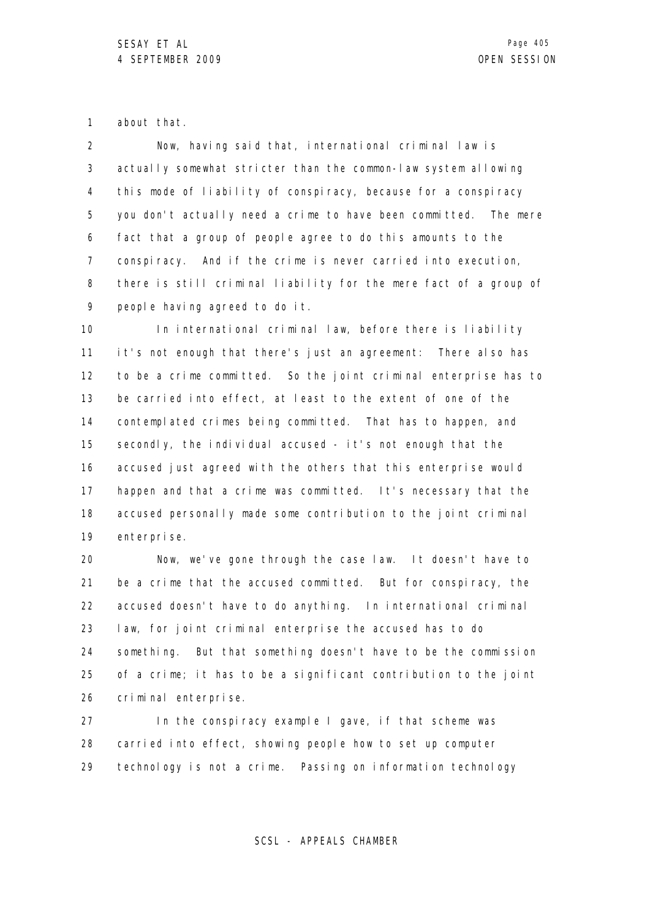about that.

Now, having said that, international criminal law is actually somewhat stricter than the common-law system allowing this mode of liability of conspiracy, because for a conspiracy you don't actually need a crime to have been committed. The mere fact that a group of people agree to do this amounts to the conspiracy. And if the crime is never carried into execution, there is still criminal liability for the mere fact of a group of people having agreed to do it.

In international criminal law, before there is liability it's not enough that there's just an agreement: There also has to be a crime committed. So the joint criminal enterprise has to be carried into effect, at least to the extent of one of the contemplated crimes being committed. That has to happen, and secondly, the individual accused - it's not enough that the accused just agreed with the others that this enterprise would happen and that a crime was committed. It's necessary that the accused personally made some contribution to the joint criminal enterprise.

Now, we've gone through the case law. It doesn't have to be a crime that the accused committed. But for conspiracy, the accused doesn't have to do anything. In international criminal law, for joint criminal enterprise the accused has to do something. But that something doesn't have to be the commission of a crime; it has to be a significant contribution to the joint criminal enterprise.

In the conspiracy example I gave, if that scheme was carried into effect, showing people how to set up computer technology is not a crime. Passing on information technology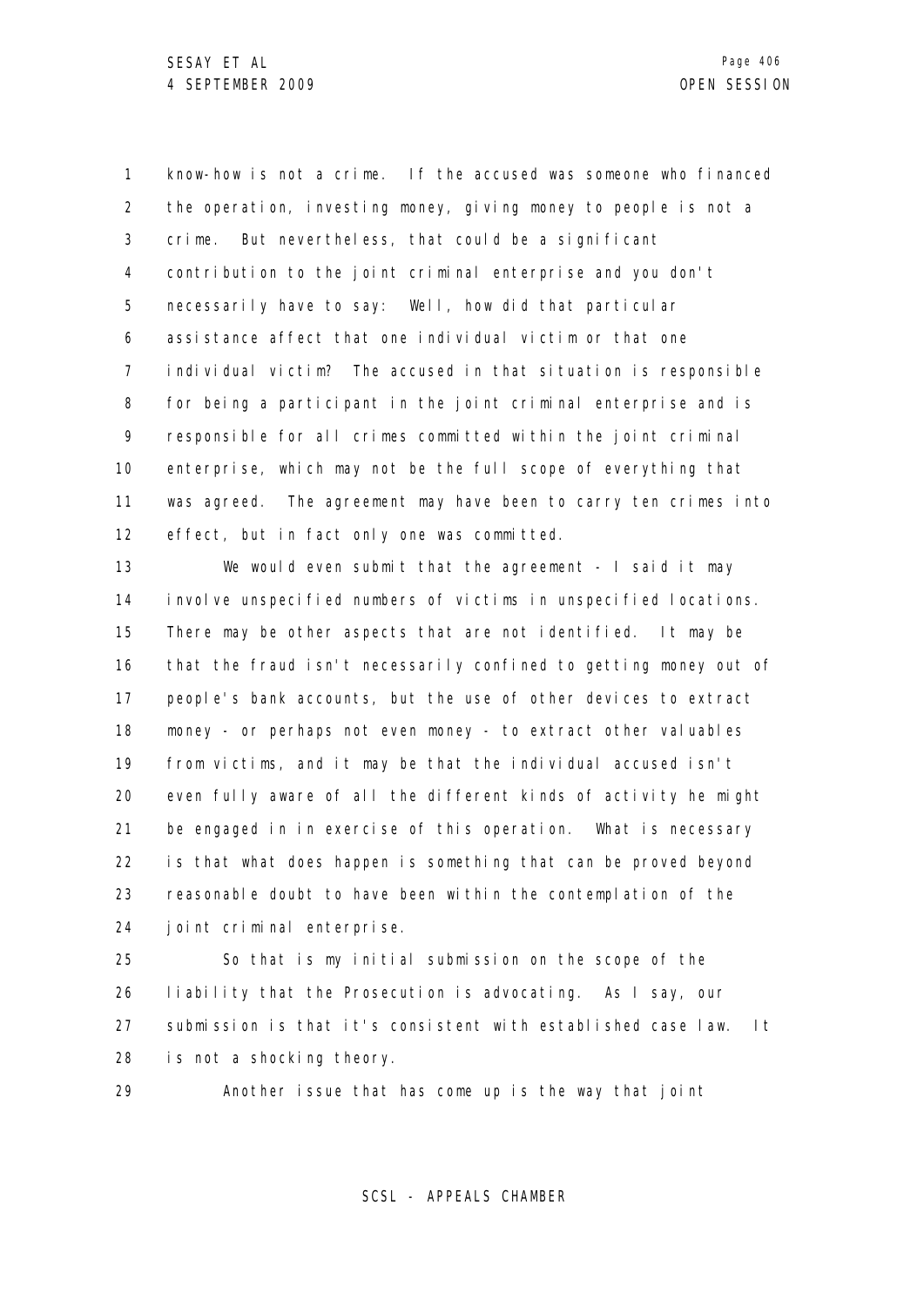know-how is not a crime. If the accused was someone who financed the operation, investing money, giving money to people is not a crime. But nevertheless, that could be a significant contribution to the joint criminal enterprise and you don't necessarily have to say: Well, how did that particular assistance affect that one individual victim or that one individual victim? The accused in that situation is responsible for being a participant in the joint criminal enterprise and is responsible for all crimes committed within the joint criminal enterprise, which may not be the full scope of everything that was agreed. The agreement may have been to carry ten crimes into effect, but in fact only one was committed.

We would even submit that the agreement - I said it may involve unspecified numbers of victims in unspecified locations. There may be other aspects that are not identified. It may be that the fraud isn't necessarily confined to getting money out of people's bank accounts, but the use of other devices to extract money - or perhaps not even money - to extract other valuables from victims, and it may be that the individual accused isn't even fully aware of all the different kinds of activity he might be engaged in in exercise of this operation. What is necessary is that what does happen is something that can be proved beyond reasonable doubt to have been within the contemplation of the joint criminal enterprise.

So that is my initial submission on the scope of the liability that the Prosecution is advocating. As I say, our submission is that it's consistent with established case law. It is not a shocking theory.

Another issue that has come up is the way that joint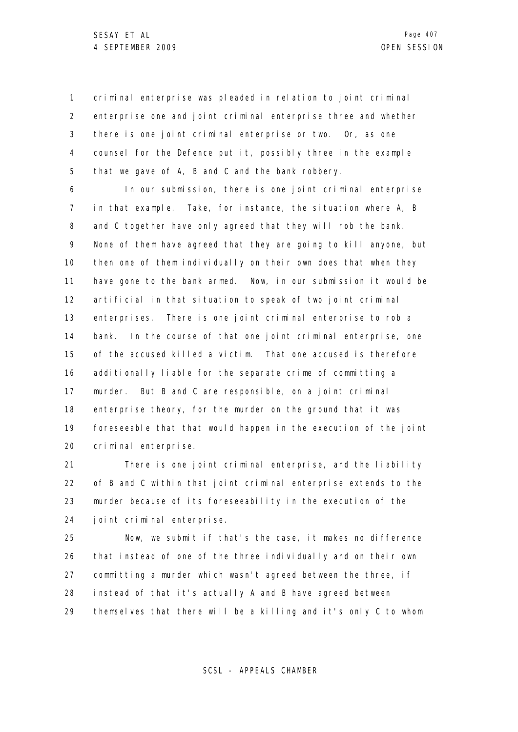criminal enterprise was pleaded in relation to joint criminal enterprise one and joint criminal enterprise three and whether there is one joint criminal enterprise or two. Or, as one counsel for the Defence put it, possibly three in the example that we gave of A, B and C and the bank robbery.

In our submission, there is one joint criminal enterprise in that example. Take, for instance, the situation where A, B and C together have only agreed that they will rob the bank. None of them have agreed that they are going to kill anyone, but then one of them individually on their own does that when they have gone to the bank armed. Now, in our submission it would be artificial in that situation to speak of two joint criminal enterprises. There is one joint criminal enterprise to rob a bank. In the course of that one joint criminal enterprise, one of the accused killed a victim. That one accused is therefore additionally liable for the separate crime of committing a murder. But B and C are responsible, on a joint criminal enterprise theory, for the murder on the ground that it was foreseeable that that would happen in the execution of the joint criminal enterprise.

There is one joint criminal enterprise, and the liability of B and C within that joint criminal enterprise extends to the murder because of its foreseeability in the execution of the joint criminal enterprise.

Now, we submit if that's the case, it makes no difference that instead of one of the three individually and on their own committing a murder which wasn't agreed between the three, if instead of that it's actually A and B have agreed between themselves that there will be a killing and it's only C to whom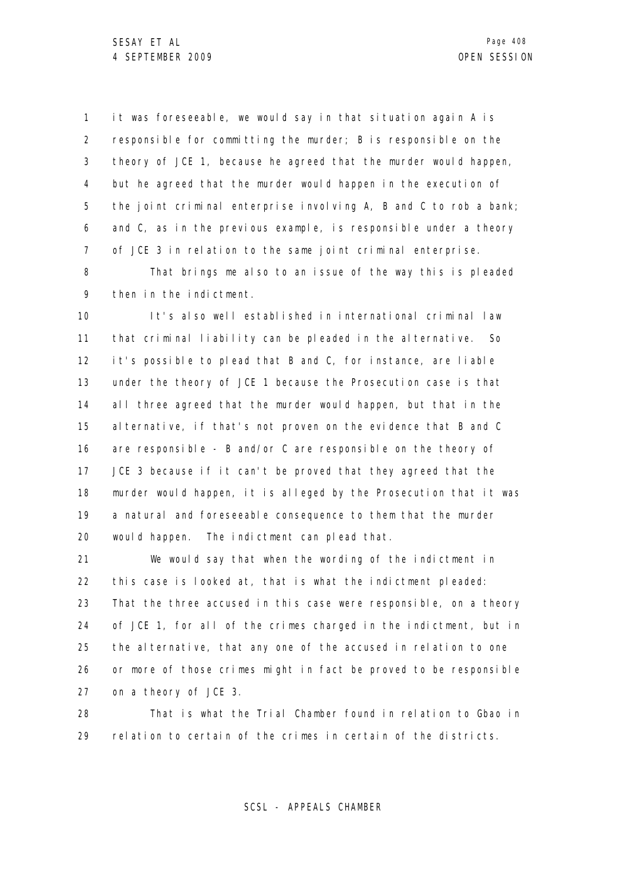it was foreseeable, we would say in that situation again A is responsible for committing the murder; B is responsible on the theory of JCE 1, because he agreed that the murder would happen, but he agreed that the murder would happen in the execution of the joint criminal enterprise involving A, B and C to rob a bank; and C, as in the previous example, is responsible under a theory of JCE 3 in relation to the same joint criminal enterprise.

That brings me also to an issue of the way this is pleaded then in the indictment.

It's also well established in international criminal law that criminal liability can be pleaded in the alternative. So it's possible to plead that B and C, for instance, are liable under the theory of JCE 1 because the Prosecution case is that all three agreed that the murder would happen, but that in the alternative, if that's not proven on the evidence that B and C are responsible - B and/or C are responsible on the theory of JCE 3 because if it can't be proved that they agreed that the murder would happen, it is alleged by the Prosecution that it was a natural and foreseeable consequence to them that the murder would happen. The indictment can plead that.

We would say that when the wording of the indictment in this case is looked at, that is what the indictment pleaded: That the three accused in this case were responsible, on a theory of JCE 1, for all of the crimes charged in the indictment, but in the alternative, that any one of the accused in relation to one or more of those crimes might in fact be proved to be responsible on a theory of JCE 3.

That is what the Trial Chamber found in relation to Gbao in relation to certain of the crimes in certain of the districts.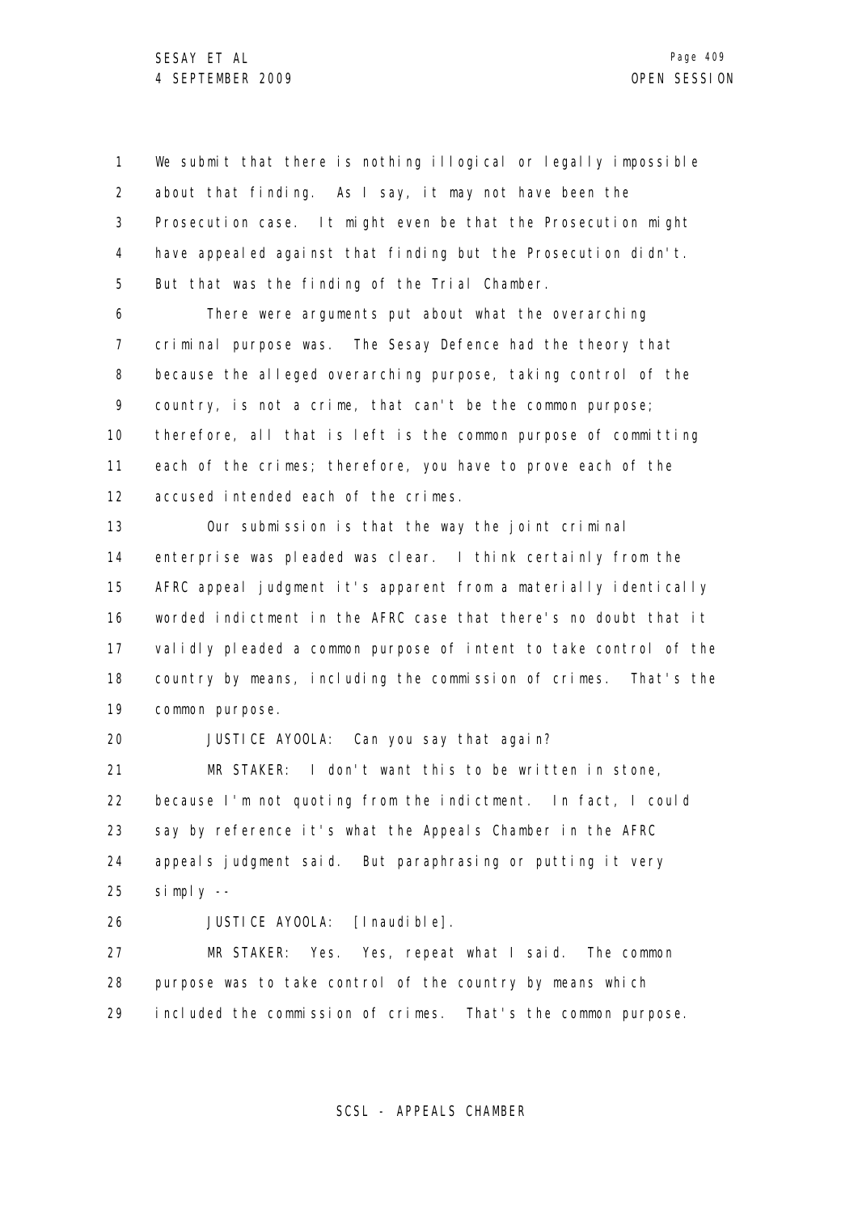We submit that there is nothing illogical or legally impossible about that finding. As I say, it may not have been the Prosecution case. It might even be that the Prosecution might have appealed against that finding but the Prosecution didn't. But that was the finding of the Trial Chamber.

There were arguments put about what the overarching criminal purpose was. The Sesay Defence had the theory that because the alleged overarching purpose, taking control of the country, is not a crime, that can't be the common purpose; therefore, all that is left is the common purpose of committing each of the crimes; therefore, you have to prove each of the accused intended each of the crimes.

Our submission is that the way the joint criminal enterprise was pleaded was clear. I think certainly from the AFRC appeal judgment it's apparent from a materially identically worded indictment in the AFRC case that there's no doubt that it validly pleaded a common purpose of intent to take control of the country by means, including the commission of crimes. That's the common purpose.

JUSTICE AYOOLA: Can you say that again?

MR STAKER: I don't want this to be written in stone, because I'm not quoting from the indictment. In fact, I could say by reference it's what the Appeals Chamber in the AFRC appeals judgment said. But paraphrasing or putting it very simply --

JUSTICE AYOOLA: [Inaudible].

MR STAKER: Yes. Yes, repeat what I said. The common purpose was to take control of the country by means which included the commission of crimes. That's the common purpose.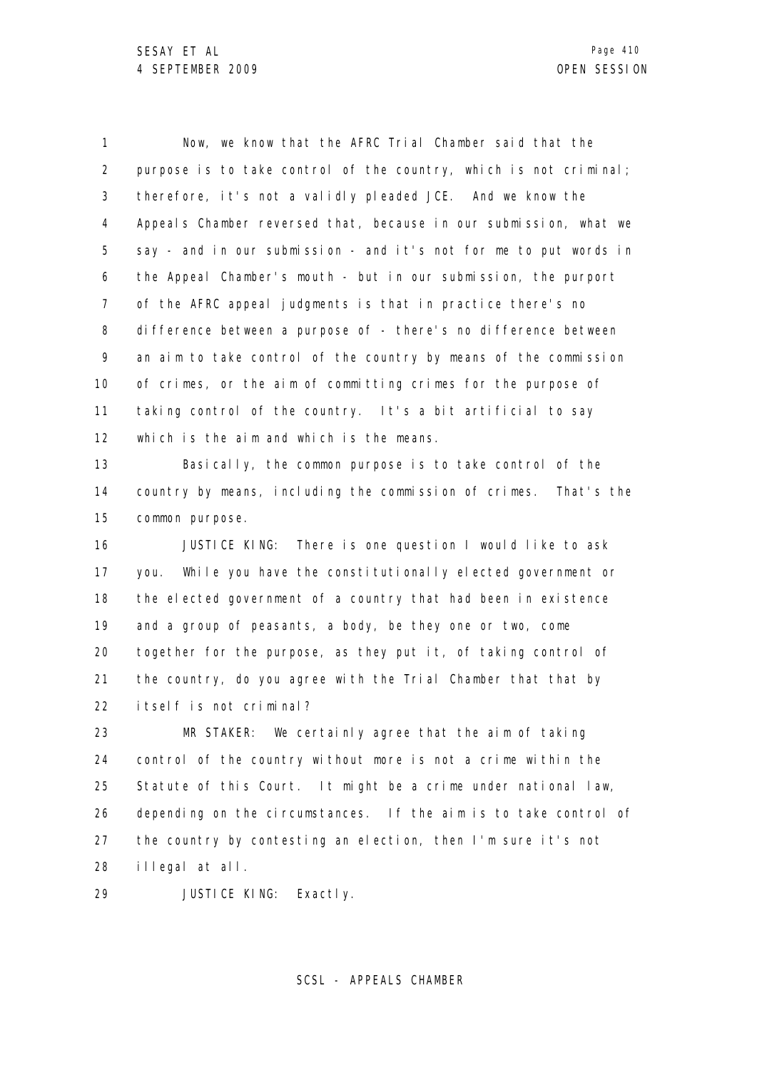Now, we know that the AFRC Trial Chamber said that the purpose is to take control of the country, which is not criminal; therefore, it's not a validly pleaded JCE. And we know the Appeals Chamber reversed that, because in our submission, what we say - and in our submission - and it's not for me to put words in the Appeal Chamber's mouth - but in our submission, the purport of the AFRC appeal judgments is that in practice there's no difference between a purpose of - there's no difference between an aim to take control of the country by means of the commission of crimes, or the aim of committing crimes for the purpose of taking control of the country. It's a bit artificial to say which is the aim and which is the means.

Basically, the common purpose is to take control of the country by means, including the commission of crimes. That's the common purpose.

JUSTICE KING: There is one question I would like to ask you. While you have the constitutionally elected government or the elected government of a country that had been in existence and a group of peasants, a body, be they one or two, come together for the purpose, as they put it, of taking control of the country, do you agree with the Trial Chamber that that by itself is not criminal?

MR STAKER: We certainly agree that the aim of taking control of the country without more is not a crime within the Statute of this Court. It might be a crime under national law, depending on the circumstances. If the aim is to take control of the country by contesting an election, then I'm sure it's not illegal at all.

JUSTICE KING: Exactly.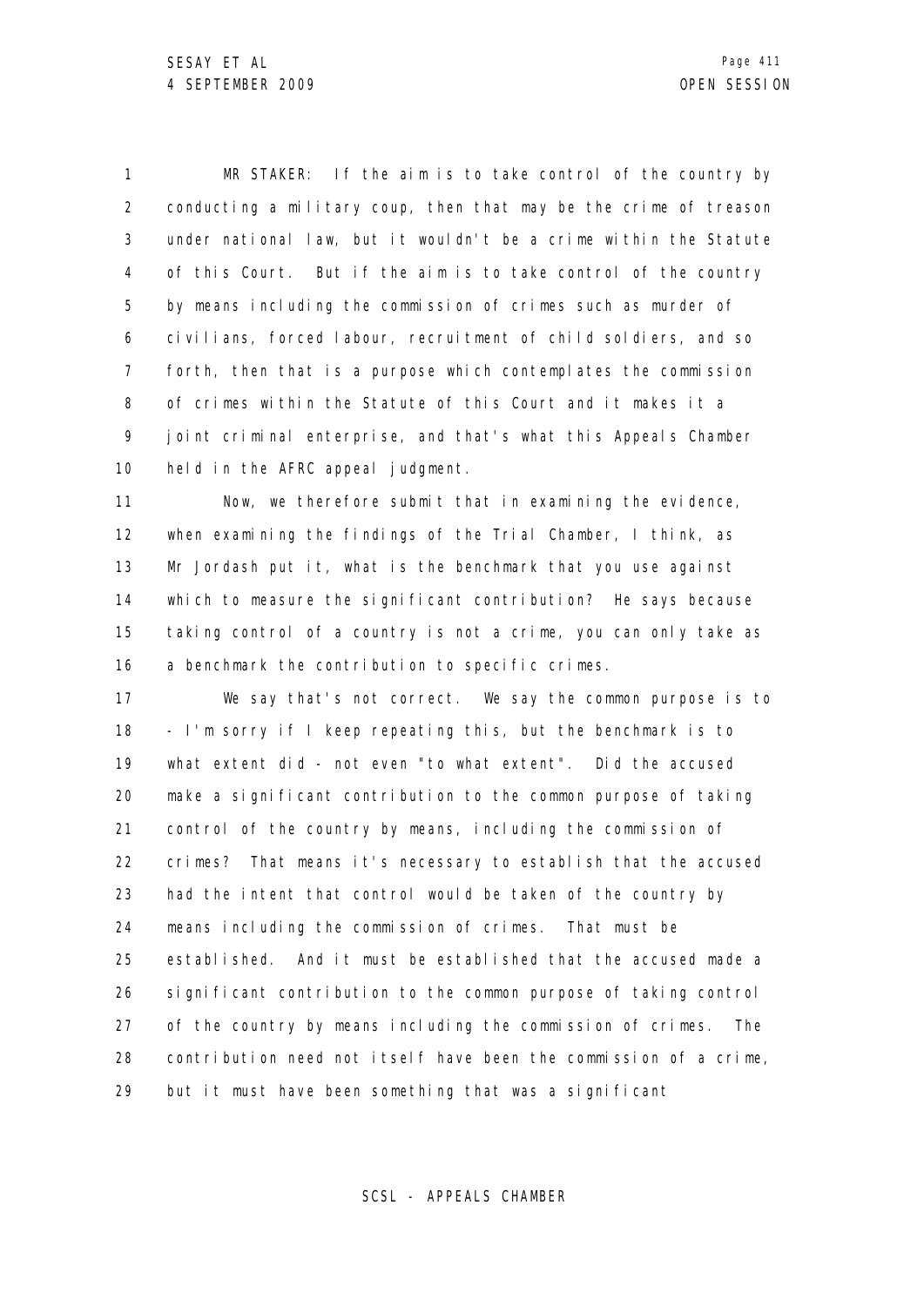MR STAKER: If the aim is to take control of the country by conducting a military coup, then that may be the crime of treason under national law, but it wouldn't be a crime within the Statute of this Court. But if the aim is to take control of the country by means including the commission of crimes such as murder of civilians, forced labour, recruitment of child soldiers, and so forth, then that is a purpose which contemplates the commission of crimes within the Statute of this Court and it makes it a joint criminal enterprise, and that's what this Appeals Chamber held in the AFRC appeal judgment.

Now, we therefore submit that in examining the evidence, when examining the findings of the Trial Chamber, I think, as Mr Jordash put it, what is the benchmark that you use against which to measure the significant contribution? He says because taking control of a country is not a crime, you can only take as a benchmark the contribution to specific crimes.

We say that's not correct. We say the common purpose is to - I'm sorry if I keep repeating this, but the benchmark is to what extent did - not even "to what extent". Did the accused make a significant contribution to the common purpose of taking control of the country by means, including the commission of crimes? That means it's necessary to establish that the accused had the intent that control would be taken of the country by means including the commission of crimes. That must be established. And it must be established that the accused made a significant contribution to the common purpose of taking control of the country by means including the commission of crimes. The contribution need not itself have been the commission of a crime, but it must have been something that was a significant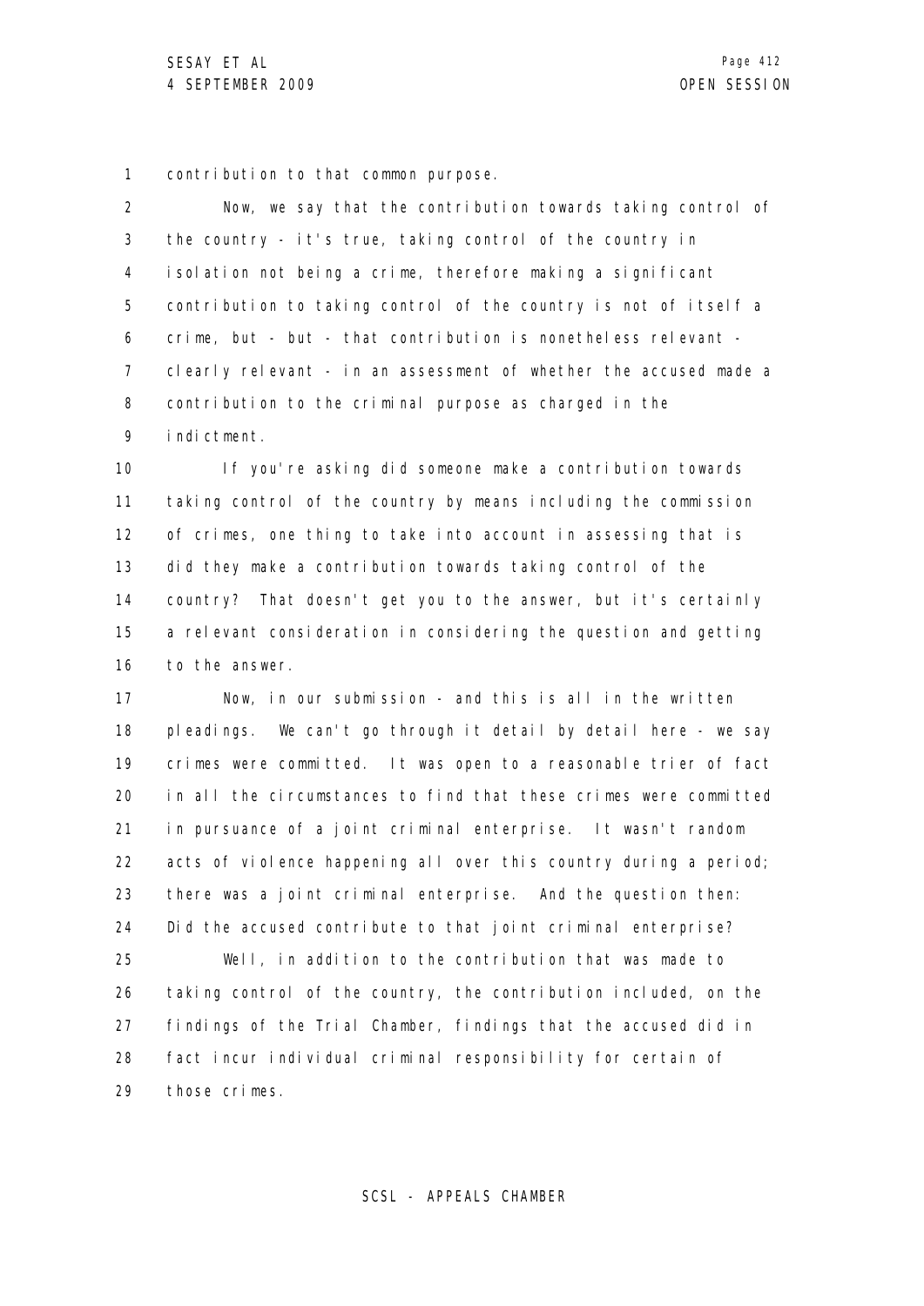contribution to that common purpose.

Now, we say that the contribution towards taking control of the country - it's true, taking control of the country in isolation not being a crime, therefore making a significant contribution to taking control of the country is not of itself a crime, but - but - that contribution is nonetheless relevant - clearly relevant - in an assessment of whether the accused made a contribution to the criminal purpose as charged in the indictment.

If you're asking did someone make a contribution towards taking control of the country by means including the commission of crimes, one thing to take into account in assessing that is did they make a contribution towards taking control of the country? That doesn't get you to the answer, but it's certainly a relevant consideration in considering the question and getting to the answer.

Now, in our submission - and this is all in the written pleadings. We can't go through it detail by detail here - we say crimes were committed. It was open to a reasonable trier of fact in all the circumstances to find that these crimes were committed in pursuance of a joint criminal enterprise. It wasn't random acts of violence happening all over this country during a period; there was a joint criminal enterprise. And the question then: Did the accused contribute to that joint criminal enterprise?

Well, in addition to the contribution that was made to taking control of the country, the contribution included, on the findings of the Trial Chamber, findings that the accused did in fact incur individual criminal responsibility for certain of those crimes.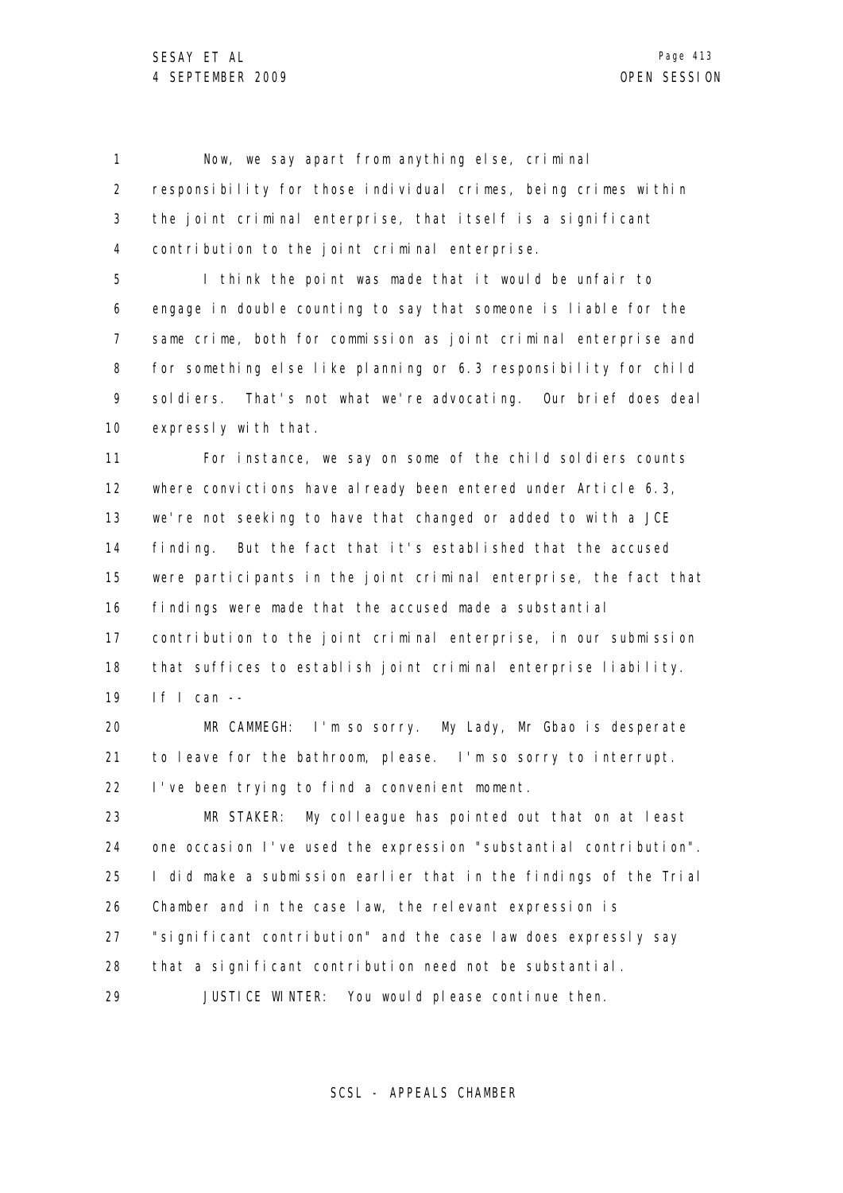Now, we say apart from anything else, criminal responsibility for those individual crimes, being crimes within the joint criminal enterprise, that itself is a significant contribution to the joint criminal enterprise.

I think the point was made that it would be unfair to engage in double counting to say that someone is liable for the same crime, both for commission as joint criminal enterprise and for something else like planning or 6.3 responsibility for child soldiers. That's not what we're advocating. Our brief does deal expressly with that.

For instance, we say on some of the child soldiers counts where convictions have already been entered under Article 6.3, we're not seeking to have that changed or added to with a JCE finding. But the fact that it's established that the accused were participants in the joint criminal enterprise, the fact that findings were made that the accused made a substantial contribution to the joint criminal enterprise, in our submission that suffices to establish joint criminal enterprise liability. If I can --

MR CAMMEGH: I'm so sorry. My Lady, Mr Gbao is desperate to leave for the bathroom, please. I'm so sorry to interrupt. I've been trying to find a convenient moment.

MR STAKER: My colleague has pointed out that on at least one occasion I've used the expression "substantial contribution". I did make a submission earlier that in the findings of the Trial Chamber and in the case law, the relevant expression is "significant contribution" and the case law does expressly say that a significant contribution need not be substantial.

JUSTICE WINTER: You would please continue then.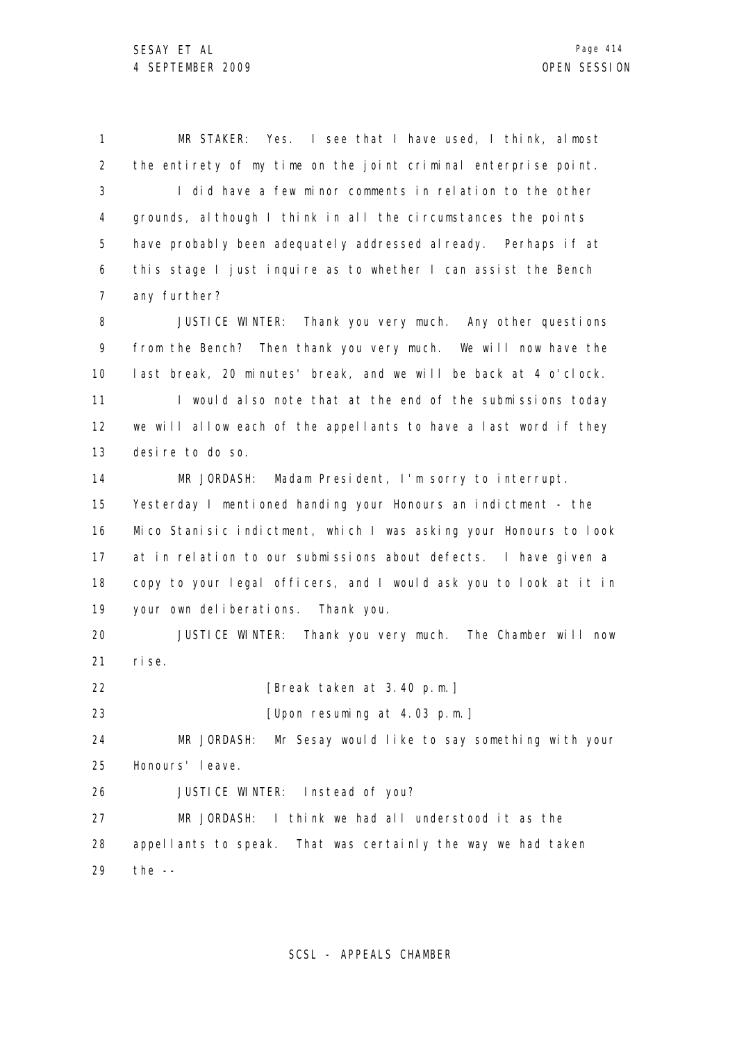MR STAKER: Yes. I see that I have used, I think, almost the entirety of my time on the joint criminal enterprise point.

I did have a few minor comments in relation to the other grounds, although I think in all the circumstances the points have probably been adequately addressed already. Perhaps if at this stage I just inquire as to whether I can assist the Bench any further?

JUSTICE WINTER: Thank you very much. Any other questions from the Bench? Then thank you very much. We will now have the last break, 20 minutes' break, and we will be back at 4 o'clock.

I would also note that at the end of the submissions today we will allow each of the appellants to have a last word if they desire to do so.

MR JORDASH: Madam President, I'm sorry to interrupt. Yesterday I mentioned handing your Honours an indictment - the Mico Stanisic indictment, which I was asking your Honours to look at in relation to our submissions about defects. I have given a copy to your legal officers, and I would ask you to look at it in your own deliberations. Thank you.

JUSTICE WINTER: Thank you very much. The Chamber will now rise.

[Break taken at 3.40 p.m.]

[Upon resuming at 4.03 p.m.]

MR JORDASH: Mr Sesay would like to say something with your Honours' leave.

JUSTICE WINTER: Instead of you?

MR JORDASH: I think we had all understood it as the appellants to speak. That was certainly the way we had taken the --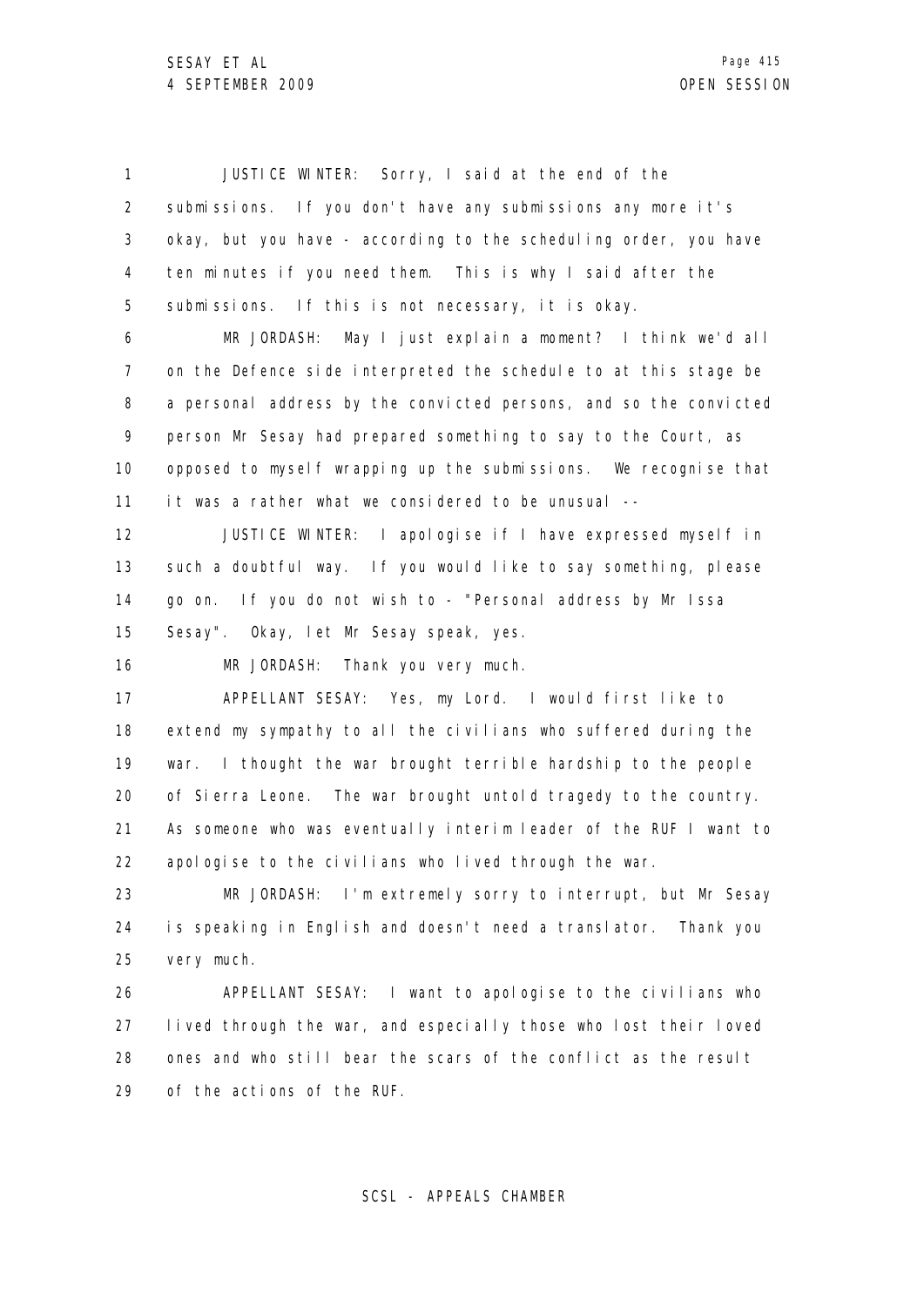JUSTICE WINTER: Sorry, I said at the end of the submissions. If you don't have any submissions any more it's okay, but you have - according to the scheduling order, you have ten minutes if you need them. This is why I said after the submissions. If this is not necessary, it is okay.

MR JORDASH: May I just explain a moment? I think we'd all on the Defence side interpreted the schedule to at this stage be a personal address by the convicted persons, and so the convicted person Mr Sesay had prepared something to say to the Court, as opposed to myself wrapping up the submissions. We recognise that it was a rather what we considered to be unusual --

JUSTICE WINTER: I apologise if I have expressed myself in such a doubtful way. If you would like to say something, please go on. If you do not wish to - "Personal address by Mr Issa Sesay". Okay, let Mr Sesay speak, yes.

MR JORDASH: Thank you very much.

APPELLANT SESAY: Yes, my Lord. I would first like to extend my sympathy to all the civilians who suffered during the war. I thought the war brought terrible hardship to the people of Sierra Leone. The war brought untold tragedy to the country. As someone who was eventually interim leader of the RUF I want to apologise to the civilians who lived through the war.

MR JORDASH: I'm extremely sorry to interrupt, but Mr Sesay is speaking in English and doesn't need a translator. Thank you very much.

APPELLANT SESAY: I want to apologise to the civilians who lived through the war, and especially those who lost their loved ones and who still bear the scars of the conflict as the result of the actions of the RUF.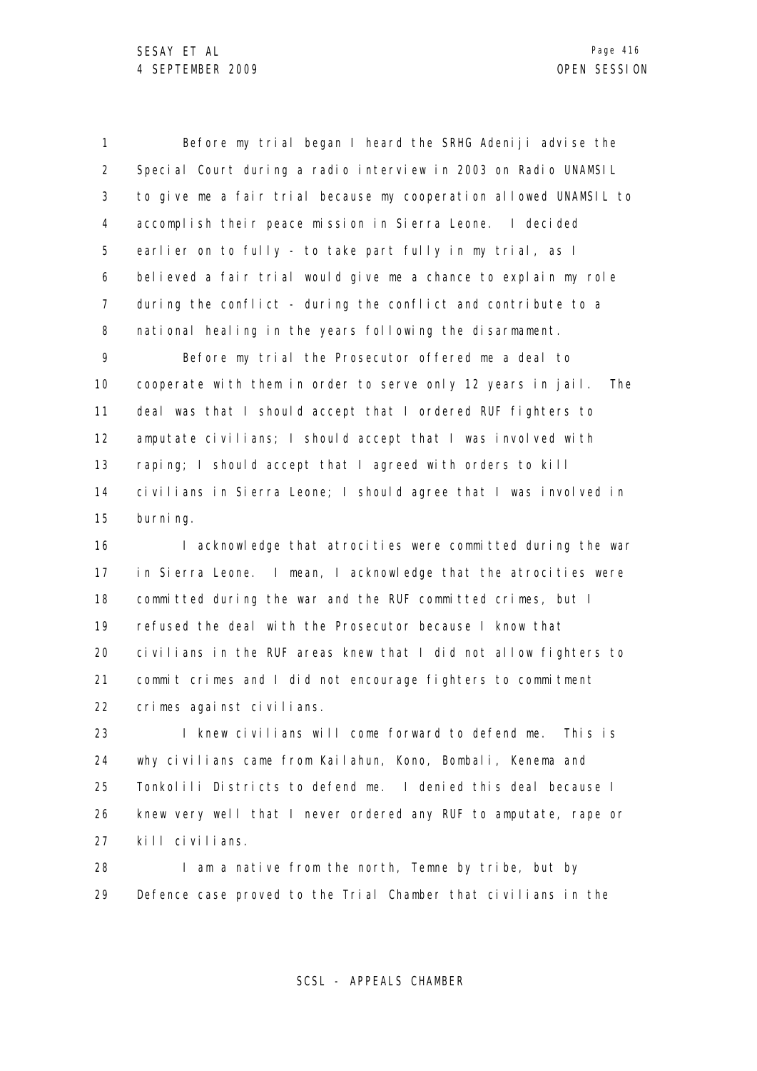Before my trial began I heard the SRHG Adeniji advise the Special Court during a radio interview in 2003 on Radio UNAMSIL to give me a fair trial because my cooperation allowed UNAMSIL to accomplish their peace mission in Sierra Leone. I decided earlier on to fully - to take part fully in my trial, as I believed a fair trial would give me a chance to explain my role during the conflict - during the conflict and contribute to a national healing in the years following the disarmament.

Before my trial the Prosecutor offered me a deal to cooperate with them in order to serve only 12 years in jail. The deal was that I should accept that I ordered RUF fighters to amputate civilians; I should accept that I was involved with raping; I should accept that I agreed with orders to kill civilians in Sierra Leone; I should agree that I was involved in burning.

I acknowledge that atrocities were committed during the war in Sierra Leone. I mean, I acknowledge that the atrocities were committed during the war and the RUF committed crimes, but I refused the deal with the Prosecutor because I know that civilians in the RUF areas knew that I did not allow fighters to commit crimes and I did not encourage fighters to commitment crimes against civilians.

I knew civilians will come forward to defend me. This is why civilians came from Kailahun, Kono, Bombali, Kenema and Tonkolili Districts to defend me. I denied this deal because I knew very well that I never ordered any RUF to amputate, rape or kill civilians.

I am a native from the north, Temne by tribe, but by Defence case proved to the Trial Chamber that civilians in the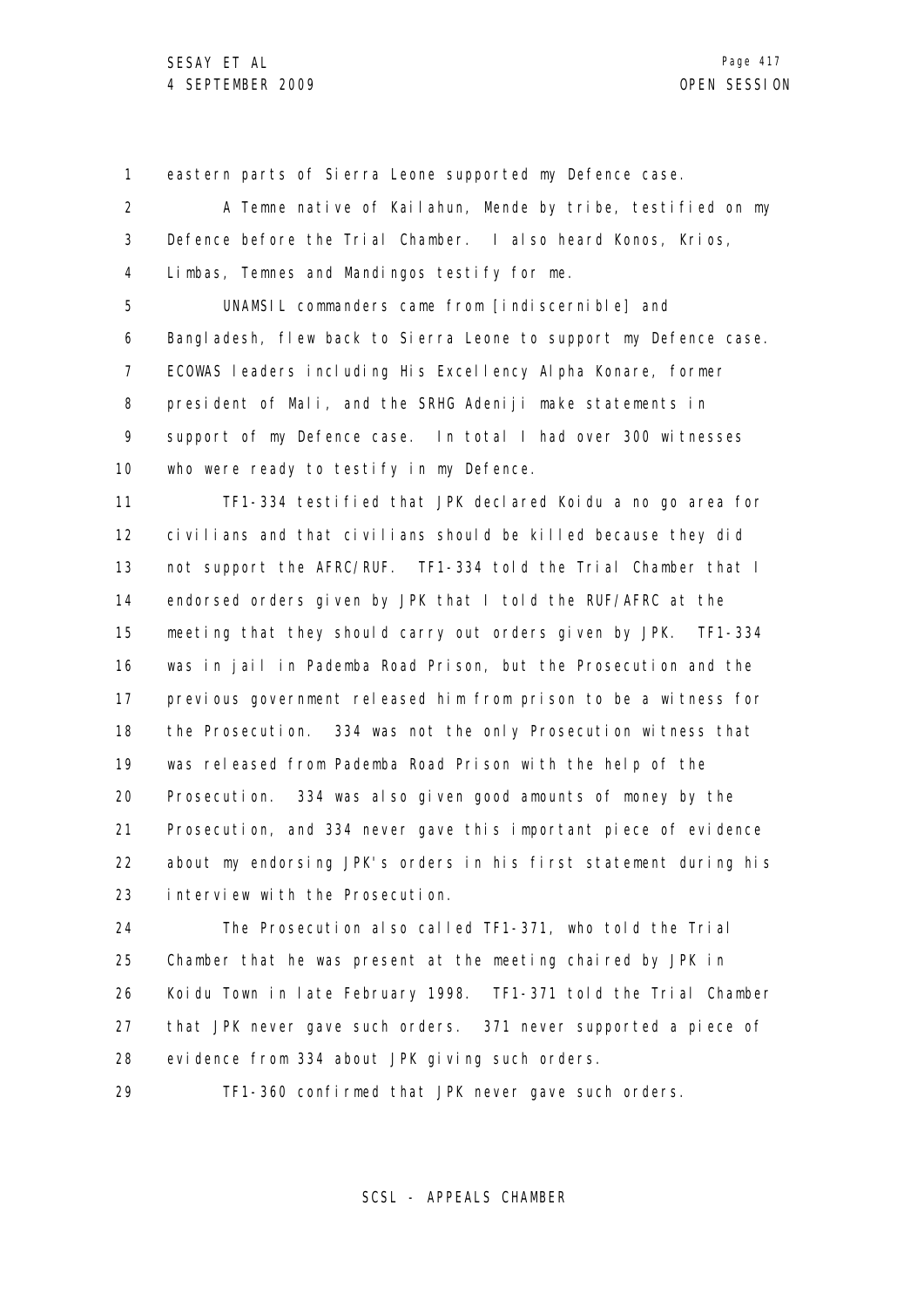eastern parts of Sierra Leone supported my Defence case.

A Temne native of Kailahun, Mende by tribe, testified on my Defence before the Trial Chamber. I also heard Konos, Krios, Limbas, Temnes and Mandingos testify for me.

UNAMSIL commanders came from [indiscernible] and Bangladesh, flew back to Sierra Leone to support my Defence case. ECOWAS leaders including His Excellency Alpha Konare, former president of Mali, and the SRHG Adeniji make statements in support of my Defence case. In total I had over 300 witnesses who were ready to testify in my Defence.

TF1-334 testified that JPK declared Koidu a no go area for civilians and that civilians should be killed because they did not support the AFRC/RUF. TF1-334 told the Trial Chamber that I endorsed orders given by JPK that I told the RUF/AFRC at the meeting that they should carry out orders given by JPK. TF1-334 was in jail in Pademba Road Prison, but the Prosecution and the previous government released him from prison to be a witness for the Prosecution. 334 was not the only Prosecution witness that was released from Pademba Road Prison with the help of the Prosecution. 334 was also given good amounts of money by the Prosecution, and 334 never gave this important piece of evidence about my endorsing JPK's orders in his first statement during his interview with the Prosecution.

The Prosecution also called TF1-371, who told the Trial Chamber that he was present at the meeting chaired by JPK in Koidu Town in late February 1998. TF1-371 told the Trial Chamber that JPK never gave such orders. 371 never supported a piece of evidence from 334 about JPK giving such orders.

TF1-360 confirmed that JPK never gave such orders.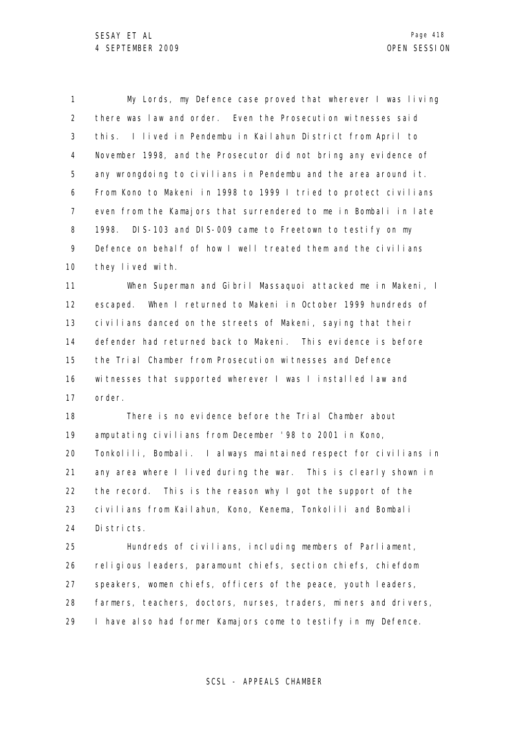My Lords, my Defence case proved that wherever I was living there was law and order. Even the Prosecution witnesses said this. I lived in Pendembu in Kailahun District from April to November 1998, and the Prosecutor did not bring any evidence of any wrongdoing to civilians in Pendembu and the area around it. From Kono to Makeni in 1998 to 1999 I tried to protect civilians even from the Kamajors that surrendered to me in Bombali in late 1998. DIS-103 and DIS-009 came to Freetown to testify on my Defence on behalf of how I well treated them and the civilians they lived with.

When Superman and Gibril Massaquoi attacked me in Makeni, I escaped. When I returned to Makeni in October 1999 hundreds of civilians danced on the streets of Makeni, saying that their defender had returned back to Makeni. This evidence is before the Trial Chamber from Prosecution witnesses and Defence witnesses that supported wherever I was I installed law and order.

There is no evidence before the Trial Chamber about amputating civilians from December '98 to 2001 in Kono, Tonkolili, Bombali. I always maintained respect for civilians in any area where I lived during the war. This is clearly shown in the record. This is the reason why I got the support of the civilians from Kailahun, Kono, Kenema, Tonkolili and Bombali Districts.

Hundreds of civilians, including members of Parliament, religious leaders, paramount chiefs, section chiefs, chiefdom speakers, women chiefs, officers of the peace, youth leaders, farmers, teachers, doctors, nurses, traders, miners and drivers, I have also had former Kamajors come to testify in my Defence.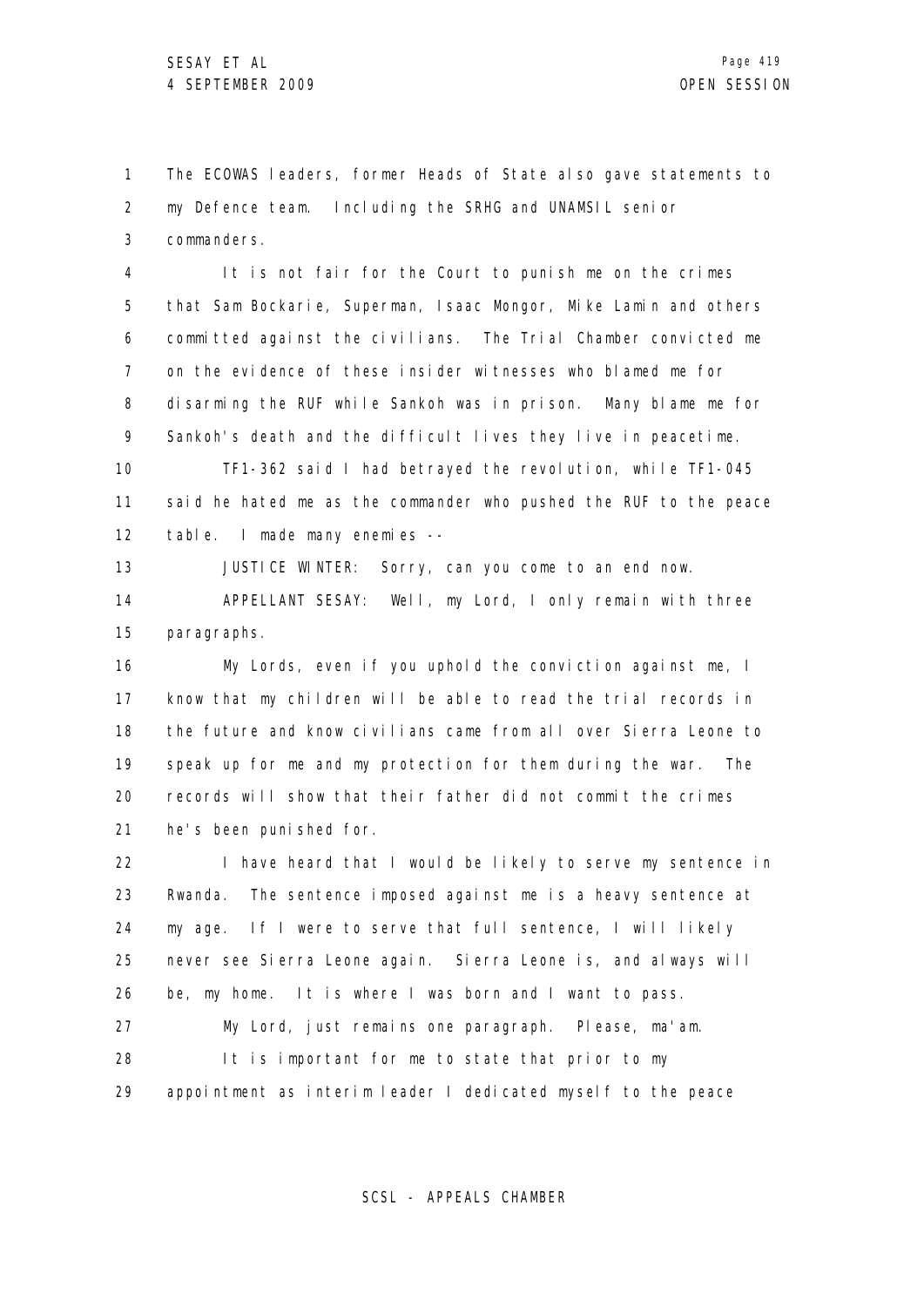The ECOWAS leaders, former Heads of State also gave statements to my Defence team. Including the SRHG and UNAMSIL senior commanders.

It is not fair for the Court to punish me on the crimes that Sam Bockarie, Superman, Isaac Mongor, Mike Lamin and others committed against the civilians. The Trial Chamber convicted me on the evidence of these insider witnesses who blamed me for disarming the RUF while Sankoh was in prison. Many blame me for Sankoh's death and the difficult lives they live in peacetime.

TF1-362 said I had betrayed the revolution, while TF1-045 said he hated me as the commander who pushed the RUF to the peace table. I made many enemies --

JUSTICE WINTER: Sorry, can you come to an end now.

APPELLANT SESAY: Well, my Lord, I only remain with three paragraphs.

My Lords, even if you uphold the conviction against me, I know that my children will be able to read the trial records in the future and know civilians came from all over Sierra Leone to speak up for me and my protection for them during the war. The records will show that their father did not commit the crimes he's been punished for.

I have heard that I would be likely to serve my sentence in Rwanda. The sentence imposed against me is a heavy sentence at my age. If I were to serve that full sentence, I will likely never see Sierra Leone again. Sierra Leone is, and always will be, my home. It is where I was born and I want to pass.

My Lord, just remains one paragraph. Please, ma'am.

It is important for me to state that prior to my appointment as interim leader I dedicated myself to the peace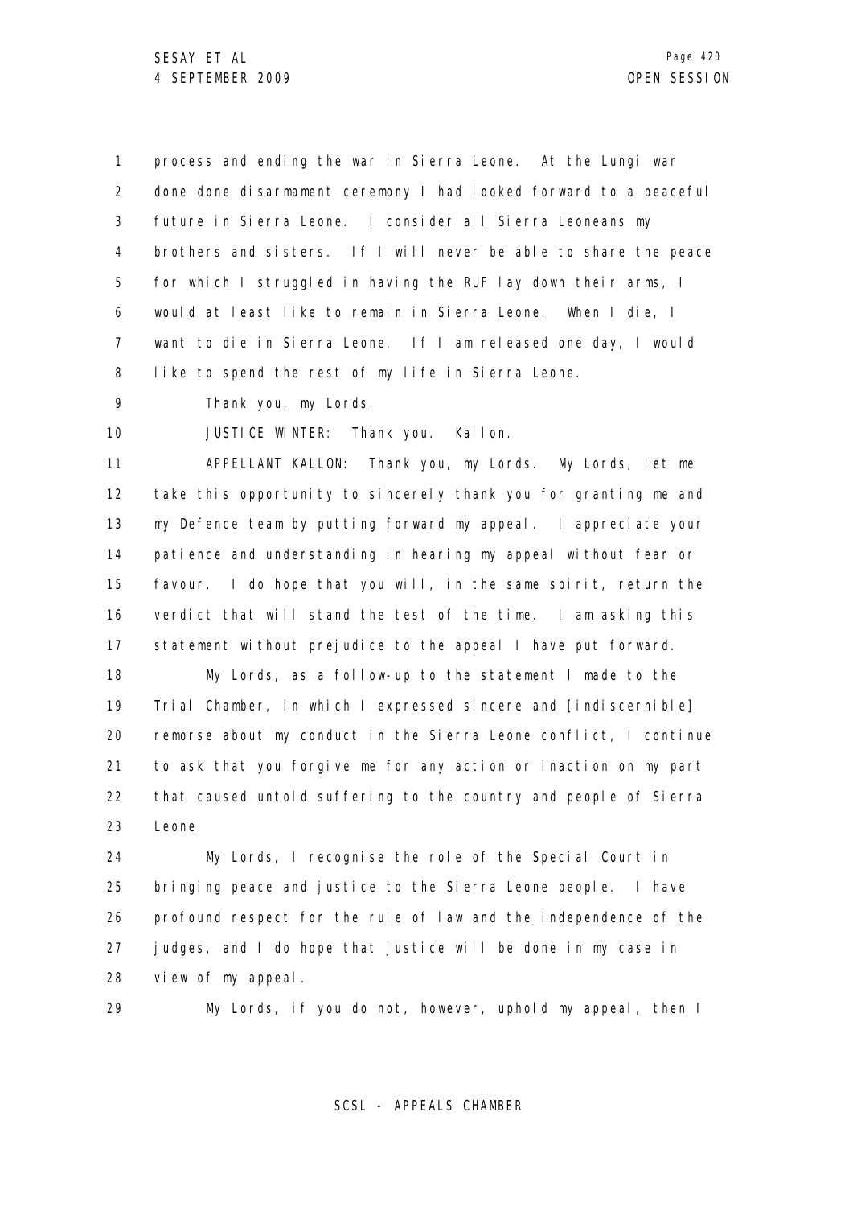process and ending the war in Sierra Leone. At the Lungi war done done disarmament ceremony I had looked forward to a peaceful future in Sierra Leone. I consider all Sierra Leoneans my brothers and sisters. If I will never be able to share the peace for which I struggled in having the RUF lay down their arms, I would at least like to remain in Sierra Leone. When I die, I want to die in Sierra Leone. If I am released one day, I would like to spend the rest of my life in Sierra Leone.

Thank you, my Lords.

JUSTICE WINTER: Thank you. Kallon.

APPELLANT KALLON: Thank you, my Lords. My Lords, let me take this opportunity to sincerely thank you for granting me and my Defence team by putting forward my appeal. I appreciate your patience and understanding in hearing my appeal without fear or favour. I do hope that you will, in the same spirit, return the verdict that will stand the test of the time. I am asking this statement without prejudice to the appeal I have put forward.

My Lords, as a follow-up to the statement I made to the Trial Chamber, in which I expressed sincere and [indiscernible] remorse about my conduct in the Sierra Leone conflict, I continue to ask that you forgive me for any action or inaction on my part that caused untold suffering to the country and people of Sierra Leone.

My Lords, I recognise the role of the Special Court in bringing peace and justice to the Sierra Leone people. I have profound respect for the rule of law and the independence of the judges, and I do hope that justice will be done in my case in view of my appeal.

My Lords, if you do not, however, uphold my appeal, then I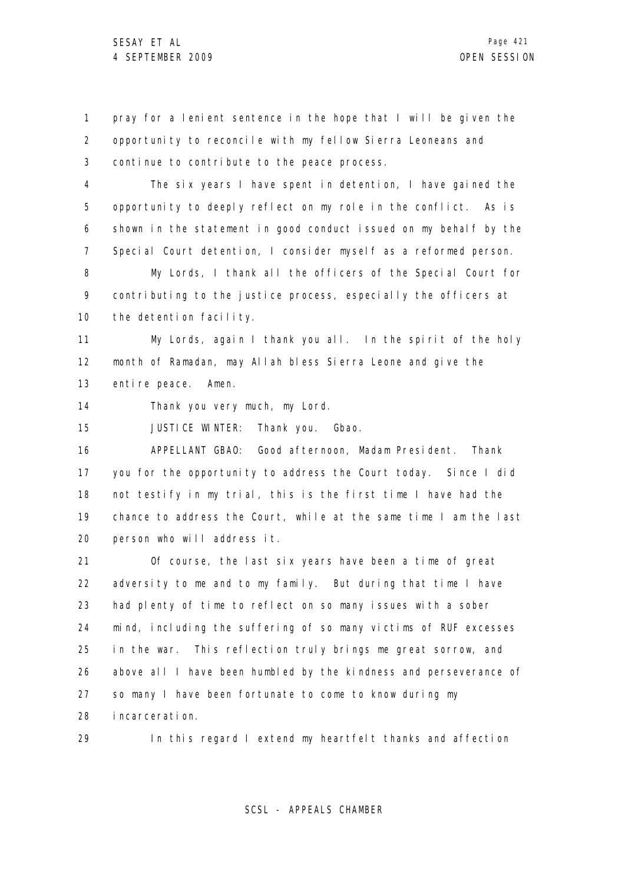pray for a lenient sentence in the hope that I will be given the opportunity to reconcile with my fellow Sierra Leoneans and continue to contribute to the peace process.

The six years I have spent in detention, I have gained the opportunity to deeply reflect on my role in the conflict. As is shown in the statement in good conduct issued on my behalf by the Special Court detention, I consider myself as a reformed person.

My Lords, I thank all the officers of the Special Court for contributing to the justice process, especially the officers at the detention facility.

My Lords, again I thank you all. In the spirit of the holy month of Ramadan, may Allah bless Sierra Leone and give the entire peace. Amen.

Thank you very much, my Lord.

JUSTICE WINTER: Thank you. Gbao.

APPELLANT GBAO: Good afternoon, Madam President. Thank you for the opportunity to address the Court today. Since I did not testify in my trial, this is the first time I have had the chance to address the Court, while at the same time I am the last person who will address it.

Of course, the last six years have been a time of great adversity to me and to my family. But during that time I have had plenty of time to reflect on so many issues with a sober mind, including the suffering of so many victims of RUF excesses in the war. This reflection truly brings me great sorrow, and above all I have been humbled by the kindness and perseverance of so many I have been fortunate to come to know during my incarceration.

In this regard I extend my heartfelt thanks and affection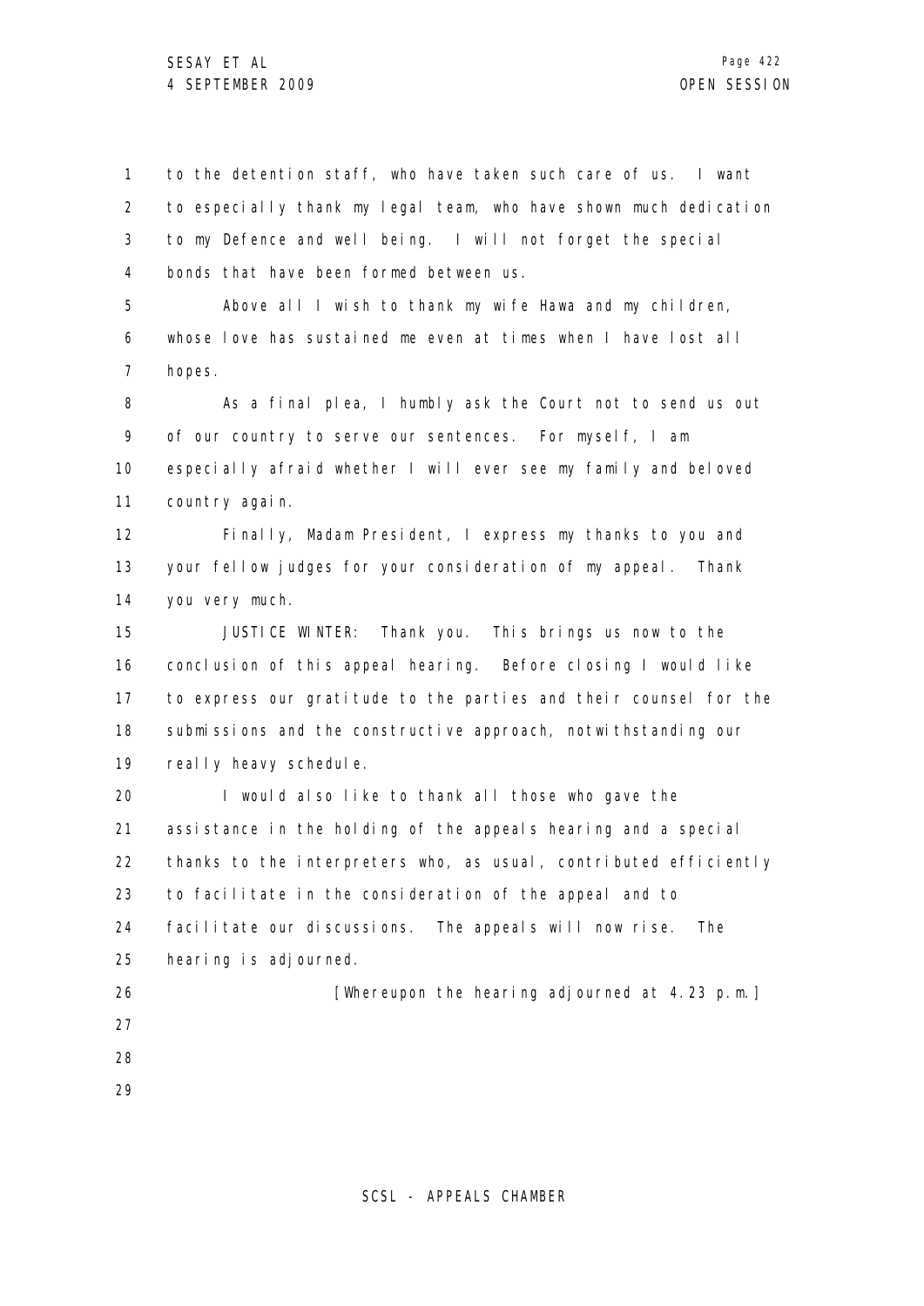to the detention staff, who have taken such care of us. I want to especially thank my legal team, who have shown much dedication to my Defence and well being. I will not forget the special bonds that have been formed between us.

Above all I wish to thank my wife Hawa and my children, whose love has sustained me even at times when I have lost all hopes.

As a final plea, I humbly ask the Court not to send us out of our country to serve our sentences. For myself, I am especially afraid whether I will ever see my family and beloved country again.

Finally, Madam President, I express my thanks to you and your fellow judges for your consideration of my appeal. Thank you very much.

JUSTICE WINTER: Thank you. This brings us now to the conclusion of this appeal hearing. Before closing I would like to express our gratitude to the parties and their counsel for the submissions and the constructive approach, notwithstanding our really heavy schedule.

I would also like to thank all those who gave the assistance in the holding of the appeals hearing and a special thanks to the interpreters who, as usual, contributed efficiently to facilitate in the consideration of the appeal and to facilitate our discussions. The appeals will now rise. The hearing is adjourned.

[Whereupon the hearing adjourned at 4.23 p.m.]